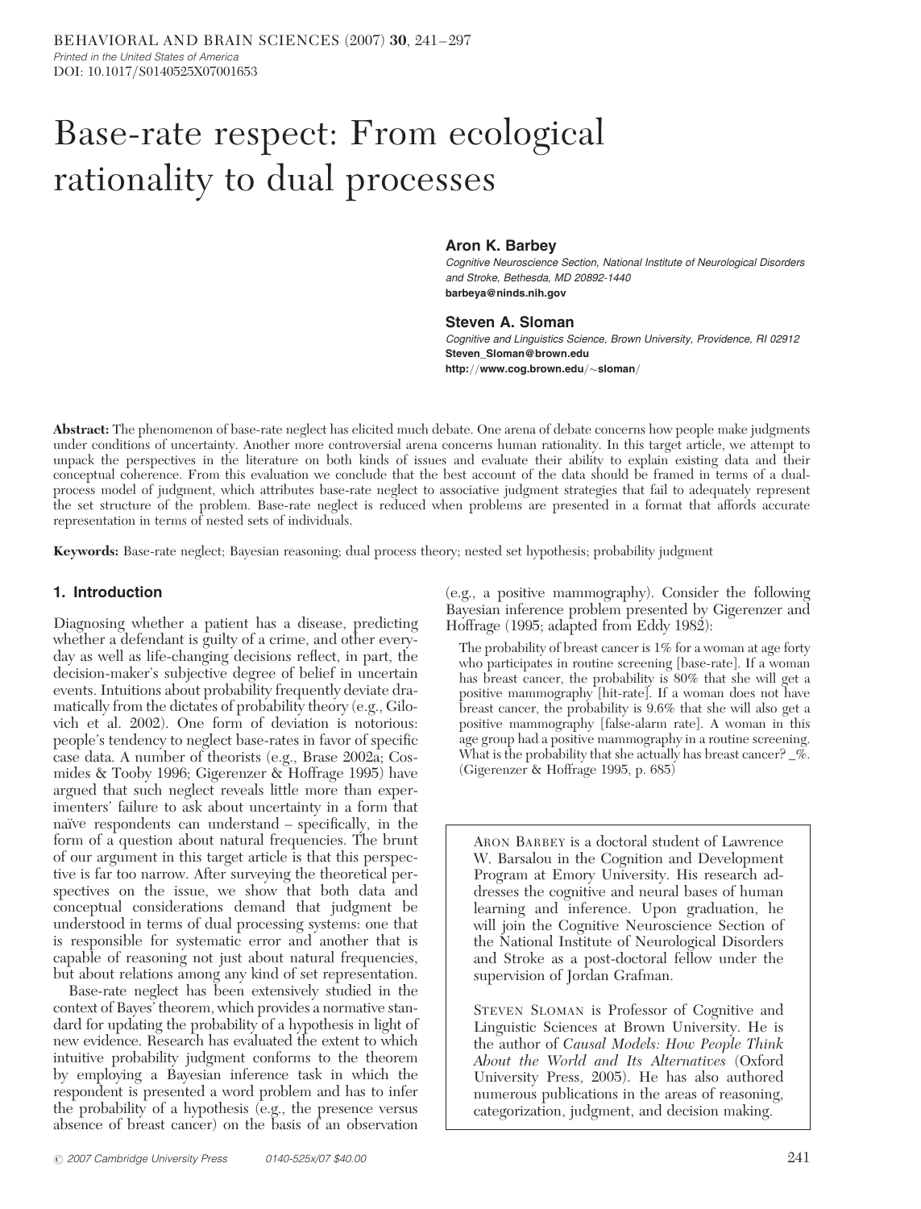# Base-rate respect: From ecological rationality to dual processes

**Aron K. Barbey**
*Cognitive Neuroscience Section, National Institute of Neurological Disorders and Stroke, Bethesda, MD 20892-1440*
**barbeya@ninds.nih.gov**

**Steven A. Sloman**
*Cognitive and Linguistics Science, Brown University, Providence, RI 02912*
**Steven_Sloman@brown.edu**
**http://www.cog.brown.edu/~sloman/**

**Abstract:** The phenomenon of base-rate neglect has elicited much debate. One arena of debate concerns how people make judgments under conditions of uncertainty. Another more controversial arena concerns human rationality. In this target article, we attempt to unpack the perspectives in the literature on both kinds of issues and evaluate their ability to explain existing data and their conceptual coherence. From this evaluation we conclude that the best account of the data should be framed in terms of a dual-process model of judgment, which attributes base-rate neglect to associative judgment strategies that fail to adequately represent the set structure of the problem. Base-rate neglect is reduced when problems are presented in a format that affords accurate representation in terms of nested sets of individuals.

**Keywords:** Base-rate neglect; Bayesian reasoning; dual process theory; nested set hypothesis; probability judgment

## 1. Introduction

Diagnosing whether a patient has a disease, predicting whether a defendant is guilty of a crime, and other everyday as well as life-changing decisions reflect, in part, the decision-maker's subjective degree of belief in uncertain events. Intuitions about probability frequently deviate dramatically from the dictates of probability theory (e.g., Gilovich et al. 2002). One form of deviation is notorious: people's tendency to neglect base-rates in favor of specific case data. A number of theorists (e.g., Brase 2002a; Cosmides & Tooby 1996; Gigerenzer & Hoffrage 1995) have argued that such neglect reveals little more than experimenters' failure to ask about uncertainty in a form that naïve respondents can understand – specifically, in the form of a question about natural frequencies. The brunt of our argument in this target article is that this perspective is far too narrow. After surveying the theoretical perspectives on the issue, we show that both data and conceptual considerations demand that judgment be understood in terms of dual processing systems: one that is responsible for systematic error and another that is capable of reasoning not just about natural frequencies, but about relations among any kind of set representation.

Base-rate neglect has been extensively studied in the context of Bayes' theorem, which provides a normative standard for updating the probability of a hypothesis in light of new evidence. Research has evaluated the extent to which intuitive probability judgment conforms to the theorem by employing a Bayesian inference task in which the respondent is presented a word problem and has to infer the probability of a hypothesis (e.g., the presence versus absence of breast cancer) on the basis of an observation (e.g., a positive mammography). Consider the following Bayesian inference problem presented by Gigerenzer and Hoffrage (1995; adapted from Eddy 1982):

> The probability of breast cancer is 1% for a woman at age forty who participates in routine screening [base-rate]. If a woman has breast cancer, the probability is 80% that she will get a positive mammography [hit-rate]. If a woman does not have breast cancer, the probability is 9.6% that she will also get a positive mammography [false-alarm rate]. A woman in this age group had a positive mammography in a routine screening. What is the probability that she actually has breast cancer? _%. (Gigerenzer & Hoffrage 1995, p. 685)

Aron Barbey is a doctoral student of Lawrence W. Barsalou in the Cognition and Development Program at Emory University. His research addresses the cognitive and neural bases of human learning and inference. Upon graduation, he will join the Cognitive Neuroscience Section of the National Institute of Neurological Disorders and Stroke as a post-doctoral fellow under the supervision of Jordan Grafman.

Steven Sloman is Professor of Cognitive and Linguistic Sciences at Brown University. He is the author of *Causal Models: How People Think About the World and Its Alternatives* (Oxford University Press, 2005). He has also authored numerous publications in the areas of reasoning, categorization, judgment, and decision making.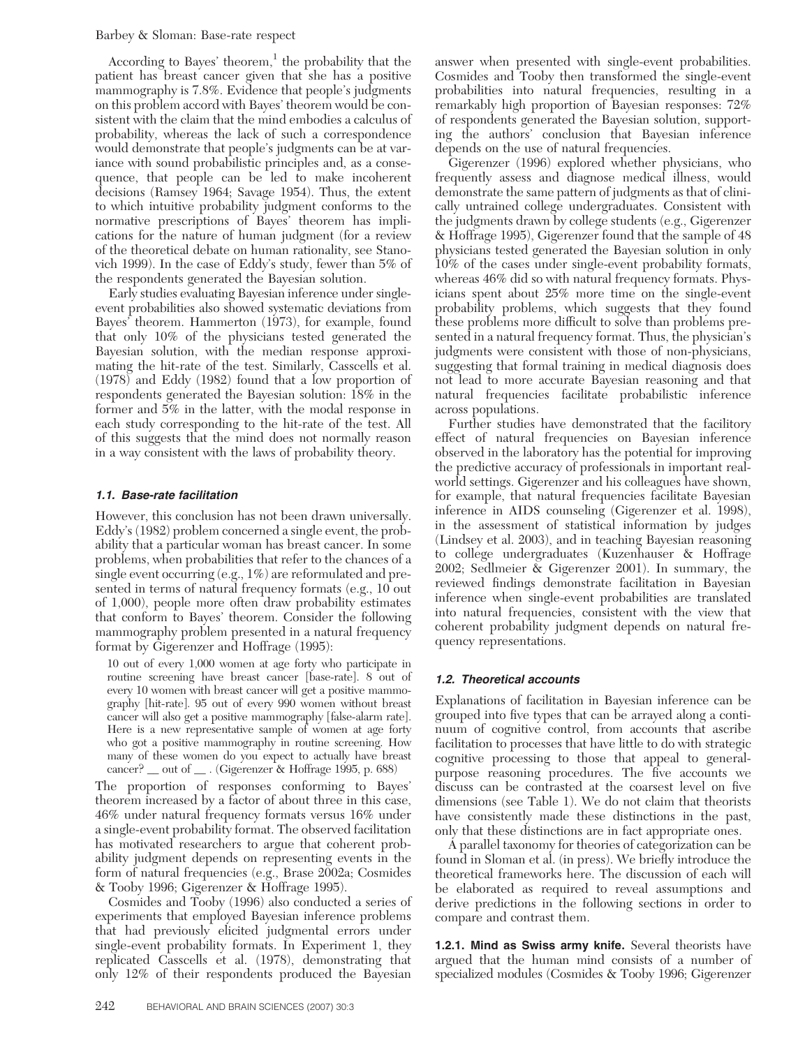According to Bayes' theorem,[1] the probability that the patient has breast cancer given that she has a positive mammography is 7.8%. Evidence that people's judgments on this problem accord with Bayes' theorem would be consistent with the claim that the mind embodies a calculus of probability, whereas the lack of such a correspondence would demonstrate that people's judgments can be at variance with sound probabilistic principles and, as a consequence, that people can be led to make incoherent decisions (Ramsey 1964; Savage 1954). Thus, the extent to which intuitive probability judgment conforms to the normative prescriptions of Bayes' theorem has implications for the nature of human judgment (for a review of the theoretical debate on human rationality, see Stanovich 1999). In the case of Eddy's study, fewer than 5% of the respondents generated the Bayesian solution.

Early studies evaluating Bayesian inference under single-event probabilities also showed systematic deviations from Bayes' theorem. Hammerton (1973), for example, found that only 10% of the physicians tested generated the Bayesian solution, with the median response approximating the hit-rate of the test. Similarly, Casscells et al. (1978) and Eddy (1982) found that a low proportion of respondents generated the Bayesian solution: 18% in the former and 5% in the latter, with the modal response in each study corresponding to the hit-rate of the test. All of this suggests that the mind does not normally reason in a way consistent with the laws of probability theory.

### 1.1. Base-rate facilitation

However, this conclusion has not been drawn universally. Eddy's (1982) problem concerned a single event, the probability that a particular woman has breast cancer. In some problems, when probabilities that refer to the chances of a single event occurring (e.g., 1%) are reformulated and presented in terms of natural frequency formats (e.g., 10 out of 1,000), people more often draw probability estimates that conform to Bayes' theorem. Consider the following mammography problem presented in a natural frequency format by Gigerenzer and Hoffrage (1995):

> 10 out of every 1,000 women at age forty who participate in routine screening have breast cancer [base-rate]. 8 out of every 10 women with breast cancer will get a positive mammography [hit-rate]. 95 out of every 990 women without breast cancer will also get a positive mammography [false-alarm rate]. Here is a new representative sample of women at age forty who got a positive mammography in routine screening. How many of these women do you expect to actually have breast cancer? __ out of __ . (Gigerenzer & Hoffrage 1995, p. 688)

The proportion of responses conforming to Bayes' theorem increased by a factor of about three in this case, 46% under natural frequency formats versus 16% under a single-event probability format. The observed facilitation has motivated researchers to argue that coherent probability judgment depends on representing events in the form of natural frequencies (e.g., Brase 2002a; Cosmides & Tooby 1996; Gigerenzer & Hoffrage 1995).

Cosmides and Tooby (1996) also conducted a series of experiments that employed Bayesian inference problems that had previously elicited judgmental errors under single-event probability formats. In Experiment 1, they replicated Casscells et al. (1978), demonstrating that only 12% of their respondents produced the Bayesian answer when presented with single-event probabilities. Cosmides and Tooby then transformed the single-event probabilities into natural frequencies, resulting in a remarkably high proportion of Bayesian responses: 72% of respondents generated the Bayesian solution, supporting the authors' conclusion that Bayesian inference depends on the use of natural frequencies.

Gigerenzer (1996) explored whether physicians, who frequently assess and diagnose medical illness, would demonstrate the same pattern of judgments as that of clinically untrained college undergraduates. Consistent with the judgments drawn by college students (e.g., Gigerenzer & Hoffrage 1995), Gigerenzer found that the sample of 48 physicians tested generated the Bayesian solution in only 10% of the cases under single-event probability formats, whereas 46% did so with natural frequency formats. Physicians spent about 25% more time on the single-event probability problems, which suggests that they found these problems more difficult to solve than problems presented in a natural frequency format. Thus, the physician's judgments were consistent with those of non-physicians, suggesting that formal training in medical diagnosis does not lead to more accurate Bayesian reasoning and that natural frequencies facilitate probabilistic inference across populations.

Further studies have demonstrated that the facilitory effect of natural frequencies on Bayesian inference observed in the laboratory has the potential for improving the predictive accuracy of professionals in important real-world settings. Gigerenzer and his colleagues have shown, for example, that natural frequencies facilitate Bayesian inference in AIDS counseling (Gigerenzer et al. 1998), in the assessment of statistical information by judges (Lindsey et al. 2003), and in teaching Bayesian reasoning to college undergraduates (Kuzenhauser & Hoffrage 2002; Sedlmeier & Gigerenzer 2001). In summary, the reviewed findings demonstrate facilitation in Bayesian inference when single-event probabilities are translated into natural frequencies, consistent with the view that coherent probability judgment depends on natural frequency representations.

### 1.2. Theoretical accounts

Explanations of facilitation in Bayesian inference can be grouped into five types that can be arrayed along a continuum of cognitive control, from accounts that ascribe facilitation to processes that have little to do with strategic cognitive processing to those that appeal to general-purpose reasoning procedures. The five accounts we discuss can be contrasted at the coarsest level on five dimensions (see Table 1). We do not claim that theorists have consistently made these distinctions in the past, only that these distinctions are in fact appropriate ones.

A parallel taxonomy for theories of categorization can be found in Sloman et al. (in press). We briefly introduce the theoretical frameworks here. The discussion of each will be elaborated as required to reveal assumptions and derive predictions in the following sections in order to compare and contrast them.

**1.2.1. Mind as Swiss army knife.** Several theorists have argued that the human mind consists of a number of specialized modules (Cosmides & Tooby 1996; Gigerenzer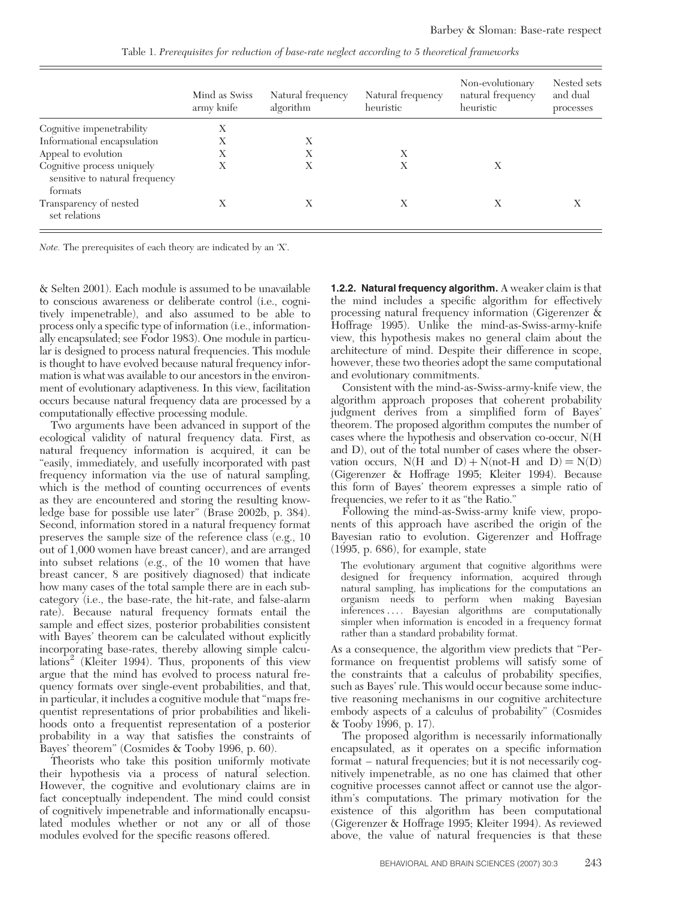Table 1. *Prerequisites for reduction of base-rate neglect according to 5 theoretical frameworks*

| | Mind as Swiss army knife | Natural frequency algorithm | Natural frequency heuristic | Non-evolutionary natural frequency heuristic | Nested sets and dual processes |
|---|---|---|---|---|---|
| Cognitive impenetrability | X | | | | |
| Informational encapsulation | X | X | | | |
| Appeal to evolution | X | X | X | | |
| Cognitive process uniquely sensitive to natural frequency formats | X | X | X | X | |
| Transparency of nested set relations | X | X | X | X | X |

*Note.* The prerequisites of each theory are indicated by an 'X'.

& Selten 2001). Each module is assumed to be unavailable to conscious awareness or deliberate control (i.e., cognitively impenetrable), and also assumed to be able to process only a specific type of information (i.e., informationally encapsulated; see Fodor 1983). One module in particular is designed to process natural frequencies. This module is thought to have evolved because natural frequency information is what was available to our ancestors in the environment of evolutionary adaptiveness. In this view, facilitation occurs because natural frequency data are processed by a computationally effective processing module.

Two arguments have been advanced in support of the ecological validity of natural frequency data. First, as natural frequency information is acquired, it can be "easily, immediately, and usefully incorporated with past frequency information via the use of natural sampling, which is the method of counting occurrences of events as they are encountered and storing the resulting knowledge base for possible use later" (Brase 2002b, p. 384). Second, information stored in a natural frequency format preserves the sample size of the reference class (e.g., 10 out of 1,000 women have breast cancer), and are arranged into subset relations (e.g., of the 10 women that have breast cancer, 8 are positively diagnosed) that indicate how many cases of the total sample there are in each subcategory (i.e., the base-rate, the hit-rate, and false-alarm rate). Because natural frequency formats entail the sample and effect sizes, posterior probabilities consistent with Bayes' theorem can be calculated without explicitly incorporating base-rates, thereby allowing simple calculations[2] (Kleiter 1994). Thus, proponents of this view argue that the mind has evolved to process natural frequency formats over single-event probabilities, and that, in particular, it includes a cognitive module that "maps frequentist representations of prior probabilities and likelihoods onto a frequentist representation of a posterior probability in a way that satisfies the constraints of Bayes' theorem" (Cosmides & Tooby 1996, p. 60).

Theorists who take this position uniformly motivate their hypothesis via a process of natural selection. However, the cognitive and evolutionary claims are in fact conceptually independent. The mind could consist of cognitively impenetrable and informationally encapsulated modules whether or not any or all of those modules evolved for the specific reasons offered.

**1.2.2. Natural frequency algorithm.** A weaker claim is that the mind includes a specific algorithm for effectively processing natural frequency information (Gigerenzer & Hoffrage 1995). Unlike the mind-as-Swiss-army-knife view, this hypothesis makes no general claim about the architecture of mind. Despite their difference in scope, however, these two theories adopt the same computational and evolutionary commitments.

Consistent with the mind-as-Swiss-army-knife view, the algorithm approach proposes that coherent probability judgment derives from a simplified form of Bayes' theorem. The proposed algorithm computes the number of cases where the hypothesis and observation co-occur, N(H and D), out of the total number of cases where the observation occurs, N(H and D) + N(not-H and D) = N(D) (Gigerenzer & Hoffrage 1995; Kleiter 1994). Because this form of Bayes' theorem expresses a simple ratio of frequencies, we refer to it as "the Ratio."

Following the mind-as-Swiss-army knife view, proponents of this approach have ascribed the origin of the Bayesian ratio to evolution. Gigerenzer and Hoffrage (1995, p. 686), for example, state

> The evolutionary argument that cognitive algorithms were designed for frequency information, acquired through natural sampling, has implications for the computations an organism needs to perform when making Bayesian inferences . . . . Bayesian algorithms are computationally simpler when information is encoded in a frequency format rather than a standard probability format.

As a consequence, the algorithm view predicts that "Performance on frequentist problems will satisfy some of the constraints that a calculus of probability specifies, such as Bayes' rule. This would occur because some inductive reasoning mechanisms in our cognitive architecture embody aspects of a calculus of probability" (Cosmides & Tooby 1996, p. 17).

The proposed algorithm is necessarily informationally encapsulated, as it operates on a specific information format – natural frequencies; but it is not necessarily cognitively impenetrable, as no one has claimed that other cognitive processes cannot affect or cannot use the algorithm's computations. The primary motivation for the existence of this algorithm has been computational (Gigerenzer & Hoffrage 1995; Kleiter 1994). As reviewed above, the value of natural frequencies is that these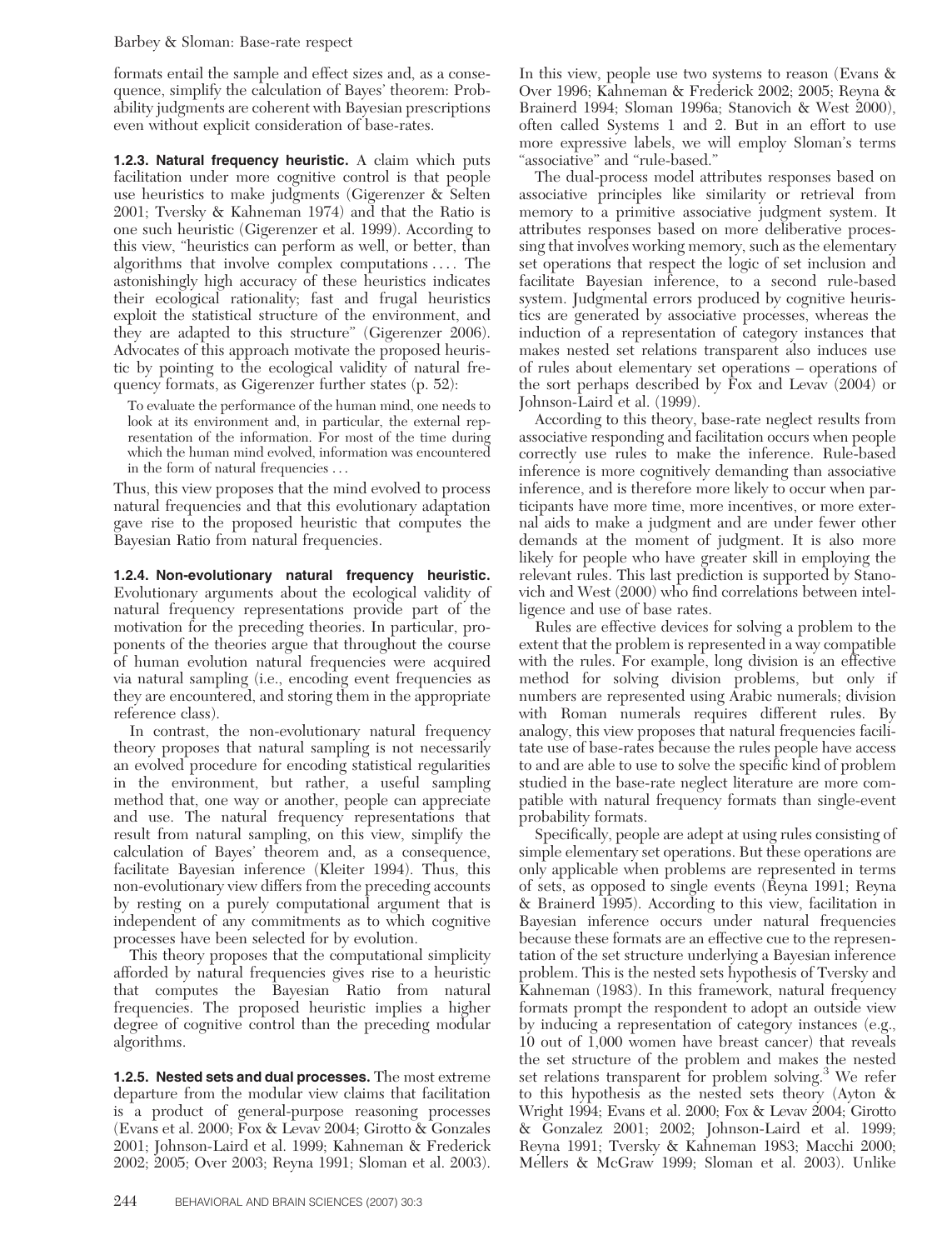formats entail the sample and effect sizes and, as a consequence, simplify the calculation of Bayes' theorem: Probability judgments are coherent with Bayesian prescriptions even without explicit consideration of base-rates.

**1.2.3. Natural frequency heuristic.** A claim which puts facilitation under more cognitive control is that people use heuristics to make judgments (Gigerenzer & Selten 2001; Tversky & Kahneman 1974) and that the Ratio is one such heuristic (Gigerenzer et al. 1999). According to this view, "heuristics can perform as well, or better, than algorithms that involve complex computations .... The astonishingly high accuracy of these heuristics indicates their ecological rationality; fast and frugal heuristics exploit the statistical structure of the environment, and they are adapted to this structure" (Gigerenzer 2006). Advocates of this approach motivate the proposed heuristic by pointing to the ecological validity of natural frequency formats, as Gigerenzer further states (p. 52):

> To evaluate the performance of the human mind, one needs to look at its environment and, in particular, the external representation of the information. For most of the time during which the human mind evolved, information was encountered in the form of natural frequencies ...

Thus, this view proposes that the mind evolved to process natural frequencies and that this evolutionary adaptation gave rise to the proposed heuristic that computes the Bayesian Ratio from natural frequencies.

**1.2.4. Non-evolutionary natural frequency heuristic.** Evolutionary arguments about the ecological validity of natural frequency representations provide part of the motivation for the preceding theories. In particular, proponents of the theories argue that throughout the course of human evolution natural frequencies were acquired via natural sampling (i.e., encoding event frequencies as they are encountered, and storing them in the appropriate reference class).

In contrast, the non-evolutionary natural frequency theory proposes that natural sampling is not necessarily an evolved procedure for encoding statistical regularities in the environment, but rather, a useful sampling method that, one way or another, people can appreciate and use. The natural frequency representations that result from natural sampling, on this view, simplify the calculation of Bayes' theorem and, as a consequence, facilitate Bayesian inference (Kleiter 1994). Thus, this non-evolutionary view differs from the preceding accounts by resting on a purely computational argument that is independent of any commitments as to which cognitive processes have been selected for by evolution.

This theory proposes that the computational simplicity afforded by natural frequencies gives rise to a heuristic that computes the Bayesian Ratio from natural frequencies. The proposed heuristic implies a higher degree of cognitive control than the preceding modular algorithms.

**1.2.5. Nested sets and dual processes.** The most extreme departure from the modular view claims that facilitation is a product of general-purpose reasoning processes (Evans et al. 2000; Fox & Levav 2004; Girotto & Gonzalez 2001; Johnson-Laird et al. 1999; Kahneman & Frederick 2002; 2005; Over 2003; Reyna 1991; Sloman et al. 2003). In this view, people use two systems to reason (Evans & Over 1996; Kahneman & Frederick 2002; 2005; Reyna & Brainerd 1994; Sloman 1996a; Stanovich & West 2000), often called Systems 1 and 2. But in an effort to use more expressive labels, we will employ Sloman's terms "associative" and "rule-based."

The dual-process model attributes responses based on associative principles like similarity or retrieval from memory to a primitive associative judgment system. It attributes responses based on more deliberative processing that involves working memory, such as the elementary set operations that respect the logic of set inclusion and facilitate Bayesian inference, to a second rule-based system. Judgmental errors produced by cognitive heuristics are generated by associative processes, whereas the induction of a representation of category instances that makes nested set relations transparent also induces use of rules about elementary set operations – operations of the sort perhaps described by Fox and Levav (2004) or Johnson-Laird et al. (1999).

According to this theory, base-rate neglect results from associative responding and facilitation occurs when people correctly use rules to make the inference. Rule-based inference is more cognitively demanding than associative inference, and is therefore more likely to occur when participants have more time, more incentives, or more external aids to make a judgment and are under fewer other demands at the moment of judgment. It is also more likely for people who have greater skill in employing the relevant rules. This last prediction is supported by Stanovich and West (2000) who find correlations between intelligence and use of base rates.

Rules are effective devices for solving a problem to the extent that the problem is represented in a way compatible with the rules. For example, long division is an effective method for solving division problems, but only if numbers are represented using Arabic numerals; division with Roman numerals requires different rules. By analogy, this view proposes that natural frequencies facilitate use of base-rates because the rules people have access to and are able to use to solve the specific kind of problem studied in the base-rate neglect literature are more compatible with natural frequency formats than single-event probability formats.

Specifically, people are adept at using rules consisting of simple elementary set operations. But these operations are only applicable when problems are represented in terms of sets, as opposed to single events (Reyna 1991; Reyna & Brainerd 1995). According to this view, facilitation in Bayesian inference occurs under natural frequencies because these formats are an effective cue to the representation of the set structure underlying a Bayesian inference problem. This is the nested sets hypothesis of Tversky and Kahneman (1983). In this framework, natural frequency formats prompt the respondent to adopt an outside view by inducing a representation of category instances (e.g., 10 out of 1,000 women have breast cancer) that reveals the set structure of the problem and makes the nested set relations transparent for problem solving.[3] We refer to this hypothesis as the nested sets theory (Ayton & Wright 1994; Evans et al. 2000; Fox & Levav 2004; Girotto & Gonzalez 2001; 2002; Johnson-Laird et al. 1999; Reyna 1991; Tversky & Kahneman 1983; Macchi 2000; Mellers & McGraw 1999; Sloman et al. 2003). Unlike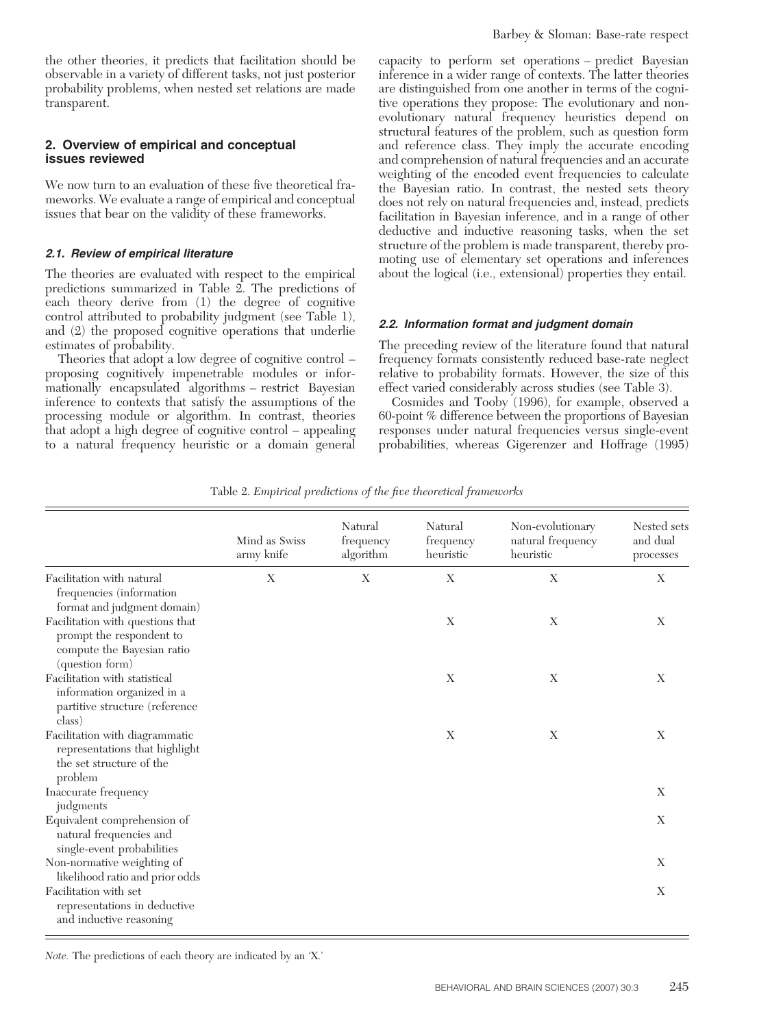the other theories, it predicts that facilitation should be observable in a variety of different tasks, not just posterior probability problems, when nested set relations are made transparent.

## 2. Overview of empirical and conceptual issues reviewed

We now turn to an evaluation of these five theoretical frameworks. We evaluate a range of empirical and conceptual issues that bear on the validity of these frameworks.

### *2.1. Review of empirical literature*

The theories are evaluated with respect to the empirical predictions summarized in Table 2. The predictions of each theory derive from (1) the degree of cognitive control attributed to probability judgment (see Table 1), and (2) the proposed cognitive operations that underlie estimates of probability.

Theories that adopt a low degree of cognitive control – proposing cognitively impenetrable modules or informationally encapsulated algorithms – restrict Bayesian inference to contexts that satisfy the assumptions of the processing module or algorithm. In contrast, theories that adopt a high degree of cognitive control – appealing to a natural frequency heuristic or a domain general capacity to perform set operations – predict Bayesian inference in a wider range of contexts. The latter theories are distinguished from one another in terms of the cognitive operations they propose: The evolutionary and non-evolutionary natural frequency heuristics depend on structural features of the problem, such as question form and reference class. They imply the accurate encoding and comprehension of natural frequencies and an accurate weighting of the encoded event frequencies to calculate the Bayesian ratio. In contrast, the nested sets theory does not rely on natural frequencies and, instead, predicts facilitation in Bayesian inference, and in a range of other deductive and inductive reasoning tasks, when the set structure of the problem is made transparent, thereby promoting use of elementary set operations and inferences about the logical (i.e., extensional) properties they entail.

### *2.2. Information format and judgment domain*

The preceding review of the literature found that natural frequency formats consistently reduced base-rate neglect relative to probability formats. However, the size of this effect varied considerably across studies (see Table 3).

Cosmides and Tooby (1996), for example, observed a 60-point % difference between the proportions of Bayesian responses under natural frequencies versus single-event probabilities, whereas Gigerenzer and Hoffrage (1995)

Table 2. *Empirical predictions of the five theoretical frameworks*

| | Mind as Swiss army knife | Natural frequency algorithm | Natural frequency heuristic | Non-evolutionary natural frequency heuristic | Nested sets and dual processes |
|---|---|---|---|---|---|
| Facilitation with natural frequencies (information format and judgment domain) | X | X | X | X | X |
| Facilitation with questions that prompt the respondent to compute the Bayesian ratio (question form) | | | X | X | X |
| Facilitation with statistical information organized in a partitive structure (reference class) | | | X | X | X |
| Facilitation with diagrammatic representations that highlight the set structure of the problem | | | X | X | X |
| Inaccurate frequency judgments | | | | | X |
| Equivalent comprehension of natural frequencies and single-event probabilities | | | | | X |
| Non-normative weighting of likelihood ratio and prior odds | | | | | X |
| Facilitation with set representations in deductive and inductive reasoning | | | | | X |

*Note.* The predictions of each theory are indicated by an 'X.'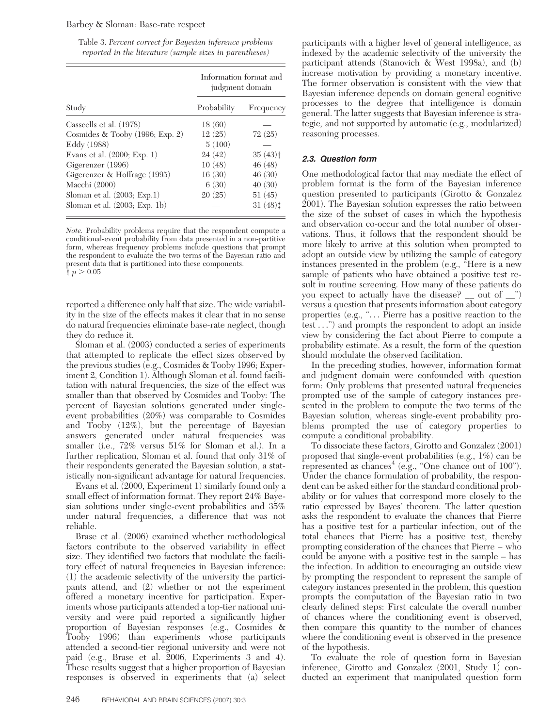Table 3. *Percent correct for Bayesian inference problems reported in the literature (sample sizes in parentheses)*

| Study | Information format and judgment domain | |
|---|---|---|
| | Probability | Frequency |
| Casscells et al. (1978) | 18 (60) | — |
| Cosmides & Tooby (1996; Exp. 2) | 12 (25) | 72 (25) |
| Eddy (1988) | 5 (100) | — |
| Evans et al. (2000; Exp. 1) | 24 (42) | 35 (43)‡ |
| Gigerenzer (1996) | 10 (48) | 46 (48) |
| Gigerenzer & Hoffrage (1995) | 16 (30) | 46 (30) |
| Macchi (2000) | 6 (30) | 40 (30) |
| Sloman et al. (2003; Exp.1) | 20 (25) | 51 (45) |
| Sloman et al. (2003; Exp. 1b) | — | 31 (48)‡ |

*Note.* Probability problems require that the respondent compute a conditional-event probability from data presented in a non-partitive form, whereas frequency problems include questions that prompt the respondent to evaluate the two terms of the Bayesian ratio and present data that is partitioned into these components.
‡ $p > 0.05$

reported a difference only half that size. The wide variability in the size of the effects makes it clear that in no sense do natural frequencies eliminate base-rate neglect, though they do reduce it.

Sloman et al. (2003) conducted a series of experiments that attempted to replicate the effect sizes observed by the previous studies (e.g., Cosmides & Tooby 1996; Experiment 2, Condition 1). Although Sloman et al. found facilitation with natural frequencies, the size of the effect was smaller than that observed by Cosmides and Tooby: The percent of Bayesian solutions generated under single-event probabilities (20%) was comparable to Cosmides and Tooby (12%), but the percentage of Bayesian answers generated under natural frequencies was smaller (i.e., 72% versus 51% for Sloman et al.). In a further replication, Sloman et al. found that only 31% of their respondents generated the Bayesian solution, a statistically non-significant advantage for natural frequencies.

Evans et al. (2000, Experiment 1) similarly found only a small effect of information format. They report 24% Bayesian solutions under single-event probabilities and 35% under natural frequencies, a difference that was not reliable.

Brase et al. (2006) examined whether methodological factors contribute to the observed variability in effect size. They identified two factors that modulate the facilitory effect of natural frequencies in Bayesian inference: (1) the academic selectivity of the university the participants attend, and (2) whether or not the experiment offered a monetary incentive for participation. Experiments whose participants attended a top-tier national university and were paid reported a significantly higher proportion of Bayesian responses (e.g., Cosmides & Tooby 1996) than experiments whose participants attended a second-tier regional university and were not paid (e.g., Brase et al. 2006, Experiments 3 and 4). These results suggest that a higher proportion of Bayesian responses is observed in experiments that (a) select participants with a higher level of general intelligence, as indexed by the academic selectivity of the university the participant attends (Stanovich & West 1998a), and (b) increase motivation by providing a monetary incentive. The former observation is consistent with the view that Bayesian inference depends on domain general cognitive processes to the degree that intelligence is domain general. The latter suggests that Bayesian inference is strategic, and not supported by automatic (e.g., modularized) reasoning processes.

### 2.3. Question form

One methodological factor that may mediate the effect of problem format is the form of the Bayesian inference question presented to participants (Girotto & Gonzalez 2001). The Bayesian solution expresses the ratio between the size of the subset of cases in which the hypothesis and observation co-occur and the total number of observations. Thus, it follows that the respondent should be more likely to arrive at this solution when prompted to adopt an outside view by utilizing the sample of category instances presented in the problem (e.g., "Here is a new sample of patients who have obtained a positive test result in routine screening. How many of these patients do you expect to actually have the disease? __ out of __") versus a question that presents information about category properties (e.g., "... Pierre has a positive reaction to the test ...") and prompts the respondent to adopt an inside view by considering the fact about Pierre to compute a probability estimate. As a result, the form of the question should modulate the observed facilitation.

In the preceding studies, however, information format and judgment domain were confounded with question form: Only problems that presented natural frequencies prompted use of the sample of category instances presented in the problem to compute the two terms of the Bayesian solution, whereas single-event probability problems prompted the use of category properties to compute a conditional probability.

To dissociate these factors, Girotto and Gonzalez (2001) proposed that single-event probabilities (e.g., 1%) can be represented as chances[4] (e.g., "One chance out of 100"). Under the chance formulation of probability, the respondent can be asked either for the standard conditional probability or for values that correspond more closely to the ratio expressed by Bayes' theorem. The latter question asks the respondent to evaluate the chances that Pierre has a positive test for a particular infection, out of the total chances that Pierre has a positive test, thereby prompting consideration of the chances that Pierre – who could be anyone with a positive test in the sample – has the infection. In addition to encouraging an outside view by prompting the respondent to represent the sample of category instances presented in the problem, this question prompts the computation of the Bayesian ratio in two clearly defined steps: First calculate the overall number of chances where the conditioning event is observed, then compare this quantity to the number of chances where the conditioning event is observed in the presence of the hypothesis.

To evaluate the role of question form in Bayesian inference, Girotto and Gonzalez (2001, Study 1) conducted an experiment that manipulated question form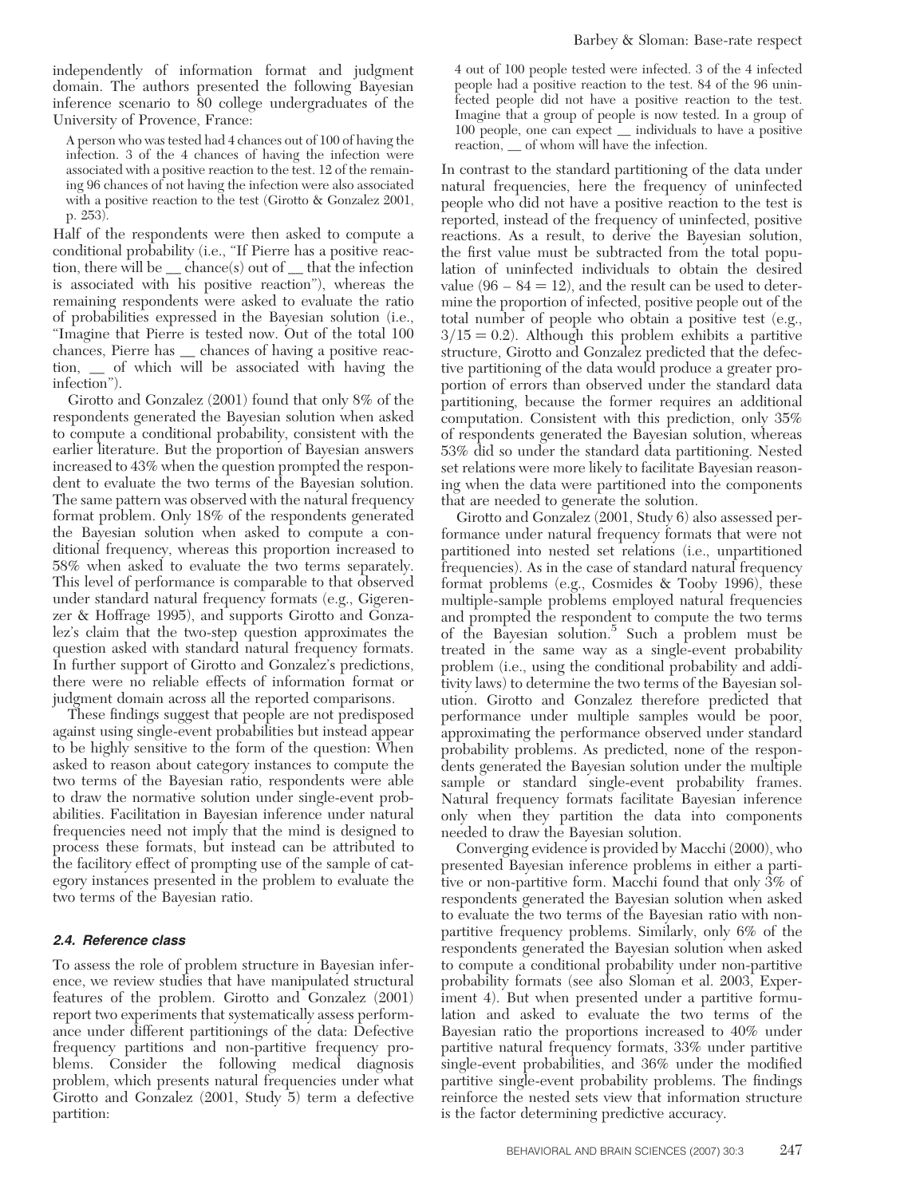independently of information format and judgment domain. The authors presented the following Bayesian inference scenario to 80 college undergraduates of the University of Provence, France:

> A person who was tested had 4 chances out of 100 of having the infection. 3 of the 4 chances of having the infection were associated with a positive reaction to the test. 12 of the remaining 96 chances of not having the infection were also associated with a positive reaction to the test (Girotto & Gonzalez 2001, p. 253).

Half of the respondents were then asked to compute a conditional probability (i.e., "If Pierre has a positive reaction, there will be __ chance(s) out of __ that the infection is associated with his positive reaction"), whereas the remaining respondents were asked to evaluate the ratio of probabilities expressed in the Bayesian solution (i.e., "Imagine that Pierre is tested now. Out of the total 100 chances, Pierre has __ chances of having a positive reaction, __ of which will be associated with having the infection").

Girotto and Gonzalez (2001) found that only 8% of the respondents generated the Bayesian solution when asked to compute a conditional probability, consistent with the earlier literature. But the proportion of Bayesian answers increased to 43% when the question prompted the respondent to evaluate the two terms of the Bayesian solution. The same pattern was observed with the natural frequency format problem. Only 18% of the respondents generated the Bayesian solution when asked to compute a conditional frequency, whereas this proportion increased to 58% when asked to evaluate the two terms separately. This level of performance is comparable to that observed under standard natural frequency formats (e.g., Gigerenzer & Hoffrage 1995), and supports Girotto and Gonzalez's claim that the two-step question approximates the question asked with standard natural frequency formats. In further support of Girotto and Gonzalez's predictions, there were no reliable effects of information format or judgment domain across all the reported comparisons.

These findings suggest that people are not predisposed against using single-event probabilities but instead appear to be highly sensitive to the form of the question: When asked to reason about category instances to compute the two terms of the Bayesian ratio, respondents were able to draw the normative solution under single-event probabilities. Facilitation in Bayesian inference under natural frequencies need not imply that the mind is designed to process these formats, but instead can be attributed to the facilitory effect of prompting use of the sample of category instances presented in the problem to evaluate the two terms of the Bayesian ratio.

### *2.4. Reference class*

To assess the role of problem structure in Bayesian inference, we review studies that have manipulated structural features of the problem. Girotto and Gonzalez (2001) report two experiments that systematically assess performance under different partitionings of the data: Defective frequency partitions and non-partitive frequency problems. Consider the following medical diagnosis problem, which presents natural frequencies under what Girotto and Gonzalez (2001, Study 5) term a defective partition:

> 4 out of 100 people tested were infected. 3 of the 4 infected people had a positive reaction to the test. 84 of the 96 uninfected people did not have a positive reaction to the test. Imagine that a group of people is now tested. In a group of 100 people, one can expect __ individuals to have a positive reaction, __ of whom will have the infection.

In contrast to the standard partitioning of the data under natural frequencies, here the frequency of uninfected people who did not have a positive reaction to the test is reported, instead of the frequency of uninfected, positive reactions. As a result, to derive the Bayesian solution, the first value must be subtracted from the total population of uninfected individuals to obtain the desired value ($96 - 84 = 12$), and the result can be used to determine the proportion of infected, positive people out of the total number of people who obtain a positive test (e.g., $3/15 = 0.2$). Although this problem exhibits a partitive structure, Girotto and Gonzalez predicted that the defective partitioning of the data would produce a greater proportion of errors than observed under the standard data partitioning, because the former requires an additional computation. Consistent with this prediction, only 35% of respondents generated the Bayesian solution, whereas 53% did so under the standard data partitioning. Nested set relations were more likely to facilitate Bayesian reasoning when the data were partitioned into the components that are needed to generate the solution.

Girotto and Gonzalez (2001, Study 6) also assessed performance under natural frequency formats that were not partitioned into nested set relations (i.e., unpartitioned frequencies). As in the case of standard natural frequency format problems (e.g., Cosmides & Tooby 1996), these multiple-sample problems employed natural frequencies and prompted the respondent to compute the two terms of the Bayesian solution.[5] Such a problem must be treated in the same way as a single-event probability problem (i.e., using the conditional probability and additivity laws) to determine the two terms of the Bayesian solution. Girotto and Gonzalez therefore predicted that performance under multiple samples would be poor, approximating the performance observed under standard probability problems. As predicted, none of the respondents generated the Bayesian solution under the multiple sample or standard single-event probability frames. Natural frequency formats facilitate Bayesian inference only when they partition the data into components needed to draw the Bayesian solution.

Converging evidence is provided by Macchi (2000), who presented Bayesian inference problems in either a partitive or non-partitive form. Macchi found that only 3% of respondents generated the Bayesian solution when asked to evaluate the two terms of the Bayesian ratio with non-partitive frequency problems. Similarly, only 6% of the respondents generated the Bayesian solution when asked to compute a conditional probability under non-partitive probability formats (see also Sloman et al. 2003, Experiment 4). But when presented under a partitive formulation and asked to evaluate the two terms of the Bayesian ratio the proportions increased to 40% under partitive natural frequency formats, 33% under partitive single-event probabilities, and 36% under the modified partitive single-event probability problems. The findings reinforce the nested sets view that information structure is the factor determining predictive accuracy.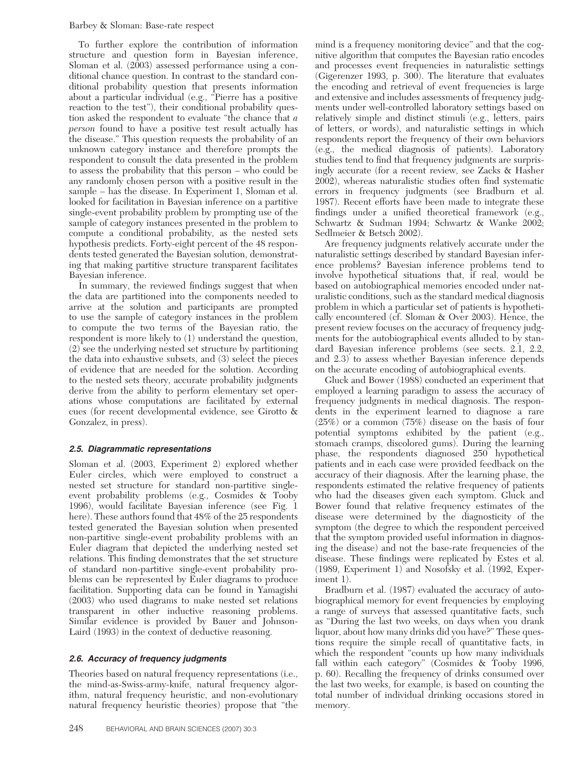To further explore the contribution of information structure and question form in Bayesian inference, Sloman et al. (2003) assessed performance using a conditional chance question. In contrast to the standard conditional probability question that presents information about a particular individual (e.g., "Pierre has a positive reaction to the test"), their conditional probability question asked the respondent to evaluate "the chance that *a person* found to have a positive test result actually has the disease." This question requests the probability of an unknown category instance and therefore prompts the respondent to consult the data presented in the problem to assess the probability that this person – who could be any randomly chosen person with a positive result in the sample – has the disease. In Experiment 1, Sloman et al. looked for facilitation in Bayesian inference on a partitive single-event probability problem by prompting use of the sample of category instances presented in the problem to compute a conditional probability, as the nested sets hypothesis predicts. Forty-eight percent of the 48 respondents tested generated the Bayesian solution, demonstrating that making partitive structure transparent facilitates Bayesian inference.

In summary, the reviewed findings suggest that when the data are partitioned into the components needed to arrive at the solution and participants are prompted to use the sample of category instances in the problem to compute the two terms of the Bayesian ratio, the respondent is more likely to (1) understand the question, (2) see the underlying nested set structure by partitioning the data into exhaustive subsets, and (3) select the pieces of evidence that are needed for the solution. According to the nested sets theory, accurate probability judgments derive from the ability to perform elementary set operations whose computations are facilitated by external cues (for recent developmental evidence, see Girotto & Gonzalez, in press).

### 2.5. Diagrammatic representations

Sloman et al. (2003, Experiment 2) explored whether Euler circles, which were employed to construct a nested set structure for standard non-partitive single-event probability problems (e.g., Cosmides & Tooby 1996), would facilitate Bayesian inference (see Fig. 1 here). These authors found that 48% of the 25 respondents tested generated the Bayesian solution when presented non-partitive single-event probability problems with an Euler diagram that depicted the underlying nested set relations. This finding demonstrates that the set structure of standard non-partitive single-event probability problems can be represented by Euler diagrams to produce facilitation. Supporting data can be found in Yamagishi (2003) who used diagrams to make nested set relations transparent in other inductive reasoning problems. Similar evidence is provided by Bauer and Johnson-Laird (1993) in the context of deductive reasoning.

### 2.6. Accuracy of frequency judgments

Theories based on natural frequency representations (i.e., the mind-as-Swiss-army-knife, natural frequency algorithm, natural frequency heuristic, and non-evolutionary natural frequency heuristic theories) propose that "the mind is a frequency monitoring device" and that the cognitive algorithm that computes the Bayesian ratio encodes and processes event frequencies in naturalistic settings (Gigerenzer 1993, p. 300). The literature that evaluates the encoding and retrieval of event frequencies is large and extensive and includes assessments of frequency judgments under well-controlled laboratory settings based on relatively simple and distinct stimuli (e.g., letters, pairs of letters, or words), and naturalistic settings in which respondents report the frequency of their own behaviors (e.g., the medical diagnosis of patients). Laboratory studies tend to find that frequency judgments are surprisingly accurate (for a recent review, see Zacks & Hasher 2002), whereas naturalistic studies often find systematic errors in frequency judgments (see Bradburn et al. 1987). Recent efforts have been made to integrate these findings under a unified theoretical framework (e.g., Schwartz & Sudman 1994; Schwartz & Wanke 2002; Sedlmeier & Betsch 2002).

Are frequency judgments relatively accurate under the naturalistic settings described by standard Bayesian inference problems? Bayesian inference problems tend to involve hypothetical situations that, if real, would be based on autobiographical memories encoded under naturalistic conditions, such as the standard medical diagnosis problem in which a particular set of patients is hypothetically encountered (cf. Sloman & Over 2003). Hence, the present review focuses on the accuracy of frequency judgments for the autobiographical events alluded to by standard Bayesian inference problems (see sects. 2.1, 2.2, and 2.3) to assess whether Bayesian inference depends on the accurate encoding of autobiographical events.

Gluck and Bower (1988) conducted an experiment that employed a learning paradigm to assess the accuracy of frequency judgments in medical diagnosis. The respondents in the experiment learned to diagnose a rare (25%) or a common (75%) disease on the basis of four potential symptoms exhibited by the patient (e.g., stomach cramps, discolored gums). During the learning phase, the respondents diagnosed 250 hypothetical patients and in each case were provided feedback on the accuracy of their diagnosis. After the learning phase, the respondents estimated the relative frequency of patients who had the diseases given each symptom. Gluck and Bower found that relative frequency estimates of the disease were determined by the diagnosticity of the symptom (the degree to which the respondent perceived that the symptom provided useful information in diagnosing the disease) and not the base-rate frequencies of the disease. These findings were replicated by Estes et al. (1989, Experiment 1) and Nosofsky et al. (1992, Experiment 1).

Bradburn et al. (1987) evaluated the accuracy of autobiographical memory for event frequencies by employing a range of surveys that assessed quantitative facts, such as "During the last two weeks, on days when you drank liquor, about how many drinks did you have?" These questions require the simple recall of quantitative facts, in which the respondent "counts up how many individuals fall within each category" (Cosmides & Tooby 1996, p. 60). Recalling the frequency of drinks consumed over the last two weeks, for example, is based on counting the total number of individual drinking occasions stored in memory.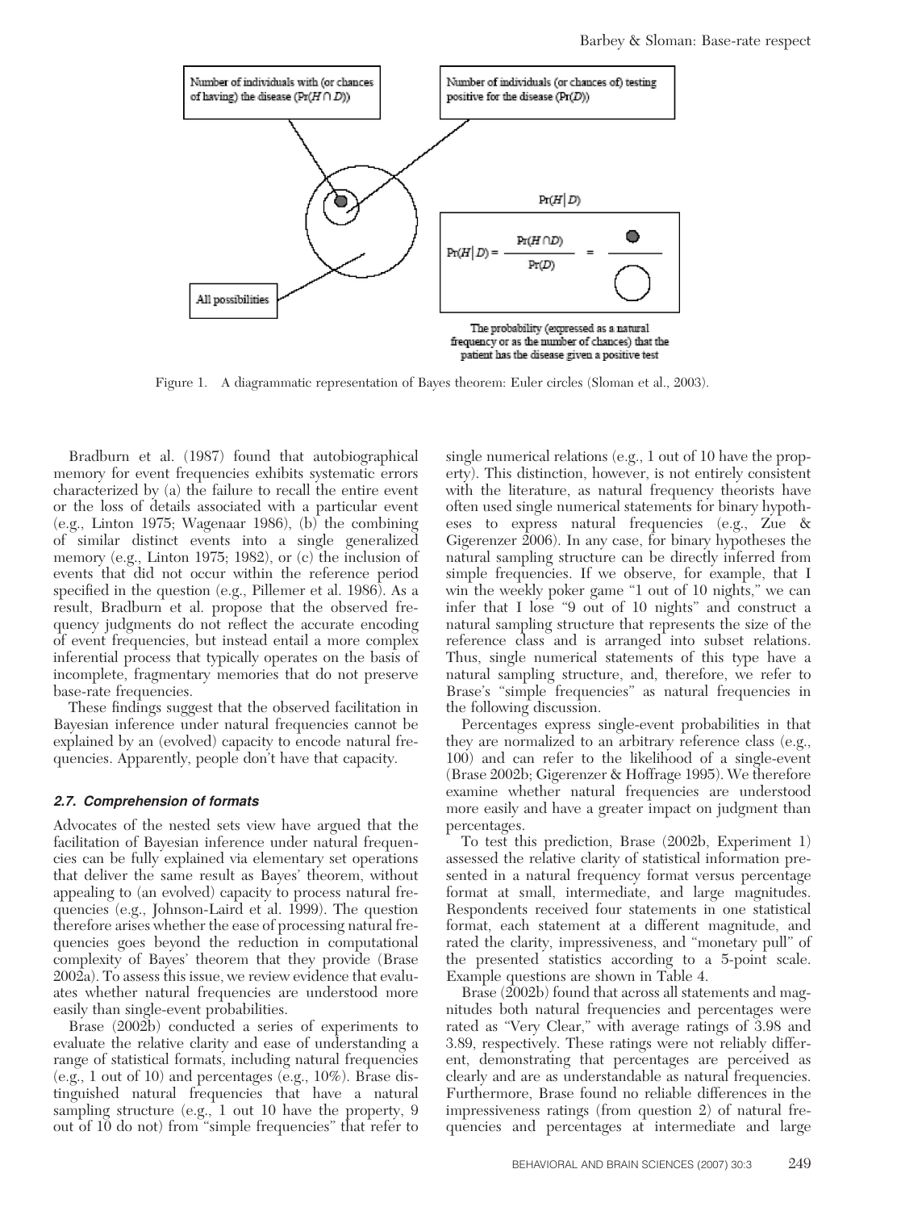Figure 1. A diagrammatic representation of Bayes theorem: Euler circles (Sloman et al., 2003).

Bradburn et al. (1987) found that autobiographical memory for event frequencies exhibits systematic errors characterized by (a) the failure to recall the entire event or the loss of details associated with a particular event (e.g., Linton 1975; Wagenaar 1986), (b) the combining of similar distinct events into a single generalized memory (e.g., Linton 1975; 1982), or (c) the inclusion of events that did not occur within the reference period specified in the question (e.g., Pillemer et al. 1986). As a result, Bradburn et al. propose that the observed frequency judgments do not reflect the accurate encoding of event frequencies, but instead entail a more complex inferential process that typically operates on the basis of incomplete, fragmentary memories that do not preserve base-rate frequencies.

These findings suggest that the observed facilitation in Bayesian inference under natural frequencies cannot be explained by an (evolved) capacity to encode natural frequencies. Apparently, people don't have that capacity.

### *2.7. Comprehension of formats*

Advocates of the nested sets view have argued that the facilitation of Bayesian inference under natural frequencies can be fully explained via elementary set operations that deliver the same result as Bayes' theorem, without appealing to (an evolved) capacity to process natural frequencies (e.g., Johnson-Laird et al. 1999). The question therefore arises whether the ease of processing natural frequencies goes beyond the reduction in computational complexity of Bayes' theorem that they provide (Brase 2002a). To assess this issue, we review evidence that evaluates whether natural frequencies are understood more easily than single-event probabilities.

Brase (2002b) conducted a series of experiments to evaluate the relative clarity and ease of understanding a range of statistical formats, including natural frequencies (e.g., 1 out of 10) and percentages (e.g., 10%). Brase distinguished natural frequencies that have a natural sampling structure (e.g., 1 out 10 have the property, 9 out of 10 do not) from "simple frequencies" that refer to single numerical relations (e.g., 1 out of 10 have the property). This distinction, however, is not entirely consistent with the literature, as natural frequency theorists have often used single numerical statements for binary hypotheses to express natural frequencies (e.g., Zue & Gigerenzer 2006). In any case, for binary hypotheses the natural sampling structure can be directly inferred from simple frequencies. If we observe, for example, that I win the weekly poker game "1 out of 10 nights," we can infer that I lose "9 out of 10 nights" and construct a natural sampling structure that represents the size of the reference class and is arranged into subset relations. Thus, single numerical statements of this type have a natural sampling structure, and, therefore, we refer to Brase's "simple frequencies" as natural frequencies in the following discussion.

Percentages express single-event probabilities in that they are normalized to an arbitrary reference class (e.g., 100) and can refer to the likelihood of a single-event (Brase 2002b; Gigerenzer & Hoffrage 1995). We therefore examine whether natural frequencies are understood more easily and have a greater impact on judgment than percentages.

To test this prediction, Brase (2002b, Experiment 1) assessed the relative clarity of statistical information presented in a natural frequency format versus percentage format at small, intermediate, and large magnitudes. Respondents received four statements in one statistical format, each statement at a different magnitude, and rated the clarity, impressiveness, and "monetary pull" of the presented statistics according to a 5-point scale. Example questions are shown in Table 4.

Brase (2002b) found that across all statements and magnitudes both natural frequencies and percentages were rated as "Very Clear," with average ratings of 3.98 and 3.89, respectively. These ratings were not reliably different, demonstrating that percentages are perceived as clearly and are as understandable as natural frequencies. Furthermore, Brase found no reliable differences in the impressiveness ratings (from question 2) of natural frequencies and percentages at intermediate and large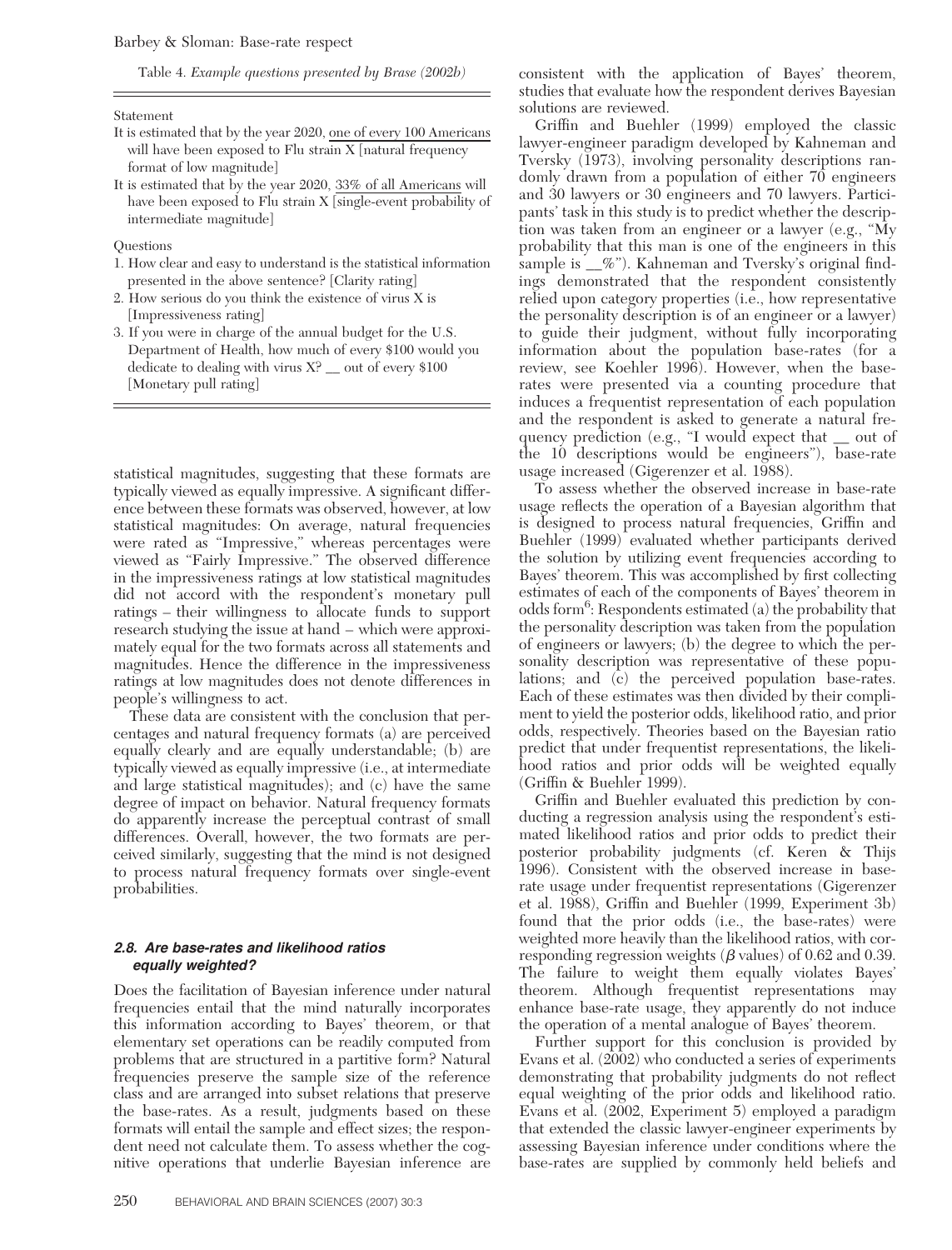Table 4. *Example questions presented by Brase (2002b)*

Statement

It is estimated that by the year 2020, one of every 100 Americans will have been exposed to Flu strain X [natural frequency format of low magnitude]

It is estimated that by the year 2020, 33% of all Americans will have been exposed to Flu strain X [single-event probability of intermediate magnitude]

Questions

1. How clear and easy to understand is the statistical information presented in the above sentence? [Clarity rating]
2. How serious do you think the existence of virus X is [Impressiveness rating]
3. If you were in charge of the annual budget for the U.S. Department of Health, how much of every $100 would you dedicate to dealing with virus X? __ out of every $100 [Monetary pull rating]

statistical magnitudes, suggesting that these formats are typically viewed as equally impressive. A significant difference between these formats was observed, however, at low statistical magnitudes: On average, natural frequencies were rated as "Impressive," whereas percentages were viewed as "Fairly Impressive." The observed difference in the impressiveness ratings at low statistical magnitudes did not accord with the respondent's monetary pull ratings – their willingness to allocate funds to support research studying the issue at hand – which were approximately equal for the two formats across all statements and magnitudes. Hence the difference in the impressiveness ratings at low magnitudes does not denote differences in people's willingness to act.

These data are consistent with the conclusion that percentages and natural frequency formats (a) are perceived equally clearly and are equally understandable; (b) are typically viewed as equally impressive (i.e., at intermediate and large statistical magnitudes); and (c) have the same degree of impact on behavior. Natural frequency formats do apparently increase the perceptual contrast of small differences. Overall, however, the two formats are perceived similarly, suggesting that the mind is not designed to process natural frequency formats over single-event probabilities.

### 2.8. Are base-rates and likelihood ratios equally weighted?

Does the facilitation of Bayesian inference under natural frequencies entail that the mind naturally incorporates this information according to Bayes' theorem, or that elementary set operations can be readily computed from problems that are structured in a partitive form? Natural frequencies preserve the sample size of the reference class and are arranged into subset relations that preserve the base-rates. As a result, judgments based on these formats will entail the sample and effect sizes; the respondent need not calculate them. To assess whether the cognitive operations that underlie Bayesian inference are consistent with the application of Bayes' theorem, studies that evaluate how the respondent derives Bayesian solutions are reviewed.

Griffin and Buehler (1999) employed the classic lawyer-engineer paradigm developed by Kahneman and Tversky (1973), involving personality descriptions randomly drawn from a population of either 70 engineers and 30 lawyers or 30 engineers and 70 lawyers. Participants' task in this study is to predict whether the description was taken from an engineer or a lawyer (e.g., "My probability that this man is one of the engineers in this sample is __%"). Kahneman and Tversky's original findings demonstrated that the respondent consistently relied upon category properties (i.e., how representative the personality description is of an engineer or a lawyer) to guide their judgment, without fully incorporating information about the population base-rates (for a review, see Koehler 1996). However, when the base-rates were presented via a counting procedure that induces a frequentist representation of each population and the respondent is asked to generate a natural frequency prediction (e.g., "I would expect that __ out of the 10 descriptions would be engineers"), base-rate usage increased (Gigerenzer et al. 1988).

To assess whether the observed increase in base-rate usage reflects the operation of a Bayesian algorithm that is designed to process natural frequencies, Griffin and Buehler (1999) evaluated whether participants derived the solution by utilizing event frequencies according to Bayes' theorem. This was accomplished by first collecting estimates of each of the components of Bayes' theorem in odds form[6]: Respondents estimated (a) the probability that the personality description was taken from the population of engineers or lawyers; (b) the degree to which the personality description was representative of these populations; and (c) the perceived population base-rates. Each of these estimates was then divided by their compliment to yield the posterior odds, likelihood ratio, and prior odds, respectively. Theories based on the Bayesian ratio predict that under frequentist representations, the likelihood ratios and prior odds will be weighted equally (Griffin & Buehler 1999).

Griffin and Buehler evaluated this prediction by conducting a regression analysis using the respondent's estimated likelihood ratios and prior odds to predict their posterior probability judgments (cf. Keren & Thijs 1996). Consistent with the observed increase in base-rate usage under frequentist representations (Gigerenzer et al. 1988), Griffin and Buehler (1999, Experiment 3b) found that the prior odds (i.e., the base-rates) were weighted more heavily than the likelihood ratios, with corresponding regression weights ($\beta$ values) of 0.62 and 0.39. The failure to weight them equally violates Bayes' theorem. Although frequentist representations may enhance base-rate usage, they apparently do not induce the operation of a mental analogue of Bayes' theorem.

Further support for this conclusion is provided by Evans et al. (2002) who conducted a series of experiments demonstrating that probability judgments do not reflect equal weighting of the prior odds and likelihood ratio. Evans et al. (2002, Experiment 5) employed a paradigm that extended the classic lawyer-engineer experiments by assessing Bayesian inference under conditions where the base-rates are supplied by commonly held beliefs and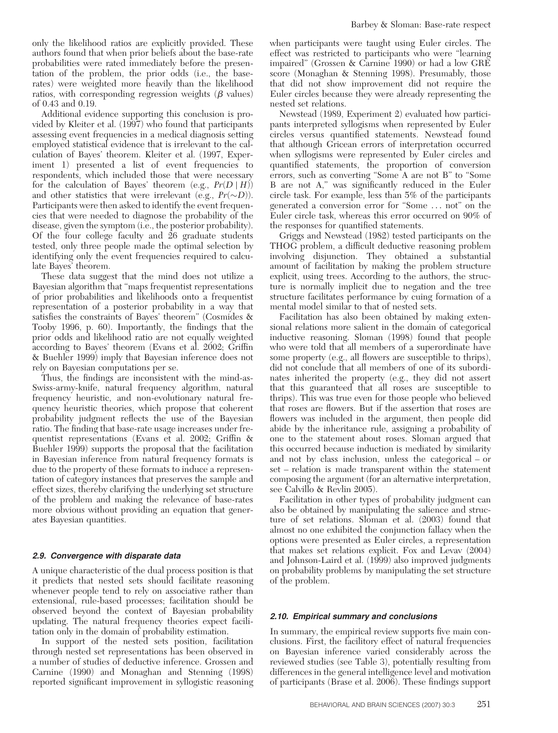only the likelihood ratios are explicitly provided. These authors found that when prior beliefs about the base-rate probabilities were rated immediately before the presentation of the problem, the prior odds (i.e., the base-rates) were weighted more heavily than the likelihood ratios, with corresponding regression weights ($\beta$ values) of 0.43 and 0.19.

Additional evidence supporting this conclusion is provided by Kleiter et al. (1997) who found that participants assessing event frequencies in a medical diagnosis setting employed statistical evidence that is irrelevant to the calculation of Bayes' theorem. Kleiter et al. (1997, Experiment 1) presented a list of event frequencies to respondents, which included those that were necessary for the calculation of Bayes' theorem (e.g., $Pr(D \mid H)$) and other statistics that were irrelevant (e.g., $Pr(\sim D)$). Participants were then asked to identify the event frequencies that were needed to diagnose the probability of the disease, given the symptom (i.e., the posterior probability). Of the four college faculty and 26 graduate students tested, only three people made the optimal selection by identifying only the event frequencies required to calculate Bayes' theorem.

These data suggest that the mind does not utilize a Bayesian algorithm that "maps frequentist representations of prior probabilities and likelihoods onto a frequentist representation of a posterior probability in a way that satisfies the constraints of Bayes' theorem" (Cosmides & Tooby 1996, p. 60). Importantly, the findings that the prior odds and likelihood ratio are not equally weighted according to Bayes' theorem (Evans et al. 2002; Griffin & Buehler 1999) imply that Bayesian inference does not rely on Bayesian computations per se.

Thus, the findings are inconsistent with the mind-as-Swiss-army-knife, natural frequency algorithm, natural frequency heuristic, and non-evolutionary natural frequency heuristic theories, which propose that coherent probability judgment reflects the use of the Bayesian ratio. The finding that base-rate usage increases under frequentist representations (Evans et al. 2002; Griffin & Buehler 1999) supports the proposal that the facilitation in Bayesian inference from natural frequency formats is due to the property of these formats to induce a representation of category instances that preserves the sample and effect sizes, thereby clarifying the underlying set structure of the problem and making the relevance of base-rates more obvious without providing an equation that generates Bayesian quantities.

### *2.9. Convergence with disparate data*

A unique characteristic of the dual process position is that it predicts that nested sets should facilitate reasoning whenever people tend to rely on associative rather than extensional, rule-based processes; facilitation should be observed beyond the context of Bayesian probability updating. The natural frequency theories expect facilitation only in the domain of probability estimation.

In support of the nested sets position, facilitation through nested set representations has been observed in a number of studies of deductive inference. Grossen and Carnine (1990) and Monaghan and Stenning (1998) reported significant improvement in syllogistic reasoning when participants were taught using Euler circles. The effect was restricted to participants who were "learning impaired" (Grossen & Carnine 1990) or had a low GRE score (Monaghan & Stenning 1998). Presumably, those that did not show improvement did not require the Euler circles because they were already representing the nested set relations.

Newstead (1989, Experiment 2) evaluated how participants interpreted syllogisms when represented by Euler circles versus quantified statements. Newstead found that although Gricean errors of interpretation occurred when syllogisms were represented by Euler circles and quantified statements, the proportion of conversion errors, such as converting "Some A are not B" to "Some B are not A," was significantly reduced in the Euler circle task. For example, less than 5% of the participants generated a conversion error for "Some … not" on the Euler circle task, whereas this error occurred on 90% of the responses for quantified statements.

Griggs and Newstead (1982) tested participants on the THOG problem, a difficult deductive reasoning problem involving disjunction. They obtained a substantial amount of facilitation by making the problem structure explicit, using trees. According to the authors, the structure is normally implicit due to negation and the tree structure facilitates performance by cuing formation of a mental model similar to that of nested sets.

Facilitation has also been obtained by making extensional relations more salient in the domain of categorical inductive reasoning. Sloman (1998) found that people who were told that all members of a superordinate have some property (e.g., all flowers are susceptible to thrips), did not conclude that all members of one of its subordinates inherited the property (e.g., they did not assert that this guaranteed that all roses are susceptible to thrips). This was true even for those people who believed that roses are flowers. But if the assertion that roses are flowers was included in the argument, then people did abide by the inheritance rule, assigning a probability of one to the statement about roses. Sloman argued that this occurred because induction is mediated by similarity and not by class inclusion, unless the categorical – or set – relation is made transparent within the statement composing the argument (for an alternative interpretation, see Calvillo & Revlin 2005).

Facilitation in other types of probability judgment can also be obtained by manipulating the salience and structure of set relations. Sloman et al. (2003) found that almost no one exhibited the conjunction fallacy when the options were presented as Euler circles, a representation that makes set relations explicit. Fox and Levav (2004) and Johnson-Laird et al. (1999) also improved judgments on probability problems by manipulating the set structure of the problem.

### *2.10. Empirical summary and conclusions*

In summary, the empirical review supports five main conclusions. First, the facilitory effect of natural frequencies on Bayesian inference varied considerably across the reviewed studies (see Table 3), potentially resulting from differences in the general intelligence level and motivation of participants (Brase et al. 2006). These findings support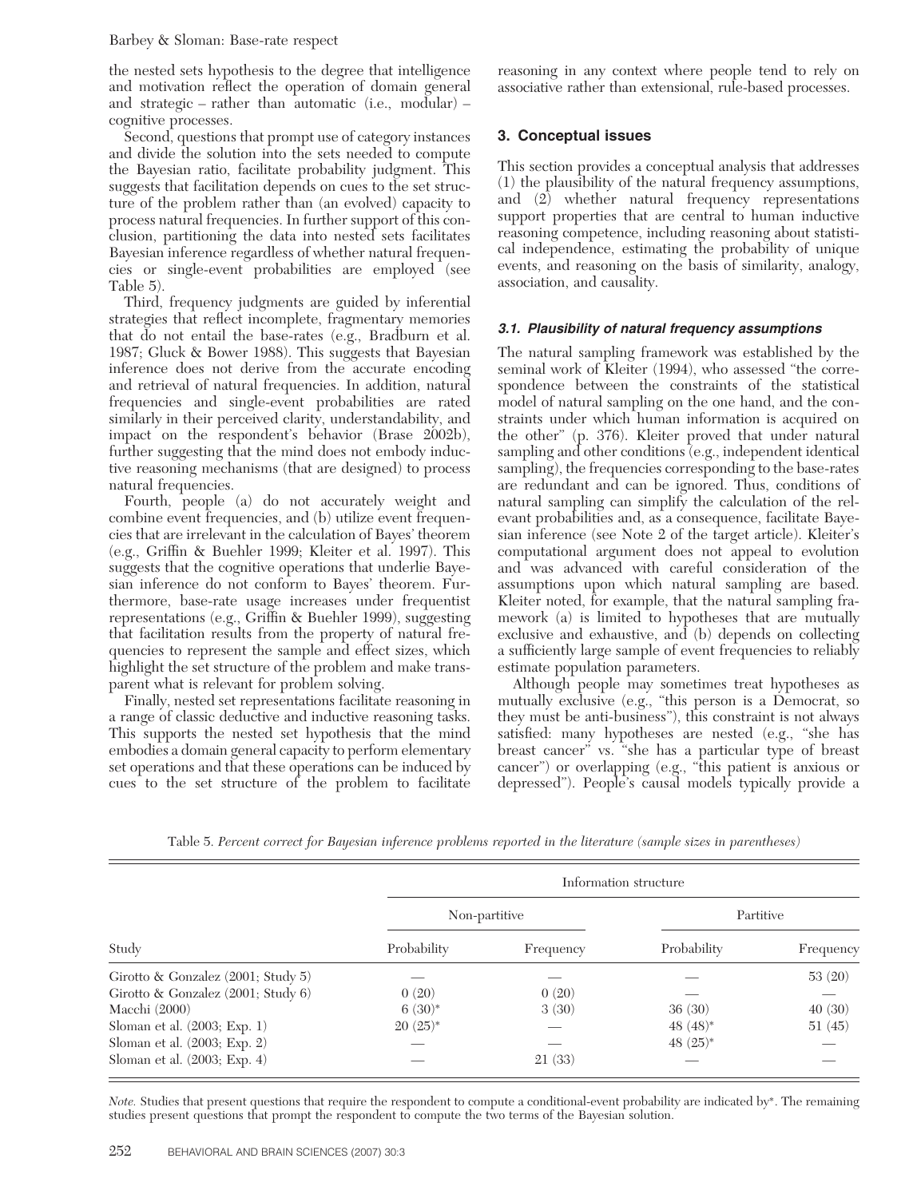the nested sets hypothesis to the degree that intelligence and motivation reflect the operation of domain general and strategic – rather than automatic (i.e., modular) – cognitive processes.

Second, questions that prompt use of category instances and divide the solution into the sets needed to compute the Bayesian ratio, facilitate probability judgment. This suggests that facilitation depends on cues to the set structure of the problem rather than (an evolved) capacity to process natural frequencies. In further support of this conclusion, partitioning the data into nested sets facilitates Bayesian inference regardless of whether natural frequencies or single-event probabilities are employed (see Table 5).

Third, frequency judgments are guided by inferential strategies that reflect incomplete, fragmentary memories that do not entail the base-rates (e.g., Bradburn et al. 1987; Gluck & Bower 1988). This suggests that Bayesian inference does not derive from the accurate encoding and retrieval of natural frequencies. In addition, natural frequencies and single-event probabilities are rated similarly in their perceived clarity, understandability, and impact on the respondent's behavior (Brase 2002b), further suggesting that the mind does not embody inductive reasoning mechanisms (that are designed) to process natural frequencies.

Fourth, people (a) do not accurately weight and combine event frequencies, and (b) utilize event frequencies that are irrelevant in the calculation of Bayes' theorem (e.g., Griffin & Buehler 1999; Kleiter et al. 1997). This suggests that the cognitive operations that underlie Bayesian inference do not conform to Bayes' theorem. Furthermore, base-rate usage increases under frequentist representations (e.g., Griffin & Buehler 1999), suggesting that facilitation results from the property of natural frequencies to represent the sample and effect sizes, which highlight the set structure of the problem and make transparent what is relevant for problem solving.

Finally, nested set representations facilitate reasoning in a range of classic deductive and inductive reasoning tasks. This supports the nested set hypothesis that the mind embodies a domain general capacity to perform elementary set operations and that these operations can be induced by cues to the set structure of the problem to facilitate reasoning in any context where people tend to rely on associative rather than extensional, rule-based processes.

## 3. Conceptual issues

This section provides a conceptual analysis that addresses (1) the plausibility of the natural frequency assumptions, and (2) whether natural frequency representations support properties that are central to human inductive reasoning competence, including reasoning about statistical independence, estimating the probability of unique events, and reasoning on the basis of similarity, analogy, association, and causality.

### 3.1. Plausibility of natural frequency assumptions

The natural sampling framework was established by the seminal work of Kleiter (1994), who assessed "the correspondence between the constraints of the statistical model of natural sampling on the one hand, and the constraints under which human information is acquired on the other" (p. 376). Kleiter proved that under natural sampling and other conditions (e.g., independent identical sampling), the frequencies corresponding to the base-rates are redundant and can be ignored. Thus, conditions of natural sampling can simplify the calculation of the relevant probabilities and, as a consequence, facilitate Bayesian inference (see Note 2 of the target article). Kleiter's computational argument does not appeal to evolution and was advanced with careful consideration of the assumptions upon which natural sampling are based. Kleiter noted, for example, that the natural sampling framework (a) is limited to hypotheses that are mutually exclusive and exhaustive, and (b) depends on collecting a sufficiently large sample of event frequencies to reliably estimate population parameters.

Although people may sometimes treat hypotheses as mutually exclusive (e.g., "this person is a Democrat, so they must be anti-business"), this constraint is not always satisfied: many hypotheses are nested (e.g., "she has breast cancer" vs. "she has a particular type of breast cancer") or overlapping (e.g., "this patient is anxious or depressed"). People's causal models typically provide a

Table 5. *Percent correct for Bayesian inference problems reported in the literature (sample sizes in parentheses)*

| | Information structure | | | |
|---|---|---|---|---|
| | Non-partitive | | Partitive | |
| Study | Probability | Frequency | Probability | Frequency |
| Girotto & Gonzalez (2001; Study 5) | — | — | — | 53 (20) |
| Girotto & Gonzalez (2001; Study 6) | 0 (20) | 0 (20) | — | — |
| Macchi (2000) | 6 (30)* | 3 (30) | 36 (30) | 40 (30) |
| Sloman et al. (2003; Exp. 1) | 20 (25)* | — | 48 (48)* | 51 (45) |
| Sloman et al. (2003; Exp. 2) | — | — | 48 (25)* | — |
| Sloman et al. (2003; Exp. 4) | — | 21 (33) | — | — |

*Note.* Studies that present questions that require the respondent to compute a conditional-event probability are indicated by*. The remaining studies present questions that prompt the respondent to compute the two terms of the Bayesian solution.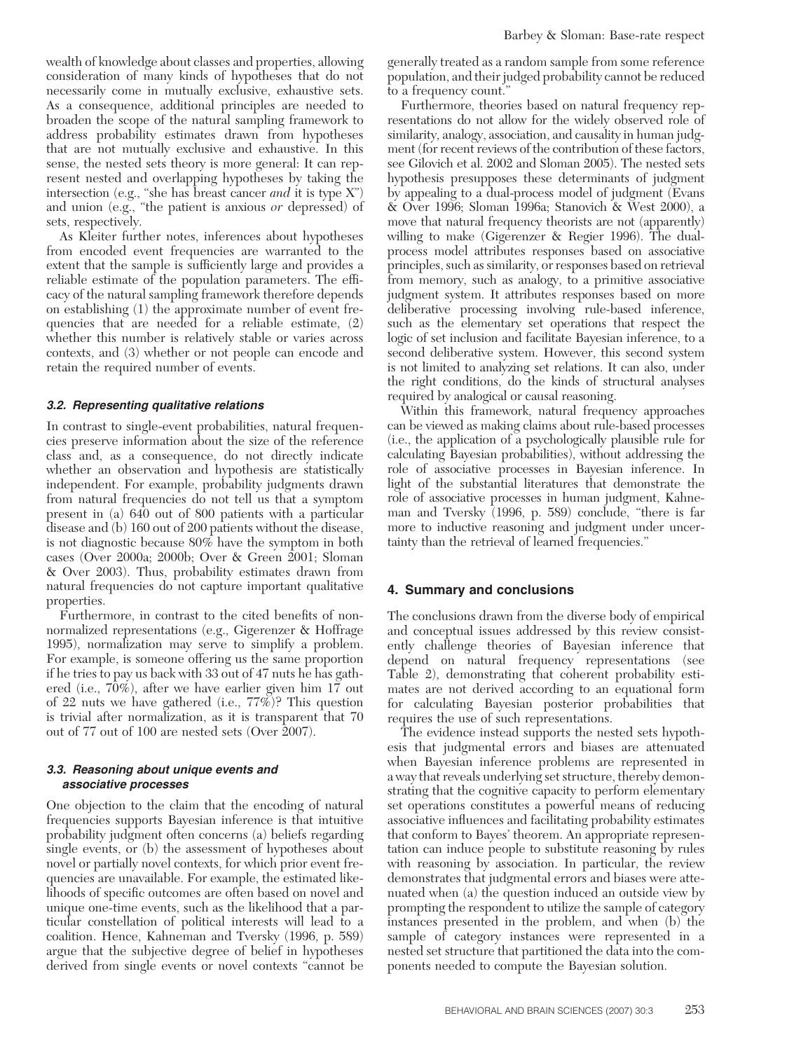wealth of knowledge about classes and properties, allowing consideration of many kinds of hypotheses that do not necessarily come in mutually exclusive, exhaustive sets. As a consequence, additional principles are needed to broaden the scope of the natural sampling framework to address probability estimates drawn from hypotheses that are not mutually exclusive and exhaustive. In this sense, the nested sets theory is more general: It can represent nested and overlapping hypotheses by taking the intersection (e.g., "she has breast cancer *and* it is type X") and union (e.g., "the patient is anxious *or* depressed) of sets, respectively.

As Kleiter further notes, inferences about hypotheses from encoded event frequencies are warranted to the extent that the sample is sufficiently large and provides a reliable estimate of the population parameters. The efficacy of the natural sampling framework therefore depends on establishing (1) the approximate number of event frequencies that are needed for a reliable estimate, (2) whether this number is relatively stable or varies across contexts, and (3) whether or not people can encode and retain the required number of events.

### 3.2. Representing qualitative relations

In contrast to single-event probabilities, natural frequencies preserve information about the size of the reference class and, as a consequence, do not directly indicate whether an observation and hypothesis are statistically independent. For example, probability judgments drawn from natural frequencies do not tell us that a symptom present in (a) 640 out of 800 patients with a particular disease and (b) 160 out of 200 patients without the disease, is not diagnostic because 80% have the symptom in both cases (Over 2000a; 2000b; Over & Green 2001; Sloman & Over 2003). Thus, probability estimates drawn from natural frequencies do not capture important qualitative properties.

Furthermore, in contrast to the cited benefits of nonnormalized representations (e.g., Gigerenzer & Hoffrage 1995), normalization may serve to simplify a problem. For example, is someone offering us the same proportion if he tries to pay us back with 33 out of 47 nuts he has gathered (i.e., 70%), after we have earlier given him 17 out of 22 nuts we have gathered (i.e., 77%)? This question is trivial after normalization, as it is transparent that 70 out of 77 out of 100 are nested sets (Over 2007).

### 3.3. Reasoning about unique events and associative processes

One objection to the claim that the encoding of natural frequencies supports Bayesian inference is that intuitive probability judgment often concerns (a) beliefs regarding single events, or (b) the assessment of hypotheses about novel or partially novel contexts, for which prior event frequencies are unavailable. For example, the estimated likelihoods of specific outcomes are often based on novel and unique one-time events, such as the likelihood that a particular constellation of political interests will lead to a coalition. Hence, Kahneman and Tversky (1996, p. 589) argue that the subjective degree of belief in hypotheses derived from single events or novel contexts "cannot be generally treated as a random sample from some reference population, and their judged probability cannot be reduced to a frequency count."

Furthermore, theories based on natural frequency representations do not allow for the widely observed role of similarity, analogy, association, and causality in human judgment (for recent reviews of the contribution of these factors, see Gilovich et al. 2002 and Sloman 2005). The nested sets hypothesis presupposes these determinants of judgment by appealing to a dual-process model of judgment (Evans & Over 1996; Sloman 1996a; Stanovich & West 2000), a move that natural frequency theorists are not (apparently) willing to make (Gigerenzer & Regier 1996). The dual-process model attributes responses based on associative principles, such as similarity, or responses based on retrieval from memory, such as analogy, to a primitive associative judgment system. It attributes responses based on more deliberative processing involving rule-based inference, such as the elementary set operations that respect the logic of set inclusion and facilitate Bayesian inference, to a second deliberative system. However, this second system is not limited to analyzing set relations. It can also, under the right conditions, do the kinds of structural analyses required by analogical or causal reasoning.

Within this framework, natural frequency approaches can be viewed as making claims about rule-based processes (i.e., the application of a psychologically plausible rule for calculating Bayesian probabilities), without addressing the role of associative processes in Bayesian inference. In light of the substantial literatures that demonstrate the role of associative processes in human judgment, Kahneman and Tversky (1996, p. 589) conclude, "there is far more to inductive reasoning and judgment under uncertainty than the retrieval of learned frequencies."

## 4. Summary and conclusions

The conclusions drawn from the diverse body of empirical and conceptual issues addressed by this review consistently challenge theories of Bayesian inference that depend on natural frequency representations (see Table 2), demonstrating that coherent probability estimates are not derived according to an equational form for calculating Bayesian posterior probabilities that requires the use of such representations.

The evidence instead supports the nested sets hypothesis that judgmental errors and biases are attenuated when Bayesian inference problems are represented in a way that reveals underlying set structure, thereby demonstrating that the cognitive capacity to perform elementary set operations constitutes a powerful means of reducing associative influences and facilitating probability estimates that conform to Bayes' theorem. An appropriate representation can induce people to substitute reasoning by rules with reasoning by association. In particular, the review demonstrates that judgmental errors and biases were attenuated when (a) the question induced an outside view by prompting the respondent to utilize the sample of category instances presented in the problem, and when (b) the sample of category instances were represented in a nested set structure that partitioned the data into the components needed to compute the Bayesian solution.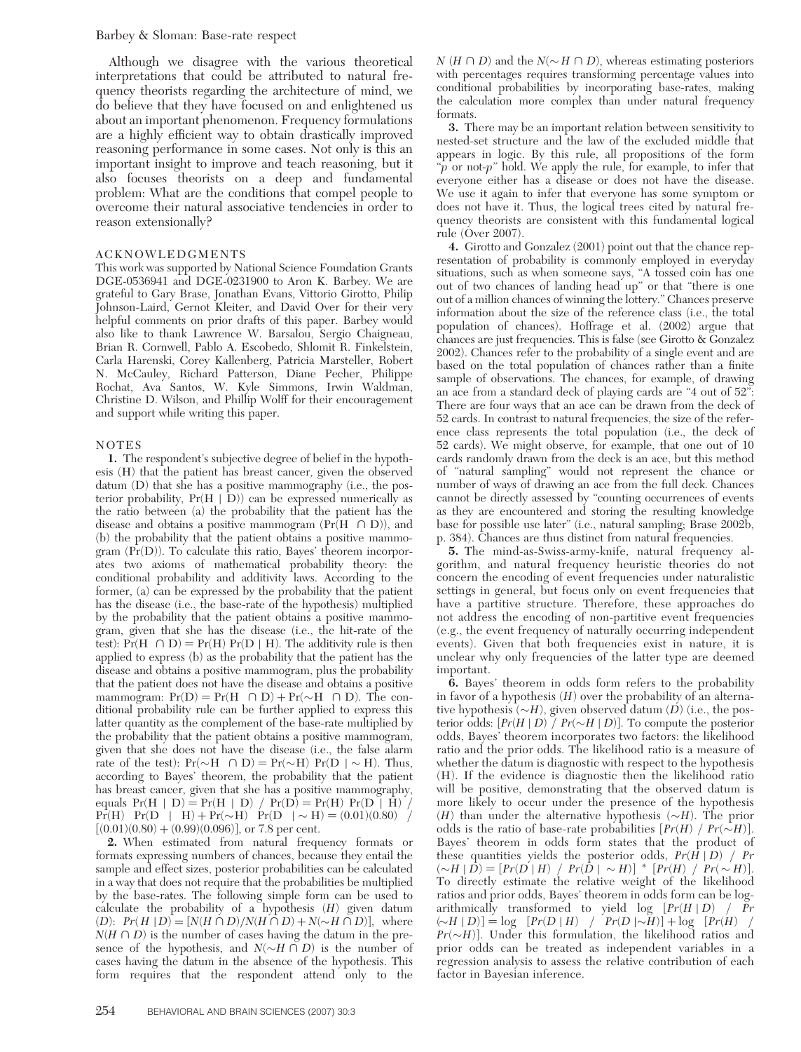Although we disagree with the various theoretical interpretations that could be attributed to natural frequency theorists regarding the architecture of mind, we do believe that they have focused on and enlightened us about an important phenomenon. Frequency formulations are a highly efficient way to obtain drastically improved reasoning performance in some cases. Not only is this an important insight to improve and teach reasoning, but it also focuses theorists on a deep and fundamental problem: What are the conditions that compel people to overcome their natural associative tendencies in order to reason extensionally?

## ACKNOWLEDGMENTS

This work was supported by National Science Foundation Grants DGE-0536941 and DGE-0231900 to Aron K. Barbey. We are grateful to Gary Brase, Jonathan Evans, Vittorio Girotto, Philip Johnson-Laird, Gernot Kleiter, and David Over for their very helpful comments on prior drafts of this paper. Barbey would also like to thank Lawrence W. Barsalou, Sergio Chaigneau, Brian R. Cornwell, Pablo A. Escobedo, Shlomit R. Finkelstein, Carla Harenski, Corey Kallenberg, Patricia Marsteller, Robert N. McCauley, Richard Patterson, Diane Pecher, Philippe Rochat, Ava Santos, W. Kyle Simmons, Irwin Waldman, Christine D. Wilson, and Phillip Wolff for their encouragement and support while writing this paper.

## NOTES

**1.** The respondent's subjective degree of belief in the hypothesis (H) that the patient has breast cancer, given the observed datum (D) that she has a positive mammography (i.e., the posterior probability, $Pr(H \mid D)$) can be expressed numerically as the ratio between (a) the probability that the patient has the disease and obtains a positive mammogram ($Pr(H \cap D)$), and (b) the probability that the patient obtains a positive mammogram ($Pr(D)$). To calculate this ratio, Bayes' theorem incorporates two axioms of mathematical probability theory: the conditional probability and additivity laws. According to the former, (a) can be expressed by the probability that the patient has the disease (i.e., the base-rate of the hypothesis) multiplied by the probability that the patient obtains a positive mammogram, given that she has the disease (i.e., the hit-rate of the test): $Pr(H \cap D) = Pr(H)\, Pr(D \mid H)$. The additivity rule is then applied to express (b) as the probability that the patient has the disease and obtains a positive mammogram, plus the probability that the patient does not have the disease and obtains a positive mammogram: $Pr(D) = Pr(H \cap D) + Pr(\sim H \cap D)$. The conditional probability rule can be further applied to express this latter quantity as the complement of the base-rate multiplied by the probability that the patient obtains a positive mammogram, given that she does not have the disease (i.e., the false alarm rate of the test): $Pr(\sim H \cap D) = Pr(\sim H)\, Pr(D \mid \sim H)$. Thus, according to Bayes' theorem, the probability that the patient has breast cancer, given that she has a positive mammography, equals $Pr(H \mid D) = Pr(H \mid D) / Pr(D) = Pr(H)\, Pr(D \mid H) / Pr(H)\, Pr(D \mid H) + Pr(\sim H)\, Pr(D \mid \sim H) = (0.01)(0.80) / [(0.01)(0.80) + (0.99)(0.096)]$, or 7.8 per cent.

**2.** When estimated from natural frequency formats or formats expressing numbers of chances, because they entail the sample and effect sizes, posterior probabilities can be calculated in a way that does not require that the probabilities be multiplied by the base-rates. The following simple form can be used to calculate the probability of a hypothesis ($H$) given datum ($D$): $Pr(H \mid D) = [N(H \cap D)/N(H \cap D) + N(\sim H \cap D)]$, where $N(H \cap D)$ is the number of cases having the datum in the presence of the hypothesis, and $N(\sim H \cap D)$ is the number of cases having the datum in the absence of the hypothesis. This form requires that the respondent attend only to the $N(H \cap D)$ and the $N(\sim H \cap D)$, whereas estimating posteriors with percentages requires transforming percentage values into conditional probabilities by incorporating base-rates, making the calculation more complex than under natural frequency formats.

**3.** There may be an important relation between sensitivity to nested-set structure and the law of the excluded middle that appears in logic. By this rule, all propositions of the form "$p$ or not-$p$" hold. We apply the rule, for example, to infer that everyone either has a disease or does not have the disease. We use it again to infer that everyone has some symptom or does not have it. Thus, the logical trees cited by natural frequency theorists are consistent with this fundamental logical rule (Over 2007).

**4.** Girotto and Gonzalez (2001) point out that the chance representation of probability is commonly employed in everyday situations, such as when someone says, "A tossed coin has one out of two chances of landing head up" or that "there is one out of a million chances of winning the lottery." Chances preserve information about the size of the reference class (i.e., the total population of chances). Hoffrage et al. (2002) argue that chances are just frequencies. This is false (see Girotto & Gonzalez 2002). Chances refer to the probability of a single event and are based on the total population of chances rather than a finite sample of observations. The chances, for example, of drawing an ace from a standard deck of playing cards are "4 out of 52": There are four ways that an ace can be drawn from the deck of 52 cards. In contrast to natural frequencies, the size of the reference class represents the total population (i.e., the deck of 52 cards). We might observe, for example, that one out of 10 cards randomly drawn from the deck is an ace, but this method of "natural sampling" would not represent the chance or number of ways of drawing an ace from the full deck. Chances cannot be directly assessed by "counting occurrences of events as they are encountered and storing the resulting knowledge base for possible use later" (i.e., natural sampling; Brase 2002b, p. 384). Chances are thus distinct from natural frequencies.

**5.** The mind-as-Swiss-army-knife, natural frequency algorithm, and natural frequency heuristic theories do not concern the encoding of event frequencies under naturalistic settings in general, but focus only on event frequencies that have a partitive structure. Therefore, these approaches do not address the encoding of non-partitive event frequencies (e.g., the event frequency of naturally occurring independent events). Given that both frequencies exist in nature, it is unclear why only frequencies of the latter type are deemed important.

**6.** Bayes' theorem in odds form refers to the probability in favor of a hypothesis ($H$) over the probability of an alternative hypothesis ($\sim H$), given observed datum ($D$) (i.e., the posterior odds: $[Pr(H \mid D) / Pr(\sim H \mid D)]$. To compute the posterior odds, Bayes' theorem incorporates two factors: the likelihood ratio and the prior odds. The likelihood ratio is a measure of whether the datum is diagnostic with respect to the hypothesis (H). If the evidence is diagnostic then the likelihood ratio will be positive, demonstrating that the observed datum is more likely to occur under the presence of the hypothesis ($H$) than under the alternative hypothesis ($\sim H$). The prior odds is the ratio of base-rate probabilities $[Pr(H) / Pr(\sim H)]$. Bayes' theorem in odds form states that the product of these quantities yields the posterior odds, $Pr(H \mid D) / Pr(\sim H \mid D) = [Pr(D \mid H) / Pr(D \mid \sim H)] * [Pr(H) / Pr(\sim H)]$. To directly estimate the relative weight of the likelihood ratios and prior odds, Bayes' theorem in odds form can be logarithmically transformed to yield $\log\, [Pr(H \mid D) / Pr(\sim H \mid D)] = \log\, [Pr(D \mid H) / Pr(D \mid \sim H)] + \log\, [Pr(H) / Pr(\sim H)]$. Under this formulation, the likelihood ratios and prior odds can be treated as independent variables in a regression analysis to assess the relative contribution of each factor in Bayesian inference.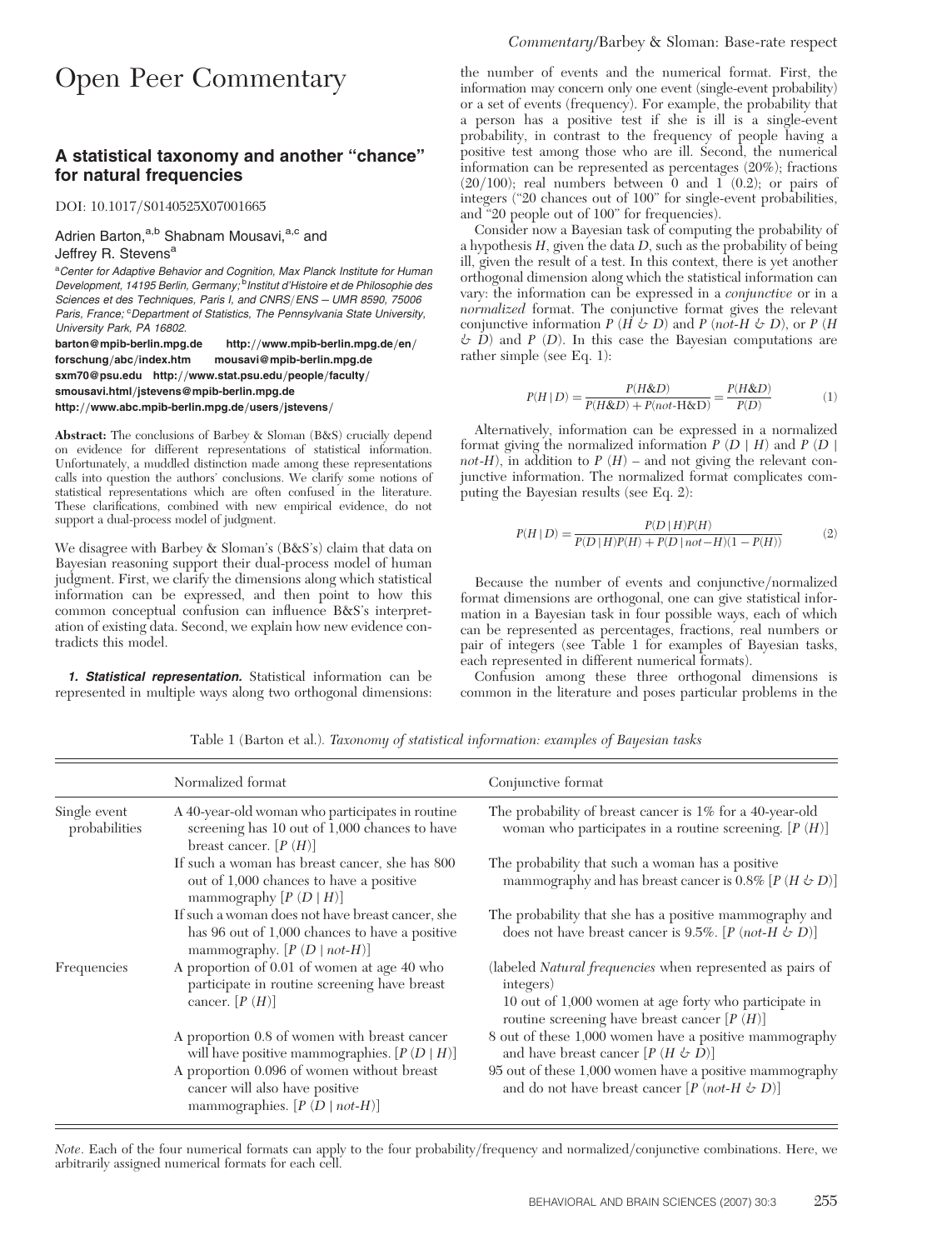# Open Peer Commentary

## A statistical taxonomy and another "chance" for natural frequencies

DOI: 10.1017/S0140525X07001665

Adrien Barton,[a,b] Shabnam Mousavi,[a,c] and Jeffrey R. Stevens[a]

[a]*Center for Adaptive Behavior and Cognition, Max Planck Institute for Human Development, 14195 Berlin, Germany;* [b]*Institut d'Histoire et de Philosophie des Sciences et des Techniques, Paris I, and CNRS/ENS – UMR 8590, 75006 Paris, France;* [c]*Department of Statistics, The Pennsylvania State University, University Park, PA 16802.*

**barton@mpib-berlin.mpg.de http://www.mpib-berlin.mpg.de/en/forschung/abc/index.htm mousavi@mpib-berlin.mpg.de sxm70@psu.edu http://www.stat.psu.edu/people/faculty/smousavi.html/jstevens@mpib-berlin.mpg.de http://www.abc.mpib-berlin.mpg.de/users/jstevens/**

**Abstract:** The conclusions of Barbey & Sloman (B&S) crucially depend on evidence for different representations of statistical information. Unfortunately, a muddled distinction made among these representations calls into question the authors' conclusions. We clarify some notions of statistical representations which are often confused in the literature. These clarifications, combined with new empirical evidence, do not support a dual-process model of judgment.

We disagree with Barbey & Sloman's (B&S's) claim that data on Bayesian reasoning support their dual-process model of human judgment. First, we clarify the dimensions along which statistical information can be expressed, and then point to how this common conceptual confusion can influence B&S's interpretation of existing data. Second, we explain how new evidence contradicts this model.

***1. Statistical representation.*** Statistical information can be represented in multiple ways along two orthogonal dimensions: the number of events and the numerical format. First, the information may concern only one event (single-event probability) or a set of events (frequency). For example, the probability that a person has a positive test if she is ill is a single-event probability, in contrast to the frequency of people having a positive test among those who are ill. Second, the numerical information can be represented as percentages (20%); fractions (20/100); real numbers between 0 and 1 (0.2); or pairs of integers ("20 chances out of 100" for single-event probabilities, and "20 people out of 100" for frequencies).

Consider now a Bayesian task of computing the probability of a hypothesis $H$, given the data $D$, such as the probability of being ill, given the result of a test. In this context, there is yet another orthogonal dimension along which the statistical information can vary: the information can be expressed in a *conjunctive* or in a *normalized* format. The conjunctive format gives the relevant conjunctive information $P(H \& D)$ and $P(\textit{not-}H \& D)$, or $P(H \& D)$ and $P(D)$. In this case the Bayesian computations are rather simple (see Eq. 1):

$$P(H \mid D) = \frac{P(H\&D)}{P(H\&D) + P(\textit{not-}H\&D)} = \frac{P(H\&D)}{P(D)} \tag{1}$$

Alternatively, information can be expressed in a normalized format giving the normalized information $P(D \mid H)$ and $P(D \mid \textit{not-}H)$, in addition to $P(H)$ – and not giving the relevant conjunctive information. The normalized format complicates computing the Bayesian results (see Eq. 2):

$$P(H \mid D) = \frac{P(D \mid H)P(H)}{P(D \mid H)P(H) + P(D \mid not-H)(1 - P(H))} \tag{2}$$

Because the number of events and conjunctive/normalized format dimensions are orthogonal, one can give statistical information in a Bayesian task in four possible ways, each of which can be represented as percentages, fractions, real numbers or pair of integers (see Table 1 for examples of Bayesian tasks, each represented in different numerical formats).

Confusion among these three orthogonal dimensions is common in the literature and poses particular problems in the

Table 1 (Barton et al.). *Taxonomy of statistical information: examples of Bayesian tasks*

| | Normalized format | Conjunctive format |
|---|---|---|
| Single event probabilities | A 40-year-old woman who participates in routine screening has 10 out of 1,000 chances to have breast cancer. [$P(H)$] | The probability of breast cancer is 1% for a 40-year-old woman who participates in a routine screening. [$P(H)$] |
| | If such a woman has breast cancer, she has 800 out of 1,000 chances to have a positive mammography [$P(D \mid H)$] | The probability that such a woman has a positive mammography and has breast cancer is 0.8% [$P(H \& D)$] |
| | If such a woman does not have breast cancer, she has 96 out of 1,000 chances to have a positive mammography. [$P(D \mid \textit{not-}H)$] | The probability that she has a positive mammography and does not have breast cancer is 9.5%. [$P(\textit{not-}H \& D)$] |
| Frequencies | A proportion of 0.01 of women at age 40 who participate in routine screening have breast cancer. [$P(H)$] | (labeled *Natural frequencies* when represented as pairs of integers) 10 out of 1,000 women at age forty who participate in routine screening have breast cancer [$P(H)$] |
| | A proportion 0.8 of women with breast cancer will have positive mammographies. [$P(D \mid H)$] | 8 out of these 1,000 women have a positive mammography and have breast cancer [$P(H \& D)$] |
| | A proportion 0.096 of women without breast cancer will also have positive mammographies. [$P(D \mid \textit{not-}H)$] | 95 out of these 1,000 women have a positive mammography and do not have breast cancer [$P(\textit{not-}H \& D)$] |

*Note*. Each of the four numerical formats can apply to the four probability/frequency and normalized/conjunctive combinations. Here, we arbitrarily assigned numerical formats for each cell.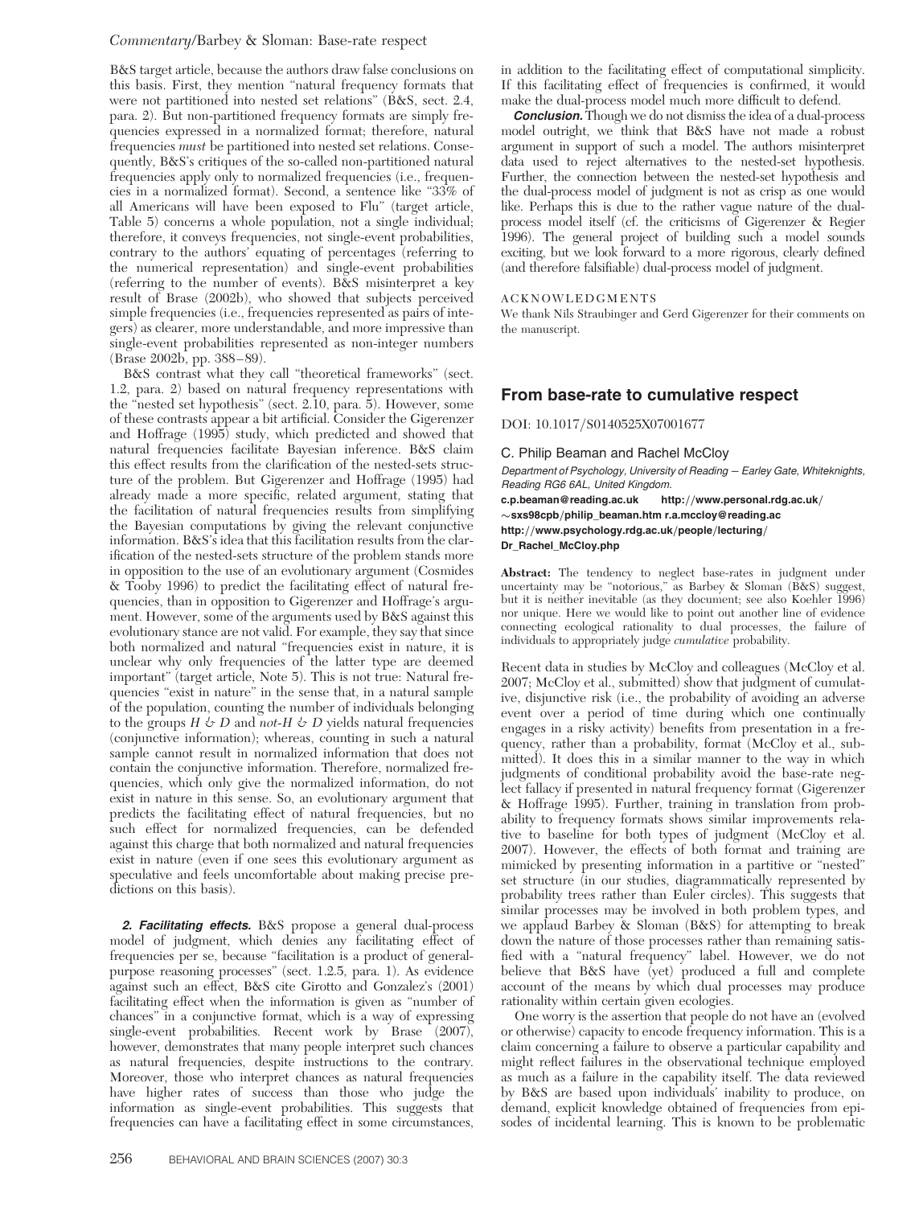B&S target article, because the authors draw false conclusions on this basis. First, they mention "natural frequency formats that were not partitioned into nested set relations" (B&S, sect. 2.4, para. 2). But non-partitioned frequency formats are simply frequencies expressed in a normalized format; therefore, natural frequencies *must* be partitioned into nested set relations. Consequently, B&S's critiques of the so-called non-partitioned natural frequencies apply only to normalized frequencies (i.e., frequencies in a normalized format). Second, a sentence like "33% of all Americans will have been exposed to Flu" (target article, Table 5) concerns a whole population, not a single individual; therefore, it conveys frequencies, not single-event probabilities, contrary to the authors' equating of percentages (referring to the numerical representation) and single-event probabilities (referring to the number of events). B&S misinterpret a key result of Brase (2002b), who showed that subjects perceived simple frequencies (i.e., frequencies represented as pairs of integers) as clearer, more understandable, and more impressive than single-event probabilities represented as non-integer numbers (Brase 2002b, pp. 388–89).

B&S contrast what they call "theoretical frameworks" (sect. 1.2, para. 2) based on natural frequency representations with the "nested set hypothesis" (sect. 2.10, para. 5). However, some of these contrasts appear a bit artificial. Consider the Gigerenzer and Hoffrage (1995) study, which predicted and showed that natural frequencies facilitate Bayesian inference. B&S claim this effect results from the clarification of the nested-sets structure of the problem. But Gigerenzer and Hoffrage (1995) had already made a more specific, related argument, stating that the facilitation of natural frequencies results from simplifying the Bayesian computations by giving the relevant conjunctive information. B&S's idea that this facilitation results from the clarification of the nested-sets structure of the problem stands more in opposition to the use of an evolutionary argument (Cosmides & Tooby 1996) to predict the facilitating effect of natural frequencies, than in opposition to Gigerenzer and Hoffrage's argument. However, some of the arguments used by B&S against this evolutionary stance are not valid. For example, they say that since both normalized and natural "frequencies exist in nature, it is unclear why only frequencies of the latter type are deemed important" (target article, Note 5). This is not true: Natural frequencies "exist in nature" in the sense that, in a natural sample of the population, counting the number of individuals belonging to the groups *H & D* and *not-H & D* yields natural frequencies (conjunctive information); whereas, counting in such a natural sample cannot result in normalized information that does not contain the conjunctive information. Therefore, normalized frequencies, which only give the normalized information, do not exist in nature in this sense. So, an evolutionary argument that predicts the facilitating effect of natural frequencies, but no such effect for normalized frequencies, can be defended against this charge that both normalized and natural frequencies exist in nature (even if one sees this evolutionary argument as speculative and feels uncomfortable about making precise predictions on this basis).

***2. Facilitating effects.*** B&S propose a general dual-process model of judgment, which denies any facilitating effect of frequencies per se, because "facilitation is a product of general-purpose reasoning processes" (sect. 1.2.5, para. 1). As evidence against such an effect, B&S cite Girotto and Gonzalez's (2001) facilitating effect when the information is given as "number of chances" in a conjunctive format, which is a way of expressing single-event probabilities. Recent work by Brase (2007), however, demonstrates that many people interpret such chances as natural frequencies, despite instructions to the contrary. Moreover, those who interpret chances as natural frequencies have higher rates of success than those who judge the information as single-event probabilities. This suggests that frequencies can have a facilitating effect in some circumstances, in addition to the facilitating effect of computational simplicity. If this facilitating effect of frequencies is confirmed, it would make the dual-process model much more difficult to defend.

***Conclusion.*** Though we do not dismiss the idea of a dual-process model outright, we think that B&S have not made a robust argument in support of such a model. The authors misinterpret data used to reject alternatives to the nested-set hypothesis. Further, the connection between the nested-set hypothesis and the dual-process model of judgment is not as crisp as one would like. Perhaps this is due to the rather vague nature of the dual-process model itself (cf. the criticisms of Gigerenzer & Regier 1996). The general project of building such a model sounds exciting, but we look forward to a more rigorous, clearly defined (and therefore falsifiable) dual-process model of judgment.

ACKNOWLEDGMENTS

We thank Nils Straubinger and Gerd Gigerenzer for their comments on the manuscript.

## From base-rate to cumulative respect

DOI: 10.1017/S0140525X07001677

C. Philip Beaman and Rachel McCloy

*Department of Psychology, University of Reading – Earley Gate, Whiteknights, Reading RG6 6AL, United Kingdom.*
**c.p.beaman@reading.ac.uk** **http://www.personal.rdg.ac.uk/~sxs98cpb/philip_beaman.htm** **r.a.mccloy@reading.ac** **http://www.psychology.rdg.ac.uk/people/lecturing/Dr_Rachel_McCloy.php**

**Abstract:** The tendency to neglect base-rates in judgment under uncertainty may be "notorious," as Barbey & Sloman (B&S) suggest, but it is neither inevitable (as they document; see also Koehler 1996) nor unique. Here we would like to point out another line of evidence connecting ecological rationality to dual processes, the failure of individuals to appropriately judge *cumulative* probability.

Recent data in studies by McCloy and colleagues (McCloy et al. 2007; McCloy et al., submitted) show that judgment of cumulative, disjunctive risk (i.e., the probability of avoiding an adverse event over a period of time during which one continually engages in a risky activity) benefits from presentation in a frequency, rather than a probability, format (McCloy et al., submitted). It does this in a similar manner to the way in which judgments of conditional probability avoid the base-rate neglect fallacy if presented in natural frequency format (Gigerenzer & Hoffrage 1995). Further, training in translation from probability to frequency formats shows similar improvements relative to baseline for both types of judgment (McCloy et al. 2007). However, the effects of both format and training are mimicked by presenting information in a partitive or "nested" set structure (in our studies, diagrammatically represented by probability trees rather than Euler circles). This suggests that similar processes may be involved in both problem types, and we applaud Barbey & Sloman (B&S) for attempting to break down the nature of those processes rather than remaining satisfied with a "natural frequency" label. However, we do not believe that B&S have (yet) produced a full and complete account of the means by which dual processes may produce rationality within certain given ecologies.

One worry is the assertion that people do not have an (evolved or otherwise) capacity to encode frequency information. This is a claim concerning a failure to observe a particular capability and might reflect failures in the observational technique employed as much as a failure in the capability itself. The data reviewed by B&S are based upon individuals' inability to produce, on demand, explicit knowledge obtained of frequencies from episodes of incidental learning. This is known to be problematic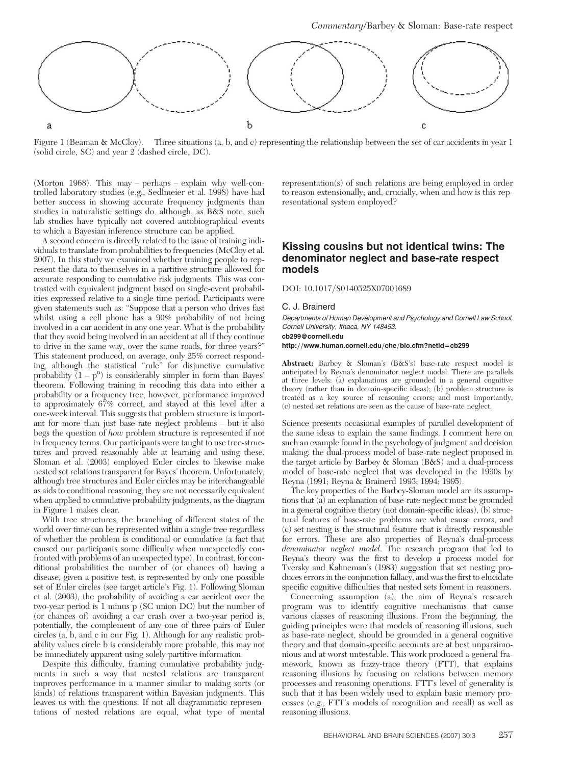Figure 1 (Beaman & McCloy). Three situations (a, b, and c) representing the relationship between the set of car accidents in year 1 (solid circle, SC) and year 2 (dashed circle, DC).

(Morton 1968). This may – perhaps – explain why well-controlled laboratory studies (e.g., Sedlmeier et al. 1998) have had better success in showing accurate frequency judgments than studies in naturalistic settings do, although, as B&S note, such lab studies have typically not covered autobiographical events to which a Bayesian inference structure can be applied.

A second concern is directly related to the issue of training individuals to translate from probabilities to frequencies (McCloy et al. 2007). In this study we examined whether training people to represent the data to themselves in a partitive structure allowed for accurate responding to cumulative risk judgments. This was contrasted with equivalent judgment based on single-event probabilities expressed relative to a single time period. Participants were given statements such as: "Suppose that a person who drives fast whilst using a cell phone has a 90% probability of not being involved in a car accident in any one year. What is the probability that they avoid being involved in an accident at all if they continue to drive in the same way, over the same roads, for three years?" This statement produced, on average, only 25% correct responding, although the statistical "rule" for disjunctive cumulative probability $(1 - p^n)$ is considerably simpler in form than Bayes' theorem. Following training in recoding this data into either a probability or a frequency tree, however, performance improved to approximately 67% correct, and stayed at this level after a one-week interval. This suggests that problem structure is important for more than just base-rate neglect problems – but it also begs the question of *how* problem structure is represented if not in frequency terms. Our participants were taught to use tree-structures and proved reasonably able at learning and using these. Sloman et al. (2003) employed Euler circles to likewise make nested set relations transparent for Bayes' theorem. Unfortunately, although tree structures and Euler circles may be interchangeable as aids to conditional reasoning, they are not necessarily equivalent when applied to cumulative probability judgments, as the diagram in Figure 1 makes clear.

With tree structures, the branching of different states of the world over time can be represented within a single tree regardless of whether the problem is conditional or cumulative (a fact that caused our participants some difficulty when unexpectedly confronted with problems of an unexpected type). In contrast, for conditional probabilities the number of (or chances of) having a disease, given a positive test, is represented by only one possible set of Euler circles (see target article's Fig. 1). Following Sloman et al. (2003), the probability of avoiding a car accident over the two-year period is 1 minus p (SC union DC) but the number of (or chances of) avoiding a car crash over a two-year period is, potentially, the complement of any one of three pairs of Euler circles (a, b, and c in our Fig. 1). Although for any realistic probability values circle b is considerably more probable, this may not be immediately apparent using solely partitive information.

Despite this difficulty, framing cumulative probability judgments in such a way that nested relations are transparent improves performance in a manner similar to making sorts (or kinds) of relations transparent within Bayesian judgments. This leaves us with the questions: If not all diagrammatic representations of nested relations are equal, what type of mental representation(s) of such relations are being employed in order to reason extensionally; and, crucially, when and how is this representational system employed?

## Kissing cousins but not identical twins: The denominator neglect and base-rate respect models

DOI: 10.1017/S0140525X07001689

C. J. Brainerd

*Departments of Human Development and Psychology and Cornell Law School, Cornell University, Ithaca, NY 148453.*
**cb299@cornell.edu**
**http://www.human.cornell.edu/che/bio.cfm?netid=cb299**

**Abstract:** Barbey & Sloman's (B&S's) base-rate respect model is anticipated by Reyna's denominator neglect model. There are parallels at three levels: (a) explanations are grounded in a general cognitive theory (rather than in domain-specific ideas); (b) problem structure is treated as a key source of reasoning errors; and most importantly, (c) nested set relations are seen as the cause of base-rate neglect.

Science presents occasional examples of parallel development of the same ideas to explain the same findings. I comment here on such an example found in the psychology of judgment and decision making: the dual-process model of base-rate neglect proposed in the target article by Barbey & Sloman (B&S) and a dual-process model of base-rate neglect that was developed in the 1990s by Reyna (1991; Reyna & Brainerd 1993; 1994; 1995).

The key properties of the Barbey-Sloman model are its assumptions that (a) an explanation of base-rate neglect must be grounded in a general cognitive theory (not domain-specific ideas), (b) structural features of base-rate problems are what cause errors, and (c) set nesting is the structural feature that is directly responsible for errors. These are also properties of Reyna's dual-process *denominator neglect model*. The research program that led to Reyna's theory was the first to develop a process model for Tversky and Kahneman's (1983) suggestion that set nesting produces errors in the conjunction fallacy, and was the first to elucidate specific cognitive difficulties that nested sets foment in reasoners.

Concerning assumption (a), the aim of Reyna's research program was to identify cognitive mechanisms that cause various classes of reasoning illusions. From the beginning, the guiding principles were that models of reasoning illusions, such as base-rate neglect, should be grounded in a general cognitive theory and that domain-specific accounts are at best unparsimonious and at worst untestable. This work produced a general framework, known as fuzzy-trace theory (FTT), that explains reasoning illusions by focusing on relations between memory processes and reasoning operations. FTT's level of generality is such that it has been widely used to explain basic memory processes (e.g., FTT's models of recognition and recall) as well as reasoning illusions.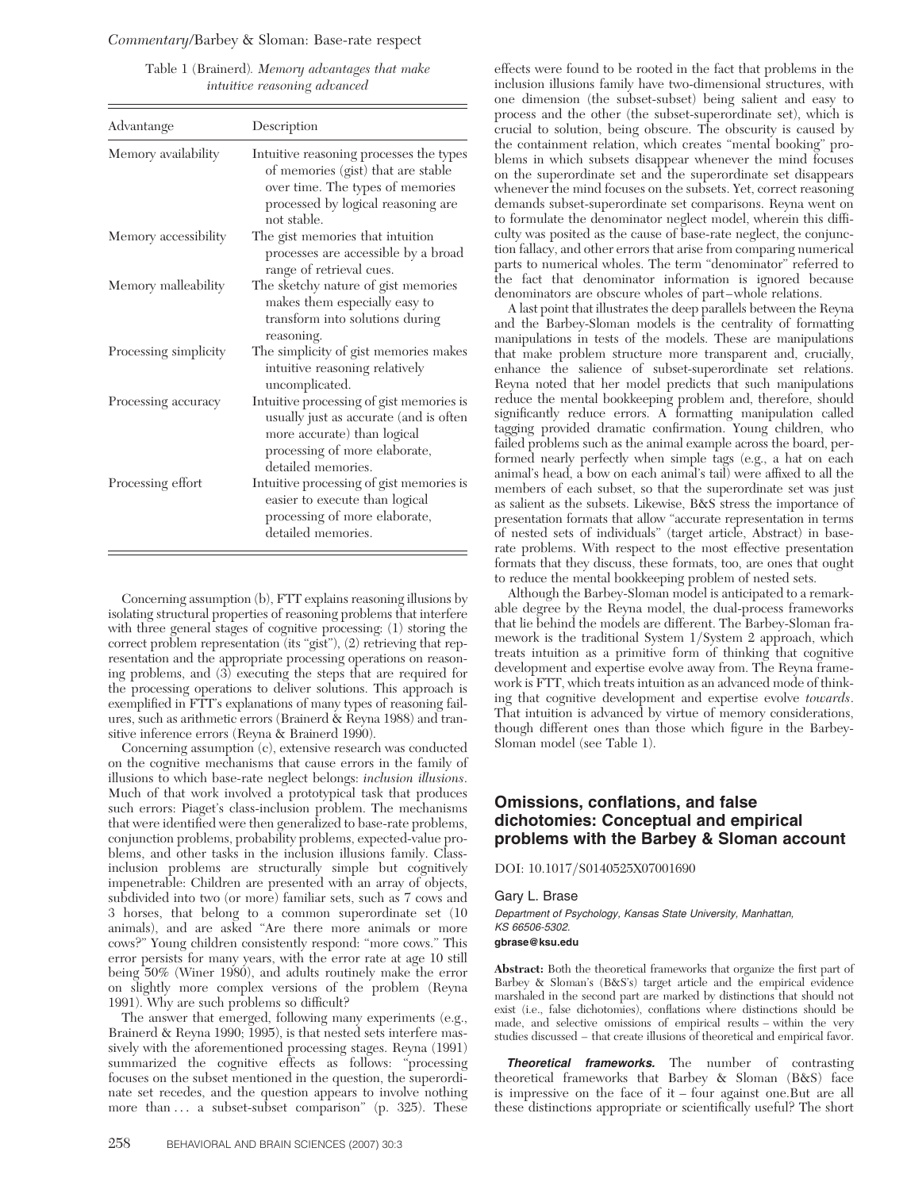Table 1 (Brainerd). *Memory advantages that make intuitive reasoning advanced*

| Advantange | Description |
|---|---|
| Memory availability | Intuitive reasoning processes the types of memories (gist) that are stable over time. The types of memories processed by logical reasoning are not stable. |
| Memory accessibility | The gist memories that intuition processes are accessible by a broad range of retrieval cues. |
| Memory malleability | The sketchy nature of gist memories makes them especially easy to transform into solutions during reasoning. |
| Processing simplicity | The simplicity of gist memories makes intuitive reasoning relatively uncomplicated. |
| Processing accuracy | Intuitive processing of gist memories is usually just as accurate (and is often more accurate) than logical processing of more elaborate, detailed memories. |
| Processing effort | Intuitive processing of gist memories is easier to execute than logical processing of more elaborate, detailed memories. |

Concerning assumption (b), FTT explains reasoning illusions by isolating structural properties of reasoning problems that interfere with three general stages of cognitive processing: (1) storing the correct problem representation (its "gist"), (2) retrieving that representation and the appropriate processing operations on reasoning problems, and (3) executing the steps that are required for the processing operations to deliver solutions. This approach is exemplified in FTT's explanations of many types of reasoning failures, such as arithmetic errors (Brainerd & Reyna 1988) and transitive inference errors (Reyna & Brainerd 1990).

Concerning assumption (c), extensive research was conducted on the cognitive mechanisms that cause errors in the family of illusions to which base-rate neglect belongs: *inclusion illusions*. Much of that work involved a prototypical task that produces such errors: Piaget's class-inclusion problem. The mechanisms that were identified were then generalized to base-rate problems, conjunction problems, probability problems, expected-value problems, and other tasks in the inclusion illusions family. Class-inclusion problems are structurally simple but cognitively impenetrable: Children are presented with an array of objects, subdivided into two (or more) familiar sets, such as 7 cows and 3 horses, that belong to a common superordinate set (10 animals), and are asked "Are there more animals or more cows?" Young children consistently respond: "more cows." This error persists for many years, with the error rate at age 10 still being 50% (Winer 1980), and adults routinely make the error on slightly more complex versions of the problem (Reyna 1991). Why are such problems so difficult?

The answer that emerged, following many experiments (e.g., Brainerd & Reyna 1990; 1995), is that nested sets interfere massively with the aforementioned processing stages. Reyna (1991) summarized the cognitive effects as follows: "processing focuses on the subset mentioned in the question, the superordinate set recedes, and the question appears to involve nothing more than … a subset-subset comparison" (p. 325). These effects were found to be rooted in the fact that problems in the inclusion illusions family have two-dimensional structures, with one dimension (the subset-subset) being salient and easy to process and the other (the subset-superordinate set), which is crucial to solution, being obscure. The obscurity is caused by the containment relation, which creates "mental booking" problems in which subsets disappear whenever the mind focuses on the superordinate set and the superordinate set disappears whenever the mind focuses on the subsets. Yet, correct reasoning demands subset-superordinate set comparisons. Reyna went on to formulate the denominator neglect model, wherein this difficulty was posited as the cause of base-rate neglect, the conjunction fallacy, and other errors that arise from comparing numerical parts to numerical wholes. The term "denominator" referred to the fact that denominator information is ignored because denominators are obscure wholes of part–whole relations.

A last point that illustrates the deep parallels between the Reyna and the Barbey-Sloman models is the centrality of formatting manipulations in tests of the models. These are manipulations that make problem structure more transparent and, crucially, enhance the salience of subset-superordinate set relations. Reyna noted that her model predicts that such manipulations reduce the mental bookkeeping problem and, therefore, should significantly reduce errors. A formatting manipulation called tagging provided dramatic confirmation. Young children, who failed problems such as the animal example across the board, performed nearly perfectly when simple tags (e.g., a hat on each animal's head, a bow on each animal's tail) were affixed to all the members of each subset, so that the superordinate set was just as salient as the subsets. Likewise, B&S stress the importance of presentation formats that allow "accurate representation in terms of nested sets of individuals" (target article, Abstract) in base-rate problems. With respect to the most effective presentation formats that they discuss, these formats, too, are ones that ought to reduce the mental bookkeeping problem of nested sets.

Although the Barbey-Sloman model is anticipated to a remarkable degree by the Reyna model, the dual-process frameworks that lie behind the models are different. The Barbey-Sloman framework is the traditional System 1/System 2 approach, which treats intuition as a primitive form of thinking that cognitive development and expertise evolve away from. The Reyna framework is FTT, which treats intuition as an advanced mode of thinking that cognitive development and expertise evolve *towards*. That intuition is advanced by virtue of memory considerations, though different ones than those which figure in the Barbey-Sloman model (see Table 1).

## Omissions, conflations, and false dichotomies: Conceptual and empirical problems with the Barbey & Sloman account

DOI: 10.1017/S0140525X07001690

Gary L. Brase

*Department of Psychology, Kansas State University, Manhattan, KS 66506-5302.*
**gbrase@ksu.edu**

**Abstract:** Both the theoretical frameworks that organize the first part of Barbey & Sloman's (B&S's) target article and the empirical evidence marshaled in the second part are marked by distinctions that should not exist (i.e., false dichotomies), conflations where distinctions should be made, and selective omissions of empirical results – within the very studies discussed – that create illusions of theoretical and empirical favor.

***Theoretical frameworks.*** The number of contrasting theoretical frameworks that Barbey & Sloman (B&S) face is impressive on the face of it – four against one.But are all these distinctions appropriate or scientifically useful? The short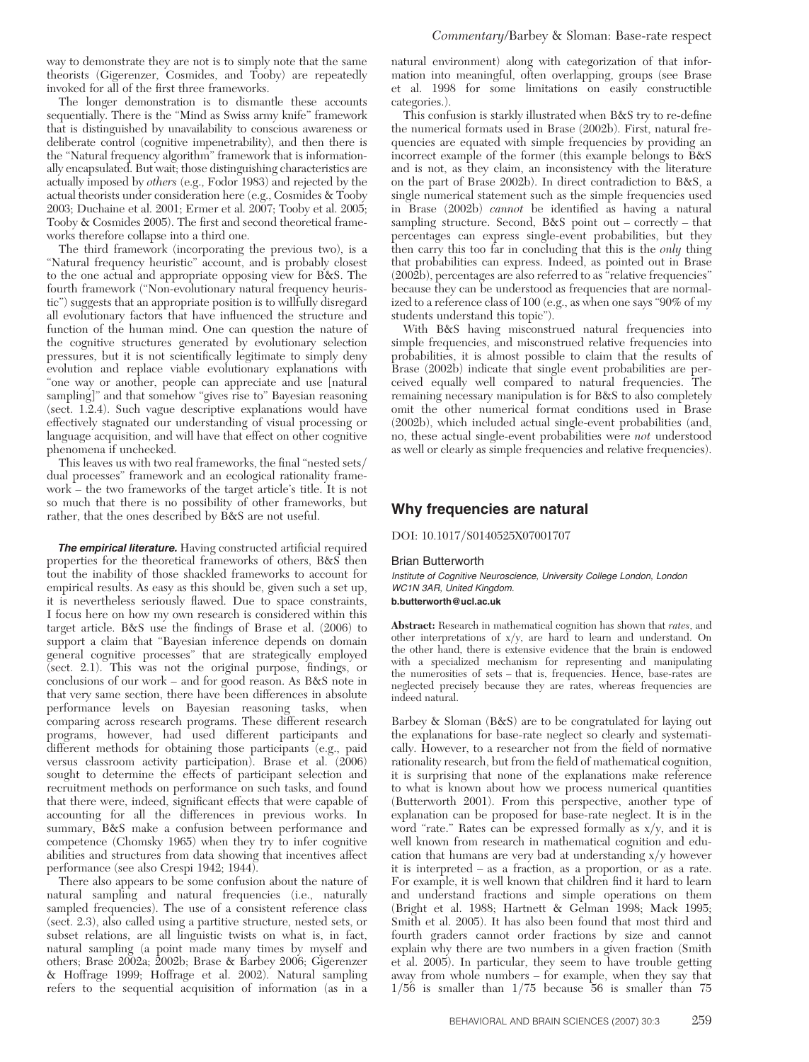way to demonstrate they are not is to simply note that the same theorists (Gigerenzer, Cosmides, and Tooby) are repeatedly invoked for all of the first three frameworks.

The longer demonstration is to dismantle these accounts sequentially. There is the "Mind as Swiss army knife" framework that is distinguished by unavailability to conscious awareness or deliberate control (cognitive impenetrability), and then there is the "Natural frequency algorithm" framework that is informationally encapsulated. But wait; those distinguishing characteristics are actually imposed by *others* (e.g., Fodor 1983) and rejected by the actual theorists under consideration here (e.g., Cosmides & Tooby 2003; Duchaine et al. 2001; Ermer et al. 2007; Tooby et al. 2005; Tooby & Cosmides 2005). The first and second theoretical frameworks therefore collapse into a third one.

The third framework (incorporating the previous two), is a "Natural frequency heuristic" account, and is probably closest to the one actual and appropriate opposing view for B&S. The fourth framework ("Non-evolutionary natural frequency heuristic") suggests that an appropriate position is to willfully disregard all evolutionary factors that have influenced the structure and function of the human mind. One can question the nature of the cognitive structures generated by evolutionary selection pressures, but it is not scientifically legitimate to simply deny evolution and replace viable evolutionary explanations with "one way or another, people can appreciate and use [natural sampling]" and that somehow "gives rise to" Bayesian reasoning (sect. 1.2.4). Such vague descriptive explanations would have effectively stagnated our understanding of visual processing or language acquisition, and will have that effect on other cognitive phenomena if unchecked.

This leaves us with two real frameworks, the final "nested sets/ dual processes" framework and an ecological rationality framework – the two frameworks of the target article's title. It is not so much that there is no possibility of other frameworks, but rather, that the ones described by B&S are not useful.

***The empirical literature.*** Having constructed artificial required properties for the theoretical frameworks of others, B&S then tout the inability of those shackled frameworks to account for empirical results. As easy as this should be, given such a set up, it is nevertheless seriously flawed. Due to space constraints, I focus here on how my own research is considered within this target article. B&S use the findings of Brase et al. (2006) to support a claim that "Bayesian inference depends on domain general cognitive processes" that are strategically employed (sect. 2.1). This was not the original purpose, findings, or conclusions of our work – and for good reason. As B&S note in that very same section, there have been differences in absolute performance levels on Bayesian reasoning tasks, when comparing across research programs. These different research programs, however, had used different participants and different methods for obtaining those participants (e.g., paid versus classroom activity participation). Brase et al. (2006) sought to determine the effects of participant selection and recruitment methods on performance on such tasks, and found that there were, indeed, significant effects that were capable of accounting for all the differences in previous works. In summary, B&S make a confusion between performance and competence (Chomsky 1965) when they try to infer cognitive abilities and structures from data showing that incentives affect performance (see also Crespi 1942; 1944).

There also appears to be some confusion about the nature of natural sampling and natural frequencies (i.e., naturally sampled frequencies). The use of a consistent reference class (sect. 2.3), also called using a partitive structure, nested sets, or subset relations, are all linguistic twists on what is, in fact, natural sampling (a point made many times by myself and others; Brase 2002a; 2002b; Brase & Barbey 2006; Gigerenzer & Hoffrage 1999; Hoffrage et al. 2002). Natural sampling refers to the sequential acquisition of information (as in a natural environment) along with categorization of that information into meaningful, often overlapping, groups (see Brase et al. 1998 for some limitations on easily constructible categories.).

This confusion is starkly illustrated when B&S try to re-define the numerical formats used in Brase (2002b). First, natural frequencies are equated with simple frequencies by providing an incorrect example of the former (this example belongs to B&S and is not, as they claim, an inconsistency with the literature on the part of Brase 2002b). In direct contradiction to B&S, a single numerical statement such as the simple frequencies used in Brase (2002b) *cannot* be identified as having a natural sampling structure. Second, B&S point out – correctly – that percentages can express single-event probabilities, but they then carry this too far in concluding that this is the *only* thing that probabilities can express. Indeed, as pointed out in Brase (2002b), percentages are also referred to as "relative frequencies" because they can be understood as frequencies that are normalized to a reference class of 100 (e.g., as when one says "90% of my students understand this topic").

With B&S having misconstrued natural frequencies into simple frequencies, and misconstrued relative frequencies into probabilities, it is almost possible to claim that the results of Brase (2002b) indicate that single event probabilities are perceived equally well compared to natural frequencies. The remaining necessary manipulation is for B&S to also completely omit the other numerical format conditions used in Brase (2002b), which included actual single-event probabilities (and, no, these actual single-event probabilities were *not* understood as well or clearly as simple frequencies and relative frequencies).

## Why frequencies are natural

DOI: 10.1017/S0140525X07001707

Brian Butterworth

*Institute of Cognitive Neuroscience, University College London, London WC1N 3AR, United Kingdom.*
**b.butterworth@ucl.ac.uk**

**Abstract:** Research in mathematical cognition has shown that *rates*, and other interpretations of x/y, are hard to learn and understand. On the other hand, there is extensive evidence that the brain is endowed with a specialized mechanism for representing and manipulating the numerosities of sets – that is, frequencies. Hence, base-rates are neglected precisely because they are rates, whereas frequencies are indeed natural.

Barbey & Sloman (B&S) are to be congratulated for laying out the explanations for base-rate neglect so clearly and systematically. However, to a researcher not from the field of normative rationality research, but from the field of mathematical cognition, it is surprising that none of the explanations make reference to what is known about how we process numerical quantities (Butterworth 2001). From this perspective, another type of explanation can be proposed for base-rate neglect. It is in the word "rate." Rates can be expressed formally as x/y, and it is well known from research in mathematical cognition and education that humans are very bad at understanding x/y however it is interpreted – as a fraction, as a proportion, or as a rate. For example, it is well known that children find it hard to learn and understand fractions and simple operations on them (Bright et al. 1988; Hartnett & Gelman 1998; Mack 1995; Smith et al. 2005). It has also been found that most third and fourth graders cannot order fractions by size and cannot explain why there are two numbers in a given fraction (Smith et al. 2005). In particular, they seem to have trouble getting away from whole numbers – for example, when they say that 1/56 is smaller than 1/75 because 56 is smaller than 75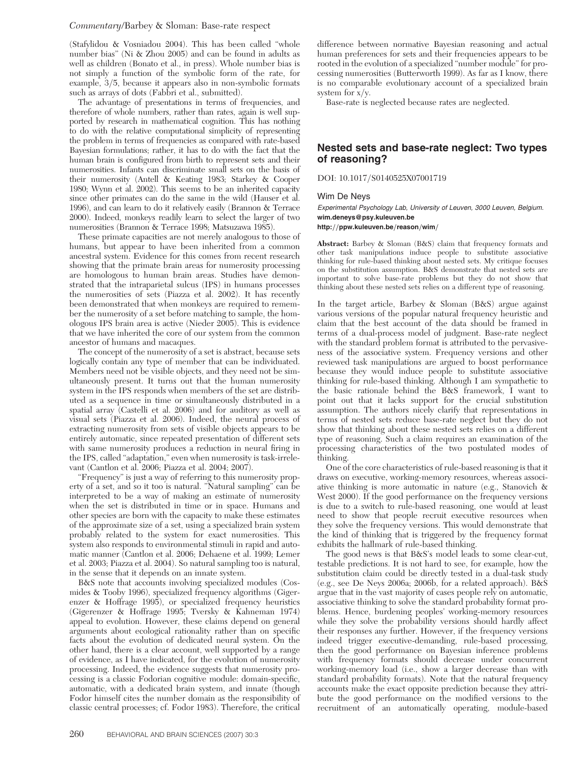(Stafylidou & Vosniadou 2004). This has been called "whole number bias" (Ni & Zhou 2005) and can be found in adults as well as children (Bonato et al., in press). Whole number bias is not simply a function of the symbolic form of the rate, for example, 3/5, because it appears also in non-symbolic formats such as arrays of dots (Fabbri et al., submitted).

The advantage of presentations in terms of frequencies, and therefore of whole numbers, rather than rates, again is well supported by research in mathematical cognition. This has nothing to do with the relative computational simplicity of representing the problem in terms of frequencies as compared with rate-based Bayesian formulations; rather, it has to do with the fact that the human brain is configured from birth to represent sets and their numerosities. Infants can discriminate small sets on the basis of their numerosity (Antell & Keating 1983; Starkey & Cooper 1980; Wynn et al. 2002). This seems to be an inherited capacity since other primates can do the same in the wild (Hauser et al. 1996), and can learn to do it relatively easily (Brannon & Terrace 2000). Indeed, monkeys readily learn to select the larger of two numerosities (Brannon & Terrace 1998; Matsuzawa 1985).

These primate capacities are not merely analogous to those of humans, but appear to have been inherited from a common ancestral system. Evidence for this comes from recent research showing that the primate brain areas for numerosity processing are homologous to human brain areas. Studies have demonstrated that the intraparietal sulcus (IPS) in humans processes the numerosities of sets (Piazza et al. 2002). It has recently been demonstrated that when monkeys are required to remember the numerosity of a set before matching to sample, the homologous IPS brain area is active (Nieder 2005). This is evidence that we have inherited the core of our system from the common ancestor of humans and macaques.

The concept of the numerosity of a set is abstract, because sets logically contain any type of member that can be individuated. Members need not be visible objects, and they need not be simultaneously present. It turns out that the human numerosity system in the IPS responds when members of the set are distributed as a sequence in time or simultaneously distributed in a spatial array (Castelli et al. 2006) and for auditory as well as visual sets (Piazza et al. 2006). Indeed, the neural process of extracting numerosity from sets of visible objects appears to be entirely automatic, since repeated presentation of different sets with same numerosity produces a reduction in neural firing in the IPS, called "adaptation," even when numerosity is task-irrelevant (Cantlon et al. 2006; Piazza et al. 2004; 2007).

"Frequency" is just a way of referring to this numerosity property of a set, and so it too is natural. "Natural sampling" can be interpreted to be a way of making an estimate of numerosity when the set is distributed in time or in space. Humans and other species are born with the capacity to make these estimates of the approximate size of a set, using a specialized brain system probably related to the system for exact numerosities. This system also responds to environmental stimuli in rapid and automatic manner (Cantlon et al. 2006; Dehaene et al. 1999; Lemer et al. 2003; Piazza et al. 2004). So natural sampling too is natural, in the sense that it depends on an innate system.

B&S note that accounts involving specialized modules (Cosmides & Tooby 1996), specialized frequency algorithms (Gigerenzer & Hoffrage 1995), or specialized frequency heuristics (Gigerenzer & Hoffrage 1995; Tversky & Kahneman 1974) appeal to evolution. However, these claims depend on general arguments about ecological rationality rather than on specific facts about the evolution of dedicated neural system. On the other hand, there is a clear account, well supported by a range of evidence, as I have indicated, for the evolution of numerosity processing. Indeed, the evidence suggests that numerosity processing is a classic Fodorian cognitive module: domain-specific, automatic, with a dedicated brain system, and innate (though Fodor himself cites the number domain as the responsibility of classic central processes; cf. Fodor 1983). Therefore, the critical difference between normative Bayesian reasoning and actual human preferences for sets and their frequencies appears to be rooted in the evolution of a specialized "number module" for processing numerosities (Butterworth 1999). As far as I know, there is no comparable evolutionary account of a specialized brain system for x/y.

Base-rate is neglected because rates are neglected.

## Nested sets and base-rate neglect: Two types of reasoning?

DOI: 10.1017/S0140525X07001719

Wim De Neys

*Experimental Psychology Lab, University of Leuven, 3000 Leuven, Belgium.*
**wim.deneys@psy.kuleuven.be**
**http://ppw.kuleuven.be/reason/wim/**

**Abstract:** Barbey & Sloman (B&S) claim that frequency formats and other task manipulations induce people to substitute associative thinking for rule-based thinking about nested sets. My critique focuses on the substitution assumption. B&S demonstrate that nested sets are important to solve base-rate problems but they do not show that thinking about these nested sets relies on a different type of reasoning.

In the target article, Barbey & Sloman (B&S) argue against various versions of the popular natural frequency heuristic and claim that the best account of the data should be framed in terms of a dual-process model of judgment. Base-rate neglect with the standard problem format is attributed to the pervasiveness of the associative system. Frequency versions and other reviewed task manipulations are argued to boost performance because they would induce people to substitute associative thinking for rule-based thinking. Although I am sympathetic to the basic rationale behind the B&S framework, I want to point out that it lacks support for the crucial substitution assumption. The authors nicely clarify that representations in terms of nested sets reduce base-rate neglect but they do not show that thinking about these nested sets relies on a different type of reasoning. Such a claim requires an examination of the processing characteristics of the two postulated modes of thinking.

One of the core characteristics of rule-based reasoning is that it draws on executive, working-memory resources, whereas associative thinking is more automatic in nature (e.g., Stanovich & West 2000). If the good performance on the frequency versions is due to a switch to rule-based reasoning, one would at least need to show that people recruit executive resources when they solve the frequency versions. This would demonstrate that the kind of thinking that is triggered by the frequency format exhibits the hallmark of rule-based thinking.

The good news is that B&S's model leads to some clear-cut, testable predictions. It is not hard to see, for example, how the substitution claim could be directly tested in a dual-task study (e.g., see De Neys 2006a; 2006b, for a related approach). B&S argue that in the vast majority of cases people rely on automatic, associative thinking to solve the standard probability format problems. Hence, burdening peoples' working-memory resources while they solve the probability versions should hardly affect their responses any further. However, if the frequency versions indeed trigger executive-demanding, rule-based processing, then the good performance on Bayesian inference problems with frequency formats should decrease under concurrent working-memory load (i.e., show a larger decrease than with standard probability formats). Note that the natural frequency accounts make the exact opposite prediction because they attribute the good performance on the modified versions to the recruitment of an automatically operating, module-based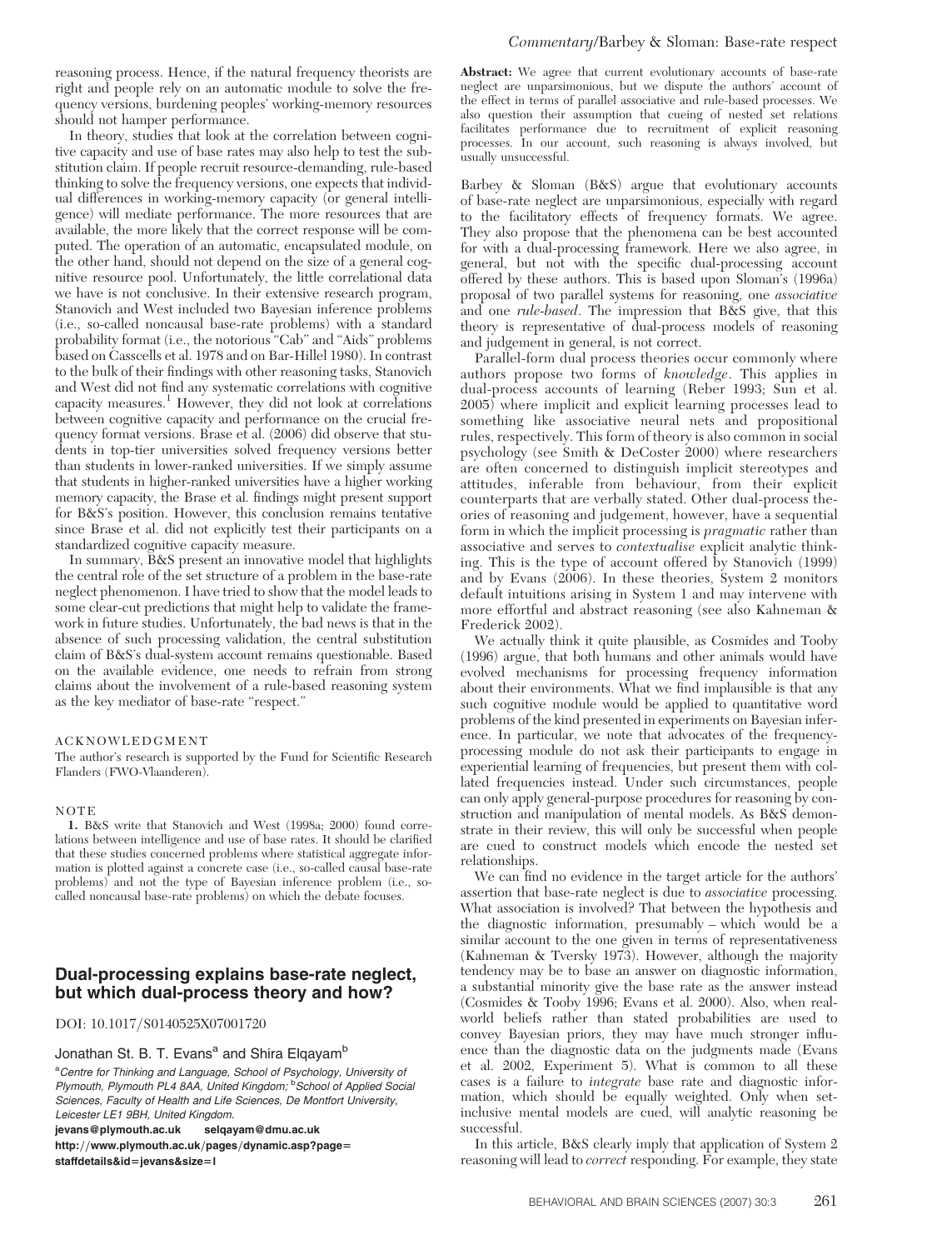reasoning process. Hence, if the natural frequency theorists are right and people rely on an automatic module to solve the frequency versions, burdening peoples' working-memory resources should not hamper performance.

In theory, studies that look at the correlation between cognitive capacity and use of base rates may also help to test the substitution claim. If people recruit resource-demanding, rule-based thinking to solve the frequency versions, one expects that individual differences in working-memory capacity (or general intelligence) will mediate performance. The more resources that are available, the more likely that the correct response will be computed. The operation of an automatic, encapsulated module, on the other hand, should not depend on the size of a general cognitive resource pool. Unfortunately, the little correlational data we have is not conclusive. In their extensive research program, Stanovich and West included two Bayesian inference problems (i.e., so-called noncausal base-rate problems) with a standard probability format (i.e., the notorious "Cab" and "Aids" problems based on Casscells et al. 1978 and on Bar-Hillel 1980). In contrast to the bulk of their findings with other reasoning tasks, Stanovich and West did not find any systematic correlations with cognitive capacity measures.[1] However, they did not look at correlations between cognitive capacity and performance on the crucial frequency format versions. Brase et al. (2006) did observe that students in top-tier universities solved frequency versions better than students in lower-ranked universities. If we simply assume that students in higher-ranked universities have a higher working memory capacity, the Brase et al. findings might present support for B&S's position. However, this conclusion remains tentative since Brase et al. did not explicitly test their participants on a standardized cognitive capacity measure.

In summary, B&S present an innovative model that highlights the central role of the set structure of a problem in the base-rate neglect phenomenon. I have tried to show that the model leads to some clear-cut predictions that might help to validate the framework in future studies. Unfortunately, the bad news is that in the absence of such processing validation, the central substitution claim of B&S's dual-system account remains questionable. Based on the available evidence, one needs to refrain from strong claims about the involvement of a rule-based reasoning system as the key mediator of base-rate "respect."

ACKNOWLEDGMENT

The author's research is supported by the Fund for Scientific Research Flanders (FWO-Vlaanderen).

NOTE

1. B&S write that Stanovich and West (1998a; 2000) found correlations between intelligence and use of base rates. It should be clarified that these studies concerned problems where statistical aggregate information is plotted against a concrete case (i.e., so-called causal base-rate problems) and not the type of Bayesian inference problem (i.e., so-called noncausal base-rate problems) on which the debate focuses.

## Dual-processing explains base-rate neglect, but which dual-process theory and how?

DOI: 10.1017/S0140525X07001720

Jonathan St. B. T. Evans[a] and Shira Elqayam[b]

[a]Centre for Thinking and Language, School of Psychology, University of Plymouth, Plymouth PL4 8AA, United Kingdom; [b]School of Applied Social Sciences, Faculty of Health and Life Sciences, De Montfort University, Leicester LE1 9BH, United Kingdom.

**jevans@plymouth.ac.uk selqayam@dmu.ac.uk**
**http://www.plymouth.ac.uk/pages/dynamic.asp?page=staffdetails&id=jevans&size=l**

**Abstract:** We agree that current evolutionary accounts of base-rate neglect are unparsimonious, but we dispute the authors' account of the effect in terms of parallel associative and rule-based processes. We also question their assumption that cueing of nested set relations facilitates performance due to recruitment of explicit reasoning processes. In our account, such reasoning is always involved, but usually unsuccessful.

Barbey & Sloman (B&S) argue that evolutionary accounts of base-rate neglect are unparsimonious, especially with regard to the facilitatory effects of frequency formats. We agree. They also propose that the phenomena can be best accounted for with a dual-processing framework. Here we also agree, in general, but not with the specific dual-processing account offered by these authors. This is based upon Sloman's (1996a) proposal of two parallel systems for reasoning, one *associative* and one *rule-based*. The impression that B&S give, that this theory is representative of dual-process models of reasoning and judgement in general, is not correct.

Parallel-form dual process theories occur commonly where authors propose two forms of *knowledge*. This applies in dual-process accounts of learning (Reber 1993; Sun et al. 2005) where implicit and explicit learning processes lead to something like associative neural nets and propositional rules, respectively. This form of theory is also common in social psychology (see Smith & DeCoster 2000) where researchers are often concerned to distinguish implicit stereotypes and attitudes, inferable from behaviour, from their explicit counterparts that are verbally stated. Other dual-process theories of reasoning and judgement, however, have a sequential form in which the implicit processing is *pragmatic* rather than associative and serves to *contextualise* explicit analytic thinking. This is the type of account offered by Stanovich (1999) and by Evans (2006). In these theories, System 2 monitors default intuitions arising in System 1 and may intervene with more effortful and abstract reasoning (see also Kahneman & Frederick 2002).

We actually think it quite plausible, as Cosmides and Tooby (1996) argue, that both humans and other animals would have evolved mechanisms for processing frequency information about their environments. What we find implausible is that any such cognitive module would be applied to quantitative word problems of the kind presented in experiments on Bayesian inference. In particular, we note that advocates of the frequency-processing module do not ask their participants to engage in experiential learning of frequencies, but present them with collated frequencies instead. Under such circumstances, people can only apply general-purpose procedures for reasoning by construction and manipulation of mental models. As B&S demonstrate in their review, this will only be successful when people are cued to construct models which encode the nested set relationships.

We can find no evidence in the target article for the authors' assertion that base-rate neglect is due to *associative* processing. What association is involved? That between the hypothesis and the diagnostic information, presumably – which would be a similar account to the one given in terms of representativeness (Kahneman & Tversky 1973). However, although the majority tendency may be to base an answer on diagnostic information, a substantial minority give the base rate as the answer instead (Cosmides & Tooby 1996; Evans et al. 2000). Also, when real-world beliefs rather than stated probabilities are used to convey Bayesian priors, they may have much stronger influence than the diagnostic data on the judgments made (Evans et al. 2002, Experiment 5). What is common to all these cases is a failure to *integrate* base rate and diagnostic information, which should be equally weighted. Only when set-inclusive mental models are cued, will analytic reasoning be successful.

In this article, B&S clearly imply that application of System 2 reasoning will lead to *correct* responding. For example, they state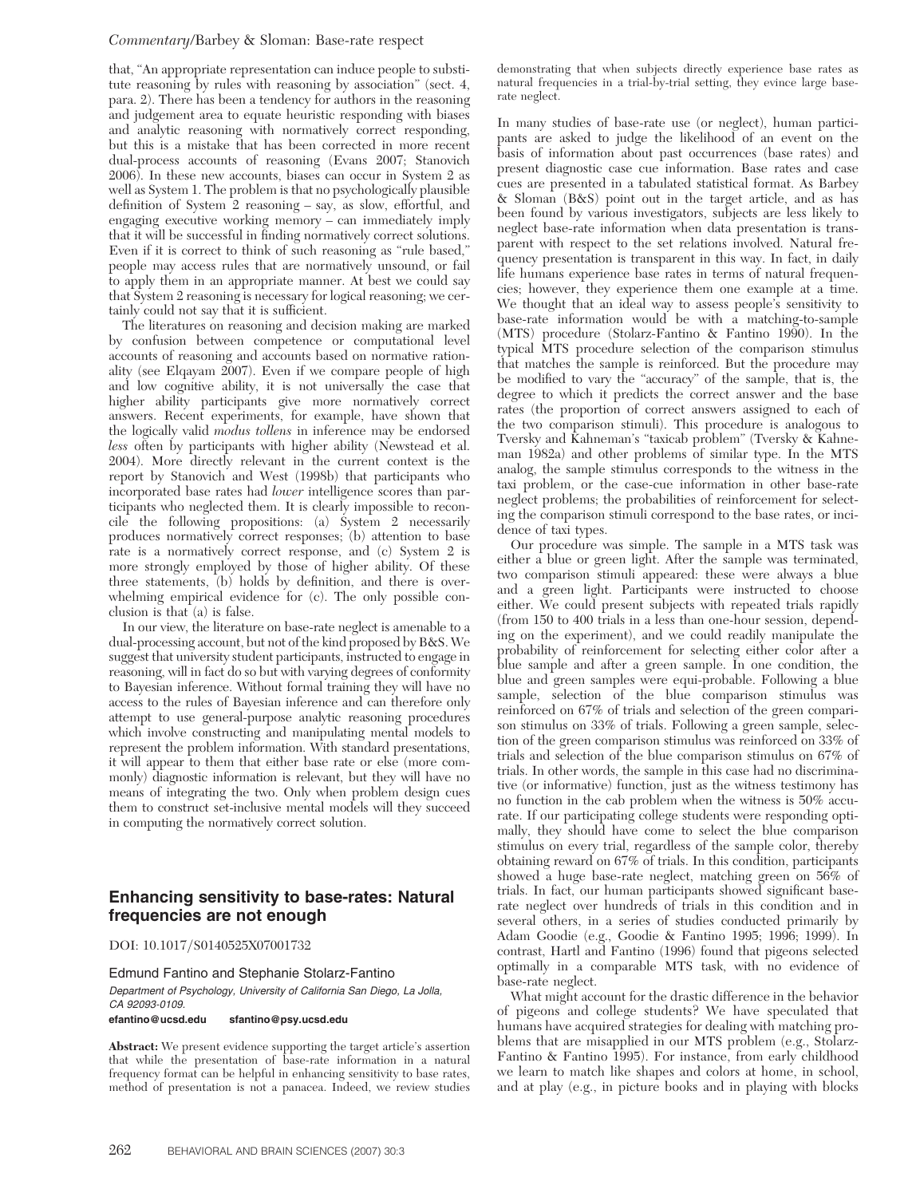that, "An appropriate representation can induce people to substitute reasoning by rules with reasoning by association" (sect. 4, para. 2). There has been a tendency for authors in the reasoning and judgement area to equate heuristic responding with biases and analytic reasoning with normatively correct responding, but this is a mistake that has been corrected in more recent dual-process accounts of reasoning (Evans 2007; Stanovich 2006). In these new accounts, biases can occur in System 2 as well as System 1. The problem is that no psychologically plausible definition of System 2 reasoning – say, as slow, effortful, and engaging executive working memory – can immediately imply that it will be successful in finding normatively correct solutions. Even if it is correct to think of such reasoning as "rule based," people may access rules that are normatively unsound, or fail to apply them in an appropriate manner. At best we could say that System 2 reasoning is necessary for logical reasoning; we certainly could not say that it is sufficient.

The literatures on reasoning and decision making are marked by confusion between competence or computational level accounts of reasoning and accounts based on normative rationality (see Elqayam 2007). Even if we compare people of high and low cognitive ability, it is not universally the case that higher ability participants give more normatively correct answers. Recent experiments, for example, have shown that the logically valid *modus tollens* in inference may be endorsed *less* often by participants with higher ability (Newstead et al. 2004). More directly relevant in the current context is the report by Stanovich and West (1998b) that participants who incorporated base rates had *lower* intelligence scores than participants who neglected them. It is clearly impossible to reconcile the following propositions: (a) System 2 necessarily produces normatively correct responses; (b) attention to base rate is a normatively correct response, and (c) System 2 is more strongly employed by those of higher ability. Of these three statements, (b) holds by definition, and there is overwhelming empirical evidence for (c). The only possible conclusion is that (a) is false.

In our view, the literature on base-rate neglect is amenable to a dual-processing account, but not of the kind proposed by B&S. We suggest that university student participants, instructed to engage in reasoning, will in fact do so but with varying degrees of conformity to Bayesian inference. Without formal training they will have no access to the rules of Bayesian inference and can therefore only attempt to use general-purpose analytic reasoning procedures which involve constructing and manipulating mental models to represent the problem information. With standard presentations, it will appear to them that either base rate or else (more commonly) diagnostic information is relevant, but they will have no means of integrating the two. Only when problem design cues them to construct set-inclusive mental models will they succeed in computing the normatively correct solution.

## Enhancing sensitivity to base-rates: Natural frequencies are not enough

DOI: 10.1017/S0140525X07001732

Edmund Fantino and Stephanie Stolarz-Fantino

*Department of Psychology, University of California San Diego, La Jolla, CA 92093-0109.*

**efantino@ucsd.edu sfantino@psy.ucsd.edu**

**Abstract:** We present evidence supporting the target article's assertion that while the presentation of base-rate information in a natural frequency format can be helpful in enhancing sensitivity to base rates, method of presentation is not a panacea. Indeed, we review studies demonstrating that when subjects directly experience base rates as natural frequencies in a trial-by-trial setting, they evince large base-rate neglect.

In many studies of base-rate use (or neglect), human participants are asked to judge the likelihood of an event on the basis of information about past occurrences (base rates) and present diagnostic case cue information. Base rates and case cues are presented in a tabulated statistical format. As Barbey & Sloman (B&S) point out in the target article, and as has been found by various investigators, subjects are less likely to neglect base-rate information when data presentation is transparent with respect to the set relations involved. Natural frequency presentation is transparent in this way. In fact, in daily life humans experience base rates in terms of natural frequencies; however, they experience them one example at a time. We thought that an ideal way to assess people's sensitivity to base-rate information would be with a matching-to-sample (MTS) procedure (Stolarz-Fantino & Fantino 1990). In the typical MTS procedure selection of the comparison stimulus that matches the sample is reinforced. But the procedure may be modified to vary the "accuracy" of the sample, that is, the degree to which it predicts the correct answer and the base rates (the proportion of correct answers assigned to each of the two comparison stimuli). This procedure is analogous to Tversky and Kahneman's "taxicab problem" (Tversky & Kahneman 1982a) and other problems of similar type. In the MTS analog, the sample stimulus corresponds to the witness in the taxi problem, or the case-cue information in other base-rate neglect problems; the probabilities of reinforcement for selecting the comparison stimuli correspond to the base rates, or incidence of taxi types.

Our procedure was simple. The sample in a MTS task was either a blue or green light. After the sample was terminated, two comparison stimuli appeared: these were always a blue and a green light. Participants were instructed to choose either. We could present subjects with repeated trials rapidly (from 150 to 400 trials in a less than one-hour session, depending on the experiment), and we could readily manipulate the probability of reinforcement for selecting either color after a blue sample and after a green sample. In one condition, the blue and green samples were equi-probable. Following a blue sample, selection of the blue comparison stimulus was reinforced on 67% of trials and selection of the green comparison stimulus on 33% of trials. Following a green sample, selection of the green comparison stimulus was reinforced on 33% of trials and selection of the blue comparison stimulus on 67% of trials. In other words, the sample in this case had no discriminative (or informative) function, just as the witness testimony has no function in the cab problem when the witness is 50% accurate. If our participating college students were responding optimally, they should have come to select the blue comparison stimulus on every trial, regardless of the sample color, thereby obtaining reward on 67% of trials. In this condition, participants showed a huge base-rate neglect, matching green on 56% of trials. In fact, our human participants showed significant base-rate neglect over hundreds of trials in this condition and in several others, in a series of studies conducted primarily by Adam Goodie (e.g., Goodie & Fantino 1995; 1996; 1999). In contrast, Hartl and Fantino (1996) found that pigeons selected optimally in a comparable MTS task, with no evidence of base-rate neglect.

What might account for the drastic difference in the behavior of pigeons and college students? We have speculated that humans have acquired strategies for dealing with matching problems that are misapplied in our MTS problem (e.g., Stolarz-Fantino & Fantino 1995). For instance, from early childhood we learn to match like shapes and colors at home, in school, and at play (e.g., in picture books and in playing with blocks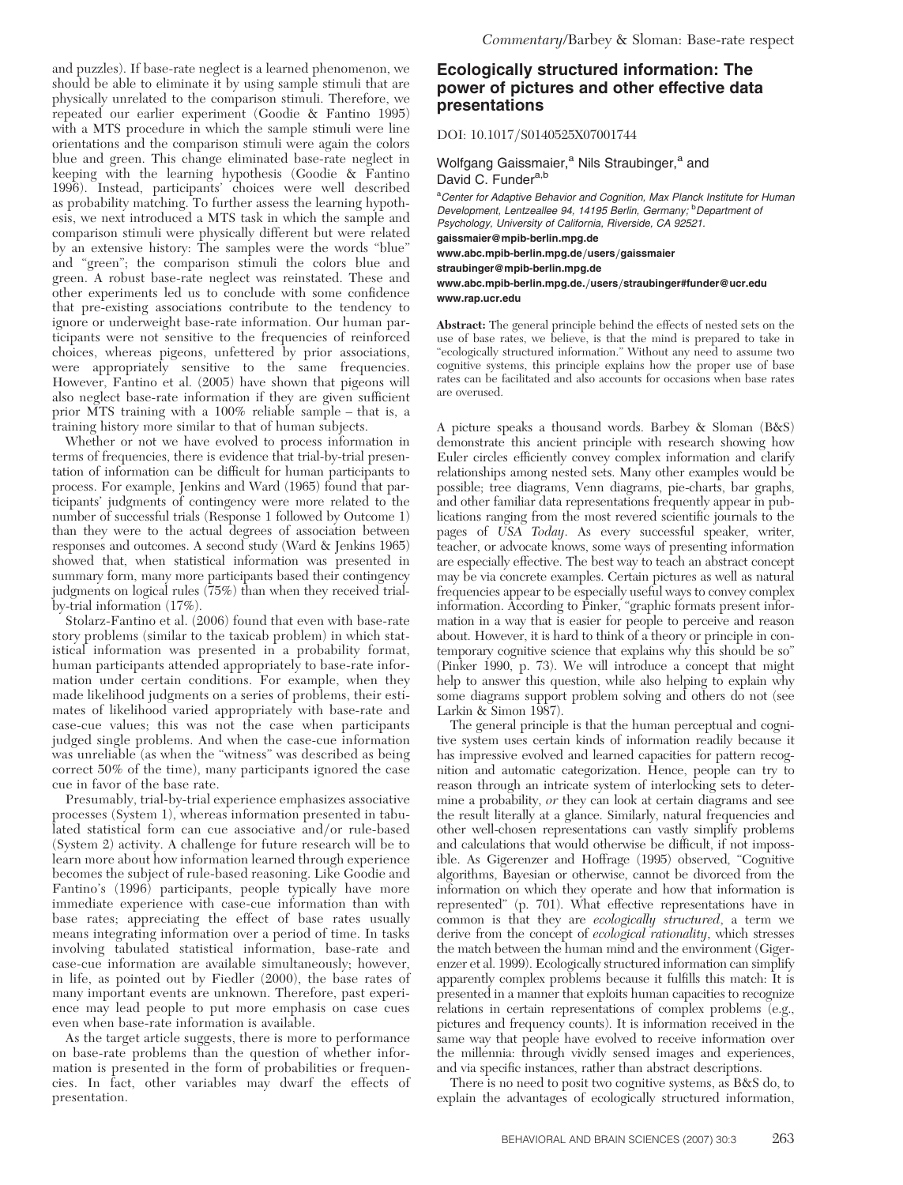and puzzles). If base-rate neglect is a learned phenomenon, we should be able to eliminate it by using sample stimuli that are physically unrelated to the comparison stimuli. Therefore, we repeated our earlier experiment (Goodie & Fantino 1995) with a MTS procedure in which the sample stimuli were line orientations and the comparison stimuli were again the colors blue and green. This change eliminated base-rate neglect in keeping with the learning hypothesis (Goodie & Fantino 1996). Instead, participants' choices were well described as probability matching. To further assess the learning hypothesis, we next introduced a MTS task in which the sample and comparison stimuli were physically different but were related by an extensive history: The samples were the words "blue" and "green"; the comparison stimuli the colors blue and green. A robust base-rate neglect was reinstated. These and other experiments led us to conclude with some confidence that pre-existing associations contribute to the tendency to ignore or underweight base-rate information. Our human participants were not sensitive to the frequencies of reinforced choices, whereas pigeons, unfettered by prior associations, were appropriately sensitive to the same frequencies. However, Fantino et al. (2005) have shown that pigeons will also neglect base-rate information if they are given sufficient prior MTS training with a 100% reliable sample – that is, a training history more similar to that of human subjects.

Whether or not we have evolved to process information in terms of frequencies, there is evidence that trial-by-trial presentation of information can be difficult for human participants to process. For example, Jenkins and Ward (1965) found that participants' judgments of contingency were more related to the number of successful trials (Response 1 followed by Outcome 1) than they were to the actual degrees of association between responses and outcomes. A second study (Ward & Jenkins 1965) showed that, when statistical information was presented in summary form, many more participants based their contingency judgments on logical rules (75%) than when they received trial-by-trial information (17%).

Stolarz-Fantino et al. (2006) found that even with base-rate story problems (similar to the taxicab problem) in which statistical information was presented in a probability format, human participants attended appropriately to base-rate information under certain conditions. For example, when they made likelihood judgments on a series of problems, their estimates of likelihood varied appropriately with base-rate and case-cue values; this was not the case when participants judged single problems. And when the case-cue information was unreliable (as when the "witness" was described as being correct 50% of the time), many participants ignored the case cue in favor of the base rate.

Presumably, trial-by-trial experience emphasizes associative processes (System 1), whereas information presented in tabulated statistical form can cue associative and/or rule-based (System 2) activity. A challenge for future research will be to learn more about how information learned through experience becomes the subject of rule-based reasoning. Like Goodie and Fantino's (1996) participants, people typically have more immediate experience with case-cue information than with base rates; appreciating the effect of base rates usually means integrating information over a period of time. In tasks involving tabulated statistical information, base-rate and case-cue information are available simultaneously; however, in life, as pointed out by Fiedler (2000), the base rates of many important events are unknown. Therefore, past experience may lead people to put more emphasis on case cues even when base-rate information is available.

As the target article suggests, there is more to performance on base-rate problems than the question of whether information is presented in the form of probabilities or frequencies. In fact, other variables may dwarf the effects of presentation.

## Ecologically structured information: The power of pictures and other effective data presentations

DOI: 10.1017/S0140525X07001744

Wolfgang Gaissmaier,[a] Nils Straubinger,[a] and David C. Funder[a,b]

[a]*Center for Adaptive Behavior and Cognition, Max Planck Institute for Human Development, Lentzeallee 94, 14195 Berlin, Germany;* [b]*Department of Psychology, University of California, Riverside, CA 92521.*

**gaissmaier@mpib-berlin.mpg.de**
**www.abc.mpib-berlin.mpg.de/users/gaissmaier**
**straubinger@mpib-berlin.mpg.de**
**www.abc.mpib-berlin.mpg.de./users/straubinger#funder@ucr.edu**
**www.rap.ucr.edu**

**Abstract:** The general principle behind the effects of nested sets on the use of base rates, we believe, is that the mind is prepared to take in "ecologically structured information." Without any need to assume two cognitive systems, this principle explains how the proper use of base rates can be facilitated and also accounts for occasions when base rates are overused.

A picture speaks a thousand words. Barbey & Sloman (B&S) demonstrate this ancient principle with research showing how Euler circles efficiently convey complex information and clarify relationships among nested sets. Many other examples would be possible; tree diagrams, Venn diagrams, pie-charts, bar graphs, and other familiar data representations frequently appear in publications ranging from the most revered scientific journals to the pages of *USA Today*. As every successful speaker, writer, teacher, or advocate knows, some ways of presenting information are especially effective. The best way to teach an abstract concept may be via concrete examples. Certain pictures as well as natural frequencies appear to be especially useful ways to convey complex information. According to Pinker, "graphic formats present information in a way that is easier for people to perceive and reason about. However, it is hard to think of a theory or principle in contemporary cognitive science that explains why this should be so" (Pinker 1990, p. 73). We will introduce a concept that might help to answer this question, while also helping to explain why some diagrams support problem solving and others do not (see Larkin & Simon 1987).

The general principle is that the human perceptual and cognitive system uses certain kinds of information readily because it has impressive evolved and learned capacities for pattern recognition and automatic categorization. Hence, people can try to reason through an intricate system of interlocking sets to determine a probability, *or* they can look at certain diagrams and see the result literally at a glance. Similarly, natural frequencies and other well-chosen representations can vastly simplify problems and calculations that would otherwise be difficult, if not impossible. As Gigerenzer and Hoffrage (1995) observed, "Cognitive algorithms, Bayesian or otherwise, cannot be divorced from the information on which they operate and how that information is represented" (p. 701). What effective representations have in common is that they are *ecologically structured*, a term we derive from the concept of *ecological rationality*, which stresses the match between the human mind and the environment (Gigerenzer et al. 1999). Ecologically structured information can simplify apparently complex problems because it fulfills this match: It is presented in a manner that exploits human capacities to recognize relations in certain representations of complex problems (e.g., pictures and frequency counts). It is information received in the same way that people have evolved to receive information over the millennia: through vividly sensed images and experiences, and via specific instances, rather than abstract descriptions.

There is no need to posit two cognitive systems, as B&S do, to explain the advantages of ecologically structured information,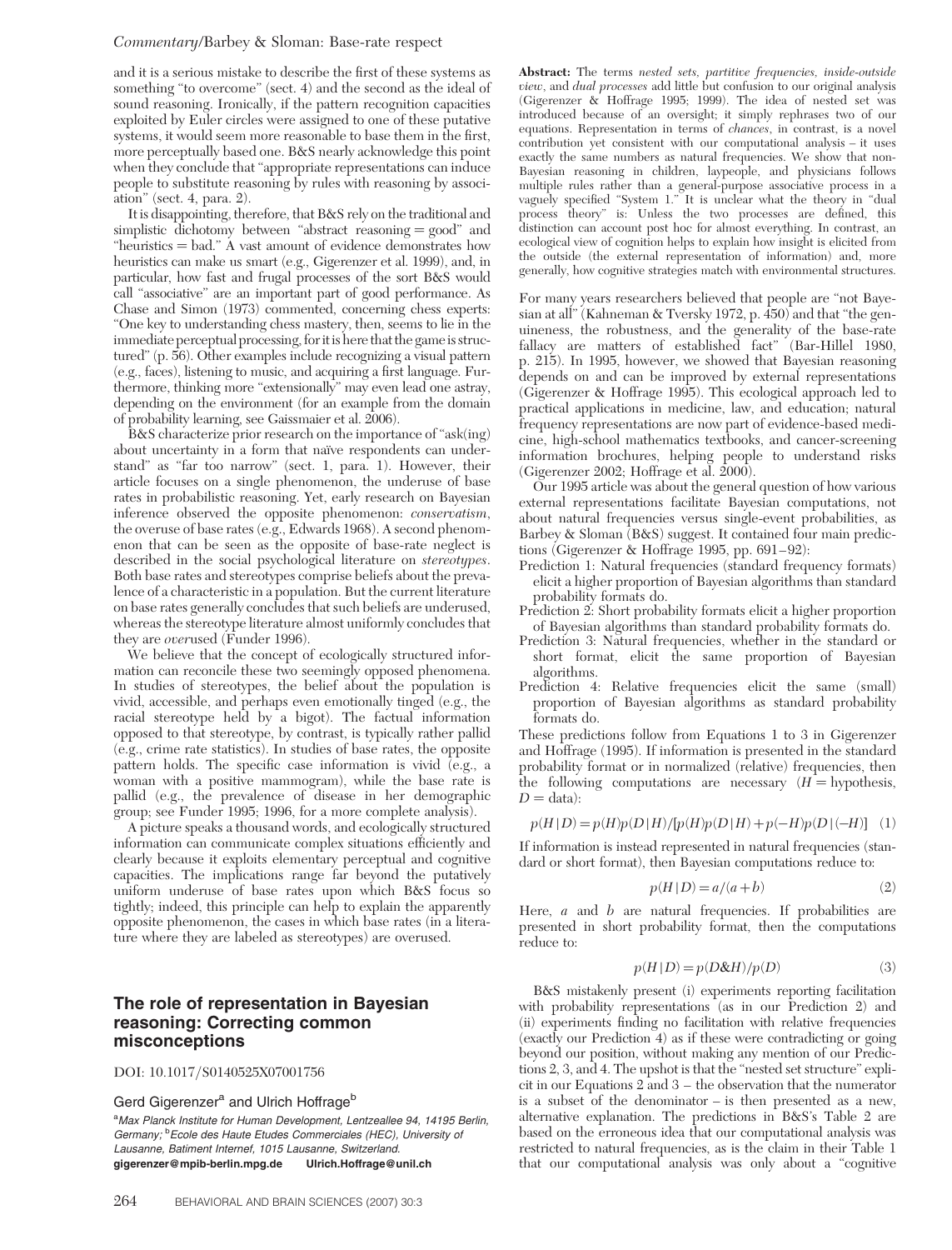and it is a serious mistake to describe the first of these systems as something "to overcome" (sect. 4) and the second as the ideal of sound reasoning. Ironically, if the pattern recognition capacities exploited by Euler circles were assigned to one of these putative systems, it would seem more reasonable to base them in the first, more perceptually based one. B&S nearly acknowledge this point when they conclude that "appropriate representations can induce people to substitute reasoning by rules with reasoning by association" (sect. 4, para. 2).

It is disappointing, therefore, that B&S rely on the traditional and simplistic dichotomy between "abstract reasoning = good" and "heuristics = bad." A vast amount of evidence demonstrates how heuristics can make us smart (e.g., Gigerenzer et al. 1999), and, in particular, how fast and frugal processes of the sort B&S would call "associative" are an important part of good performance. As Chase and Simon (1973) commented, concerning chess experts: "One key to understanding chess mastery, then, seems to lie in the immediate perceptual processing, for it is here that the game is structured" (p. 56). Other examples include recognizing a visual pattern (e.g., faces), listening to music, and acquiring a first language. Furthermore, thinking more "extensionally" may even lead one astray, depending on the environment (for an example from the domain of probability learning, see Gaissmaier et al. 2006).

B&S characterize prior research on the importance of "ask(ing) about uncertainty in a form that naïve respondents can understand" as "far too narrow" (sect. 1, para. 1). However, their article focuses on a single phenomenon, the underuse of base rates in probabilistic reasoning. Yet, early research on Bayesian inference observed the opposite phenomenon: *conservatism*, the overuse of base rates (e.g., Edwards 1968). A second phenomenon that can be seen as the opposite of base-rate neglect is described in the social psychological literature on *stereotypes*. Both base rates and stereotypes comprise beliefs about the prevalence of a characteristic in a population. But the current literature on base rates generally concludes that such beliefs are underused, whereas the stereotype literature almost uniformly concludes that they are *over*used (Funder 1996).

We believe that the concept of ecologically structured information can reconcile these two seemingly opposed phenomena. In studies of stereotypes, the belief about the population is vivid, accessible, and perhaps even emotionally tinged (e.g., the racial stereotype held by a bigot). The factual information opposed to that stereotype, by contrast, is typically rather pallid (e.g., crime rate statistics). In studies of base rates, the opposite pattern holds. The specific case information is vivid (e.g., a woman with a positive mammogram), while the base rate is pallid (e.g., the prevalence of disease in her demographic group; see Funder 1995; 1996, for a more complete analysis).

A picture speaks a thousand words, and ecologically structured information can communicate complex situations efficiently and clearly because it exploits elementary perceptual and cognitive capacities. The implications range far beyond the putatively uniform underuse of base rates upon which B&S focus so tightly; indeed, this principle can help to explain the apparently opposite phenomenon, the cases in which base rates (in a literature where they are labeled as stereotypes) are overused.

## The role of representation in Bayesian reasoning: Correcting common misconceptions

DOI: 10.1017/S0140525X07001756

Gerd Gigerenzer[a] and Ulrich Hoffrage[b]

[a]*Max Planck Institute for Human Development, Lentzeallee 94, 14195 Berlin, Germany;* [b]*Ecole des Haute Etudes Commerciales (HEC), University of Lausanne, Batiment Internef, 1015 Lausanne, Switzerland.*
**gigerenzer@mpib-berlin.mpg.de Ulrich.Hoffrage@unil.ch**

**Abstract:** The terms *nested sets, partitive frequencies, inside-outside view*, and *dual processes* add little but confusion to our original analysis (Gigerenzer & Hoffrage 1995; 1999). The idea of nested set was introduced because of an oversight; it simply rephrases two of our equations. Representation in terms of *chances*, in contrast, is a novel contribution yet consistent with our computational analysis – it uses exactly the same numbers as natural frequencies. We show that non-Bayesian reasoning in children, laypeople, and physicians follows multiple rules rather than a general-purpose associative process in a vaguely specified "System 1." It is unclear what the theory in "dual process theory" is: Unless the two processes are defined, this distinction can account post hoc for almost everything. In contrast, an ecological view of cognition helps to explain how insight is elicited from the outside (the external representation of information) and, more generally, how cognitive strategies match with environmental structures.

For many years researchers believed that people are "not Bayesian at all" (Kahneman & Tversky 1972, p. 450) and that "the genuineness, the robustness, and the generality of the base-rate fallacy are matters of established fact" (Bar-Hillel 1980, p. 215). In 1995, however, we showed that Bayesian reasoning depends on and can be improved by external representations (Gigerenzer & Hoffrage 1995). This ecological approach led to practical applications in medicine, law, and education; natural frequency representations are now part of evidence-based medicine, high-school mathematics textbooks, and cancer-screening information brochures, helping people to understand risks (Gigerenzer 2002; Hoffrage et al. 2000).

Our 1995 article was about the general question of how various external representations facilitate Bayesian computations, not about natural frequencies versus single-event probabilities, as Barbey & Sloman (B&S) suggest. It contained four main predictions (Gigerenzer & Hoffrage 1995, pp. 691–92):

- Prediction 1: Natural frequencies (standard frequency formats) elicit a higher proportion of Bayesian algorithms than standard probability formats do.
- Prediction 2: Short probability formats elicit a higher proportion of Bayesian algorithms than standard probability formats do.
- Prediction 3: Natural frequencies, whether in the standard or short format, elicit the same proportion of Bayesian algorithms.
- Prediction 4: Relative frequencies elicit the same (small) proportion of Bayesian algorithms as standard probability formats do.

These predictions follow from Equations 1 to 3 in Gigerenzer and Hoffrage (1995). If information is presented in the standard probability format or in normalized (relative) frequencies, then the following computations are necessary ($H$ = hypothesis, $D$ = data):

$$p(H|D) = p(H)p(D|H)/[p(H)p(D|H) + p(-H)p(D|(-H)] \quad (1)$$

If information is instead represented in natural frequencies (standard or short format), then Bayesian computations reduce to:

$$p(H|D) = a/(a+b) \quad (2)$$

Here, $a$ and $b$ are natural frequencies. If probabilities are presented in short probability format, then the computations reduce to:

$$p(H|D) = p(D\&H)/p(D) \quad (3)$$

B&S mistakenly present (i) experiments reporting facilitation with probability representations (as in our Prediction 2) and (ii) experiments finding no facilitation with relative frequencies (exactly our Prediction 4) as if these were contradicting or going beyond our position, without making any mention of our Predictions 2, 3, and 4. The upshot is that the "nested set structure" explicit in our Equations 2 and 3 – the observation that the numerator is a subset of the denominator – is then presented as a new, alternative explanation. The predictions in B&S's Table 2 are based on the erroneous idea that our computational analysis was restricted to natural frequencies, as is the claim in their Table 1 that our computational analysis was only about a "cognitive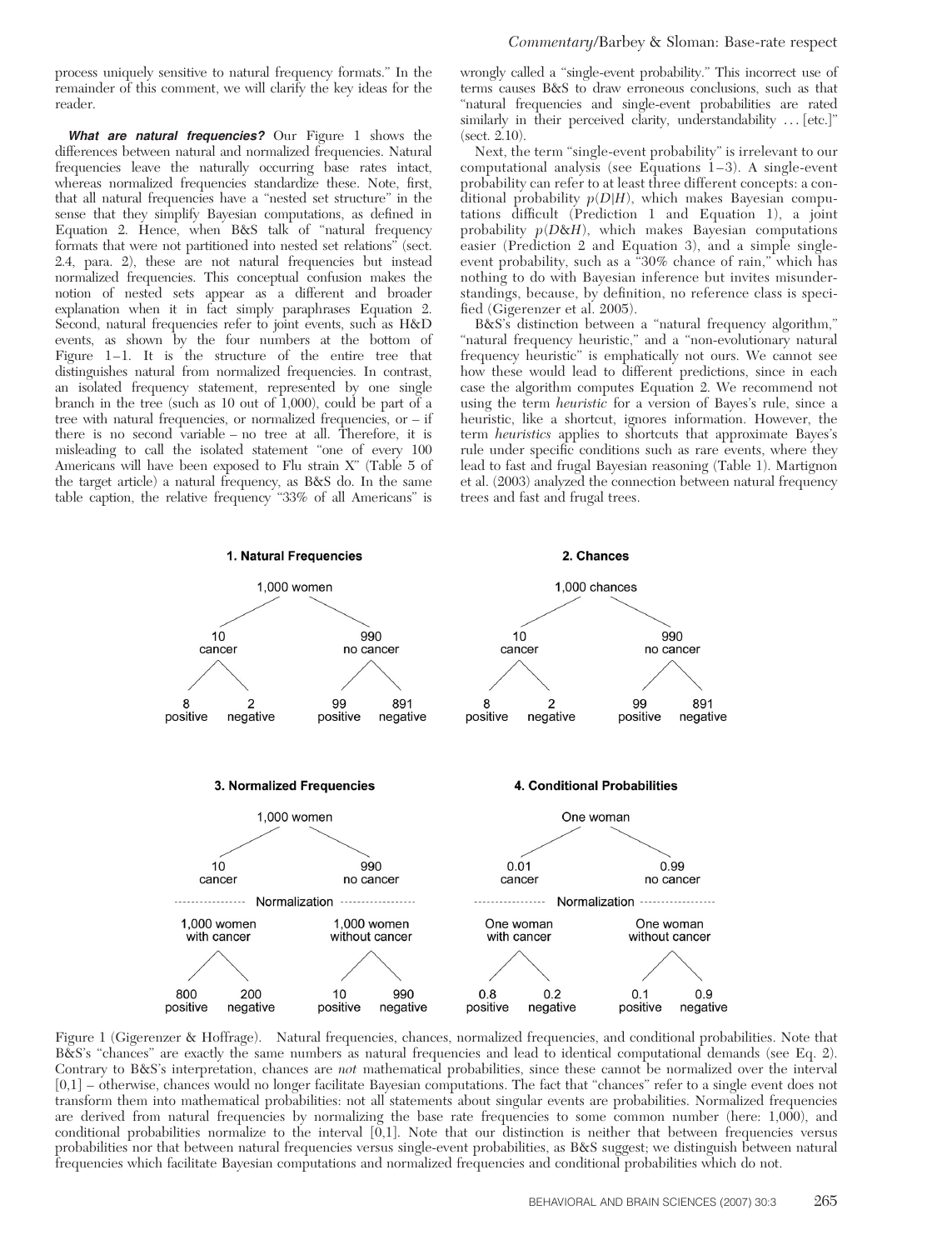process uniquely sensitive to natural frequency formats." In the remainder of this comment, we will clarify the key ideas for the reader.

***What are natural frequencies?*** Our Figure 1 shows the differences between natural and normalized frequencies. Natural frequencies leave the naturally occurring base rates intact, whereas normalized frequencies standardize these. Note, first, that all natural frequencies have a "nested set structure" in the sense that they simplify Bayesian computations, as defined in Equation 2. Hence, when B&S talk of "natural frequency formats that were not partitioned into nested set relations" (sect. 2.4, para. 2), these are not natural frequencies but instead normalized frequencies. This conceptual confusion makes the notion of nested sets appear as a different and broader explanation when it in fact simply paraphrases Equation 2. Second, natural frequencies refer to joint events, such as H&D events, as shown by the four numbers at the bottom of Figure 1–1. It is the structure of the entire tree that distinguishes natural from normalized frequencies. In contrast, an isolated frequency statement, represented by one single branch in the tree (such as 10 out of 1,000), could be part of a tree with natural frequencies, or normalized frequencies, or – if there is no second variable – no tree at all. Therefore, it is misleading to call the isolated statement "one of every 100 Americans will have been exposed to Flu strain X" (Table 5 of the target article) a natural frequency, as B&S do. In the same table caption, the relative frequency "33% of all Americans" is wrongly called a "single-event probability." This incorrect use of terms causes B&S to draw erroneous conclusions, such as that "natural frequencies and single-event probabilities are rated similarly in their perceived clarity, understandability ... [etc.]" (sect. 2.10).

Next, the term "single-event probability" is irrelevant to our computational analysis (see Equations 1–3). A single-event probability can refer to at least three different concepts: a conditional probability $p(D|H)$, which makes Bayesian computations difficult (Prediction 1 and Equation 1), a joint probability $p(D\&H)$, which makes Bayesian computations easier (Prediction 2 and Equation 3), and a simple single-event probability, such as a "30% chance of rain," which has nothing to do with Bayesian inference but invites misunderstandings, because, by definition, no reference class is specified (Gigerenzer et al. 2005).

B&S's distinction between a "natural frequency algorithm," "natural frequency heuristic," and a "non-evolutionary natural frequency heuristic" is emphatically not ours. We cannot see how these would lead to different predictions, since in each case the algorithm computes Equation 2. We recommend not using the term *heuristic* for a version of Bayes's rule, since a heuristic, like a shortcut, ignores information. However, the term *heuristics* applies to shortcuts that approximate Bayes's rule under specific conditions such as rare events, where they lead to fast and frugal Bayesian reasoning (Table 1). Martignon et al. (2003) analyzed the connection between natural frequency trees and fast and frugal trees.

**1. Natural Frequencies**

1,000 women → 10 cancer (8 positive, 2 negative); 990 no cancer (99 positive, 891 negative)

**2. Chances**

1,000 chances → 10 cancer (8 positive, 2 negative); 990 no cancer (99 positive, 891 negative)

**3. Normalized Frequencies**

1,000 women → 10 cancer; 990 no cancer
Normalization
1,000 women with cancer (800 positive, 200 negative); 1,000 women without cancer (10 positive, 990 negative)

**4. Conditional Probabilities**

One woman → 0.01 cancer; 0.99 no cancer
Normalization
One woman with cancer (0.8 positive, 0.2 negative); One woman without cancer (0.1 positive, 0.9 negative)

Figure 1 (Gigerenzer & Hoffrage). Natural frequencies, chances, normalized frequencies, and conditional probabilities. Note that B&S's "chances" are exactly the same numbers as natural frequencies and lead to identical computational demands (see Eq. 2). Contrary to B&S's interpretation, chances are *not* mathematical probabilities, since these cannot be normalized over the interval [0,1] – otherwise, chances would no longer facilitate Bayesian computations. The fact that "chances" refer to a single event does not transform them into mathematical probabilities: not all statements about singular events are probabilities. Normalized frequencies are derived from natural frequencies by normalizing the base rate frequencies to some common number (here: 1,000), and conditional probabilities normalize to the interval [0,1]. Note that our distinction is neither that between frequencies versus probabilities nor that between natural frequencies versus single-event probabilities, as B&S suggest; we distinguish between natural frequencies which facilitate Bayesian computations and normalized frequencies and conditional probabilities which do not.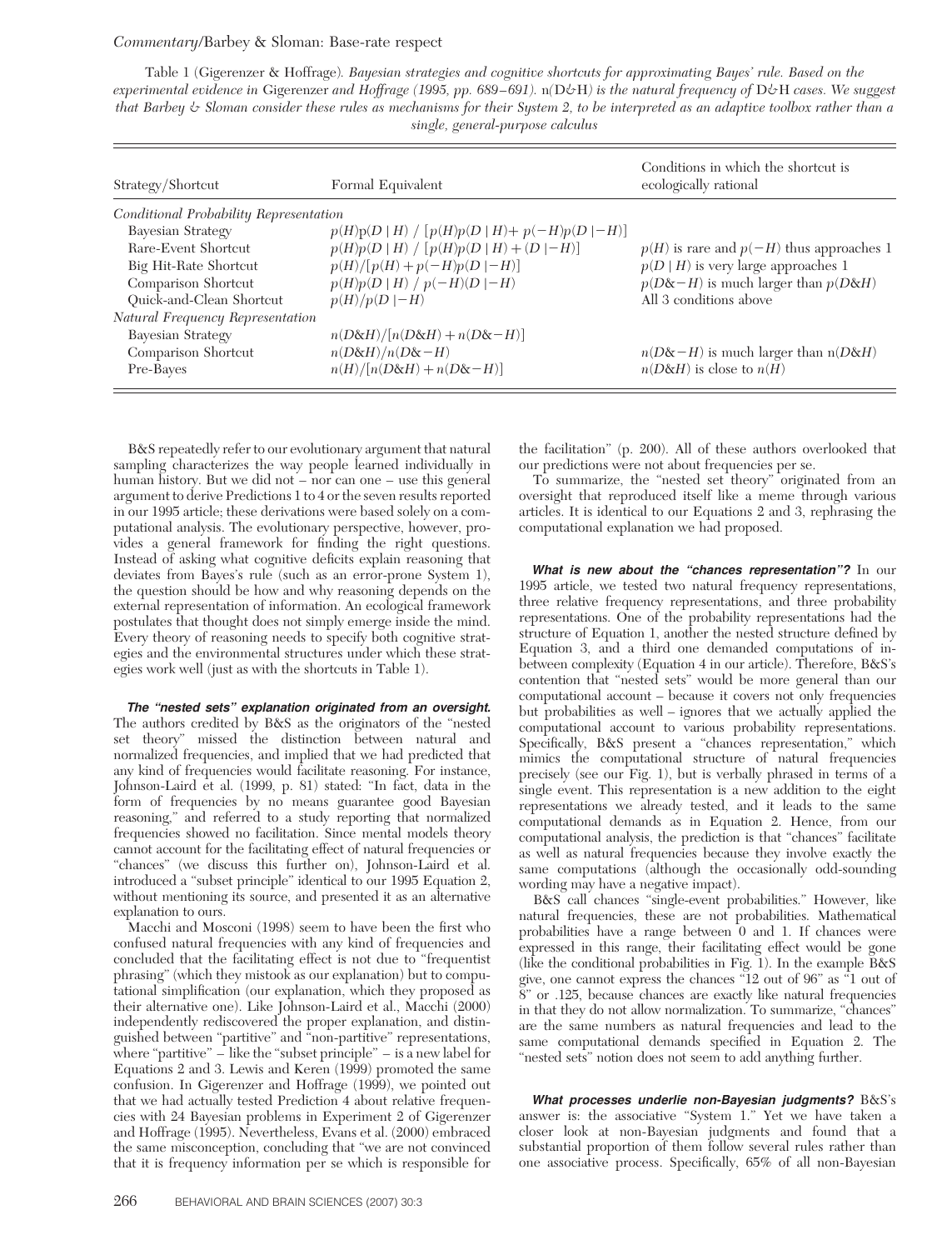Table 1 (Gigerenzer & Hoffrage). *Bayesian strategies and cognitive shortcuts for approximating Bayes' rule. Based on the experimental evidence in* Gigerenzer *and* Hoffrage *(1995, pp. 689–691).* n(D&H) *is the natural frequency of* D&H *cases. We suggest that Barbey & Sloman consider these rules as mechanisms for their System 2, to be interpreted as an adaptive toolbox rather than a single, general-purpose calculus*

| Strategy/Shortcut | Formal Equivalent | Conditions in which the shortcut is ecologically rational |
|---|---|---|
| *Conditional Probability Representation* | | |
| Bayesian Strategy | $p(H)p(D \mid H) / [p(H)p(D \mid H) + p(-H)p(D \mid -H)]$ | |
| Rare-Event Shortcut | $p(H)p(D \mid H) / [p(H)p(D \mid H) + (D \mid -H)]$ | $p(H)$ is rare and $p(-H)$ thus approaches 1 |
| Big Hit-Rate Shortcut | $p(H)/[p(H) + p(-H)p(D \mid -H)]$ | $p(D \mid H)$ is very large approaches 1 |
| Comparison Shortcut | $p(H)p(D \mid H) / p(-H)(D \mid -H)$ | $p(D\&-H)$ is much larger than $p(D\&H)$ |
| Quick-and-Clean Shortcut | $p(H)/p(D \mid -H)$ | All 3 conditions above |
| *Natural Frequency Representation* | | |
| Bayesian Strategy | $n(D\&H)/[n(D\&H) + n(D\&-H)]$ | |
| Comparison Shortcut | $n(D\&H)/n(D\&-H)$ | $n(D\&-H)$ is much larger than $n(D\&H)$ |
| Pre-Bayes | $n(H)/[n(D\&H) + n(D\&-H)]$ | $n(D\&H)$ is close to $n(H)$ |

B&S repeatedly refer to our evolutionary argument that natural sampling characterizes the way people learned individually in human history. But we did not – nor can one – use this general argument to derive Predictions 1 to 4 or the seven results reported in our 1995 article; these derivations were based solely on a computational analysis. The evolutionary perspective, however, provides a general framework for finding the right questions. Instead of asking what cognitive deficits explain reasoning that deviates from Bayes's rule (such as an error-prone System 1), the question should be how and why reasoning depends on the external representation of information. An ecological framework postulates that thought does not simply emerge inside the mind. Every theory of reasoning needs to specify both cognitive strategies and the environmental structures under which these strategies work well (just as with the shortcuts in Table 1).

***The "nested sets" explanation originated from an oversight.*** The authors credited by B&S as the originators of the "nested set theory" missed the distinction between natural and normalized frequencies, and implied that we had predicted that any kind of frequencies would facilitate reasoning. For instance, Johnson-Laird et al. (1999, p. 81) stated: "In fact, data in the form of frequencies by no means guarantee good Bayesian reasoning," and referred to a study reporting that normalized frequencies showed no facilitation. Since mental models theory cannot account for the facilitating effect of natural frequencies or "chances" (we discuss this further on), Johnson-Laird et al. introduced a "subset principle" identical to our 1995 Equation 2, without mentioning its source, and presented it as an alternative explanation to ours.

Macchi and Mosconi (1998) seem to have been the first who confused natural frequencies with any kind of frequencies and concluded that the facilitating effect is not due to "frequentist phrasing" (which they mistook as our explanation) but to computational simplification (our explanation, which they proposed as their alternative one). Like Johnson-Laird et al., Macchi (2000) independently rediscovered the proper explanation, and distinguished between "partitive" and "non-partitive" representations, where "partitive" – like the "subset principle" – is a new label for Equations 2 and 3. Lewis and Keren (1999) promoted the same confusion. In Gigerenzer and Hoffrage (1999), we pointed out that we had actually tested Prediction 4 about relative frequencies with 24 Bayesian problems in Experiment 2 of Gigerenzer and Hoffrage (1995). Nevertheless, Evans et al. (2000) embraced the same misconception, concluding that "we are not convinced that it is frequency information per se which is responsible for the facilitation" (p. 200). All of these authors overlooked that our predictions were not about frequencies per se.

To summarize, the "nested set theory" originated from an oversight that reproduced itself like a meme through various articles. It is identical to our Equations 2 and 3, rephrasing the computational explanation we had proposed.

***What is new about the "chances representation"?*** In our 1995 article, we tested two natural frequency representations, three relative frequency representations, and three probability representations. One of the probability representations had the structure of Equation 1, another the nested structure defined by Equation 3, and a third one demanded computations of in-between complexity (Equation 4 in our article). Therefore, B&S's contention that "nested sets" would be more general than our computational account – because it covers not only frequencies but probabilities as well – ignores that we actually applied the computational account to various probability representations. Specifically, B&S present a "chances representation," which mimics the computational structure of natural frequencies precisely (see our Fig. 1), but is verbally phrased in terms of a single event. This representation is a new addition to the eight representations we already tested, and it leads to the same computational demands as in Equation 2. Hence, from our computational analysis, the prediction is that "chances" facilitate as well as natural frequencies because they involve exactly the same computations (although the occasionally odd-sounding wording may have a negative impact).

B&S call chances "single-event probabilities." However, like natural frequencies, these are not probabilities. Mathematical probabilities have a range between 0 and 1. If chances were expressed in this range, their facilitating effect would be gone (like the conditional probabilities in Fig. 1). In the example B&S give, one cannot express the chances "12 out of 96" as "1 out of 8" or .125, because chances are exactly like natural frequencies in that they do not allow normalization. To summarize, "chances" are the same numbers as natural frequencies and lead to the same computational demands specified in Equation 2. The "nested sets" notion does not seem to add anything further.

***What processes underlie non-Bayesian judgments?*** B&S's answer is: the associative "System 1." Yet we have taken a closer look at non-Bayesian judgments and found that a substantial proportion of them follow several rules rather than one associative process. Specifically, 65% of all non-Bayesian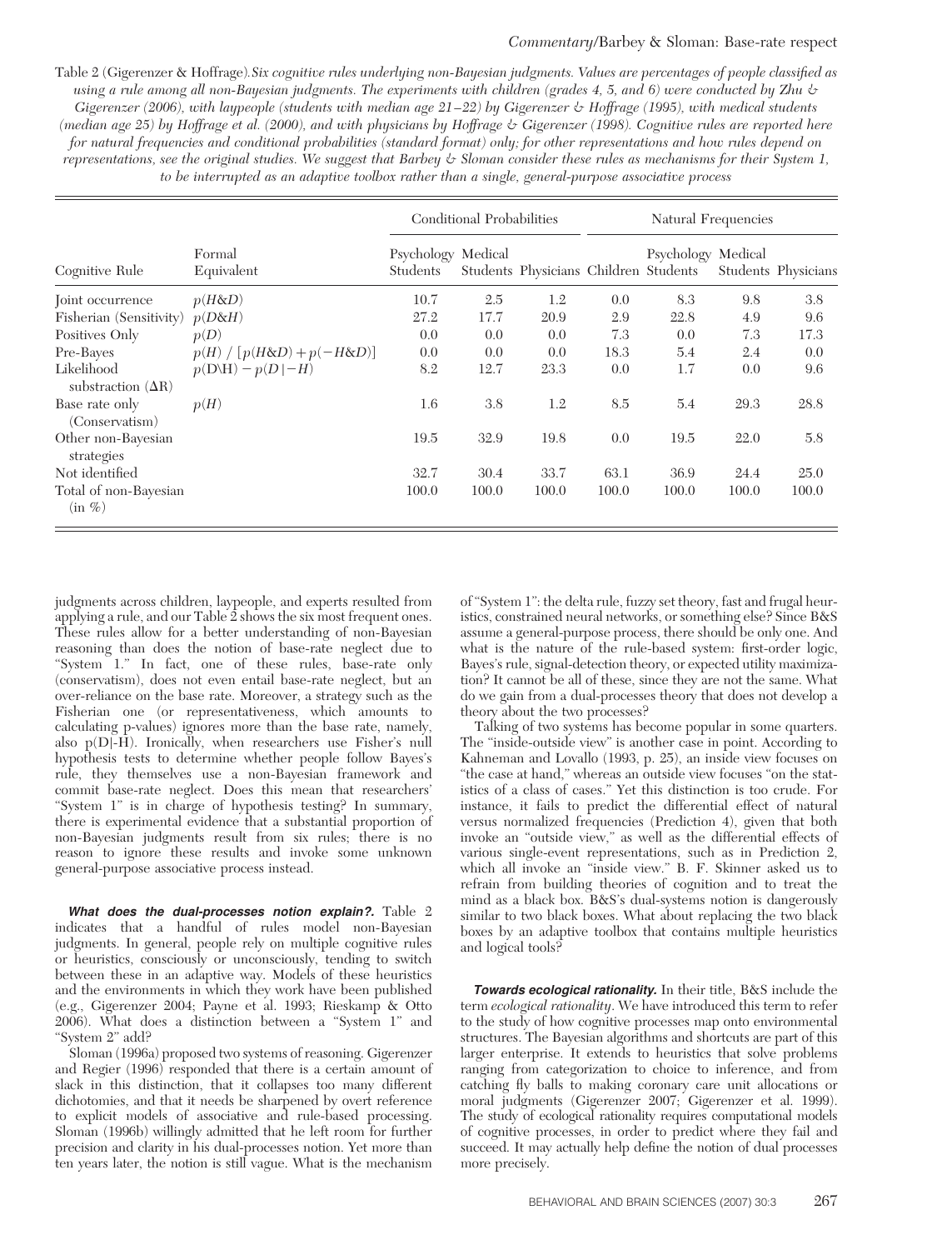Table 2 (Gigerenzer & Hoffrage). *Six cognitive rules underlying non-Bayesian judgments. Values are percentages of people classified as using a rule among all non-Bayesian judgments. The experiments with children (grades 4, 5, and 6) were conducted by Zhu & Gigerenzer (2006), with laypeople (students with median age 21–22) by Gigerenzer & Hoffrage (1995), with medical students (median age 25) by Hoffrage et al. (2000), and with physicians by Hoffrage & Gigerenzer (1998). Cognitive rules are reported here for natural frequencies and conditional probabilities (standard format) only; for other representations and how rules depend on representations, see the original studies. We suggest that Barbey & Sloman consider these rules as mechanisms for their System 1, to be interrupted as an adaptive toolbox rather than a single, general-purpose associative process*

| Cognitive Rule | Formal Equivalent | Conditional Probabilities | | | Natural Frequencies | | | |
|---|---|---|---|---|---|---|---|---|
| | | Psychology Students | Medical Students | Physicians | Children | Psychology Students | Medical Students | Physicians |
| Joint occurrence | $p(H\&D)$ | 10.7 | 2.5 | 1.2 | 0.0 | 8.3 | 9.8 | 3.8 |
| Fisherian (Sensitivity) | $p(D\&H)$ | 27.2 | 17.7 | 20.9 | 2.9 | 22.8 | 4.9 | 9.6 |
| Positives Only | $p(D)$ | 0.0 | 0.0 | 0.0 | 7.3 | 0.0 | 7.3 | 17.3 |
| Pre-Bayes | $p(H) / [p(H\&D) + p(-H\&D)]$ | 0.0 | 0.0 | 0.0 | 18.3 | 5.4 | 2.4 | 0.0 |
| Likelihood substraction (ΔR) | $p(D\backslash H) - p(D\vert -H)$ | 8.2 | 12.7 | 23.3 | 0.0 | 1.7 | 0.0 | 9.6 |
| Base rate only (Conservatism) | $p(H)$ | 1.6 | 3.8 | 1.2 | 8.5 | 5.4 | 29.3 | 28.8 |
| Other non-Bayesian strategies | | 19.5 | 32.9 | 19.8 | 0.0 | 19.5 | 22.0 | 5.8 |
| Not identified | | 32.7 | 30.4 | 33.7 | 63.1 | 36.9 | 24.4 | 25.0 |
| Total of non-Bayesian (in %) | | 100.0 | 100.0 | 100.0 | 100.0 | 100.0 | 100.0 | 100.0 |

judgments across children, laypeople, and experts resulted from applying a rule, and our Table 2 shows the six most frequent ones. These rules allow for a better understanding of non-Bayesian reasoning than does the notion of base-rate neglect due to "System 1." In fact, one of these rules, base-rate only (conservatism), does not even entail base-rate neglect, but an over-reliance on the base rate. Moreover, a strategy such as the Fisherian one (or representativeness, which amounts to calculating p-values) ignores more than the base rate, namely, also p(D|-H). Ironically, when researchers use Fisher's null hypothesis tests to determine whether people follow Bayes's rule, they themselves use a non-Bayesian framework and commit base-rate neglect. Does this mean that researchers' "System 1" is in charge of hypothesis testing? In summary, there is experimental evidence that a substantial proportion of non-Bayesian judgments result from six rules; there is no reason to ignore these results and invoke some unknown general-purpose associative process instead.

***What does the dual-processes notion explain?.*** Table 2 indicates that a handful of rules model non-Bayesian judgments. In general, people rely on multiple cognitive rules or heuristics, consciously or unconsciously, tending to switch between these in an adaptive way. Models of these heuristics and the environments in which they work have been published (e.g., Gigerenzer 2004; Payne et al. 1993; Rieskamp & Otto 2006). What does a distinction between a "System 1" and "System 2" add?

Sloman (1996a) proposed two systems of reasoning. Gigerenzer and Regier (1996) responded that there is a certain amount of slack in this distinction, that it collapses too many different dichotomies, and that it needs be sharpened by overt reference to explicit models of associative and rule-based processing. Sloman (1996b) willingly admitted that he left room for further precision and clarity in his dual-processes notion. Yet more than ten years later, the notion is still vague. What is the mechanism of "System 1": the delta rule, fuzzy set theory, fast and frugal heuristics, constrained neural networks, or something else? Since B&S assume a general-purpose process, there should be only one. And what is the nature of the rule-based system: first-order logic, Bayes's rule, signal-detection theory, or expected utility maximization? It cannot be all of these, since they are not the same. What do we gain from a dual-processes theory that does not develop a theory about the two processes?

Talking of two systems has become popular in some quarters. The "inside-outside view" is another case in point. According to Kahneman and Lovallo (1993, p. 25), an inside view focuses on "the case at hand," whereas an outside view focuses "on the statistics of a class of cases." Yet this distinction is too crude. For instance, it fails to predict the differential effect of natural versus normalized frequencies (Prediction 4), given that both invoke an "outside view," as well as the differential effects of various single-event representations, such as in Prediction 2, which all invoke an "inside view." B. F. Skinner asked us to refrain from building theories of cognition and to treat the mind as a black box. B&S's dual-systems notion is dangerously similar to two black boxes. What about replacing the two black boxes by an adaptive toolbox that contains multiple heuristics and logical tools?

***Towards ecological rationality.*** In their title, B&S include the term *ecological rationality*. We have introduced this term to refer to the study of how cognitive processes map onto environmental structures. The Bayesian algorithms and shortcuts are part of this larger enterprise. It extends to heuristics that solve problems ranging from categorization to choice to inference, and from catching fly balls to making coronary care unit allocations or moral judgments (Gigerenzer 2007; Gigerenzer et al. 1999). The study of ecological rationality requires computational models of cognitive processes, in order to predict where they fail and succeed. It may actually help define the notion of dual processes more precisely.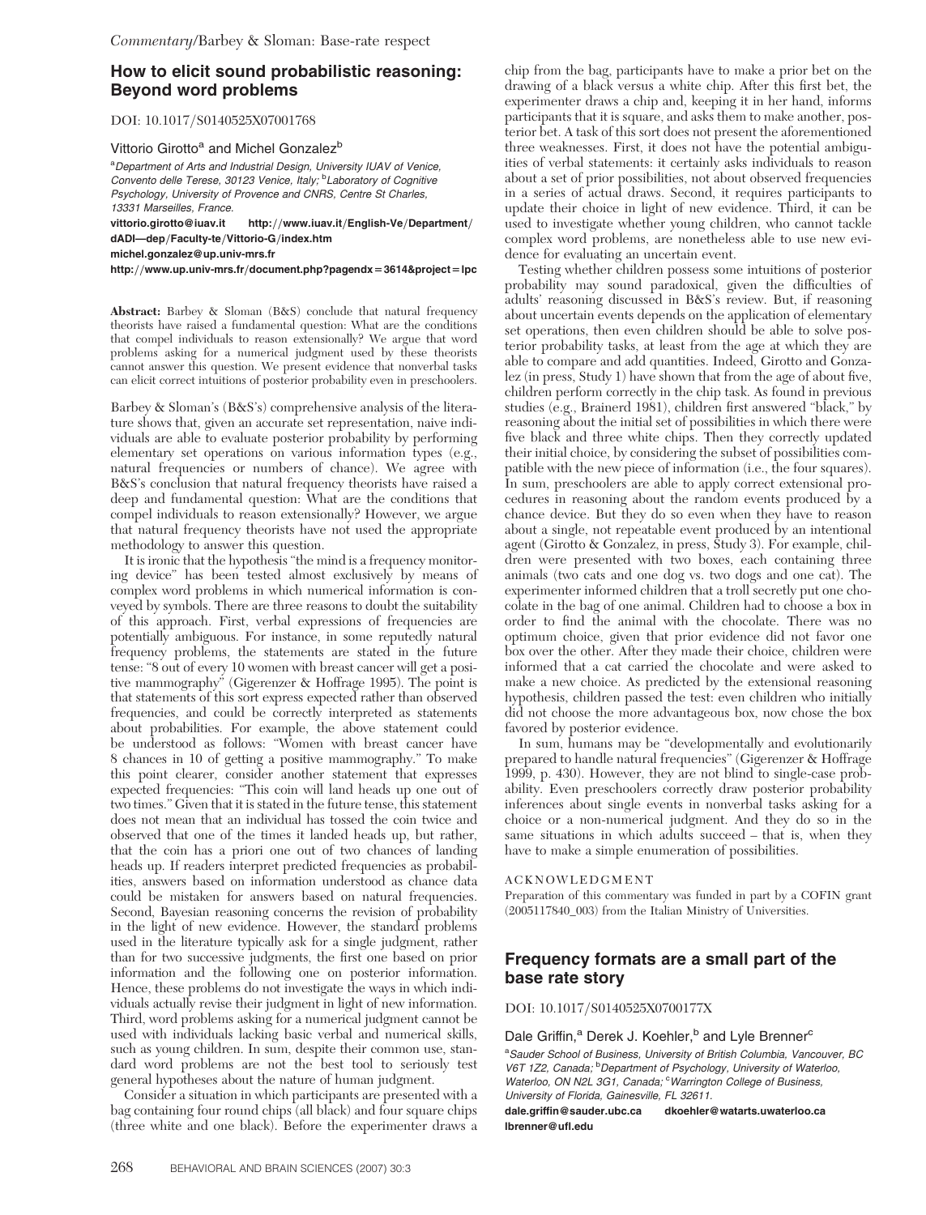## How to elicit sound probabilistic reasoning: Beyond word problems

DOI: 10.1017/S0140525X07001768

Vittorio Girotto[a] and Michel Gonzalez[b]

[a]Department of Arts and Industrial Design, University IUAV of Venice, Convento delle Terese, 30123 Venice, Italy; [b]Laboratory of Cognitive Psychology, University of Provence and CNRS, Centre St Charles, 13331 Marseilles, France.

vittorio.girotto@iuav.it http://www.iuav.it/English-Ve/Department/dADI—dep/Faculty-te/Vittorio-G/index.htm

michel.gonzalez@up.univ-mrs.fr

http://www.up.univ-mrs.fr/document.php?pagendx=3614&project=lpc

**Abstract:** Barbey & Sloman (B&S) conclude that natural frequency theorists have raised a fundamental question: What are the conditions that compel individuals to reason extensionally? We argue that word problems asking for a numerical judgment used by these theorists cannot answer this question. We present evidence that nonverbal tasks can elicit correct intuitions of posterior probability even in preschoolers.

Barbey & Sloman's (B&S's) comprehensive analysis of the literature shows that, given an accurate set representation, naive individuals are able to evaluate posterior probability by performing elementary set operations on various information types (e.g., natural frequencies or numbers of chance). We agree with B&S's conclusion that natural frequency theorists have raised a deep and fundamental question: What are the conditions that compel individuals to reason extensionally? However, we argue that natural frequency theorists have not used the appropriate methodology to answer this question.

It is ironic that the hypothesis "the mind is a frequency monitoring device" has been tested almost exclusively by means of complex word problems in which numerical information is conveyed by symbols. There are three reasons to doubt the suitability of this approach. First, verbal expressions of frequencies are potentially ambiguous. For instance, in some reputedly natural frequency problems, the statements are stated in the future tense: "8 out of every 10 women with breast cancer will get a positive mammography" (Gigerenzer & Hoffrage 1995). The point is that statements of this sort express expected rather than observed frequencies, and could be correctly interpreted as statements about probabilities. For example, the above statement could be understood as follows: "Women with breast cancer have 8 chances in 10 of getting a positive mammography." To make this point clearer, consider another statement that expresses expected frequencies: "This coin will land heads up one out of two times." Given that it is stated in the future tense, this statement does not mean that an individual has tossed the coin twice and observed that one of the times it landed heads up, but rather, that the coin has a priori one out of two chances of landing heads up. If readers interpret predicted frequencies as probabilities, answers based on information understood as chance data could be mistaken for answers based on natural frequencies. Second, Bayesian reasoning concerns the revision of probability in the light of new evidence. However, the standard problems used in the literature typically ask for a single judgment, rather than for two successive judgments, the first one based on prior information and the following one on posterior information. Hence, these problems do not investigate the ways in which individuals actually revise their judgment in light of new information. Third, word problems asking for a numerical judgment cannot be used with individuals lacking basic verbal and numerical skills, such as young children. In sum, despite their common use, standard word problems are not the best tool to seriously test general hypotheses about the nature of human judgment.

Consider a situation in which participants are presented with a bag containing four round chips (all black) and four square chips (three white and one black). Before the experimenter draws a chip from the bag, participants have to make a prior bet on the drawing of a black versus a white chip. After this first bet, the experimenter draws a chip and, keeping it in her hand, informs participants that it is square, and asks them to make another, posterior bet. A task of this sort does not present the aforementioned three weaknesses. First, it does not have the potential ambiguities of verbal statements: it certainly asks individuals to reason about a set of prior possibilities, not about observed frequencies in a series of actual draws. Second, it requires participants to update their choice in light of new evidence. Third, it can be used to investigate whether young children, who cannot tackle complex word problems, are nonetheless able to use new evidence for evaluating an uncertain event.

Testing whether children possess some intuitions of posterior probability may sound paradoxical, given the difficulties of adults' reasoning discussed in B&S's review. But, if reasoning about uncertain events depends on the application of elementary set operations, then even children should be able to solve posterior probability tasks, at least from the age at which they are able to compare and add quantities. Indeed, Girotto and Gonzalez (in press, Study 1) have shown that from the age of about five, children perform correctly in the chip task. As found in previous studies (e.g., Brainerd 1981), children first answered "black," by reasoning about the initial set of possibilities in which there were five black and three white chips. Then they correctly updated their initial choice, by considering the subset of possibilities compatible with the new piece of information (i.e., the four squares). In sum, preschoolers are able to apply correct extensional procedures in reasoning about the random events produced by a chance device. But they do so even when they have to reason about a single, not repeatable event produced by an intentional agent (Girotto & Gonzalez, in press, Study 3). For example, children were presented with two boxes, each containing three animals (two cats and one dog vs. two dogs and one cat). The experimenter informed children that a troll secretly put one chocolate in the bag of one animal. Children had to choose a box in order to find the animal with the chocolate. There was no optimum choice, given that prior evidence did not favor one box over the other. After they made their choice, children were informed that a cat carried the chocolate and were asked to make a new choice. As predicted by the extensional reasoning hypothesis, children passed the test: even children who initially did not choose the more advantageous box, now chose the box favored by posterior evidence.

In sum, humans may be "developmentally and evolutionarily prepared to handle natural frequencies" (Gigerenzer & Hoffrage 1999, p. 430). However, they are not blind to single-case probability. Even preschoolers correctly draw posterior probability inferences about single events in nonverbal tasks asking for a choice or a non-numerical judgment. And they do so in the same situations in which adults succeed – that is, when they have to make a simple enumeration of possibilities.

ACKNOWLEDGMENT

Preparation of this commentary was funded in part by a COFIN grant (2005117840_003) from the Italian Ministry of Universities.

## Frequency formats are a small part of the base rate story

DOI: 10.1017/S0140525X0700177X

Dale Griffin,[a] Derek J. Koehler,[b] and Lyle Brenner[c]

[a]Sauder School of Business, University of British Columbia, Vancouver, BC V6T 1Z2, Canada; [b]Department of Psychology, University of Waterloo, Waterloo, ON N2L 3G1, Canada; [c]Warrington College of Business, University of Florida, Gainesville, FL 32611.

dale.griffin@sauder.ubc.ca dkoehler@watarts.uwaterloo.ca lbrenner@ufl.edu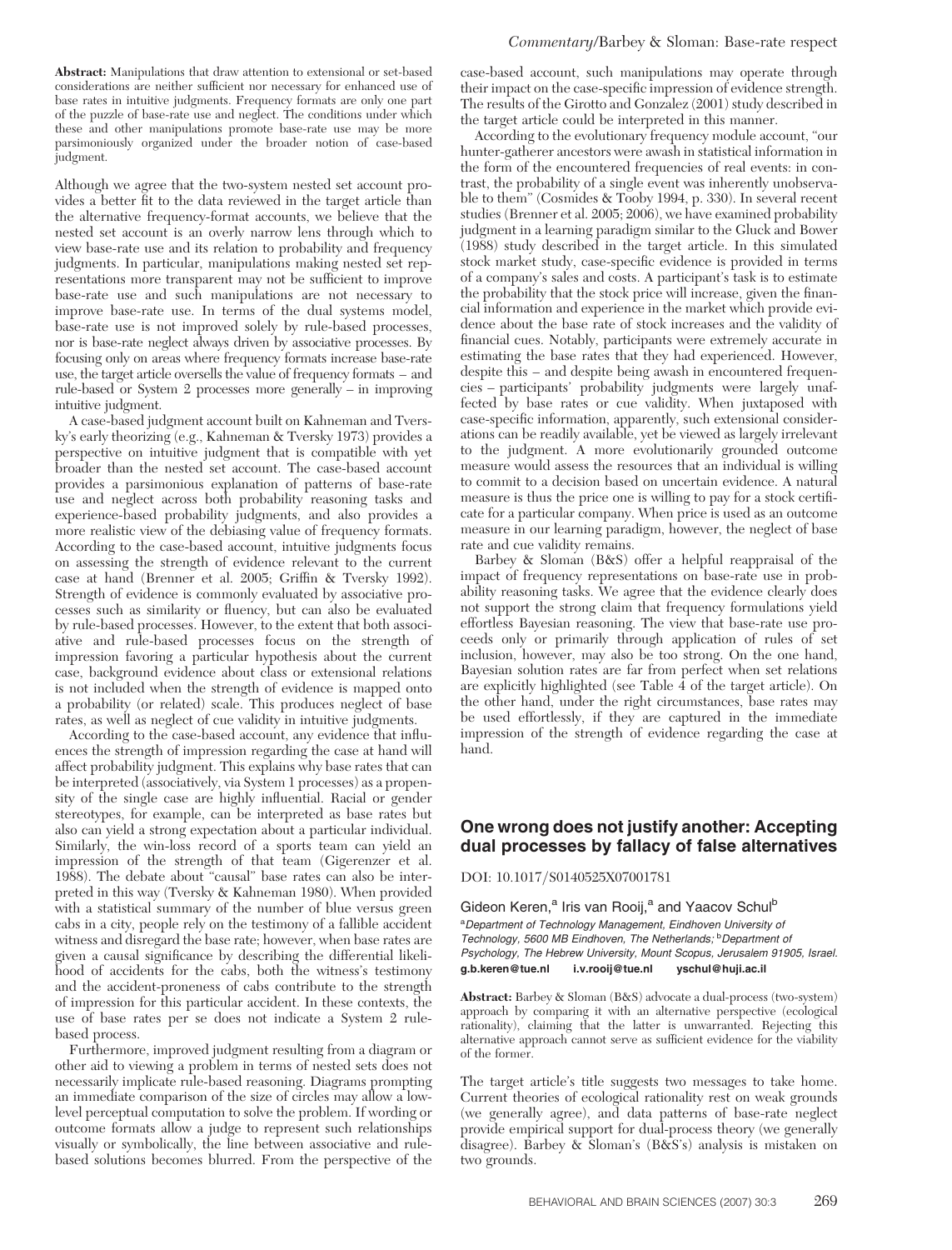**Abstract:** Manipulations that draw attention to extensional or set-based considerations are neither sufficient nor necessary for enhanced use of base rates in intuitive judgments. Frequency formats are only one part of the puzzle of base-rate use and neglect. The conditions under which these and other manipulations promote base-rate use may be more parsimoniously organized under the broader notion of case-based judgment.

Although we agree that the two-system nested set account provides a better fit to the data reviewed in the target article than the alternative frequency-format accounts, we believe that the nested set account is an overly narrow lens through which to view base-rate use and its relation to probability and frequency judgments. In particular, manipulations making nested set representations more transparent may not be sufficient to improve base-rate use and such manipulations are not necessary to improve base-rate use. In terms of the dual systems model, base-rate use is not improved solely by rule-based processes, nor is base-rate neglect always driven by associative processes. By focusing only on areas where frequency formats increase base-rate use, the target article oversells the value of frequency formats – and rule-based or System 2 processes more generally – in improving intuitive judgment.

A case-based judgment account built on Kahneman and Tversky's early theorizing (e.g., Kahneman & Tversky 1973) provides a perspective on intuitive judgment that is compatible with yet broader than the nested set account. The case-based account provides a parsimonious explanation of patterns of base-rate use and neglect across both probability reasoning tasks and experience-based probability judgments, and also provides a more realistic view of the debiasing value of frequency formats. According to the case-based account, intuitive judgments focus on assessing the strength of evidence relevant to the current case at hand (Brenner et al. 2005; Griffin & Tversky 1992). Strength of evidence is commonly evaluated by associative processes such as similarity or fluency, but can also be evaluated by rule-based processes. However, to the extent that both associative and rule-based processes focus on the strength of impression favoring a particular hypothesis about the current case, background evidence about class or extensional relations is not included when the strength of evidence is mapped onto a probability (or related) scale. This produces neglect of base rates, as well as neglect of cue validity in intuitive judgments.

According to the case-based account, any evidence that influences the strength of impression regarding the case at hand will affect probability judgment. This explains why base rates that can be interpreted (associatively, via System 1 processes) as a propensity of the single case are highly influential. Racial or gender stereotypes, for example, can be interpreted as base rates but also can yield a strong expectation about a particular individual. Similarly, the win-loss record of a sports team can yield an impression of the strength of that team (Gigerenzer et al. 1988). The debate about "causal" base rates can also be interpreted in this way (Tversky & Kahneman 1980). When provided with a statistical summary of the number of blue versus green cabs in a city, people rely on the testimony of a fallible accident witness and disregard the base rate; however, when base rates are given a causal significance by describing the differential likelihood of accidents for the cabs, both the witness's testimony and the accident-proneness of cabs contribute to the strength of impression for this particular accident. In these contexts, the use of base rates per se does not indicate a System 2 rule-based process.

Furthermore, improved judgment resulting from a diagram or other aid to viewing a problem in terms of nested sets does not necessarily implicate rule-based reasoning. Diagrams prompting an immediate comparison of the size of circles may allow a low-level perceptual computation to solve the problem. If wording or outcome formats allow a judge to represent such relationships visually or symbolically, the line between associative and rule-based solutions becomes blurred. From the perspective of the case-based account, such manipulations may operate through their impact on the case-specific impression of evidence strength. The results of the Girotto and Gonzalez (2001) study described in the target article could be interpreted in this manner.

According to the evolutionary frequency module account, "our hunter-gatherer ancestors were awash in statistical information in the form of the encountered frequencies of real events: in contrast, the probability of a single event was inherently unobservable to them" (Cosmides & Tooby 1994, p. 330). In several recent studies (Brenner et al. 2005; 2006), we have examined probability judgment in a learning paradigm similar to the Gluck and Bower (1988) study described in the target article. In this simulated stock market study, case-specific evidence is provided in terms of a company's sales and costs. A participant's task is to estimate the probability that the stock price will increase, given the financial information and experience in the market which provide evidence about the base rate of stock increases and the validity of financial cues. Notably, participants were extremely accurate in estimating the base rates that they had experienced. However, despite this – and despite being awash in encountered frequencies – participants' probability judgments were largely unaffected by base rates or cue validity. When juxtaposed with case-specific information, apparently, such extensional considerations can be readily available, yet be viewed as largely irrelevant to the judgment. A more evolutionarily grounded outcome measure would assess the resources that an individual is willing to commit to a decision based on uncertain evidence. A natural measure is thus the price one is willing to pay for a stock certificate for a particular company. When price is used as an outcome measure in our learning paradigm, however, the neglect of base rate and cue validity remains.

Barbey & Sloman (B&S) offer a helpful reappraisal of the impact of frequency representations on base-rate use in probability reasoning tasks. We agree that the evidence clearly does not support the strong claim that frequency formulations yield effortless Bayesian reasoning. The view that base-rate use proceeds only or primarily through application of rules of set inclusion, however, may also be too strong. On the one hand, Bayesian solution rates are far from perfect when set relations are explicitly highlighted (see Table 4 of the target article). On the other hand, under the right circumstances, base rates may be used effortlessly, if they are captured in the immediate impression of the strength of evidence regarding the case at hand.

## One wrong does not justify another: Accepting dual processes by fallacy of false alternatives

DOI: 10.1017/S0140525X07001781

Gideon Keren,[a] Iris van Rooij,[a] and Yaacov Schul[b]

[a]*Department of Technology Management, Eindhoven University of Technology, 5600 MB Eindhoven, The Netherlands;* [b]*Department of Psychology, The Hebrew University, Mount Scopus, Jerusalem 91905, Israel.*
**g.b.keren@tue.nl** **i.v.rooij@tue.nl** **yschul@huji.ac.il**

**Abstract:** Barbey & Sloman (B&S) advocate a dual-process (two-system) approach by comparing it with an alternative perspective (ecological rationality), claiming that the latter is unwarranted. Rejecting this alternative approach cannot serve as sufficient evidence for the viability of the former.

The target article's title suggests two messages to take home. Current theories of ecological rationality rest on weak grounds (we generally agree), and data patterns of base-rate neglect provide empirical support for dual-process theory (we generally disagree). Barbey & Sloman's (B&S's) analysis is mistaken on two grounds.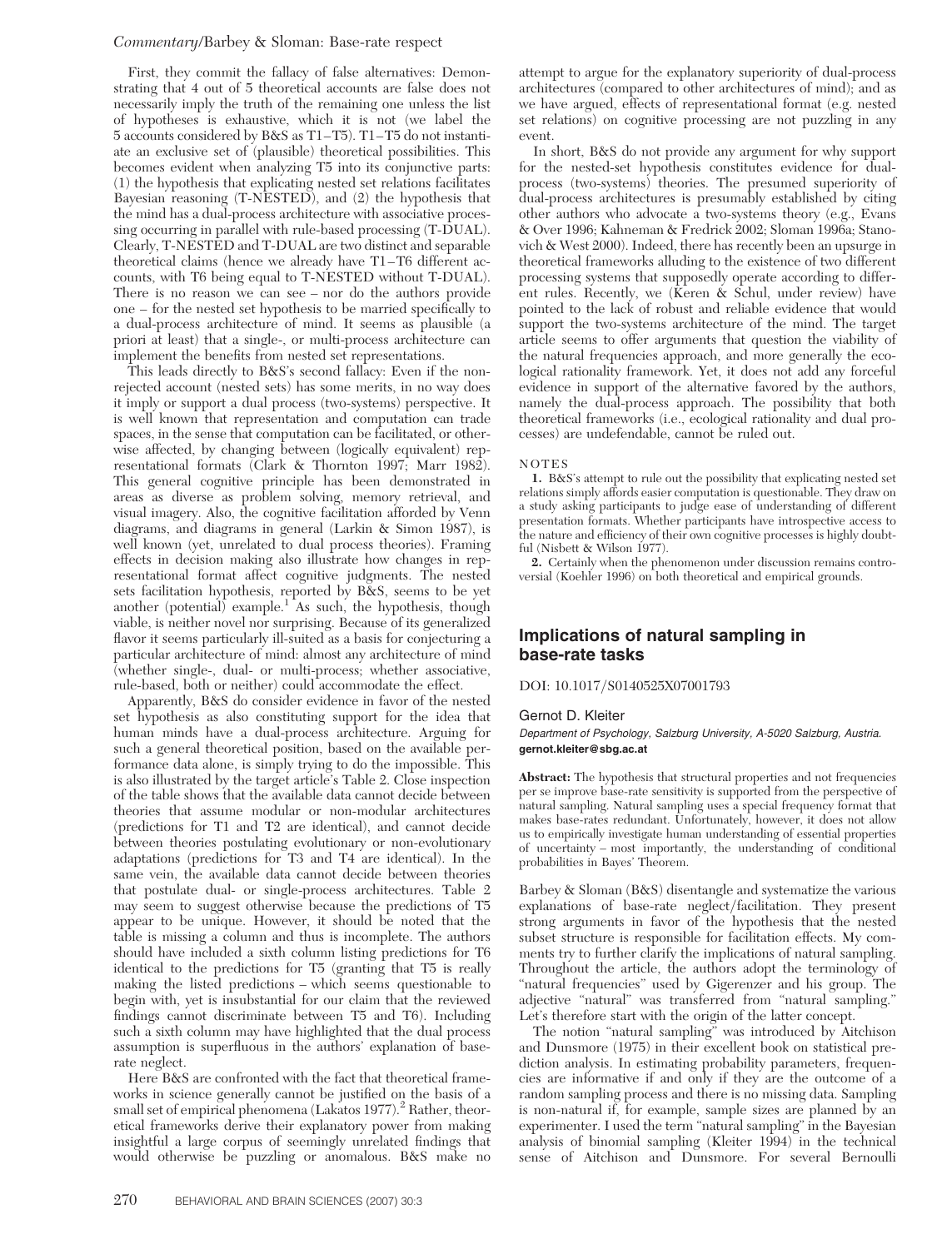First, they commit the fallacy of false alternatives: Demonstrating that 4 out of 5 theoretical accounts are false does not necessarily imply the truth of the remaining one unless the list of hypotheses is exhaustive, which it is not (we label the 5 accounts considered by B&S as T1–T5). T1–T5 do not instantiate an exclusive set of (plausible) theoretical possibilities. This becomes evident when analyzing T5 into its conjunctive parts: (1) the hypothesis that explicating nested set relations facilitates Bayesian reasoning (T-NESTED), and (2) the hypothesis that the mind has a dual-process architecture with associative processing occurring in parallel with rule-based processing (T-DUAL). Clearly, T-NESTED and T-DUAL are two distinct and separable theoretical claims (hence we already have T1–T6 different accounts, with T6 being equal to T-NESTED without T-DUAL). There is no reason we can see – nor do the authors provide one – for the nested set hypothesis to be married specifically to a dual-process architecture of mind. It seems as plausible (a priori at least) that a single-, or multi-process architecture can implement the benefits from nested set representations.

This leads directly to B&S's second fallacy: Even if the non-rejected account (nested sets) has some merits, in no way does it imply or support a dual process (two-systems) perspective. It is well known that representation and computation can trade spaces, in the sense that computation can be facilitated, or otherwise affected, by changing between (logically equivalent) representational formats (Clark & Thornton 1997; Marr 1982). This general cognitive principle has been demonstrated in areas as diverse as problem solving, memory retrieval, and visual imagery. Also, the cognitive facilitation afforded by Venn diagrams, and diagrams in general (Larkin & Simon 1987), is well known (yet, unrelated to dual process theories). Framing effects in decision making also illustrate how changes in representational format affect cognitive judgments. The nested sets facilitation hypothesis, reported by B&S, seems to be yet another (potential) example.[1] As such, the hypothesis, though viable, is neither novel nor surprising. Because of its generalized flavor it seems particularly ill-suited as a basis for conjecturing a particular architecture of mind: almost any architecture of mind (whether single-, dual- or multi-process; whether associative, rule-based, both or neither) could accommodate the effect.

Apparently, B&S do consider evidence in favor of the nested set hypothesis as also constituting support for the idea that human minds have a dual-process architecture. Arguing for such a general theoretical position, based on the available performance data alone, is simply trying to do the impossible. This is also illustrated by the target article's Table 2. Close inspection of the table shows that the available data cannot decide between theories that assume modular or non-modular architectures (predictions for T1 and T2 are identical), and cannot decide between theories postulating evolutionary or non-evolutionary adaptations (predictions for T3 and T4 are identical). In the same vein, the available data cannot decide between theories that postulate dual- or single-process architectures. Table 2 may seem to suggest otherwise because the predictions of T5 appear to be unique. However, it should be noted that the table is missing a column and thus is incomplete. The authors should have included a sixth column listing predictions for T6 identical to the predictions for T5 (granting that T5 is really making the listed predictions – which seems questionable to begin with, yet is insubstantial for our claim that the reviewed findings cannot discriminate between T5 and T6). Including such a sixth column may have highlighted that the dual process assumption is superfluous in the authors' explanation of base-rate neglect.

Here B&S are confronted with the fact that theoretical frameworks in science generally cannot be justified on the basis of a small set of empirical phenomena (Lakatos 1977).[2] Rather, theoretical frameworks derive their explanatory power from making insightful a large corpus of seemingly unrelated findings that would otherwise be puzzling or anomalous. B&S make no attempt to argue for the explanatory superiority of dual-process architectures (compared to other architectures of mind); and as we have argued, effects of representational format (e.g. nested set relations) on cognitive processing are not puzzling in any event.

In short, B&S do not provide any argument for why support for the nested-set hypothesis constitutes evidence for dual-process (two-systems) theories. The presumed superiority of dual-process architectures is presumably established by citing other authors who advocate a two-systems theory (e.g., Evans & Over 1996; Kahneman & Fredrick 2002; Sloman 1996a; Stanovich & West 2000). Indeed, there has recently been an upsurge in theoretical frameworks alluding to the existence of two different processing systems that supposedly operate according to different rules. Recently, we (Keren & Schul, under review) have pointed to the lack of robust and reliable evidence that would support the two-systems architecture of the mind. The target article seems to offer arguments that question the viability of the natural frequencies approach, and more generally the ecological rationality framework. Yet, it does not add any forceful evidence in support of the alternative favored by the authors, namely the dual-process approach. The possibility that both theoretical frameworks (i.e., ecological rationality and dual processes) are undefendable, cannot be ruled out.

NOTES

1. B&S's attempt to rule out the possibility that explicating nested set relations simply affords easier computation is questionable. They draw on a study asking participants to judge ease of understanding of different presentation formats. Whether participants have introspective access to the nature and efficiency of their own cognitive processes is highly doubtful (Nisbett & Wilson 1977).

2. Certainly when the phenomenon under discussion remains controversial (Koehler 1996) on both theoretical and empirical grounds.

## Implications of natural sampling in base-rate tasks

DOI: 10.1017/S0140525X07001793

Gernot D. Kleiter

*Department of Psychology, Salzburg University, A-5020 Salzburg, Austria.*
**gernot.kleiter@sbg.ac.at**

**Abstract:** The hypothesis that structural properties and not frequencies per se improve base-rate sensitivity is supported from the perspective of natural sampling. Natural sampling uses a special frequency format that makes base-rates redundant. Unfortunately, however, it does not allow us to empirically investigate human understanding of essential properties of uncertainty – most importantly, the understanding of conditional probabilities in Bayes' Theorem.

Barbey & Sloman (B&S) disentangle and systematize the various explanations of base-rate neglect/facilitation. They present strong arguments in favor of the hypothesis that the nested subset structure is responsible for facilitation effects. My comments try to further clarify the implications of natural sampling. Throughout the article, the authors adopt the terminology of "natural frequencies" used by Gigerenzer and his group. The adjective "natural" was transferred from "natural sampling." Let's therefore start with the origin of the latter concept.

The notion "natural sampling" was introduced by Aitchison and Dunsmore (1975) in their excellent book on statistical prediction analysis. In estimating probability parameters, frequencies are informative if and only if they are the outcome of a random sampling process and there is no missing data. Sampling is non-natural if, for example, sample sizes are planned by an experimenter. I used the term "natural sampling" in the Bayesian analysis of binomial sampling (Kleiter 1994) in the technical sense of Aitchison and Dunsmore. For several Bernoulli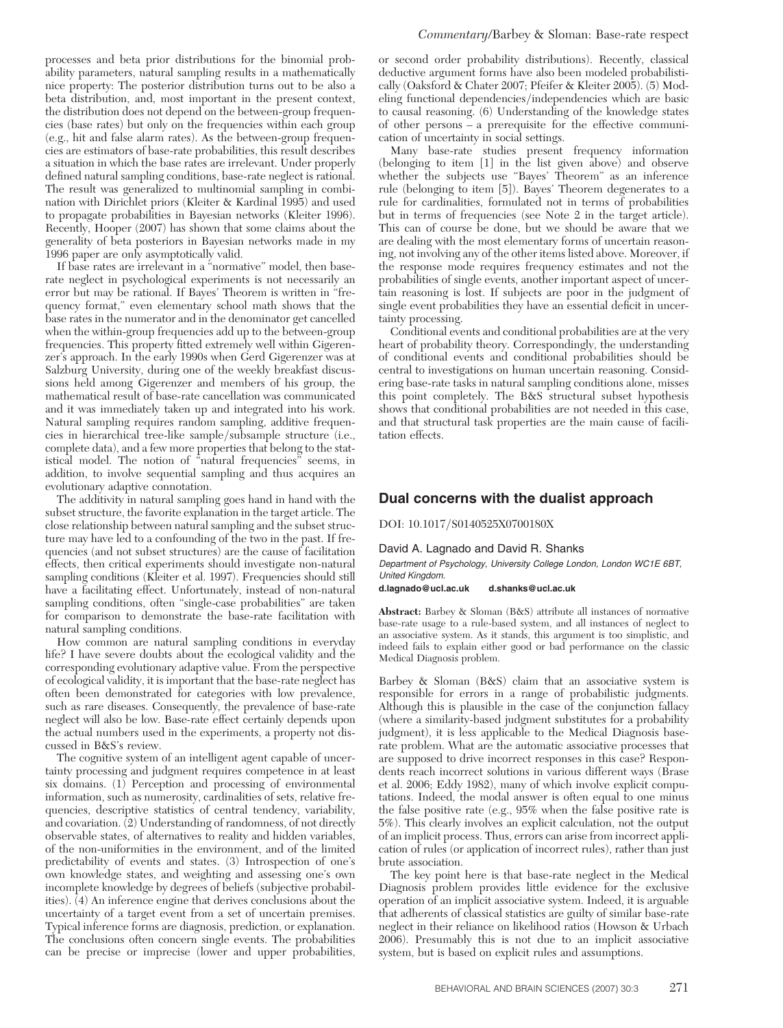processes and beta prior distributions for the binomial probability parameters, natural sampling results in a mathematically nice property: The posterior distribution turns out to be also a beta distribution, and, most important in the present context, the distribution does not depend on the between-group frequencies (base rates) but only on the frequencies within each group (e.g., hit and false alarm rates). As the between-group frequencies are estimators of base-rate probabilities, this result describes a situation in which the base rates are irrelevant. Under properly defined natural sampling conditions, base-rate neglect is rational. The result was generalized to multinomial sampling in combination with Dirichlet priors (Kleiter & Kardinal 1995) and used to propagate probabilities in Bayesian networks (Kleiter 1996). Recently, Hooper (2007) has shown that some claims about the generality of beta posteriors in Bayesian networks made in my 1996 paper are only asymptotically valid.

If base rates are irrelevant in a "normative" model, then base-rate neglect in psychological experiments is not necessarily an error but may be rational. If Bayes' Theorem is written in "frequency format," even elementary school math shows that the base rates in the numerator and in the denominator get cancelled when the within-group frequencies add up to the between-group frequencies. This property fitted extremely well within Gigerenzer's approach. In the early 1990s when Gerd Gigerenzer was at Salzburg University, during one of the weekly breakfast discussions held among Gigerenzer and members of his group, the mathematical result of base-rate cancellation was communicated and it was immediately taken up and integrated into his work. Natural sampling requires random sampling, additive frequencies in hierarchical tree-like sample/subsample structure (i.e., complete data), and a few more properties that belong to the statistical model. The notion of "natural frequencies" seems, in addition, to involve sequential sampling and thus acquires an evolutionary adaptive connotation.

The additivity in natural sampling goes hand in hand with the subset structure, the favorite explanation in the target article. The close relationship between natural sampling and the subset structure may have led to a confounding of the two in the past. If frequencies (and not subset structures) are the cause of facilitation effects, then critical experiments should investigate non-natural sampling conditions (Kleiter et al. 1997). Frequencies should still have a facilitating effect. Unfortunately, instead of non-natural sampling conditions, often "single-case probabilities" are taken for comparison to demonstrate the base-rate facilitation with natural sampling conditions.

How common are natural sampling conditions in everyday life? I have severe doubts about the ecological validity and the corresponding evolutionary adaptive value. From the perspective of ecological validity, it is important that the base-rate neglect has often been demonstrated for categories with low prevalence, such as rare diseases. Consequently, the prevalence of base-rate neglect will also be low. Base-rate effect certainly depends upon the actual numbers used in the experiments, a property not discussed in B&S's review.

The cognitive system of an intelligent agent capable of uncertainty processing and judgment requires competence in at least six domains. (1) Perception and processing of environmental information, such as numerosity, cardinalities of sets, relative frequencies, descriptive statistics of central tendency, variability, and covariation. (2) Understanding of randomness, of not directly observable states, of alternatives to reality and hidden variables, of the non-uniformities in the environment, and of the limited predictability of events and states. (3) Introspection of one's own knowledge states, and weighting and assessing one's own incomplete knowledge by degrees of beliefs (subjective probabilities). (4) An inference engine that derives conclusions about the uncertainty of a target event from a set of uncertain premises. Typical inference forms are diagnosis, prediction, or explanation. The conclusions often concern single events. The probabilities can be precise or imprecise (lower and upper probabilities, or second order probability distributions). Recently, classical deductive argument forms have also been modeled probabilistically (Oaksford & Chater 2007; Pfeifer & Kleiter 2005). (5) Modeling functional dependencies/independencies which are basic to causal reasoning. (6) Understanding of the knowledge states of other persons – a prerequisite for the effective communication of uncertainty in social settings.

Many base-rate studies present frequency information (belonging to item [1] in the list given above) and observe whether the subjects use "Bayes' Theorem" as an inference rule (belonging to item [5]). Bayes' Theorem degenerates to a rule for cardinalities, formulated not in terms of probabilities but in terms of frequencies (see Note 2 in the target article). This can of course be done, but we should be aware that we are dealing with the most elementary forms of uncertain reasoning, not involving any of the other items listed above. Moreover, if the response mode requires frequency estimates and not the probabilities of single events, another important aspect of uncertain reasoning is lost. If subjects are poor in the judgment of single event probabilities they have an essential deficit in uncertainty processing.

Conditional events and conditional probabilities are at the very heart of probability theory. Correspondingly, the understanding of conditional events and conditional probabilities should be central to investigations on human uncertain reasoning. Considering base-rate tasks in natural sampling conditions alone, misses this point completely. The B&S structural subset hypothesis shows that conditional probabilities are not needed in this case, and that structural task properties are the main cause of facilitation effects.

## Dual concerns with the dualist approach

DOI: 10.1017/S0140525X0700180X

David A. Lagnado and David R. Shanks

*Department of Psychology, University College London, London WC1E 6BT, United Kingdom.*

**d.lagnado@ucl.ac.uk d.shanks@ucl.ac.uk**

**Abstract:** Barbey & Sloman (B&S) attribute all instances of normative base-rate usage to a rule-based system, and all instances of neglect to an associative system. As it stands, this argument is too simplistic, and indeed fails to explain either good or bad performance on the classic Medical Diagnosis problem.

Barbey & Sloman (B&S) claim that an associative system is responsible for errors in a range of probabilistic judgments. Although this is plausible in the case of the conjunction fallacy (where a similarity-based judgment substitutes for a probability judgment), it is less applicable to the Medical Diagnosis base-rate problem. What are the automatic associative processes that are supposed to drive incorrect responses in this case? Respondents reach incorrect solutions in various different ways (Brase et al. 2006; Eddy 1982), many of which involve explicit computations. Indeed, the modal answer is often equal to one minus the false positive rate (e.g., 95% when the false positive rate is 5%). This clearly involves an explicit calculation, not the output of an implicit process. Thus, errors can arise from incorrect application of rules (or application of incorrect rules), rather than just brute association.

The key point here is that base-rate neglect in the Medical Diagnosis problem provides little evidence for the exclusive operation of an implicit associative system. Indeed, it is arguable that adherents of classical statistics are guilty of similar base-rate neglect in their reliance on likelihood ratios (Howson & Urbach 2006). Presumably this is not due to an implicit associative system, but is based on explicit rules and assumptions.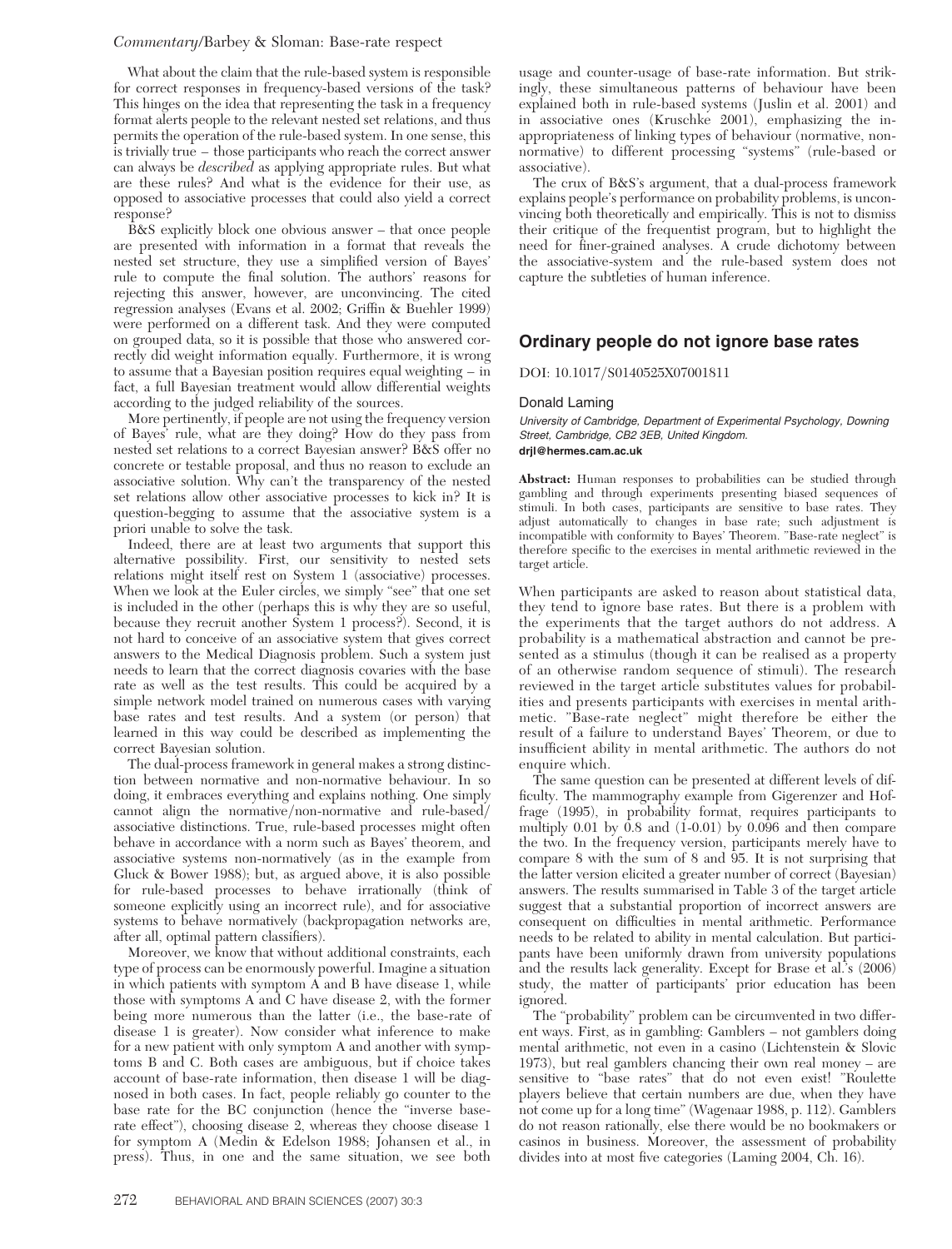What about the claim that the rule-based system is responsible for correct responses in frequency-based versions of the task? This hinges on the idea that representing the task in a frequency format alerts people to the relevant nested set relations, and thus permits the operation of the rule-based system. In one sense, this is trivially true – those participants who reach the correct answer can always be *described* as applying appropriate rules. But what are these rules? And what is the evidence for their use, as opposed to associative processes that could also yield a correct response?

B&S explicitly block one obvious answer – that once people are presented with information in a format that reveals the nested set structure, they use a simplified version of Bayes' rule to compute the final solution. The authors' reasons for rejecting this answer, however, are unconvincing. The cited regression analyses (Evans et al. 2002; Griffin & Buehler 1999) were performed on a different task. And they were computed on grouped data, so it is possible that those who answered correctly did weight information equally. Furthermore, it is wrong to assume that a Bayesian position requires equal weighting – in fact, a full Bayesian treatment would allow differential weights according to the judged reliability of the sources.

More pertinently, if people are not using the frequency version of Bayes' rule, what are they doing? How do they pass from nested set relations to a correct Bayesian answer? B&S offer no concrete or testable proposal, and thus no reason to exclude an associative solution. Why can't the transparency of the nested set relations allow other associative processes to kick in? It is question-begging to assume that the associative system is a priori unable to solve the task.

Indeed, there are at least two arguments that support this alternative possibility. First, our sensitivity to nested sets relations might itself rest on System 1 (associative) processes. When we look at the Euler circles, we simply "see" that one set is included in the other (perhaps this is why they are so useful, because they recruit another System 1 process?). Second, it is not hard to conceive of an associative system that gives correct answers to the Medical Diagnosis problem. Such a system just needs to learn that the correct diagnosis covaries with the base rate as well as the test results. This could be acquired by a simple network model trained on numerous cases with varying base rates and test results. And a system (or person) that learned in this way could be described as implementing the correct Bayesian solution.

The dual-process framework in general makes a strong distinction between normative and non-normative behaviour. In so doing, it embraces everything and explains nothing. One simply cannot align the normative/non-normative and rule-based/associative distinctions. True, rule-based processes might often behave in accordance with a norm such as Bayes' theorem, and associative systems non-normatively (as in the example from Gluck & Bower 1988); but, as argued above, it is also possible for rule-based processes to behave irrationally (think of someone explicitly using an incorrect rule), and for associative systems to behave normatively (backpropagation networks are, after all, optimal pattern classifiers).

Moreover, we know that without additional constraints, each type of process can be enormously powerful. Imagine a situation in which patients with symptom A and B have disease 1, while those with symptoms A and C have disease 2, with the former being more numerous than the latter (i.e., the base-rate of disease 1 is greater). Now consider what inference to make for a new patient with only symptom A and another with symptoms B and C. Both cases are ambiguous, but if choice takes account of base-rate information, then disease 1 will be diagnosed in both cases. In fact, people reliably go counter to the base rate for the BC conjunction (hence the "inverse base-rate effect"), choosing disease 2, whereas they choose disease 1 for symptom A (Medin & Edelson 1988; Johansen et al., in press). Thus, in one and the same situation, we see both usage and counter-usage of base-rate information. But strikingly, these simultaneous patterns of behaviour have been explained both in rule-based systems (Juslin et al. 2001) and in associative ones (Kruschke 2001), emphasizing the inappropriateness of linking types of behaviour (normative, non-normative) to different processing "systems" (rule-based or associative).

The crux of B&S's argument, that a dual-process framework explains people's performance on probability problems, is unconvincing both theoretically and empirically. This is not to dismiss their critique of the frequentist program, but to highlight the need for finer-grained analyses. A crude dichotomy between the associative-system and the rule-based system does not capture the subtleties of human inference.

## Ordinary people do not ignore base rates

DOI: 10.1017/S0140525X07001811

Donald Laming

*University of Cambridge, Department of Experimental Psychology, Downing Street, Cambridge, CB2 3EB, United Kingdom.*
**drjl@hermes.cam.ac.uk**

**Abstract:** Human responses to probabilities can be studied through gambling and through experiments presenting biased sequences of stimuli. In both cases, participants are sensitive to base rates. They adjust automatically to changes in base rate; such adjustment is incompatible with conformity to Bayes' Theorem. "Base-rate neglect" is therefore specific to the exercises in mental arithmetic reviewed in the target article.

When participants are asked to reason about statistical data, they tend to ignore base rates. But there is a problem with the experiments that the target authors do not address. A probability is a mathematical abstraction and cannot be presented as a stimulus (though it can be realised as a property of an otherwise random sequence of stimuli). The research reviewed in the target article substitutes values for probabilities and presents participants with exercises in mental arithmetic. "Base-rate neglect" might therefore be either the result of a failure to understand Bayes' Theorem, or due to insufficient ability in mental arithmetic. The authors do not enquire which.

The same question can be presented at different levels of difficulty. The mammography example from Gigerenzer and Hoffrage (1995), in probability format, requires participants to multiply 0.01 by 0.8 and (1-0.01) by 0.096 and then compare the two. In the frequency version, participants merely have to compare 8 with the sum of 8 and 95. It is not surprising that the latter version elicited a greater number of correct (Bayesian) answers. The results summarised in Table 3 of the target article suggest that a substantial proportion of incorrect answers are consequent on difficulties in mental arithmetic. Performance needs to be related to ability in mental calculation. But participants have been uniformly drawn from university populations and the results lack generality. Except for Brase et al.'s (2006) study, the matter of participants' prior education has been ignored.

The "probability" problem can be circumvented in two different ways. First, as in gambling: Gamblers – not gamblers doing mental arithmetic, not even in a casino (Lichtenstein & Slovic 1973), but real gamblers chancing their own real money – are sensitive to "base rates" that do not even exist! "Roulette players believe that certain numbers are due, when they have not come up for a long time" (Wagenaar 1988, p. 112). Gamblers do not reason rationally, else there would be no bookmakers or casinos in business. Moreover, the assessment of probability divides into at most five categories (Laming 2004, Ch. 16).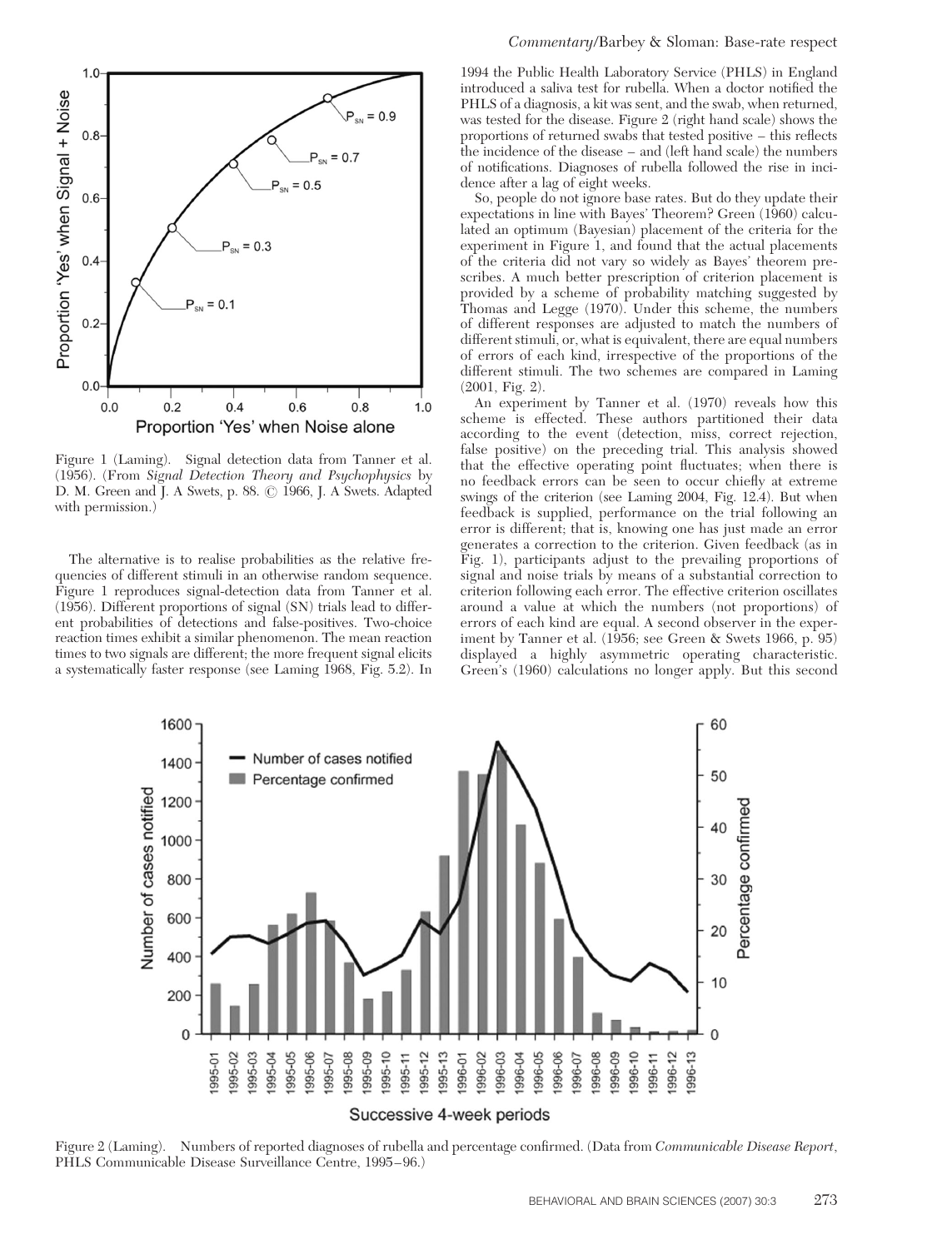Figure 1 (Laming). Signal detection data from Tanner et al. (1956). (From *Signal Detection Theory and Psychophysics* by D. M. Green and J. A Swets, p. 88. © 1966, J. A Swets. Adapted with permission.)

The alternative is to realise probabilities as the relative frequencies of different stimuli in an otherwise random sequence. Figure 1 reproduces signal-detection data from Tanner et al. (1956). Different proportions of signal (SN) trials lead to different probabilities of detections and false-positives. Two-choice reaction times exhibit a similar phenomenon. The mean reaction times to two signals are different; the more frequent signal elicits a systematically faster response (see Laming 1968, Fig. 5.2). In 1994 the Public Health Laboratory Service (PHLS) in England introduced a saliva test for rubella. When a doctor notified the PHLS of a diagnosis, a kit was sent, and the swab, when returned, was tested for the disease. Figure 2 (right hand scale) shows the proportions of returned swabs that tested positive – this reflects the incidence of the disease – and (left hand scale) the numbers of notifications. Diagnoses of rubella followed the rise in incidence after a lag of eight weeks.

So, people do not ignore base rates. But do they update their expectations in line with Bayes' Theorem? Green (1960) calculated an optimum (Bayesian) placement of the criteria for the experiment in Figure 1, and found that the actual placements of the criteria did not vary so widely as Bayes' theorem prescribes. A much better prescription of criterion placement is provided by a scheme of probability matching suggested by Thomas and Legge (1970). Under this scheme, the numbers of different responses are adjusted to match the numbers of different stimuli, or, what is equivalent, there are equal numbers of errors of each kind, irrespective of the proportions of the different stimuli. The two schemes are compared in Laming (2001, Fig. 2).

An experiment by Tanner et al. (1970) reveals how this scheme is effected. These authors partitioned their data according to the event (detection, miss, correct rejection, false positive) on the preceding trial. This analysis showed that the effective operating point fluctuates; when there is no feedback errors can be seen to occur chiefly at extreme swings of the criterion (see Laming 2004, Fig. 12.4). But when feedback is supplied, performance on the trial following an error is different; that is, knowing one has just made an error generates a correction to the criterion. Given feedback (as in Fig. 1), participants adjust to the prevailing proportions of signal and noise trials by means of a substantial correction to criterion following each error. The effective criterion oscillates around a value at which the numbers (not proportions) of errors of each kind are equal. A second observer in the experiment by Tanner et al. (1956; see Green & Swets 1966, p. 95) displayed a highly asymmetric operating characteristic. Green's (1960) calculations no longer apply. But this second

Figure 2 (Laming). Numbers of reported diagnoses of rubella and percentage confirmed. (Data from *Communicable Disease Report*, PHLS Communicable Disease Surveillance Centre, 1995–96.)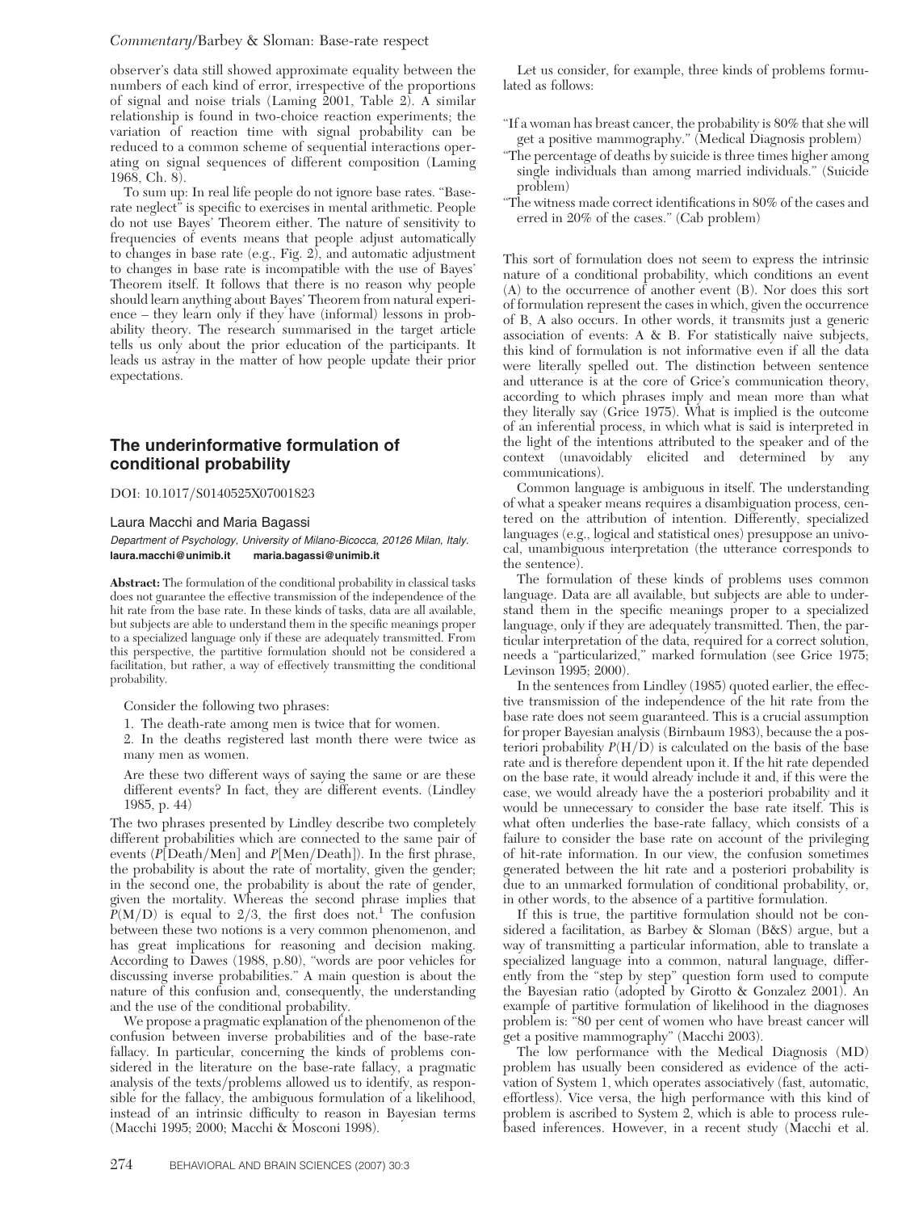observer's data still showed approximate equality between the numbers of each kind of error, irrespective of the proportions of signal and noise trials (Laming 2001, Table 2). A similar relationship is found in two-choice reaction experiments; the variation of reaction time with signal probability can be reduced to a common scheme of sequential interactions operating on signal sequences of different composition (Laming 1968, Ch. 8).

To sum up: In real life people do not ignore base rates. "Base-rate neglect" is specific to exercises in mental arithmetic. People do not use Bayes' Theorem either. The nature of sensitivity to frequencies of events means that people adjust automatically to changes in base rate (e.g., Fig. 2), and automatic adjustment to changes in base rate is incompatible with the use of Bayes' Theorem itself. It follows that there is no reason why people should learn anything about Bayes' Theorem from natural experience – they learn only if they have (informal) lessons in probability theory. The research summarised in the target article tells us only about the prior education of the participants. It leads us astray in the matter of how people update their prior expectations.

## The underinformative formulation of conditional probability

DOI: 10.1017/S0140525X07001823

Laura Macchi and Maria Bagassi

*Department of Psychology, University of Milano-Bicocca, 20126 Milan, Italy.*
**laura.macchi@unimib.it maria.bagassi@unimib.it**

**Abstract:** The formulation of the conditional probability in classical tasks does not guarantee the effective transmission of the independence of the hit rate from the base rate. In these kinds of tasks, data are all available, but subjects are able to understand them in the specific meanings proper to a specialized language only if these are adequately transmitted. From this perspective, the partitive formulation should not be considered a facilitation, but rather, a way of effectively transmitting the conditional probability.

Consider the following two phrases:

1. The death-rate among men is twice that for women.
2. In the deaths registered last month there were twice as many men as women.

Are these two different ways of saying the same or are these different events? In fact, they are different events. (Lindley 1985, p. 44)

The two phrases presented by Lindley describe two completely different probabilities which are connected to the same pair of events ($P$[Death/Men] and $P$[Men/Death]). In the first phrase, the probability is about the rate of mortality, given the gender; in the second one, the probability is about the rate of gender, given the mortality. Whereas the second phrase implies that $P(M/D)$ is equal to 2/3, the first does not.[1] The confusion between these two notions is a very common phenomenon, and has great implications for reasoning and decision making. According to Dawes (1988, p.80), "words are poor vehicles for discussing inverse probabilities." A main question is about the nature of this confusion and, consequently, the understanding and the use of the conditional probability.

We propose a pragmatic explanation of the phenomenon of the confusion between inverse probabilities and of the base-rate fallacy. In particular, concerning the kinds of problems considered in the literature on the base-rate fallacy, a pragmatic analysis of the texts/problems allowed us to identify, as responsible for the fallacy, the ambiguous formulation of a likelihood, instead of an intrinsic difficulty to reason in Bayesian terms (Macchi 1995; 2000; Macchi & Mosconi 1998).

Let us consider, for example, three kinds of problems formulated as follows:

"If a woman has breast cancer, the probability is 80% that she will get a positive mammography." (Medical Diagnosis problem)
"The percentage of deaths by suicide is three times higher among single individuals than among married individuals." (Suicide problem)
"The witness made correct identifications in 80% of the cases and erred in 20% of the cases." (Cab problem)

This sort of formulation does not seem to express the intrinsic nature of a conditional probability, which conditions an event (A) to the occurrence of another event (B). Nor does this sort of formulation represent the cases in which, given the occurrence of B, A also occurs. In other words, it transmits just a generic association of events: A & B. For statistically naive subjects, this kind of formulation is not informative even if all the data were literally spelled out. The distinction between sentence and utterance is at the core of Grice's communication theory, according to which phrases imply and mean more than what they literally say (Grice 1975). What is implied is the outcome of an inferential process, in which what is said is interpreted in the light of the intentions attributed to the speaker and of the context (unavoidably elicited and determined by any communications).

Common language is ambiguous in itself. The understanding of what a speaker means requires a disambiguation process, centered on the attribution of intention. Differently, specialized languages (e.g., logical and statistical ones) presuppose an univocal, unambiguous interpretation (the utterance corresponds to the sentence).

The formulation of these kinds of problems uses common language. Data are all available, but subjects are able to understand them in the specific meanings proper to a specialized language, only if they are adequately transmitted. Then, the particular interpretation of the data, required for a correct solution, needs a "particularized," marked formulation (see Grice 1975; Levinson 1995; 2000).

In the sentences from Lindley (1985) quoted earlier, the effective transmission of the independence of the hit rate from the base rate does not seem guaranteed. This is a crucial assumption for proper Bayesian analysis (Birnbaum 1983), because the a posteriori probability $P(H/D)$ is calculated on the basis of the base rate and is therefore dependent upon it. If the hit rate depended on the base rate, it would already include it and, if this were the case, we would already have the a posteriori probability and it would be unnecessary to consider the base rate itself. This is what often underlies the base-rate fallacy, which consists of a failure to consider the base rate on account of the privileging of hit-rate information. In our view, the confusion sometimes generated between the hit rate and a posteriori probability is due to an unmarked formulation of conditional probability, or, in other words, to the absence of a partitive formulation.

If this is true, the partitive formulation should not be considered a facilitation, as Barbey & Sloman (B&S) argue, but a way of transmitting a particular information, able to translate a specialized language into a common, natural language, differently from the "step by step" question form used to compute the Bayesian ratio (adopted by Girotto & Gonzalez 2001). An example of partitive formulation of likelihood in the diagnoses problem is: "80 per cent of women who have breast cancer will get a positive mammography" (Macchi 2003).

The low performance with the Medical Diagnosis (MD) problem has usually been considered as evidence of the activation of System 1, which operates associatively (fast, automatic, effortless). Vice versa, the high performance with this kind of problem is ascribed to System 2, which is able to process rule-based inferences. However, in a recent study (Macchi et al.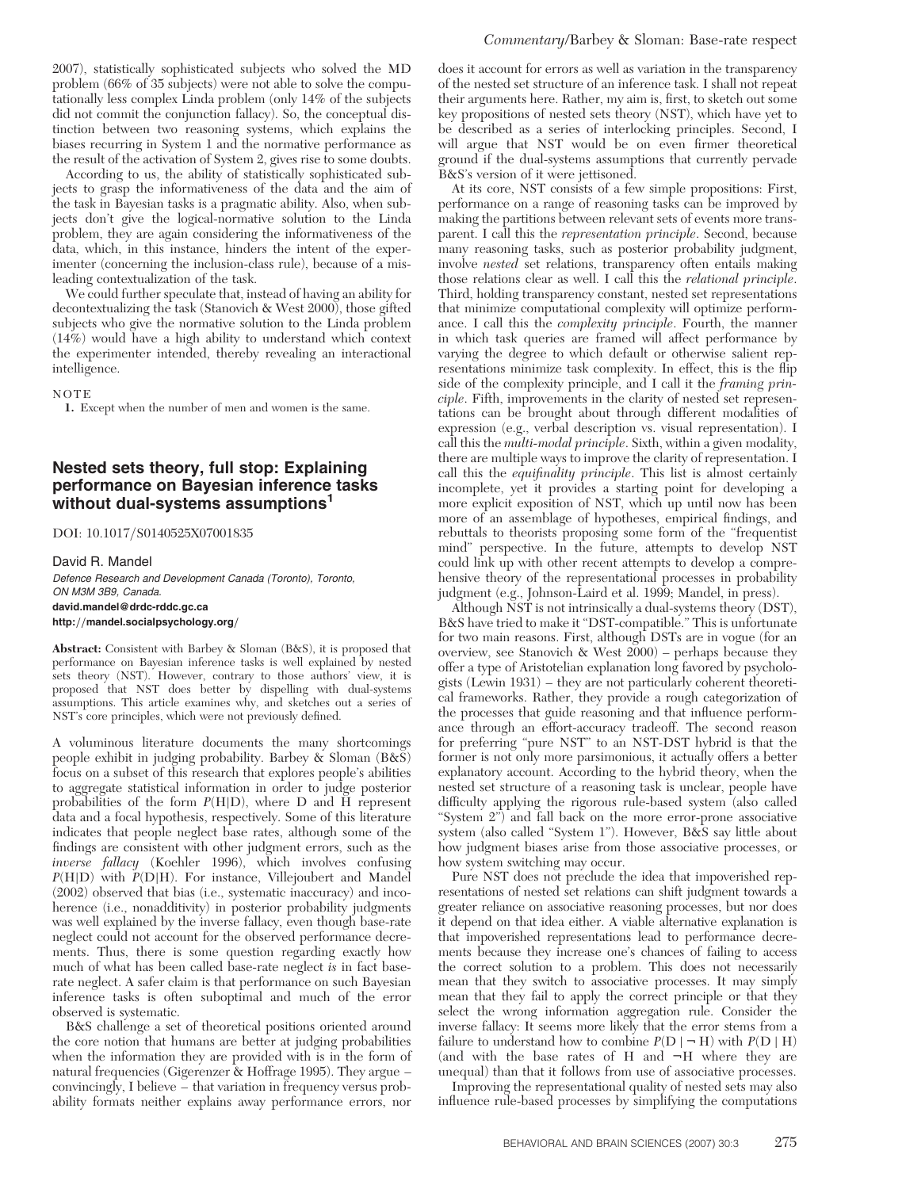2007), statistically sophisticated subjects who solved the MD problem (66% of 35 subjects) were not able to solve the computationally less complex Linda problem (only 14% of the subjects did not commit the conjunction fallacy). So, the conceptual distinction between two reasoning systems, which explains the biases recurring in System 1 and the normative performance as the result of the activation of System 2, gives rise to some doubts.

According to us, the ability of statistically sophisticated subjects to grasp the informativeness of the data and the aim of the task in Bayesian tasks is a pragmatic ability. Also, when subjects don't give the logical-normative solution to the Linda problem, they are again considering the informativeness of the data, which, in this instance, hinders the intent of the experimenter (concerning the inclusion-class rule), because of a misleading contextualization of the task.

We could further speculate that, instead of having an ability for decontextualizing the task (Stanovich & West 2000), those gifted subjects who give the normative solution to the Linda problem (14%) would have a high ability to understand which context the experimenter intended, thereby revealing an interactional intelligence.

NOTE

1. Except when the number of men and women is the same.

## Nested sets theory, full stop: Explaining performance on Bayesian inference tasks without dual-systems assumptions[1]

DOI: 10.1017/S0140525X07001835

David R. Mandel

*Defence Research and Development Canada (Toronto), Toronto, ON M3M 3B9, Canada.*
**david.mandel@drdc-rddc.gc.ca**
**http://mandel.socialpsychology.org/**

**Abstract:** Consistent with Barbey & Sloman (B&S), it is proposed that performance on Bayesian inference tasks is well explained by nested sets theory (NST). However, contrary to those authors' view, it is proposed that NST does better by dispelling with dual-systems assumptions. This article examines why, and sketches out a series of NST's core principles, which were not previously defined.

A voluminous literature documents the many shortcomings people exhibit in judging probability. Barbey & Sloman (B&S) focus on a subset of this research that explores people's abilities to aggregate statistical information in order to judge posterior probabilities of the form $P(H|D)$, where D and H represent data and a focal hypothesis, respectively. Some of this literature indicates that people neglect base rates, although some of the findings are consistent with other judgment errors, such as the *inverse fallacy* (Koehler 1996), which involves confusing $P(H|D)$ with $P(D|H)$. For instance, Villejoubert and Mandel (2002) observed that bias (i.e., systematic inaccuracy) and incoherence (i.e., nonadditivity) in posterior probability judgments was well explained by the inverse fallacy, even though base-rate neglect could not account for the observed performance decrements. Thus, there is some question regarding exactly how much of what has been called base-rate neglect *is* in fact base-rate neglect. A safer claim is that performance on such Bayesian inference tasks is often suboptimal and much of the error observed is systematic.

B&S challenge a set of theoretical positions oriented around the core notion that humans are better at judging probabilities when the information they are provided with is in the form of natural frequencies (Gigerenzer & Hoffrage 1995). They argue – convincingly, I believe – that variation in frequency versus probability formats neither explains away performance errors, nor does it account for errors as well as variation in the transparency of the nested set structure of an inference task. I shall not repeat their arguments here. Rather, my aim is, first, to sketch out some key propositions of nested sets theory (NST), which have yet to be described as a series of interlocking principles. Second, I will argue that NST would be on even firmer theoretical ground if the dual-systems assumptions that currently pervade B&S's version of it were jettisoned.

At its core, NST consists of a few simple propositions: First, performance on a range of reasoning tasks can be improved by making the partitions between relevant sets of events more transparent. I call this the *representation principle*. Second, because many reasoning tasks, such as posterior probability judgment, involve *nested* set relations, transparency often entails making those relations clear as well. I call this the *relational principle*. Third, holding transparency constant, nested set representations that minimize computational complexity will optimize performance. I call this the *complexity principle*. Fourth, the manner in which task queries are framed will affect performance by varying the degree to which default or otherwise salient representations minimize task complexity. In effect, this is the flip side of the complexity principle, and I call it the *framing principle*. Fifth, improvements in the clarity of nested set representations can be brought about through different modalities of expression (e.g., verbal description vs. visual representation). I call this the *multi-modal principle*. Sixth, within a given modality, there are multiple ways to improve the clarity of representation. I call this the *equifinality principle*. This list is almost certainly incomplete, yet it provides a starting point for developing a more explicit exposition of NST, which up until now has been more of an assemblage of hypotheses, empirical findings, and rebuttals to theorists proposing some form of the "frequentist mind" perspective. In the future, attempts to develop NST could link up with other recent attempts to develop a comprehensive theory of the representational processes in probability judgment (e.g., Johnson-Laird et al. 1999; Mandel, in press).

Although NST is not intrinsically a dual-systems theory (DST), B&S have tried to make it "DST-compatible." This is unfortunate for two main reasons. First, although DSTs are in vogue (for an overview, see Stanovich & West 2000) – perhaps because they offer a type of Aristotelian explanation long favored by psychologists (Lewin 1931) – they are not particularly coherent theoretical frameworks. Rather, they provide a rough categorization of the processes that guide reasoning and that influence performance through an effort-accuracy tradeoff. The second reason for preferring "pure NST" to an NST-DST hybrid is that the former is not only more parsimonious, it actually offers a better explanatory account. According to the hybrid theory, when the nested set structure of a reasoning task is unclear, people have difficulty applying the rigorous rule-based system (also called "System 2") and fall back on the more error-prone associative system (also called "System 1"). However, B&S say little about how judgment biases arise from those associative processes, or how system switching may occur.

Pure NST does not preclude the idea that impoverished representations of nested set relations can shift judgment towards a greater reliance on associative reasoning processes, but nor does it depend on that idea either. A viable alternative explanation is that impoverished representations lead to performance decrements because they increase one's chances of failing to access the correct solution to a problem. This does not necessarily mean that they switch to associative processes. It may simply mean that they fail to apply the correct principle or that they select the wrong information aggregation rule. Consider the inverse fallacy: It seems more likely that the error stems from a failure to understand how to combine $P(D \mid \neg H)$ with $P(D \mid H)$ (and with the base rates of H and $\neg$H where they are unequal) than that it follows from use of associative processes.

Improving the representational quality of nested sets may also influence rule-based processes by simplifying the computations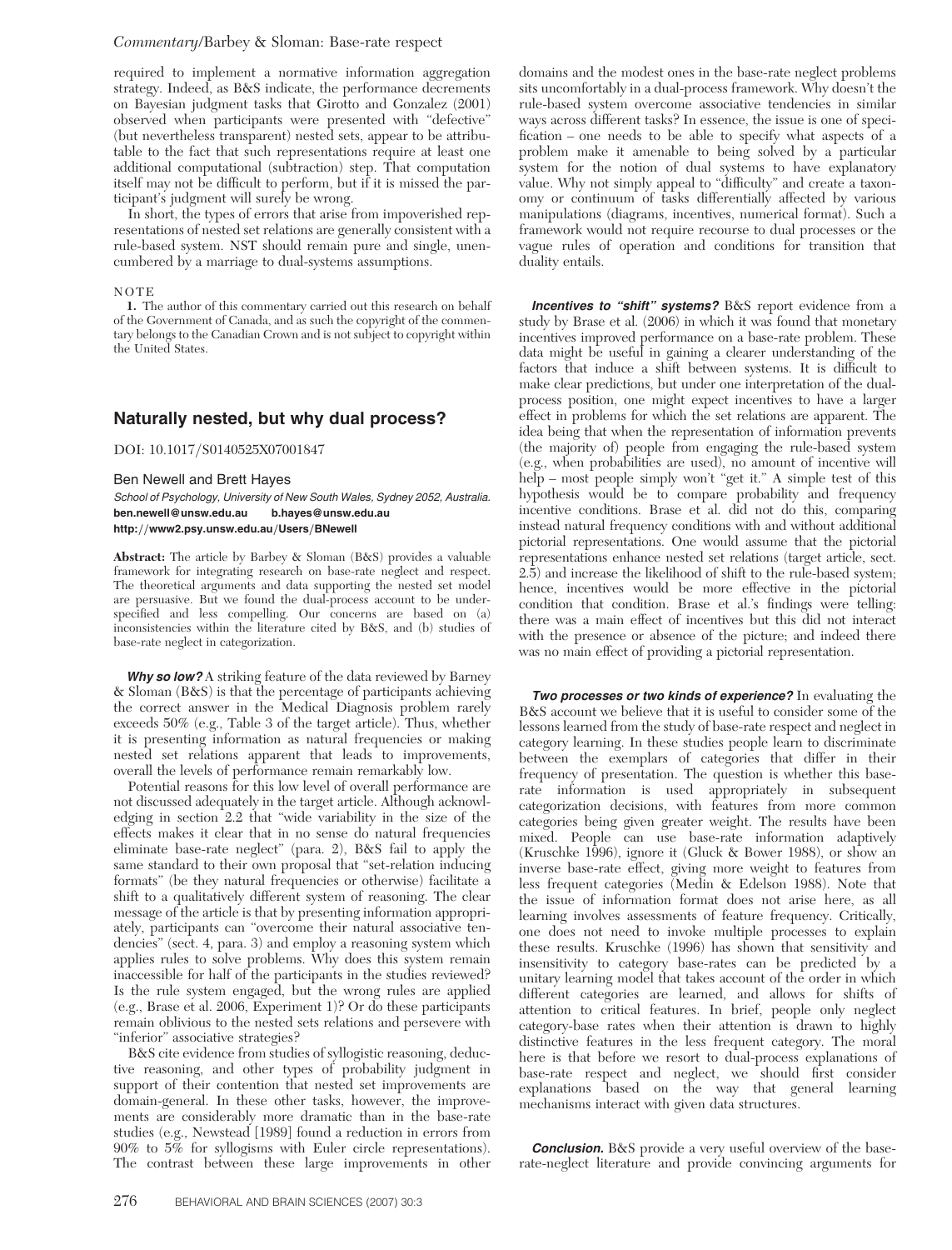required to implement a normative information aggregation strategy. Indeed, as B&S indicate, the performance decrements on Bayesian judgment tasks that Girotto and Gonzalez (2001) observed when participants were presented with "defective" (but nevertheless transparent) nested sets, appear to be attributable to the fact that such representations require at least one additional computational (subtraction) step. That computation itself may not be difficult to perform, but if it is missed the participant's judgment will surely be wrong.

In short, the types of errors that arise from impoverished representations of nested set relations are generally consistent with a rule-based system. NST should remain pure and single, unencumbered by a marriage to dual-systems assumptions.

NOTE

1. The author of this commentary carried out this research on behalf of the Government of Canada, and as such the copyright of the commentary belongs to the Canadian Crown and is not subject to copyright within the United States.

## Naturally nested, but why dual process?

DOI: 10.1017/S0140525X07001847

Ben Newell and Brett Hayes

*School of Psychology, University of New South Wales, Sydney 2052, Australia.*
**ben.newell@unsw.edu.au b.hayes@unsw.edu.au**
**http://www2.psy.unsw.edu.au/Users/BNewell**

**Abstract:** The article by Barbey & Sloman (B&S) provides a valuable framework for integrating research on base-rate neglect and respect. The theoretical arguments and data supporting the nested set model are persuasive. But we found the dual-process account to be under-specified and less compelling. Our concerns are based on (a) inconsistencies within the literature cited by B&S, and (b) studies of base-rate neglect in categorization.

***Why so low?*** A striking feature of the data reviewed by Barney & Sloman (B&S) is that the percentage of participants achieving the correct answer in the Medical Diagnosis problem rarely exceeds 50% (e.g., Table 3 of the target article). Thus, whether it is presenting information as natural frequencies or making nested set relations apparent that leads to improvements, overall the levels of performance remain remarkably low.

Potential reasons for this low level of overall performance are not discussed adequately in the target article. Although acknowledging in section 2.2 that "wide variability in the size of the effects makes it clear that in no sense do natural frequencies eliminate base-rate neglect" (para. 2), B&S fail to apply the same standard to their own proposal that "set-relation inducing formats" (be they natural frequencies or otherwise) facilitate a shift to a qualitatively different system of reasoning. The clear message of the article is that by presenting information appropriately, participants can "overcome their natural associative tendencies" (sect. 4, para. 3) and employ a reasoning system which applies rules to solve problems. Why does this system remain inaccessible for half of the participants in the studies reviewed? Is the rule system engaged, but the wrong rules are applied (e.g., Brase et al. 2006, Experiment 1)? Or do these participants remain oblivious to the nested sets relations and persevere with "inferior" associative strategies?

B&S cite evidence from studies of syllogistic reasoning, deductive reasoning, and other types of probability judgment in support of their contention that nested set improvements are domain-general. In these other tasks, however, the improvements are considerably more dramatic than in the base-rate studies (e.g., Newstead [1989] found a reduction in errors from 90% to 5% for syllogisms with Euler circle representations). The contrast between these large improvements in other domains and the modest ones in the base-rate neglect problems sits uncomfortably in a dual-process framework. Why doesn't the rule-based system overcome associative tendencies in similar ways across different tasks? In essence, the issue is one of specification – one needs to be able to specify what aspects of a problem make it amenable to being solved by a particular system for the notion of dual systems to have explanatory value. Why not simply appeal to "difficulty" and create a taxonomy or continuum of tasks differentially affected by various manipulations (diagrams, incentives, numerical format). Such a framework would not require recourse to dual processes or the vague rules of operation and conditions for transition that duality entails.

***Incentives to "shift" systems?*** B&S report evidence from a study by Brase et al. (2006) in which it was found that monetary incentives improved performance on a base-rate problem. These data might be useful in gaining a clearer understanding of the factors that induce a shift between systems. It is difficult to make clear predictions, but under one interpretation of the dual-process position, one might expect incentives to have a larger effect in problems for which the set relations are apparent. The idea being that when the representation of information prevents (the majority of) people from engaging the rule-based system (e.g., when probabilities are used), no amount of incentive will help – most people simply won't "get it." A simple test of this hypothesis would be to compare probability and frequency incentive conditions. Brase et al. did not do this, comparing instead natural frequency conditions with and without additional pictorial representations. One would assume that the pictorial representations enhance nested set relations (target article, sect. 2.5) and increase the likelihood of shift to the rule-based system; hence, incentives would be more effective in the pictorial condition that condition. Brase et al.'s findings were telling: there was a main effect of incentives but this did not interact with the presence or absence of the picture; and indeed there was no main effect of providing a pictorial representation.

***Two processes or two kinds of experience?*** In evaluating the B&S account we believe that it is useful to consider some of the lessons learned from the study of base-rate respect and neglect in category learning. In these studies people learn to discriminate between the exemplars of categories that differ in their frequency of presentation. The question is whether this base-rate information is used appropriately in subsequent categorization decisions, with features from more common categories being given greater weight. The results have been mixed. People can use base-rate information adaptively (Kruschke 1996), ignore it (Gluck & Bower 1988), or show an inverse base-rate effect, giving more weight to features from less frequent categories (Medin & Edelson 1988). Note that the issue of information format does not arise here, as all learning involves assessments of feature frequency. Critically, one does not need to invoke multiple processes to explain these results. Kruschke (1996) has shown that sensitivity and insensitivity to category base-rates can be predicted by a unitary learning model that takes account of the order in which different categories are learned, and allows for shifts of attention to critical features. In brief, people only neglect category-base rates when their attention is drawn to highly distinctive features in the less frequent category. The moral here is that before we resort to dual-process explanations of base-rate respect and neglect, we should first consider explanations based on the way that general learning mechanisms interact with given data structures.

***Conclusion.*** B&S provide a very useful overview of the base-rate-neglect literature and provide convincing arguments for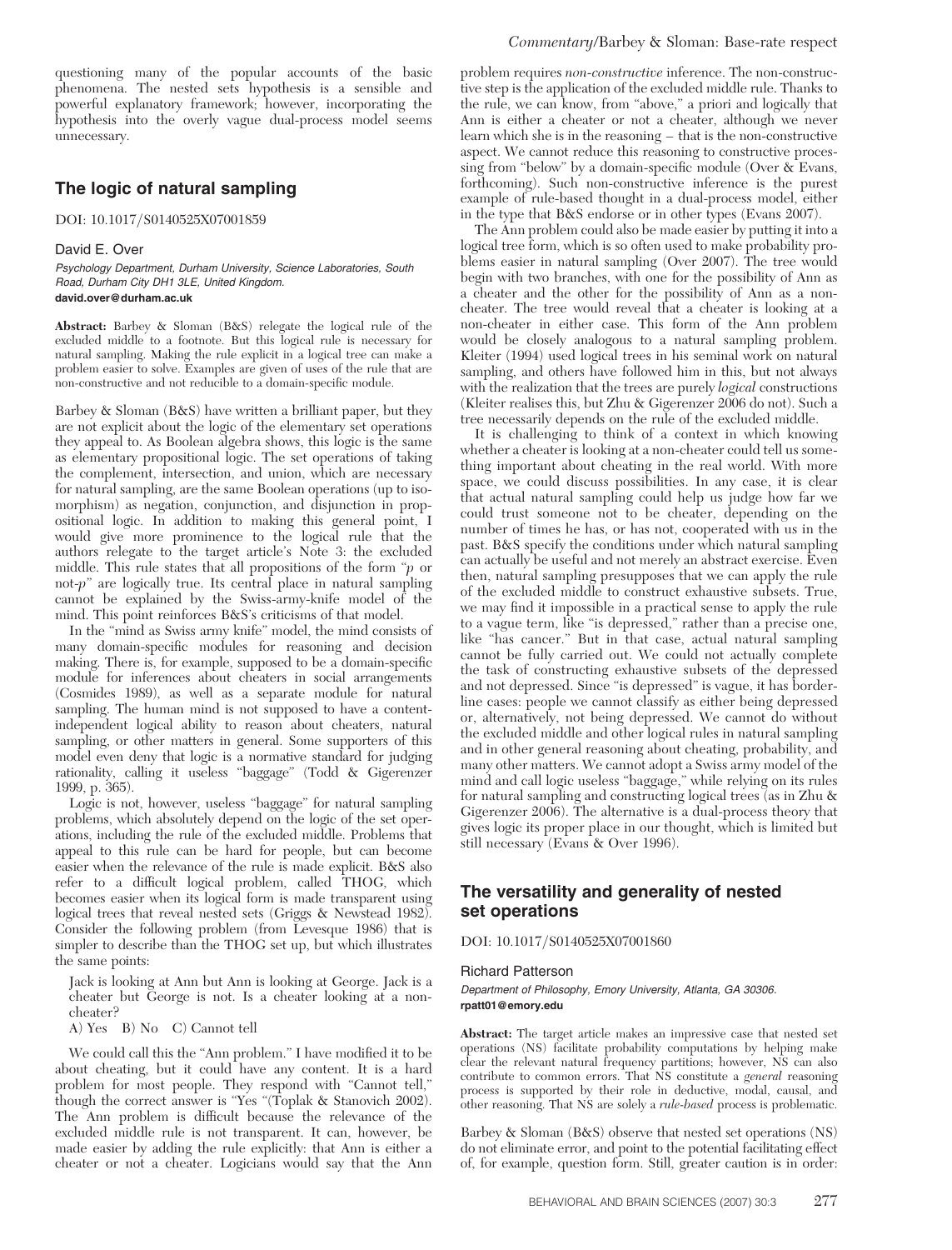questioning many of the popular accounts of the basic phenomena. The nested sets hypothesis is a sensible and powerful explanatory framework; however, incorporating the hypothesis into the overly vague dual-process model seems unnecessary.

## The logic of natural sampling

DOI: 10.1017/S0140525X07001859

David E. Over

*Psychology Department, Durham University, Science Laboratories, South Road, Durham City DH1 3LE, United Kingdom.*
**david.over@durham.ac.uk**

**Abstract:** Barbey & Sloman (B&S) relegate the logical rule of the excluded middle to a footnote. But this logical rule is necessary for natural sampling. Making the rule explicit in a logical tree can make a problem easier to solve. Examples are given of uses of the rule that are non-constructive and not reducible to a domain-specific module.

Barbey & Sloman (B&S) have written a brilliant paper, but they are not explicit about the logic of the elementary set operations they appeal to. As Boolean algebra shows, this logic is the same as elementary propositional logic. The set operations of taking the complement, intersection, and union, which are necessary for natural sampling, are the same Boolean operations (up to isomorphism) as negation, conjunction, and disjunction in propositional logic. In addition to making this general point, I would give more prominence to the logical rule that the authors relegate to the target article's Note 3: the excluded middle. This rule states that all propositions of the form "*p* or not-*p*" are logically true. Its central place in natural sampling cannot be explained by the Swiss-army-knife model of the mind. This point reinforces B&S's criticisms of that model.

In the "mind as Swiss army knife" model, the mind consists of many domain-specific modules for reasoning and decision making. There is, for example, supposed to be a domain-specific module for inferences about cheaters in social arrangements (Cosmides 1989), as well as a separate module for natural sampling. The human mind is not supposed to have a content-independent logical ability to reason about cheaters, natural sampling, or other matters in general. Some supporters of this model even deny that logic is a normative standard for judging rationality, calling it useless "baggage" (Todd & Gigerenzer 1999, p. 365).

Logic is not, however, useless "baggage" for natural sampling problems, which absolutely depend on the logic of the set operations, including the rule of the excluded middle. Problems that appeal to this rule can be hard for people, but can become easier when the relevance of the rule is made explicit. B&S also refer to a difficult logical problem, called THOG, which becomes easier when its logical form is made transparent using logical trees that reveal nested sets (Griggs & Newstead 1982). Consider the following problem (from Levesque 1986) that is simpler to describe than the THOG set up, but which illustrates the same points:

> Jack is looking at Ann but Ann is looking at George. Jack is a cheater but George is not. Is a cheater looking at a non-cheater?
>
> A) Yes B) No C) Cannot tell

We could call this the "Ann problem." I have modified it to be about cheating, but it could have any content. It is a hard problem for most people. They respond with "Cannot tell," though the correct answer is "Yes "(Toplak & Stanovich 2002). The Ann problem is difficult because the relevance of the excluded middle rule is not transparent. It can, however, be made easier by adding the rule explicitly: that Ann is either a cheater or not a cheater. Logicians would say that the Ann problem requires *non-constructive* inference. The non-constructive step is the application of the excluded middle rule. Thanks to the rule, we can know, from "above," a priori and logically that Ann is either a cheater or not a cheater, although we never learn which she is in the reasoning – that is the non-constructive aspect. We cannot reduce this reasoning to constructive processing from "below" by a domain-specific module (Over & Evans, forthcoming). Such non-constructive inference is the purest example of rule-based thought in a dual-process model, either in the type that B&S endorse or in other types (Evans 2007).

The Ann problem could also be made easier by putting it into a logical tree form, which is so often used to make probability problems easier in natural sampling (Over 2007). The tree would begin with two branches, with one for the possibility of Ann as a cheater and the other for the possibility of Ann as a non-cheater. The tree would reveal that a cheater is looking at a non-cheater in either case. This form of the Ann problem would be closely analogous to a natural sampling problem. Kleiter (1994) used logical trees in his seminal work on natural sampling, and others have followed him in this, but not always with the realization that the trees are purely *logical* constructions (Kleiter realises this, but Zhu & Gigerenzer 2006 do not). Such a tree necessarily depends on the rule of the excluded middle.

It is challenging to think of a context in which knowing whether a cheater is looking at a non-cheater could tell us something important about cheating in the real world. With more space, we could discuss possibilities. In any case, it is clear that actual natural sampling could help us judge how far we could trust someone not to be cheater, depending on the number of times he has, or has not, cooperated with us in the past. B&S specify the conditions under which natural sampling can actually be useful and not merely an abstract exercise. Even then, natural sampling presupposes that we can apply the rule of the excluded middle to construct exhaustive subsets. True, we may find it impossible in a practical sense to apply the rule to a vague term, like "is depressed," rather than a precise one, like "has cancer." But in that case, actual natural sampling cannot be fully carried out. We could not actually complete the task of constructing exhaustive subsets of the depressed and not depressed. Since "is depressed" is vague, it has borderline cases: people we cannot classify as either being depressed or, alternatively, not being depressed. We cannot do without the excluded middle and other logical rules in natural sampling and in other general reasoning about cheating, probability, and many other matters. We cannot adopt a Swiss army model of the mind and call logic useless "baggage," while relying on its rules for natural sampling and constructing logical trees (as in Zhu & Gigerenzer 2006). The alternative is a dual-process theory that gives logic its proper place in our thought, which is limited but still necessary (Evans & Over 1996).

## The versatility and generality of nested set operations

DOI: 10.1017/S0140525X07001860

Richard Patterson

*Department of Philosophy, Emory University, Atlanta, GA 30306.*
**rpatt01@emory.edu**

**Abstract:** The target article makes an impressive case that nested set operations (NS) facilitate probability computations by helping make clear the relevant natural frequency partitions; however, NS can also contribute to common errors. That NS constitute a *general* reasoning process is supported by their role in deductive, modal, causal, and other reasoning. That NS are solely a *rule-based* process is problematic.

Barbey & Sloman (B&S) observe that nested set operations (NS) do not eliminate error, and point to the potential facilitating effect of, for example, question form. Still, greater caution is in order: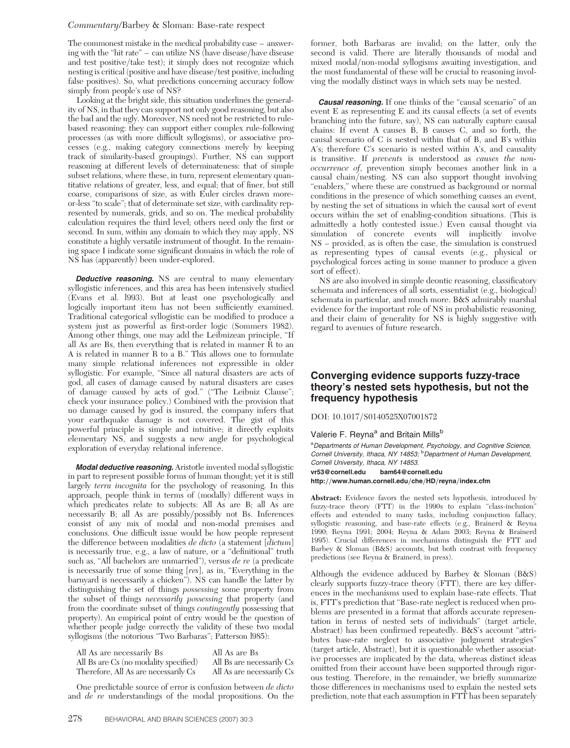The commonest mistake in the medical probability case – answering with the "hit rate" – can utilize NS (have disease/have disease and test positive/take test); it simply does not recognize which nesting is critical (positive and have disease/test positive, including false positives). So, what predictions concerning accuracy follow simply from people's use of NS?

Looking at the bright side, this situation underlines the generality of NS, in that they can support not only good reasoning, but also the bad and the ugly. Moreover, NS need not be restricted to rule-based reasoning: they can support either complex rule-following processes (as with more difficult syllogisms), or associative processes (e.g., making category connections merely by keeping track of similarity-based groupings). Further, NS can support reasoning at different levels of determinateness: that of simple subset relations, where these, in turn, represent elementary quantitative relations of greater, less, and equal; that of finer, but still coarse, comparisons of size, as with Euler circles drawn more-or-less "to scale"; that of determinate set size, with cardinality represented by numerals, grids, and so on. The medical probability calculation requires the third level; others need only the first or second. In sum, within any domain to which they may apply, NS constitute a highly versatile instrument of thought. In the remaining space I indicate some significant domains in which the role of NS has (apparently) been under-explored.

***Deductive reasoning.*** NS are central to many elementary syllogistic inferences, and this area has been intensively studied (Evans et al. 1993). But at least one psychologically and logically important item has not been sufficiently examined. Traditional categorical syllogistic can be modified to produce a system just as powerful as first-order logic (Sommers 1982). Among other things, one may add the Leibnizean principle, "If all As are Bs, then everything that is related in manner R to an A is related in manner R to a B." This allows one to formulate many simple relational inferences not expressible in older syllogistic. For example, "Since all natural disasters are acts of god, all cases of damage caused by natural disasters are cases of damage caused by acts of god." ("The Leibniz Clause"; check your insurance policy.) Combined with the provision that no damage caused by god is insured, the company infers that your earthquake damage is not covered. The gist of this powerful principle is simple and intuitive; it directly exploits elementary NS, and suggests a new angle for psychological exploration of everyday relational inference.

***Modal deductive reasoning.*** Aristotle invented modal syllogistic in part to represent possible forms of human thought; yet it is still largely *terra incognita* for the psychology of reasoning. In this approach, people think in terms of (modally) different ways in which predicates relate to subjects: All As are B; all As are necessarily B; all As are possibly/possibly not Bs. Inferences consist of any mix of modal and non-modal premises and conclusions. One difficult issue would be how people represent the difference between modalities *de dicto* (a statement [*dictum*] is necessarily true, e.g., a law of nature, or a "definitional" truth such as, "All bachelors are unmarried"), versus *de re* (a predicate is necessarily true of some thing [*res*], as in, "Everything in the barnyard is necessarily a chicken"). NS can handle the latter by distinguishing the set of things *possessing* some property from the subset of things *necessarily possessing* that property (and from the coordinate subset of things *contingently* possessing that property). An empirical point of entry would be the question of whether people judge correctly the validity of these two modal syllogisms (the notorious "Two Barbaras"; Patterson 1985):

| | |
|---|---|
| All As are necessarily Bs | All As are Bs |
| All Bs are Cs (no modality specified) | All Bs are necessarily Cs |
| Therefore, All As are necessarily Cs | All As are necessarily Cs |

One predictable source of error is confusion between *de dicto* and *de re* understandings of the modal propositions. On the former, both Barbaras are invalid; on the latter, only the second is valid. There are literally thousands of modal and mixed modal/non-modal syllogisms awaiting investigation, and the most fundamental of these will be crucial to reasoning involving the modally distinct ways in which sets may be nested.

***Causal reasoning.*** If one thinks of the "causal scenario" of an event E as representing E and its causal effects (a set of events branching into the future, say), NS can naturally capture causal chains: If event A causes B, B causes C, and so forth, the causal scenario of C is nested within that of B, and B's within A's; therefore C's scenario is nested within A's, and causality is transitive. If *prevents* is understood as *causes the non-occurrence of*, prevention simply becomes another link in a causal chain/nesting. NS can also support thought involving "enablers," where these are construed as background or normal conditions in the presence of which something causes an event, by nesting the set of situations in which the causal sort of event occurs within the set of enabling-condition situations. (This is admittedly a hotly contested issue.) Even causal thought via simulation of concrete events will implicitly involve NS – provided, as is often the case, the simulation is construed as representing types of causal events (e.g., physical or psychological forces acting in some manner to produce a given sort of effect).

NS are also involved in simple deontic reasoning, classificatory schemata and inferences of all sorts, essentialist (e.g., biological) schemata in particular, and much more. B&S admirably marshal evidence for the important role of NS in probabilistic reasoning, and their claim of generality for NS is highly suggestive with regard to avenues of future research.

## Converging evidence supports fuzzy-trace theory's nested sets hypothesis, but not the frequency hypothesis

DOI: 10.1017/S0140525X07001872

Valerie F. Reyna[a] and Britain Mills[b]

[a]*Departments of Human Development, Psychology, and Cognitive Science, Cornell University, Ithaca, NY 14853;* [b]*Department of Human Development, Cornell University, Ithaca, NY 14853.*

**vr53@cornell.edu bam64@cornell.edu**
**http://www.human.cornell.edu/che/HD/reyna/index.cfm**

**Abstract:** Evidence favors the nested sets hypothesis, introduced by fuzzy-trace theory (FTT) in the 1990s to explain "class-inclusion" effects and extended to many tasks, including conjunction fallacy, syllogistic reasoning, and base-rate effects (e.g., Brainerd & Reyna 1990; Reyna 1991; 2004; Reyna & Adam 2003; Reyna & Brainerd 1995). Crucial differences in mechanisms distinguish the FTT and Barbey & Sloman (B&S) accounts, but both contrast with frequency predictions (see Reyna & Brainerd, in press).

Although the evidence adduced by Barbey & Sloman (B&S) clearly supports fuzzy-trace theory (FTT), there are key differences in the mechanisms used to explain base-rate effects. That is, FTT's prediction that "Base-rate neglect is reduced when problems are presented in a format that affords accurate representation in terms of nested sets of individuals" (target article, Abstract) has been confirmed repeatedly. B&S's account "attributes base-rate neglect to associative judgment strategies" (target article, Abstract), but it is questionable whether associative processes are implicated by the data, whereas distinct ideas omitted from their account have been supported through rigorous testing. Therefore, in the remainder, we briefly summarize those differences in mechanisms used to explain the nested sets prediction, note that each assumption in FTT has been separately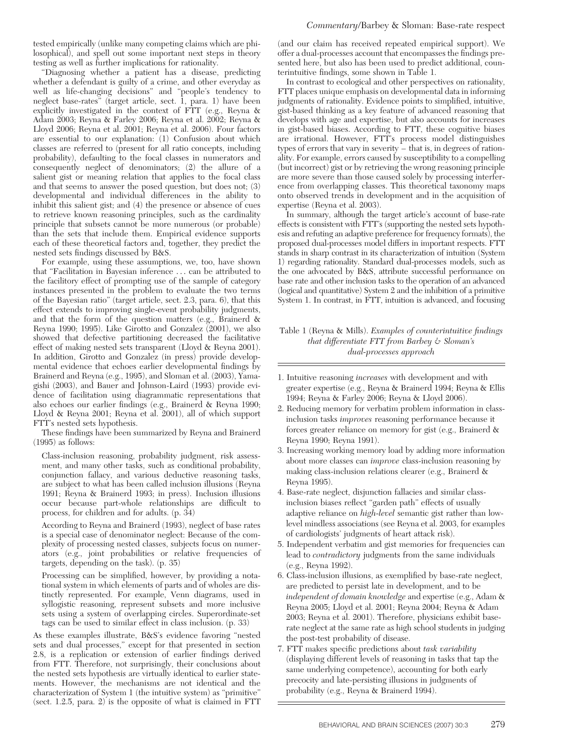tested empirically (unlike many competing claims which are philosophical), and spell out some important next steps in theory testing as well as further implications for rationality.

"Diagnosing whether a patient has a disease, predicting whether a defendant is guilty of a crime, and other everyday as well as life-changing decisions" and "people's tendency to neglect base-rates" (target article, sect. 1, para. 1) have been explicitly investigated in the context of FTT (e.g., Reyna & Adam 2003; Reyna & Farley 2006; Reyna et al. 2002; Reyna & Lloyd 2006; Reyna et al. 2001; Reyna et al. 2006). Four factors are essential to our explanation: (1) Confusion about which classes are referred to (present for all ratio concepts, including probability), defaulting to the focal classes in numerators and consequently neglect of denominators; (2) the allure of a salient gist or meaning relation that applies to the focal class and that seems to answer the posed question, but does not; (3) developmental and individual differences in the ability to inhibit this salient gist; and (4) the presence or absence of cues to retrieve known reasoning principles, such as the cardinality principle that subsets cannot be more numerous (or probable) than the sets that include them. Empirical evidence supports each of these theoretical factors and, together, they predict the nested sets findings discussed by B&S.

For example, using these assumptions, we, too, have shown that "Facilitation in Bayesian inference … can be attributed to the facilitory effect of prompting use of the sample of category instances presented in the problem to evaluate the two terms of the Bayesian ratio" (target article, sect. 2.3, para. 6), that this effect extends to improving single-event probability judgments, and that the form of the question matters (e.g., Brainerd & Reyna 1990; 1995). Like Girotto and Gonzalez (2001), we also showed that defective partitioning decreased the facilitative effect of making nested sets transparent (Lloyd & Reyna 2001). In addition, Girotto and Gonzalez (in press) provide developmental evidence that echoes earlier developmental findings by Brainerd and Reyna (e.g., 1995), and Sloman et al. (2003), Yamagishi (2003), and Bauer and Johnson-Laird (1993) provide evidence of facilitation using diagrammatic representations that also echoes our earlier findings (e.g., Brainerd & Reyna 1990; Lloyd & Reyna 2001; Reyna et al. 2001), all of which support FTT's nested sets hypothesis.

These findings have been summarized by Reyna and Brainerd (1995) as follows:

> Class-inclusion reasoning, probability judgment, risk assessment, and many other tasks, such as conditional probability, conjunction fallacy, and various deductive reasoning tasks, are subject to what has been called inclusion illusions (Reyna 1991; Reyna & Brainerd 1993; in press). Inclusion illusions occur because part-whole relationships are difficult to process, for children and for adults. (p. 34)
>
> According to Reyna and Brainerd (1993), neglect of base rates is a special case of denominator neglect: Because of the complexity of processing nested classes, subjects focus on numerators (e.g., joint probabilities or relative frequencies of targets, depending on the task). (p. 35)
>
> Processing can be simplified, however, by providing a notational system in which elements of parts and of wholes are distinctly represented. For example, Venn diagrams, used in syllogistic reasoning, represent subsets and more inclusive sets using a system of overlapping circles. Superordinate-set tags can be used to similar effect in class inclusion. (p. 33)

As these examples illustrate, B&S's evidence favoring "nested sets and dual processes," except for that presented in section 2.8, is a replication or extension of earlier findings derived from FTT. Therefore, not surprisingly, their conclusions about the nested sets hypothesis are virtually identical to earlier statements. However, the mechanisms are not identical and the characterization of System 1 (the intuitive system) as "primitive" (sect. 1.2.5, para. 2) is the opposite of what is claimed in FTT (and our claim has received repeated empirical support). We offer a dual-processes account that encompasses the findings presented here, but also has been used to predict additional, counterintuitive findings, some shown in Table 1.

In contrast to ecological and other perspectives on rationality, FTT places unique emphasis on developmental data in informing judgments of rationality. Evidence points to simplified, intuitive, gist-based thinking as a key feature of advanced reasoning that develops with age and expertise, but also accounts for increases in gist-based biases. According to FTT, these cognitive biases are irrational. However, FTT's process model distinguishes types of errors that vary in severity – that is, in degrees of rationality. For example, errors caused by susceptibility to a compelling (but incorrect) gist or by retrieving the wrong reasoning principle are more severe than those caused solely by processing interference from overlapping classes. This theoretical taxonomy maps onto observed trends in development and in the acquisition of expertise (Reyna et al. 2003).

In summary, although the target article's account of base-rate effects is consistent with FTT's (supporting the nested sets hypothesis and refuting an adaptive preference for frequency formats), the proposed dual-processes model differs in important respects. FTT stands in sharp contrast in its characterization of intuition (System 1) regarding rationality. Standard dual-processes models, such as the one advocated by B&S, attribute successful performance on base rate and other inclusion tasks to the operation of an advanced (logical and quantitative) System 2 and the inhibition of a primitive System 1. In contrast, in FTT, intuition is advanced, and focusing

Table 1 (Reyna & Mills). *Examples of counterintuitive findings that differentiate FTT from Barbey & Sloman's dual-processes approach*

1. Intuitive reasoning *increases* with development and with greater expertise (e.g., Reyna & Brainerd 1994; Reyna & Ellis 1994; Reyna & Farley 2006; Reyna & Lloyd 2006).
2. Reducing memory for verbatim problem information in class-inclusion tasks *improves* reasoning performance because it forces greater reliance on memory for gist (e.g., Brainerd & Reyna 1990; Reyna 1991).
3. Increasing working memory load by adding more information about more classes can *improve* class-inclusion reasoning by making class-inclusion relations clearer (e.g., Brainerd & Reyna 1995).
4. Base-rate neglect, disjunction fallacies and similar class-inclusion biases reflect "garden path" effects of usually adaptive reliance on *high-level* semantic gist rather than low-level mindless associations (see Reyna et al. 2003, for examples of cardiologists' judgments of heart attack risk).
5. Independent verbatim and gist memories for frequencies can lead to *contradictory* judgments from the same individuals (e.g., Reyna 1992).
6. Class-inclusion illusions, as exemplified by base-rate neglect, are predicted to persist late in development, and to be *independent of domain knowledge* and expertise (e.g., Adam & Reyna 2005; Lloyd et al. 2001; Reyna 2004; Reyna & Adam 2003; Reyna et al. 2001). Therefore, physicians exhibit base-rate neglect at the same rate as high school students in judging the post-test probability of disease.
7. FTT makes specific predictions about *task variability* (displaying different levels of reasoning in tasks that tap the same underlying competence), accounting for both early precocity and late-persisting illusions in judgments of probability (e.g., Reyna & Brainerd 1994).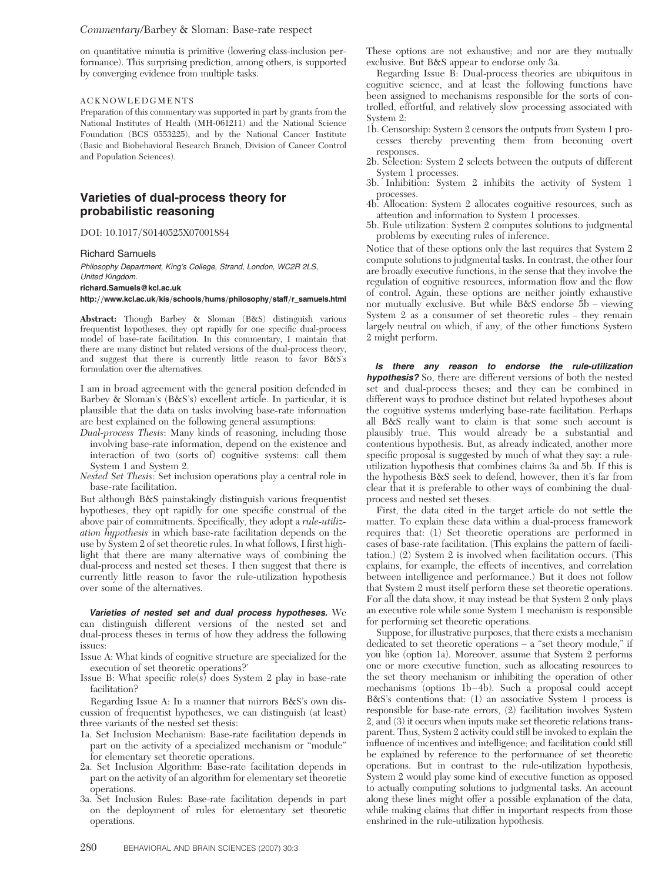on quantitative minutia is primitive (lowering class-inclusion performance). This surprising prediction, among others, is supported by converging evidence from multiple tasks.

#### ACKNOWLEDGMENTS

Preparation of this commentary was supported in part by grants from the National Institutes of Health (MH-061211) and the National Science Foundation (BCS 0553225), and by the National Cancer Institute (Basic and Biobehavioral Research Branch, Division of Cancer Control and Population Sciences).

## Varieties of dual-process theory for probabilistic reasoning

DOI: 10.1017/S0140525X07001884

**Richard Samuels**

*Philosophy Department, King's College, Strand, London, WC2R 2LS, United Kingdom.*

**richard.Samuels@kcl.ac.uk**

**http://www.kcl.ac.uk/kis/schools/hums/philosophy/staff/r_samuels.html**

**Abstract:** Though Barbey & Sloman (B&S) distinguish various frequentist hypotheses, they opt rapidly for one specific dual-process model of base-rate facilitation. In this commentary, I maintain that there are many distinct but related versions of the dual-process theory, and suggest that there is currently little reason to favor B&S's formulation over the alternatives.

I am in broad agreement with the general position defended in Barbey & Sloman's (B&S's) excellent article. In particular, it is plausible that the data on tasks involving base-rate information are best explained on the following general assumptions:

*Dual-process Thesis*: Many kinds of reasoning, including those involving base-rate information, depend on the existence and interaction of two (sorts of) cognitive systems: call them System 1 and System 2.

*Nested Set Thesis*: Set inclusion operations play a central role in base-rate facilitation.

But although B&S painstakingly distinguish various frequentist hypotheses, they opt rapidly for one specific construal of the above pair of commitments. Specifically, they adopt a *rule-utilization hypothesis* in which base-rate facilitation depends on the use by System 2 of set theoretic rules. In what follows, I first highlight that there are many alternative ways of combining the dual-process and nested set theses. I then suggest that there is currently little reason to favor the rule-utilization hypothesis over some of the alternatives.

***Varieties of nested set and dual process hypotheses.*** We can distinguish different versions of the nested set and dual-process theses in terms of how they address the following issues:

Issue A: What kinds of cognitive structure are specialized for the execution of set theoretic operations?'

Issue B: What specific role(s) does System 2 play in base-rate facilitation?

Regarding Issue A: In a manner that mirrors B&S's own discussion of frequentist hypotheses, we can distinguish (at least) three variants of the nested set thesis:

1a. Set Inclusion Mechanism: Base-rate facilitation depends in part on the activity of a specialized mechanism or "module" for elementary set theoretic operations.

2a. Set Inclusion Algorithm: Base-rate facilitation depends in part on the activity of an algorithm for elementary set theoretic operations.

3a. Set Inclusion Rules: Base-rate facilitation depends in part on the deployment of rules for elementary set theoretic operations.

These options are not exhaustive; and nor are they mutually exclusive. But B&S appear to endorse only 3a.

Regarding Issue B: Dual-process theories are ubiquitous in cognitive science, and at least the following functions have been assigned to mechanisms responsible for the sorts of controlled, effortful, and relatively slow processing associated with System 2:

1b. Censorship: System 2 censors the outputs from System 1 processes thereby preventing them from becoming overt responses.

2b. Selection: System 2 selects between the outputs of different System 1 processes.

3b. Inhibition: System 2 inhibits the activity of System 1 processes.

4b. Allocation: System 2 allocates cognitive resources, such as attention and information to System 1 processes.

5b. Rule utilization: System 2 computes solutions to judgmental problems by executing rules of inference.

Notice that of these options only the last requires that System 2 compute solutions to judgmental tasks. In contrast, the other four are broadly executive functions, in the sense that they involve the regulation of cognitive resources, information flow and the flow of control. Again, these options are neither jointly exhaustive nor mutually exclusive. But while B&S endorse 5b – viewing System 2 as a consumer of set theoretic rules – they remain largely neutral on which, if any, of the other functions System 2 might perform.

***Is there any reason to endorse the rule-utilization hypothesis?*** So, there are different versions of both the nested set and dual-process theses; and they can be combined in different ways to produce distinct but related hypotheses about the cognitive systems underlying base-rate facilitation. Perhaps all B&S really want to claim is that some such account is plausibly true. This would already be a substantial and contentious hypothesis. But, as already indicated, another more specific proposal is suggested by much of what they say: a rule-utilization hypothesis that combines claims 3a and 5b. If this is the hypothesis B&S seek to defend, however, then it's far from clear that it is preferable to other ways of combining the dual-process and nested set theses.

First, the data cited in the target article do not settle the matter. To explain these data within a dual-process framework requires that: (1) Set theoretic operations are performed in cases of base-rate facilitation. (This explains the pattern of facilitation.) (2) System 2 is involved when facilitation occurs. (This explains, for example, the effects of incentives, and correlation between intelligence and performance.) But it does not follow that System 2 must itself perform these set theoretic operations. For all the data show, it may instead be that System 2 only plays an executive role while some System 1 mechanism is responsible for performing set theoretic operations.

Suppose, for illustrative purposes, that there exists a mechanism dedicated to set theoretic operations – a "set theory module," if you like (option 1a). Moreover, assume that System 2 performs one or more executive function, such as allocating resources to the set theory mechanism or inhibiting the operation of other mechanisms (options 1b–4b). Such a proposal could accept B&S's contentions that: (1) an associative System 1 process is responsible for base-rate errors, (2) facilitation involves System 2, and (3) it occurs when inputs make set theoretic relations transparent. Thus, System 2 activity could still be invoked to explain the influence of incentives and intelligence; and facilitation could still be explained by reference to the performance of set theoretic operations. But in contrast to the rule-utilization hypothesis, System 2 would play some kind of executive function as opposed to actually computing solutions to judgmental tasks. An account along these lines might offer a possible explanation of the data, while making claims that differ in important respects from those enshrined in the rule-utilization hypothesis.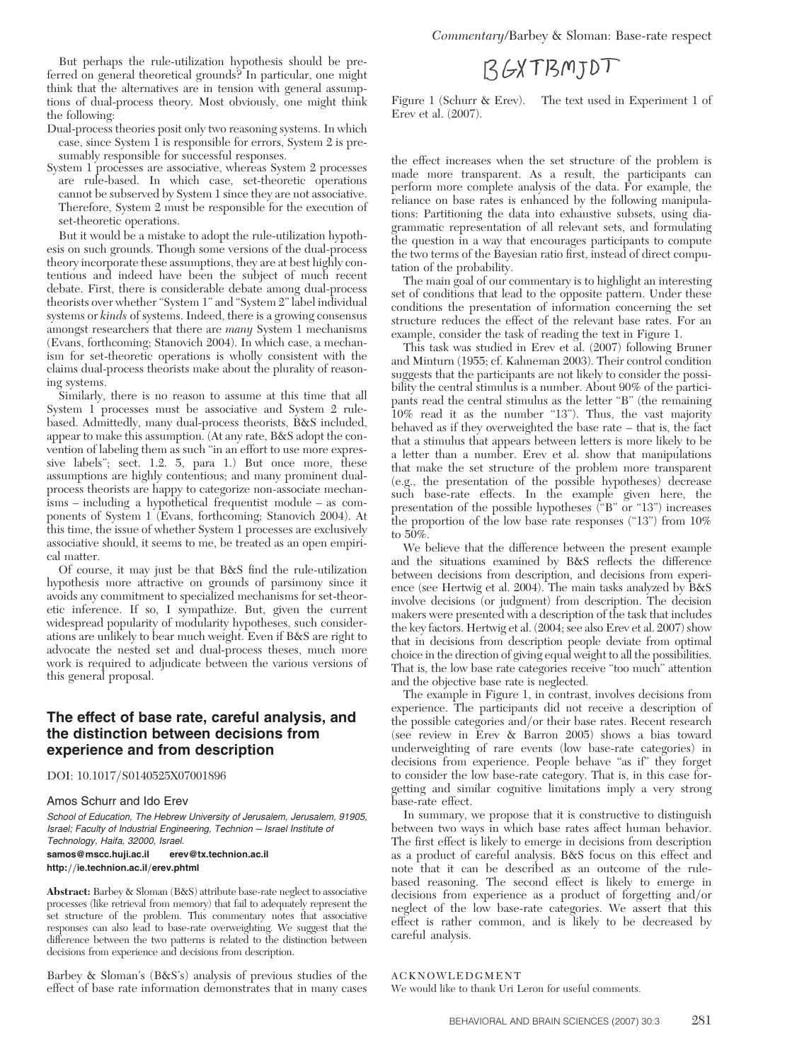But perhaps the rule-utilization hypothesis should be preferred on general theoretical grounds? In particular, one might think that the alternatives are in tension with general assumptions of dual-process theory. Most obviously, one might think the following:

Dual-process theories posit only two reasoning systems. In which case, since System 1 is responsible for errors, System 2 is presumably responsible for successful responses.

System 1 processes are associative, whereas System 2 processes are rule-based. In which case, set-theoretic operations cannot be subserved by System 1 since they are not associative. Therefore, System 2 must be responsible for the execution of set-theoretic operations.

But it would be a mistake to adopt the rule-utilization hypothesis on such grounds. Though some versions of the dual-process theory incorporate these assumptions, they are at best highly contentious and indeed have been the subject of much recent debate. First, there is considerable debate among dual-process theorists over whether "System 1" and "System 2" label individual systems or *kinds* of systems. Indeed, there is a growing consensus amongst researchers that there are *many* System 1 mechanisms (Evans, forthcoming; Stanovich 2004). In which case, a mechanism for set-theoretic operations is wholly consistent with the claims dual-process theorists make about the plurality of reasoning systems.

Similarly, there is no reason to assume at this time that all System 1 processes must be associative and System 2 rule-based. Admittedly, many dual-process theorists, B&S included, appear to make this assumption. (At any rate, B&S adopt the convention of labeling them as such "in an effort to use more expressive labels"; sect. 1.2. 5, para 1.) But once more, these assumptions are highly contentious; and many prominent dual-process theorists are happy to categorize non-associate mechanisms – including a hypothetical frequentist module – as components of System 1 (Evans, forthcoming; Stanovich 2004). At this time, the issue of whether System 1 processes are exclusively associative should, it seems to me, be treated as an open empirical matter.

Of course, it may just be that B&S find the rule-utilization hypothesis more attractive on grounds of parsimony since it avoids any commitment to specialized mechanisms for set-theoretic inference. If so, I sympathize. But, given the current widespread popularity of modularity hypotheses, such considerations are unlikely to bear much weight. Even if B&S are right to advocate the nested set and dual-process theses, much more work is required to adjudicate between the various versions of this general proposal.

## The effect of base rate, careful analysis, and the distinction between decisions from experience and from description

DOI: 10.1017/S0140525X07001896

Amos Schurr and Ido Erev

*School of Education, The Hebrew University of Jerusalem, Jerusalem, 91905, Israel; Faculty of Industrial Engineering, Technion – Israel Institute of Technology, Haifa, 32000, Israel.*

**samos@mscc.huji.ac.il erev@tx.technion.ac.il**

**http://ie.technion.ac.il/erev.phtml**

**Abstract:** Barbey & Sloman (B&S) attribute base-rate neglect to associative processes (like retrieval from memory) that fail to adequately represent the set structure of the problem. This commentary notes that associative responses can also lead to base-rate overweighting. We suggest that the difference between the two patterns is related to the distinction between decisions from experience and decisions from description.

Barbey & Sloman's (B&S's) analysis of previous studies of the effect of base rate information demonstrates that in many cases the effect increases when the set structure of the problem is made more transparent. As a result, the participants can perform more complete analysis of the data. For example, the reliance on base rates is enhanced by the following manipulations: Partitioning the data into exhaustive subsets, using diagrammatic representation of all relevant sets, and formulating the question in a way that encourages participants to compute the two terms of the Bayesian ratio first, instead of direct computation of the probability.

The main goal of our commentary is to highlight an interesting set of conditions that lead to the opposite pattern. Under these conditions the presentation of information concerning the set structure reduces the effect of the relevant base rates. For an example, consider the task of reading the text in Figure 1.

BGXTBMJDT

Figure 1 (Schurr & Erev). The text used in Experiment 1 of Erev et al. (2007).

This task was studied in Erev et al. (2007) following Bruner and Minturn (1955; cf. Kahneman 2003). Their control condition suggests that the participants are not likely to consider the possibility the central stimulus is a number. About 90% of the participants read the central stimulus as the letter "B" (the remaining 10% read it as the number "13"). Thus, the vast majority behaved as if they overweighted the base rate – that is, the fact that a stimulus that appears between letters is more likely to be a letter than a number. Erev et al. show that manipulations that make the set structure of the problem more transparent (e.g., the presentation of the possible hypotheses) decrease such base-rate effects. In the example given here, the presentation of the possible hypotheses ("B" or "13") increases the proportion of the low base rate responses ("13") from 10% to 50%.

We believe that the difference between the present example and the situations examined by B&S reflects the difference between decisions from description, and decisions from experience (see Hertwig et al. 2004). The main tasks analyzed by B&S involve decisions (or judgment) from description. The decision makers were presented with a description of the task that includes the key factors. Hertwig et al. (2004; see also Erev et al. 2007) show that in decisions from description people deviate from optimal choice in the direction of giving equal weight to all the possibilities. That is, the low base rate categories receive "too much" attention and the objective base rate is neglected.

The example in Figure 1, in contrast, involves decisions from experience. The participants did not receive a description of the possible categories and/or their base rates. Recent research (see review in Erev & Barron 2005) shows a bias toward underweighting of rare events (low base-rate categories) in decisions from experience. People behave "as if" they forget to consider the low base-rate category. That is, in this case forgetting and similar cognitive limitations imply a very strong base-rate effect.

In summary, we propose that it is constructive to distinguish between two ways in which base rates affect human behavior. The first effect is likely to emerge in decisions from description as a product of careful analysis. B&S focus on this effect and note that it can be described as an outcome of the rule-based reasoning. The second effect is likely to emerge in decisions from experience as a product of forgetting and/or neglect of the low base-rate categories. We assert that this effect is rather common, and is likely to be decreased by careful analysis.

ACKNOWLEDGMENT

We would like to thank Uri Leron for useful comments.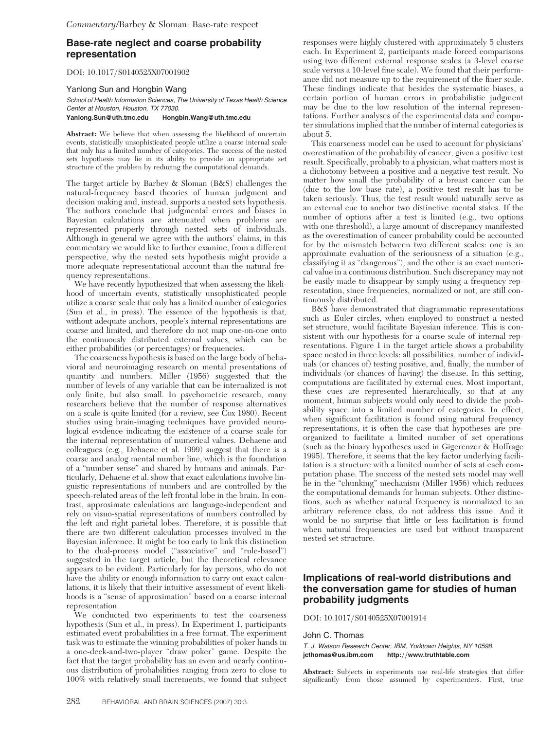## Base-rate neglect and coarse probability representation

DOI: 10.1017/S0140525X07001902

Yanlong Sun and Hongbin Wang

*School of Health Information Sciences, The University of Texas Health Science Center at Houston, Houston, TX 77030.*
**Yanlong.Sun@uth.tmc.edu Hongbin.Wang@uth.tmc.edu**

**Abstract:** We believe that when assessing the likelihood of uncertain events, statistically unsophisticated people utilize a coarse internal scale that only has a limited number of categories. The success of the nested sets hypothesis may lie in its ability to provide an appropriate set structure of the problem by reducing the computational demands.

The target article by Barbey & Sloman (B&S) challenges the natural-frequency based theories of human judgment and decision making and, instead, supports a nested sets hypothesis. The authors conclude that judgmental errors and biases in Bayesian calculations are attenuated when problems are represented properly through nested sets of individuals. Although in general we agree with the authors' claims, in this commentary we would like to further examine, from a different perspective, why the nested sets hypothesis might provide a more adequate representational account than the natural frequency representations.

We have recently hypothesized that when assessing the likelihood of uncertain events, statistically unsophisticated people utilize a coarse scale that only has a limited number of categories (Sun et al., in press). The essence of the hypothesis is that, without adequate anchors, people's internal representations are coarse and limited, and therefore do not map one-on-one onto the continuously distributed external values, which can be either probabilities (or percentages) or frequencies.

The coarseness hypothesis is based on the large body of behavioral and neuroimaging research on mental presentations of quantity and numbers. Miller (1956) suggested that the number of levels of any variable that can be internalized is not only finite, but also small. In psychometric research, many researchers believe that the number of response alternatives on a scale is quite limited (for a review, see Cox 1980). Recent studies using brain-imaging techniques have provided neurological evidence indicating the existence of a coarse scale for the internal representation of numerical values. Dehaene and colleagues (e.g., Dehaene et al. 1999) suggest that there is a coarse and analog mental number line, which is the foundation of a "number sense" and shared by humans and animals. Particularly, Dehaene et al. show that exact calculations involve linguistic representations of numbers and are controlled by the speech-related areas of the left frontal lobe in the brain. In contrast, approximate calculations are language-independent and rely on visuo-spatial representations of numbers controlled by the left and right parietal lobes. Therefore, it is possible that there are two different calculation processes involved in the Bayesian inference. It might be too early to link this distinction to the dual-process model ("associative" and "rule-based") suggested in the target article, but the theoretical relevance appears to be evident. Particularly for lay persons, who do not have the ability or enough information to carry out exact calculations, it is likely that their intuitive assessment of event likelihoods is a "sense of approximation" based on a coarse internal representation.

We conducted two experiments to test the coarseness hypothesis (Sun et al., in press). In Experiment 1, participants estimated event probabilities in a free format. The experiment task was to estimate the winning probabilities of poker hands in a one-deck-and-two-player "draw poker" game. Despite the fact that the target probability has an even and nearly continuous distribution of probabilities ranging from zero to close to 100% with relatively small increments, we found that subject responses were highly clustered with approximately 5 clusters each. In Experiment 2, participants made forced comparisons using two different external response scales (a 3-level coarse scale versus a 10-level fine scale). We found that their performance did not measure up to the requirement of the finer scale. These findings indicate that besides the systematic biases, a certain portion of human errors in probabilistic judgment may be due to the low resolution of the internal representations. Further analyses of the experimental data and computer simulations implied that the number of internal categories is about 5.

This coarseness model can be used to account for physicians' overestimation of the probability of cancer, given a positive test result. Specifically, probably to a physician, what matters most is a dichotomy between a positive and a negative test result. No matter how small the probability of a breast cancer can be (due to the low base rate), a positive test result has to be taken seriously. Thus, the test result would naturally serve as an external cue to anchor two distinctive mental states. If the number of options after a test is limited (e.g., two options with one threshold), a large amount of discrepancy manifested as the overestimation of cancer probability could be accounted for by the mismatch between two different scales: one is an approximate evaluation of the seriousness of a situation (e.g., classifying it as "dangerous"), and the other is an exact numerical value in a continuous distribution. Such discrepancy may not be easily made to disappear by simply using a frequency representation, since frequencies, normalized or not, are still continuously distributed.

B&S have demonstrated that diagrammatic representations such as Euler circles, when employed to construct a nested set structure, would facilitate Bayesian inference. This is consistent with our hypothesis for a coarse scale of internal representations. Figure 1 in the target article shows a probability space nested in three levels: all possibilities, number of individuals (or chances of) testing positive, and, finally, the number of individuals (or chances of having) the disease. In this setting, computations are facilitated by external cues. Most important, these cues are represented hierarchically, so that at any moment, human subjects would only need to divide the probability space into a limited number of categories. In effect, when significant facilitation is found using natural frequency representations, it is often the case that hypotheses are preorganized to facilitate a limited number of set operations (such as the binary hypotheses used in Gigerenzer & Hoffrage 1995). Therefore, it seems that the key factor underlying facilitation is a structure with a limited number of sets at each computation phase. The success of the nested sets model may well lie in the "chunking" mechanism (Miller 1956) which reduces the computational demands for human subjects. Other distinctions, such as whether natural frequency is normalized to an arbitrary reference class, do not address this issue. And it would be no surprise that little or less facilitation is found when natural frequencies are used but without transparent nested set structure.

## Implications of real-world distributions and the conversation game for studies of human probability judgments

DOI: 10.1017/S0140525X07001914

John C. Thomas

*T. J. Watson Research Center, IBM, Yorktown Heights, NY 10598.*
**jcthomas@us.ibm.com http://www.truthtable.com**

**Abstract:** Subjects in experiments use real-life strategies that differ significantly from those assumed by experimenters. First, true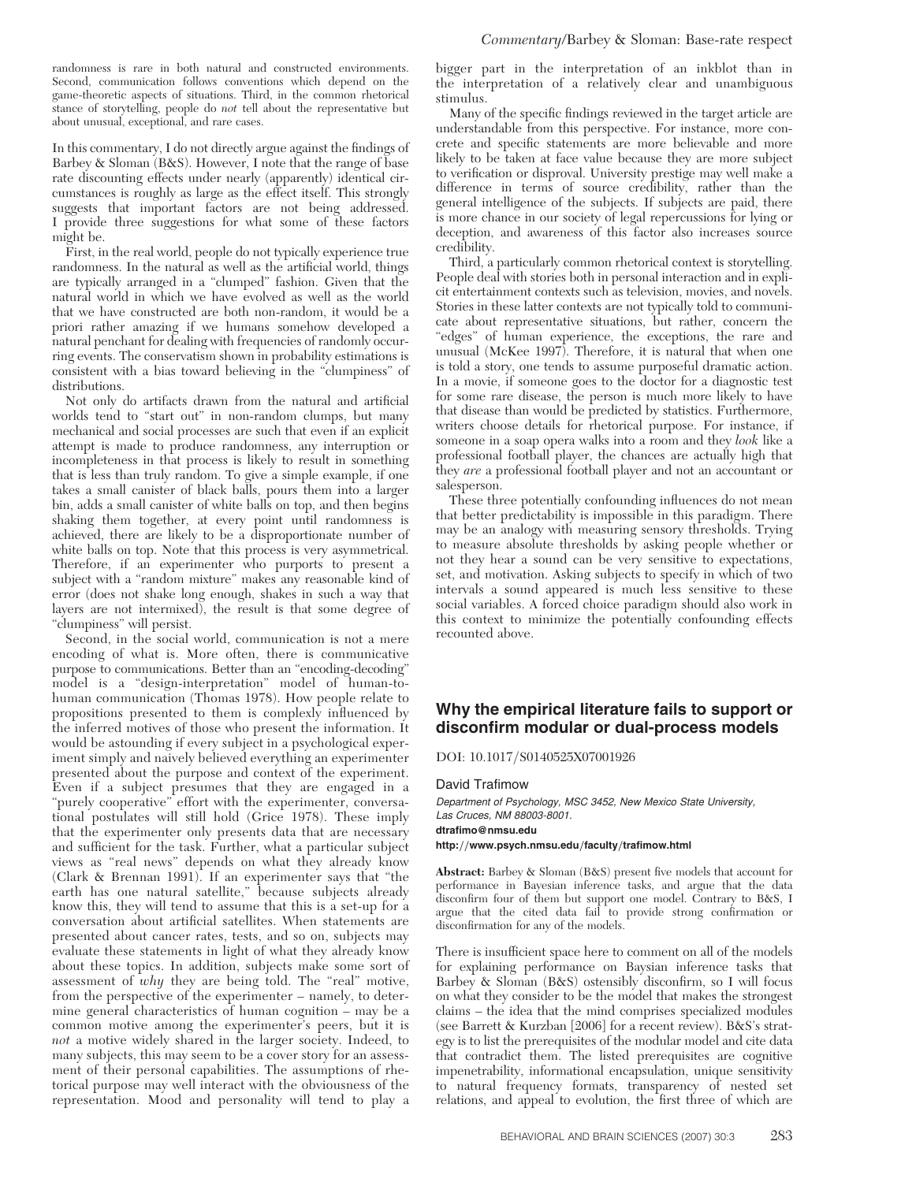randomness is rare in both natural and constructed environments. Second, communication follows conventions which depend on the game-theoretic aspects of situations. Third, in the common rhetorical stance of storytelling, people do *not* tell about the representative but about unusual, exceptional, and rare cases.

In this commentary, I do not directly argue against the findings of Barbey & Sloman (B&S). However, I note that the range of base rate discounting effects under nearly (apparently) identical circumstances is roughly as large as the effect itself. This strongly suggests that important factors are not being addressed. I provide three suggestions for what some of these factors might be.

First, in the real world, people do not typically experience true randomness. In the natural as well as the artificial world, things are typically arranged in a "clumped" fashion. Given that the natural world in which we have evolved as well as the world that we have constructed are both non-random, it would be a priori rather amazing if we humans somehow developed a natural penchant for dealing with frequencies of randomly occurring events. The conservatism shown in probability estimations is consistent with a bias toward believing in the "clumpiness" of distributions.

Not only do artifacts drawn from the natural and artificial worlds tend to "start out" in non-random clumps, but many mechanical and social processes are such that even if an explicit attempt is made to produce randomness, any interruption or incompleteness in that process is likely to result in something that is less than truly random. To give a simple example, if one takes a small canister of black balls, pours them into a larger bin, adds a small canister of white balls on top, and then begins shaking them together, at every point until randomness is achieved, there are likely to be a disproportionate number of white balls on top. Note that this process is very asymmetrical. Therefore, if an experimenter who purports to present a subject with a "random mixture" makes any reasonable kind of error (does not shake long enough, shakes in such a way that layers are not intermixed), the result is that some degree of "clumpiness" will persist.

Second, in the social world, communication is not a mere encoding of what is. More often, there is communicative purpose to communications. Better than an "encoding-decoding" model is a "design-interpretation" model of human-to-human communication (Thomas 1978). How people relate to propositions presented to them is complexly influenced by the inferred motives of those who present the information. It would be astounding if every subject in a psychological experiment simply and naively believed everything an experimenter presented about the purpose and context of the experiment. Even if a subject presumes that they are engaged in a "purely cooperative" effort with the experimenter, conversational postulates will still hold (Grice 1978). These imply that the experimenter only presents data that are necessary and sufficient for the task. Further, what a particular subject views as "real news" depends on what they already know (Clark & Brennan 1991). If an experimenter says that "the earth has one natural satellite," because subjects already know this, they will tend to assume that this is a set-up for a conversation about artificial satellites. When statements are presented about cancer rates, tests, and so on, subjects may evaluate these statements in light of what they already know about these topics. In addition, subjects make some sort of assessment of *why* they are being told. The "real" motive, from the perspective of the experimenter – namely, to determine general characteristics of human cognition – may be a common motive among the experimenter's peers, but it is *not* a motive widely shared in the larger society. Indeed, to many subjects, this may seem to be a cover story for an assessment of their personal capabilities. The assumptions of rhetorical purpose may well interact with the obviousness of the representation. Mood and personality will tend to play a bigger part in the interpretation of an inkblot than in the interpretation of a relatively clear and unambiguous stimulus.

Many of the specific findings reviewed in the target article are understandable from this perspective. For instance, more concrete and specific statements are more believable and more likely to be taken at face value because they are more subject to verification or disproval. University prestige may well make a difference in terms of source credibility, rather than the general intelligence of the subjects. If subjects are paid, there is more chance in our society of legal repercussions for lying or deception, and awareness of this factor also increases source credibility.

Third, a particularly common rhetorical context is storytelling. People deal with stories both in personal interaction and in explicit entertainment contexts such as television, movies, and novels. Stories in these latter contexts are not typically told to communicate about representative situations, but rather, concern the "edges" of human experience, the exceptions, the rare and unusual (McKee 1997). Therefore, it is natural that when one is told a story, one tends to assume purposeful dramatic action. In a movie, if someone goes to the doctor for a diagnostic test for some rare disease, the person is much more likely to have that disease than would be predicted by statistics. Furthermore, writers choose details for rhetorical purpose. For instance, if someone in a soap opera walks into a room and they *look* like a professional football player, the chances are actually high that they *are* a professional football player and not an accountant or salesperson.

These three potentially confounding influences do not mean that better predictability is impossible in this paradigm. There may be an analogy with measuring sensory thresholds. Trying to measure absolute thresholds by asking people whether or not they hear a sound can be very sensitive to expectations, set, and motivation. Asking subjects to specify in which of two intervals a sound appeared is much less sensitive to these social variables. A forced choice paradigm should also work in this context to minimize the potentially confounding effects recounted above.

## Why the empirical literature fails to support or disconfirm modular or dual-process models

DOI: 10.1017/S0140525X07001926

David Trafimow

*Department of Psychology, MSC 3452, New Mexico State University, Las Cruces, NM 88003-8001.*
**dtrafimo@nmsu.edu**
**http://www.psych.nmsu.edu/faculty/trafimow.html**

**Abstract:** Barbey & Sloman (B&S) present five models that account for performance in Bayesian inference tasks, and argue that the data disconfirm four of them but support one model. Contrary to B&S, I argue that the cited data fail to provide strong confirmation or disconfirmation for any of the models.

There is insufficient space here to comment on all of the models for explaining performance on Baysian inference tasks that Barbey & Sloman (B&S) ostensibly disconfirm, so I will focus on what they consider to be the model that makes the strongest claims – the idea that the mind comprises specialized modules (see Barrett & Kurzban [2006] for a recent review). B&S's strategy is to list the prerequisites of the modular model and cite data that contradict them. The listed prerequisites are cognitive impenetrability, informational encapsulation, unique sensitivity to natural frequency formats, transparency of nested set relations, and appeal to evolution, the first three of which are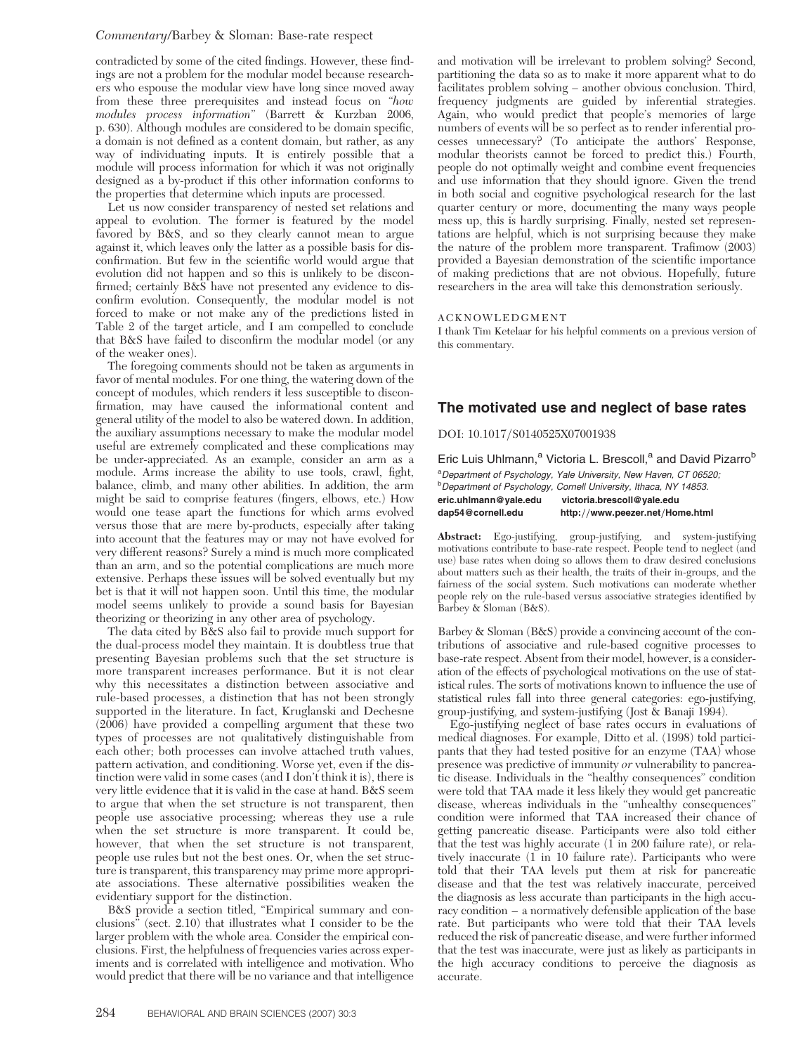contradicted by some of the cited findings. However, these findings are not a problem for the modular model because researchers who espouse the modular view have long since moved away from these three prerequisites and instead focus on "*how modules process information*" (Barrett & Kurzban 2006, p. 630). Although modules are considered to be domain specific, a domain is not defined as a content domain, but rather, as any way of individuating inputs. It is entirely possible that a module will process information for which it was not originally designed as a by-product if this other information conforms to the properties that determine which inputs are processed.

Let us now consider transparency of nested set relations and appeal to evolution. The former is featured by the model favored by B&S, and so they clearly cannot mean to argue against it, which leaves only the latter as a possible basis for disconfirmation. But few in the scientific world would argue that evolution did not happen and so this is unlikely to be disconfirmed; certainly B&S have not presented any evidence to disconfirm evolution. Consequently, the modular model is not forced to make or not make any of the predictions listed in Table 2 of the target article, and I am compelled to conclude that B&S have failed to disconfirm the modular model (or any of the weaker ones).

The foregoing comments should not be taken as arguments in favor of mental modules. For one thing, the watering down of the concept of modules, which renders it less susceptible to disconfirmation, may have caused the informational content and general utility of the model to also be watered down. In addition, the auxiliary assumptions necessary to make the modular model useful are extremely complicated and these complications may be under-appreciated. As an example, consider an arm as a module. Arms increase the ability to use tools, crawl, fight, balance, climb, and many other abilities. In addition, the arm might be said to comprise features (fingers, elbows, etc.) How would one tease apart the functions for which arms evolved versus those that are mere by-products, especially after taking into account that the features may or may not have evolved for very different reasons? Surely a mind is much more complicated than an arm, and so the potential complications are much more extensive. Perhaps these issues will be solved eventually but my bet is that it will not happen soon. Until this time, the modular model seems unlikely to provide a sound basis for Bayesian theorizing or theorizing in any other area of psychology.

The data cited by B&S also fail to provide much support for the dual-process model they maintain. It is doubtless true that presenting Bayesian problems such that the set structure is more transparent increases performance. But it is not clear why this necessitates a distinction between associative and rule-based processes, a distinction that has not been strongly supported in the literature. In fact, Kruglanski and Dechesne (2006) have provided a compelling argument that these two types of processes are not qualitatively distinguishable from each other; both processes can involve attached truth values, pattern activation, and conditioning. Worse yet, even if the distinction were valid in some cases (and I don't think it is), there is very little evidence that it is valid in the case at hand. B&S seem to argue that when the set structure is not transparent, then people use associative processing; whereas they use a rule when the set structure is more transparent. It could be, however, that when the set structure is not transparent, people use rules but not the best ones. Or, when the set structure is transparent, this transparency may prime more appropriate associations. These alternative possibilities weaken the evidentiary support for the distinction.

B&S provide a section titled, "Empirical summary and conclusions" (sect. 2.10) that illustrates what I consider to be the larger problem with the whole area. Consider the empirical conclusions. First, the helpfulness of frequencies varies across experiments and is correlated with intelligence and motivation. Who would predict that there will be no variance and that intelligence and motivation will be irrelevant to problem solving? Second, partitioning the data so as to make it more apparent what to do facilitates problem solving – another obvious conclusion. Third, frequency judgments are guided by inferential strategies. Again, who would predict that people's memories of large numbers of events will be so perfect as to render inferential processes unnecessary? (To anticipate the authors' Response, modular theorists cannot be forced to predict this.) Fourth, people do not optimally weight and combine event frequencies and use information that they should ignore. Given the trend in both social and cognitive psychological research for the last quarter century or more, documenting the many ways people mess up, this is hardly surprising. Finally, nested set representations are helpful, which is not surprising because they make the nature of the problem more transparent. Trafimow (2003) provided a Bayesian demonstration of the scientific importance of making predictions that are not obvious. Hopefully, future researchers in the area will take this demonstration seriously.

ACKNOWLEDGMENT

I thank Tim Ketelaar for his helpful comments on a previous version of this commentary.

## The motivated use and neglect of base rates

DOI: 10.1017/S0140525X07001938

Eric Luis Uhlmann,[a] Victoria L. Brescoll,[a] and David Pizarro[b]

[a]*Department of Psychology, Yale University, New Haven, CT 06520;*
[b]*Department of Psychology, Cornell University, Ithaca, NY 14853.*

**eric.uhlmann@yale.edu victoria.brescoll@yale.edu**
**dap54@cornell.edu http://www.peezer.net/Home.html**

**Abstract:** Ego-justifying, group-justifying, and system-justifying motivations contribute to base-rate respect. People tend to neglect (and use) base rates when doing so allows them to draw desired conclusions about matters such as their health, the traits of their in-groups, and the fairness of the social system. Such motivations can moderate whether people rely on the rule-based versus associative strategies identified by Barbey & Sloman (B&S).

Barbey & Sloman (B&S) provide a convincing account of the contributions of associative and rule-based cognitive processes to base-rate respect. Absent from their model, however, is a consideration of the effects of psychological motivations on the use of statistical rules. The sorts of motivations known to influence the use of statistical rules fall into three general categories: ego-justifying, group-justifying, and system-justifying (Jost & Banaji 1994).

Ego-justifying neglect of base rates occurs in evaluations of medical diagnoses. For example, Ditto et al. (1998) told participants that they had tested positive for an enzyme (TAA) whose presence was predictive of immunity *or* vulnerability to pancreatic disease. Individuals in the "healthy consequences" condition were told that TAA made it less likely they would get pancreatic disease, whereas individuals in the "unhealthy consequences" condition were informed that TAA increased their chance of getting pancreatic disease. Participants were also told either that the test was highly accurate (1 in 200 failure rate), or relatively inaccurate (1 in 10 failure rate). Participants who were told that their TAA levels put them at risk for pancreatic disease and that the test was relatively inaccurate, perceived the diagnosis as less accurate than participants in the high accuracy condition – a normatively defensible application of the base rate. But participants who were told that their TAA levels reduced the risk of pancreatic disease, and were further informed that the test was inaccurate, were just as likely as participants in the high accuracy conditions to perceive the diagnosis as accurate.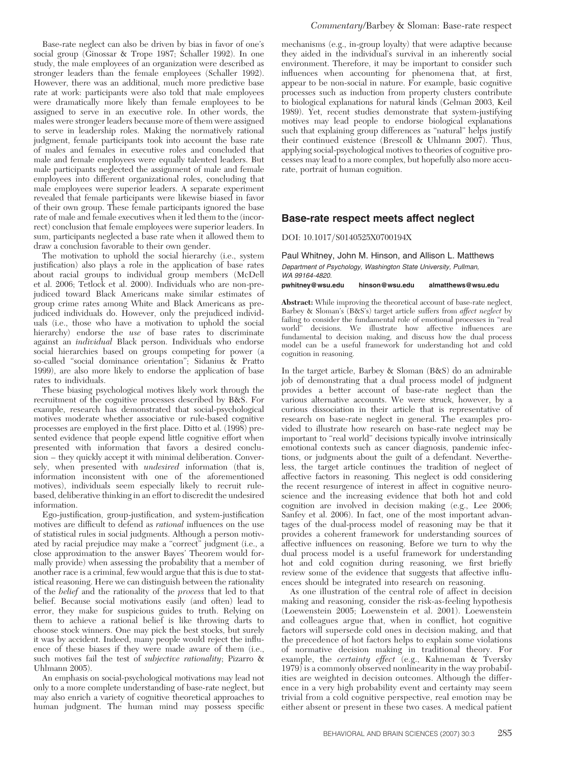Base-rate neglect can also be driven by bias in favor of one's social group (Ginossar & Trope 1987; Schaller 1992). In one study, the male employees of an organization were described as stronger leaders than the female employees (Schaller 1992). However, there was an additional, much more predictive base rate at work: participants were also told that male employees were dramatically more likely than female employees to be assigned to serve in an executive role. In other words, the males were stronger leaders because more of them were assigned to serve in leadership roles. Making the normatively rational judgment, female participants took into account the base rate of males and females in executive roles and concluded that male and female employees were equally talented leaders. But male participants neglected the assignment of male and female employees into different organizational roles, concluding that male employees were superior leaders. A separate experiment revealed that female participants were likewise biased in favor of their own group. These female participants ignored the base rate of male and female executives when it led them to the (incorrect) conclusion that female employees were superior leaders. In sum, participants neglected a base rate when it allowed them to draw a conclusion favorable to their own gender.

The motivation to uphold the social hierarchy (i.e., system justification) also plays a role in the application of base rates about racial groups to individual group members (McDell et al. 2006; Tetlock et al. 2000). Individuals who are non-prejudiced toward Black Americans make similar estimates of group crime rates among White and Black Americans as prejudiced individuals do. However, only the prejudiced individuals (i.e., those who have a motivation to uphold the social hierarchy) endorse the *use* of base rates to discriminate against an *individual* Black person. Individuals who endorse social hierarchies based on groups competing for power (a so-called "social dominance orientation"; Sidanius & Pratto 1999), are also more likely to endorse the application of base rates to individuals.

These biasing psychological motives likely work through the recruitment of the cognitive processes described by B&S. For example, research has demonstrated that social-psychological motives moderate whether associative or rule-based cognitive processes are employed in the first place. Ditto et al. (1998) presented evidence that people expend little cognitive effort when presented with information that favors a desired conclusion – they quickly accept it with minimal deliberation. Conversely, when presented with *undesired* information (that is, information inconsistent with one of the aforementioned motives), individuals seem especially likely to recruit rule-based, deliberative thinking in an effort to discredit the undesired information.

Ego-justification, group-justification, and system-justification motives are difficult to defend as *rational* influences on the use of statistical rules in social judgments. Although a person motivated by racial prejudice may make a "correct" judgment (i.e., a close approximation to the answer Bayes' Theorem would formally provide) when assessing the probability that a member of another race is a criminal, few would argue that this is due to statistical reasoning. Here we can distinguish between the rationality of the *belief* and the rationality of the *process* that led to that belief. Because social motivations easily (and often) lead to error, they make for suspicious guides to truth. Relying on them to achieve a rational belief is like throwing darts to choose stock winners. One may pick the best stocks, but surely it was by accident. Indeed, many people would reject the influence of these biases if they were made aware of them (i.e., such motives fail the test of *subjective rationality*; Pizarro & Uhlmann 2005).

An emphasis on social-psychological motivations may lead not only to a more complete understanding of base-rate neglect, but may also enrich a variety of cognitive theoretical approaches to human judgment. The human mind may possess specific mechanisms (e.g., in-group loyalty) that were adaptive because they aided in the individual's survival in an inherently social environment. Therefore, it may be important to consider such influences when accounting for phenomena that, at first, appear to be non-social in nature. For example, basic cognitive processes such as induction from property clusters contribute to biological explanations for natural kinds (Gelman 2003, Keil 1989). Yet, recent studies demonstrate that system-justifying motives may lead people to endorse biological explanations such that explaining group differences as "natural" helps justify their continued existence (Brescoll & Uhlmann 2007). Thus, applying social-psychological motives to theories of cognitive processes may lead to a more complex, but hopefully also more accurate, portrait of human cognition.

## Base-rate respect meets affect neglect

DOI: 10.1017/S0140525X0700194X

**Paul Whitney, John M. Hinson, and Allison L. Matthews**

*Department of Psychology, Washington State University, Pullman, WA 99164-4820.*

**pwhitney@wsu.edu hinson@wsu.edu almatthews@wsu.edu**

**Abstract:** While improving the theoretical account of base-rate neglect, Barbey & Sloman's (B&S's) target article suffers from *affect neglect* by failing to consider the fundamental role of emotional processes in "real world" decisions. We illustrate how affective influences are fundamental to decision making, and discuss how the dual process model can be a useful framework for understanding hot and cold cognition in reasoning.

In the target article, Barbey & Sloman (B&S) do an admirable job of demonstrating that a dual process model of judgment provides a better account of base-rate neglect than the various alternative accounts. We were struck, however, by a curious dissociation in their article that is representative of research on base-rate neglect in general. The examples provided to illustrate how research on base-rate neglect may be important to "real world" decisions typically involve intrinsically emotional contexts such as cancer diagnosis, pandemic infections, or judgments about the guilt of a defendant. Nevertheless, the target article continues the tradition of neglect of affective factors in reasoning. This neglect is odd considering the recent resurgence of interest in affect in cognitive neuroscience and the increasing evidence that both hot and cold cognition are involved in decision making (e.g., Lee 2006; Sanfey et al. 2006). In fact, one of the most important advantages of the dual-process model of reasoning may be that it provides a coherent framework for understanding sources of affective influences on reasoning. Before we turn to why the dual process model is a useful framework for understanding hot and cold cognition during reasoning, we first briefly review some of the evidence that suggests that affective influences should be integrated into research on reasoning.

As one illustration of the central role of affect in decision making and reasoning, consider the risk-as-feeling hypothesis (Loewenstein 2005; Loewenstein et al. 2001). Loewenstein and colleagues argue that, when in conflict, hot cognitive factors will supersede cold ones in decision making, and that the precedence of hot factors helps to explain some violations of normative decision making in traditional theory. For example, the *certainty effect* (e.g., Kahneman & Tversky 1979) is a commonly observed nonlinearity in the way probabilities are weighted in decision outcomes. Although the difference in a very high probability event and certainty may seem trivial from a cold cognitive perspective, real emotion may be either absent or present in these two cases. A medical patient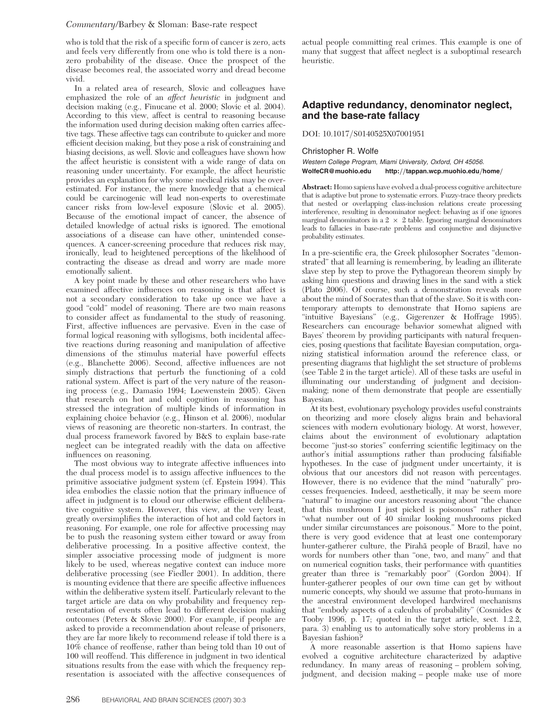who is told that the risk of a specific form of cancer is zero, acts and feels very differently from one who is told there is a nonzero probability of the disease. Once the prospect of the disease becomes real, the associated worry and dread become vivid.

In a related area of research, Slovic and colleagues have emphasized the role of an *affect heuristic* in judgment and decision making (e.g., Finucane et al. 2000; Slovic et al. 2004). According to this view, affect is central to reasoning because the information used during decision making often carries affective tags. These affective tags can contribute to quicker and more efficient decision making, but they pose a risk of constraining and biasing decisions, as well. Slovic and colleagues have shown how the affect heuristic is consistent with a wide range of data on reasoning under uncertainty. For example, the affect heuristic provides an explanation for why some medical risks may be overestimated. For instance, the mere knowledge that a chemical could be carcinogenic will lead non-experts to overestimate cancer risks from low-level exposure (Slovic et al. 2005). Because of the emotional impact of cancer, the absence of detailed knowledge of actual risks is ignored. The emotional associations of a disease can have other, unintended consequences. A cancer-screening procedure that reduces risk may, ironically, lead to heightened perceptions of the likelihood of contracting the disease as dread and worry are made more emotionally salient.

A key point made by these and other researchers who have examined affective influences on reasoning is that affect is not a secondary consideration to take up once we have a good "cold" model of reasoning. There are two main reasons to consider affect as fundamental to the study of reasoning. First, affective influences are pervasive. Even in the case of formal logical reasoning with syllogisms, both incidental affective reactions during reasoning and manipulation of affective dimensions of the stimulus material have powerful effects (e.g., Blanchette 2006). Second, affective influences are not simply distractions that perturb the functioning of a cold rational system. Affect is part of the very nature of the reasoning process (e.g., Damasio 1994; Loewenstein 2005). Given that research on hot and cold cognition in reasoning has stressed the integration of multiple kinds of information in explaining choice behavior (e.g., Hinson et al. 2006), modular views of reasoning are theoretic non-starters. In contrast, the dual process framework favored by B&S to explain base-rate neglect can be integrated readily with the data on affective influences on reasoning.

The most obvious way to integrate affective influences into the dual process model is to assign affective influences to the primitive associative judgment system (cf. Epstein 1994). This idea embodies the classic notion that the primary influence of affect in judgment is to cloud our otherwise efficient deliberative cognitive system. However, this view, at the very least, greatly oversimplifies the interaction of hot and cold factors in reasoning. For example, one role for affective processing may be to push the reasoning system either toward or away from deliberative processing. In a positive affective context, the simpler associative processing mode of judgment is more likely to be used, whereas negative context can induce more deliberative processing (see Fiedler 2001). In addition, there is mounting evidence that there are specific affective influences within the deliberative system itself. Particularly relevant to the target article are data on why probability and frequency representation of events often lead to different decision making outcomes (Peters & Slovic 2000). For example, if people are asked to provide a recommendation about release of prisoners, they are far more likely to recommend release if told there is a 10% chance of reoffense, rather than being told than 10 out of 100 will reoffend. This difference in judgment in two identical situations results from the ease with which the frequency representation is associated with the affective consequences of actual people committing real crimes. This example is one of many that suggest that affect neglect is a suboptimal research heuristic.

## Adaptive redundancy, denominator neglect, and the base-rate fallacy

DOI: 10.1017/S0140525X07001951

Christopher R. Wolfe

*Western College Program, Miami University, Oxford, OH 45056.*
**WolfeCR@muohio.edu http://tappan.wcp.muohio.edu/home/**

**Abstract:** Homo sapiens have evolved a dual-process cognitive architecture that is adaptive but prone to systematic errors. Fuzzy-trace theory predicts that nested or overlapping class-inclusion relations create processing interference, resulting in denominator neglect: behaving as if one ignores marginal denominators in a 2 × 2 table. Ignoring marginal denominators leads to fallacies in base-rate problems and conjunctive and disjunctive probability estimates.

In a pre-scientific era, the Greek philosopher Socrates "demonstrated" that all learning is remembering, by leading an illiterate slave step by step to prove the Pythagorean theorem simply by asking him questions and drawing lines in the sand with a stick (Plato 2006). Of course, such a demonstration reveals more about the mind of Socrates than that of the slave. So it is with contemporary attempts to demonstrate that Homo sapiens are "intuitive Bayesians" (e.g., Gigerenzer & Hoffrage 1995). Researchers can encourage behavior somewhat aligned with Bayes' theorem by providing participants with natural frequencies, posing questions that facilitate Bayesian computation, organizing statistical information around the reference class, or presenting diagrams that highlight the set structure of problems (see Table 2 in the target article). All of these tasks are useful in illuminating our understanding of judgment and decision-making; none of them demonstrate that people are essentially Bayesian.

At its best, evolutionary psychology provides useful constraints on theorizing and more closely aligns brain and behavioral sciences with modern evolutionary biology. At worst, however, claims about the environment of evolutionary adaptation become "just-so stories" conferring scientific legitimacy on the author's initial assumptions rather than producing falsifiable hypotheses. In the case of judgment under uncertainty, it is obvious that our ancestors did not reason with percentages. However, there is no evidence that the mind "naturally" processes frequencies. Indeed, aesthetically, it may be seem more "natural" to imagine our ancestors reasoning about "the chance that this mushroom I just picked is poisonous" rather than "what number out of 40 similar looking mushrooms picked under similar circumstances are poisonous." More to the point, there is very good evidence that at least one contemporary hunter-gatherer culture, the Pirahã people of Brazil, have no words for numbers other than "one, two, and many" and that on numerical cognition tasks, their performance with quantities greater than three is "remarkably poor" (Gordon 2004). If hunter-gatherer peoples of our own time can get by without numeric concepts, why should we assume that proto-humans in the ancestral environment developed hardwired mechanisms that "embody aspects of a calculus of probability" (Cosmides & Tooby 1996, p. 17; quoted in the target article, sect. 1.2.2, para. 3) enabling us to automatically solve story problems in a Bayesian fashion?

A more reasonable assertion is that Homo sapiens have evolved a cognitive architecture characterized by adaptive redundancy. In many areas of reasoning – problem solving, judgment, and decision making – people make use of more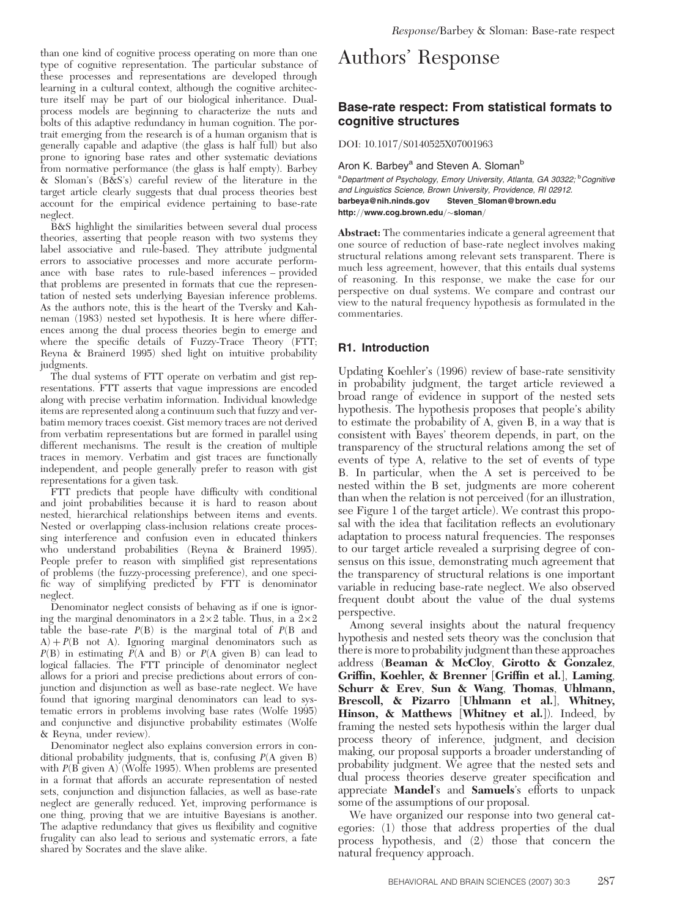than one kind of cognitive process operating on more than one type of cognitive representation. The particular substance of these processes and representations are developed through learning in a cultural context, although the cognitive architecture itself may be part of our biological inheritance. Dual-process models are beginning to characterize the nuts and bolts of this adaptive redundancy in human cognition. The portrait emerging from the research is of a human organism that is generally capable and adaptive (the glass is half full) but also prone to ignoring base rates and other systematic deviations from normative performance (the glass is half empty). Barbey & Sloman's (B&S's) careful review of the literature in the target article clearly suggests that dual process theories best account for the empirical evidence pertaining to base-rate neglect.

B&S highlight the similarities between several dual process theories, asserting that people reason with two systems they label associative and rule-based. They attribute judgmental errors to associative processes and more accurate performance with base rates to rule-based inferences – provided that problems are presented in formats that cue the representation of nested sets underlying Bayesian inference problems. As the authors note, this is the heart of the Tversky and Kahneman (1983) nested set hypothesis. It is here where differences among the dual process theories begin to emerge and where the specific details of Fuzzy-Trace Theory (FTT; Reyna & Brainerd 1995) shed light on intuitive probability judgments.

The dual systems of FTT operate on verbatim and gist representations. FTT asserts that vague impressions are encoded along with precise verbatim information. Individual knowledge items are represented along a continuum such that fuzzy and verbatim memory traces coexist. Gist memory traces are not derived from verbatim representations but are formed in parallel using different mechanisms. The result is the creation of multiple traces in memory. Verbatim and gist traces are functionally independent, and people generally prefer to reason with gist representations for a given task.

FTT predicts that people have difficulty with conditional and joint probabilities because it is hard to reason about nested, hierarchical relationships between items and events. Nested or overlapping class-inclusion relations create processing interference and confusion even in educated thinkers who understand probabilities (Reyna & Brainerd 1995). People prefer to reason with simplified gist representations of problems (the fuzzy-processing preference), and one specific way of simplifying predicted by FTT is denominator neglect.

Denominator neglect consists of behaving as if one is ignoring the marginal denominators in a $2 \times 2$ table. Thus, in a $2 \times 2$ table the base-rate $P(B)$ is the marginal total of $P(B \text{ and } A) + P(B \text{ not } A)$. Ignoring marginal denominators such as $P(B)$ in estimating $P(A \text{ and } B)$ or $P(A \text{ given } B)$ can lead to logical fallacies. The FTT principle of denominator neglect allows for a priori and precise predictions about errors of conjunction and disjunction as well as base-rate neglect. We have found that ignoring marginal denominators can lead to systematic errors in problems involving base rates (Wolfe 1995) and conjunctive and disjunctive probability estimates (Wolfe & Reyna, under review).

Denominator neglect also explains conversion errors in conditional probability judgments, that is, confusing $P(A \text{ given } B)$ with $P(B \text{ given } A)$ (Wolfe 1995). When problems are presented in a format that affords an accurate representation of nested sets, conjunction and disjunction fallacies, as well as base-rate neglect are generally reduced. Yet, improving performance is one thing, proving that we are intuitive Bayesians is another. The adaptive redundancy that gives us flexibility and cognitive frugality can also lead to serious and systematic errors, a fate shared by Socrates and the slave alike.

# Authors' Response

## Base-rate respect: From statistical formats to cognitive structures

DOI: 10.1017/S0140525X07001963

Aron K. Barbey[a] and Steven A. Sloman[b]

[a]*Department of Psychology, Emory University, Atlanta, GA 30322;* [b]*Cognitive and Linguistics Science, Brown University, Providence, RI 02912.*
**barbeya@nih.ninds.gov** **Steven_Sloman@brown.edu**
**http://www.cog.brown.edu/~sloman/**

**Abstract:** The commentaries indicate a general agreement that one source of reduction of base-rate neglect involves making structural relations among relevant sets transparent. There is much less agreement, however, that this entails dual systems of reasoning. In this response, we make the case for our perspective on dual systems. We compare and contrast our view to the natural frequency hypothesis as formulated in the commentaries.

### R1. Introduction

Updating Koehler's (1996) review of base-rate sensitivity in probability judgment, the target article reviewed a broad range of evidence in support of the nested sets hypothesis. The hypothesis proposes that people's ability to estimate the probability of A, given B, in a way that is consistent with Bayes' theorem depends, in part, on the transparency of the structural relations among the set of events of type A, relative to the set of events of type B. In particular, when the A set is perceived to be nested within the B set, judgments are more coherent than when the relation is not perceived (for an illustration, see Figure 1 of the target article). We contrast this proposal with the idea that facilitation reflects an evolutionary adaptation to process natural frequencies. The responses to our target article revealed a surprising degree of consensus on this issue, demonstrating much agreement that the transparency of structural relations is one important variable in reducing base-rate neglect. We also observed frequent doubt about the value of the dual systems perspective.

Among several insights about the natural frequency hypothesis and nested sets theory was the conclusion that there is more to probability judgment than these approaches address (**Beaman & McCloy**, **Girotto & Gonzalez**, **Griffin, Koehler, & Brenner** [**Griffin et al.**], **Laming**, **Schurr & Erev**, **Sun & Wang**, **Thomas**, **Uhlmann, Brescoll, & Pizarro** [**Uhlmann et al.**], **Whitney, Hinson, & Matthews** [**Whitney et al.**]). Indeed, by framing the nested sets hypothesis within the larger dual process theory of inference, judgment, and decision making, our proposal supports a broader understanding of probability judgment. We agree that the nested sets and dual process theories deserve greater specification and appreciate **Mandel**'s and **Samuels**'s efforts to unpack some of the assumptions of our proposal.

We have organized our response into two general categories: (1) those that address properties of the dual process hypothesis, and (2) those that concern the natural frequency approach.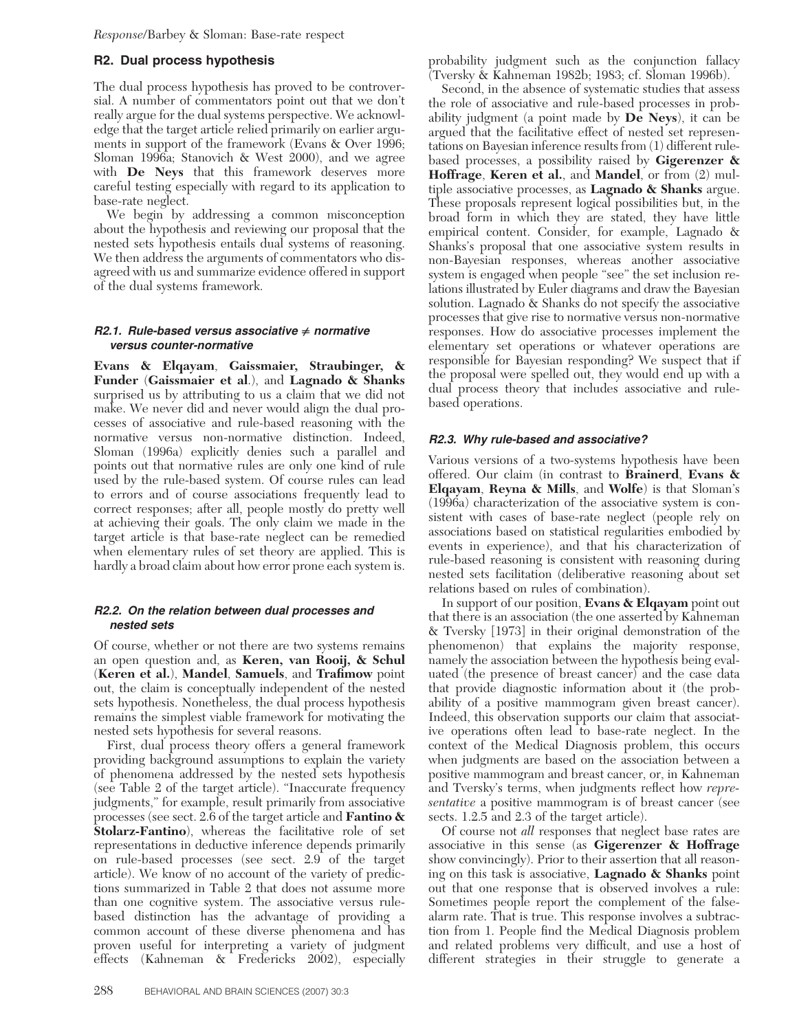## R2. Dual process hypothesis

The dual process hypothesis has proved to be controversial. A number of commentators point out that we don't really argue for the dual systems perspective. We acknowledge that the target article relied primarily on earlier arguments in support of the framework (Evans & Over 1996; Sloman 1996a; Stanovich & West 2000), and we agree with **De Neys** that this framework deserves more careful testing especially with regard to its application to base-rate neglect.

We begin by addressing a common misconception about the hypothesis and reviewing our proposal that the nested sets hypothesis entails dual systems of reasoning. We then address the arguments of commentators who disagreed with us and summarize evidence offered in support of the dual systems framework.

### R2.1. Rule-based versus associative ≠ normative versus counter-normative

**Evans & Elqayam**, **Gaissmaier, Straubinger, & Funder** (**Gaissmaier et al**.), and **Lagnado & Shanks** surprised us by attributing to us a claim that we did not make. We never did and never would align the dual processes of associative and rule-based reasoning with the normative versus non-normative distinction. Indeed, Sloman (1996a) explicitly denies such a parallel and points out that normative rules are only one kind of rule used by the rule-based system. Of course rules can lead to errors and of course associations frequently lead to correct responses; after all, people mostly do pretty well at achieving their goals. The only claim we made in the target article is that base-rate neglect can be remedied when elementary rules of set theory are applied. This is hardly a broad claim about how error prone each system is.

### R2.2. On the relation between dual processes and nested sets

Of course, whether or not there are two systems remains an open question and, as **Keren, van Rooij, & Schul** (**Keren et al.**), **Mandel**, **Samuels**, and **Trafimow** point out, the claim is conceptually independent of the nested sets hypothesis. Nonetheless, the dual process hypothesis remains the simplest viable framework for motivating the nested sets hypothesis for several reasons.

First, dual process theory offers a general framework providing background assumptions to explain the variety of phenomena addressed by the nested sets hypothesis (see Table 2 of the target article). "Inaccurate frequency judgments," for example, result primarily from associative processes (see sect. 2.6 of the target article and **Fantino & Stolarz-Fantino**), whereas the facilitative role of set representations in deductive inference depends primarily on rule-based processes (see sect. 2.9 of the target article). We know of no account of the variety of predictions summarized in Table 2 that does not assume more than one cognitive system. The associative versus rule-based distinction has the advantage of providing a common account of these diverse phenomena and has proven useful for interpreting a variety of judgment effects (Kahneman & Fredericks 2002), especially probability judgment such as the conjunction fallacy (Tversky & Kahneman 1982b; 1983; cf. Sloman 1996b).

Second, in the absence of systematic studies that assess the role of associative and rule-based processes in probability judgment (a point made by **De Neys**), it can be argued that the facilitative effect of nested set representations on Bayesian inference results from (1) different rule-based processes, a possibility raised by **Gigerenzer & Hoffrage**, **Keren et al.**, and **Mandel**, or from (2) multiple associative processes, as **Lagnado & Shanks** argue. These proposals represent logical possibilities but, in the broad form in which they are stated, they have little empirical content. Consider, for example, Lagnado & Shanks's proposal that one associative system results in non-Bayesian responses, whereas another associative system is engaged when people "see" the set inclusion relations illustrated by Euler diagrams and draw the Bayesian solution. Lagnado & Shanks do not specify the associative processes that give rise to normative versus non-normative responses. How do associative processes implement the elementary set operations or whatever operations are responsible for Bayesian responding? We suspect that if the proposal were spelled out, they would end up with a dual process theory that includes associative and rule-based operations.

### R2.3. Why rule-based and associative?

Various versions of a two-systems hypothesis have been offered. Our claim (in contrast to **Brainerd**, **Evans & Elqayam**, **Reyna & Mills**, and **Wolfe**) is that Sloman's (1996a) characterization of the associative system is consistent with cases of base-rate neglect (people rely on associations based on statistical regularities embodied by events in experience), and that his characterization of rule-based reasoning is consistent with reasoning during nested sets facilitation (deliberative reasoning about set relations based on rules of combination).

In support of our position, **Evans & Elqayam** point out that there is an association (the one asserted by Kahneman & Tversky [1973] in their original demonstration of the phenomenon) that explains the majority response, namely the association between the hypothesis being evaluated (the presence of breast cancer) and the case data that provide diagnostic information about it (the probability of a positive mammogram given breast cancer). Indeed, this observation supports our claim that associative operations often lead to base-rate neglect. In the context of the Medical Diagnosis problem, this occurs when judgments are based on the association between a positive mammogram and breast cancer, or, in Kahneman and Tversky's terms, when judgments reflect how *representative* a positive mammogram is of breast cancer (see sects. 1.2.5 and 2.3 of the target article).

Of course not *all* responses that neglect base rates are associative in this sense (as **Gigerenzer & Hoffrage** show convincingly). Prior to their assertion that all reasoning on this task is associative, **Lagnado & Shanks** point out that one response that is observed involves a rule: Sometimes people report the complement of the false-alarm rate. That is true. This response involves a subtraction from 1. People find the Medical Diagnosis problem and related problems very difficult, and use a host of different strategies in their struggle to generate a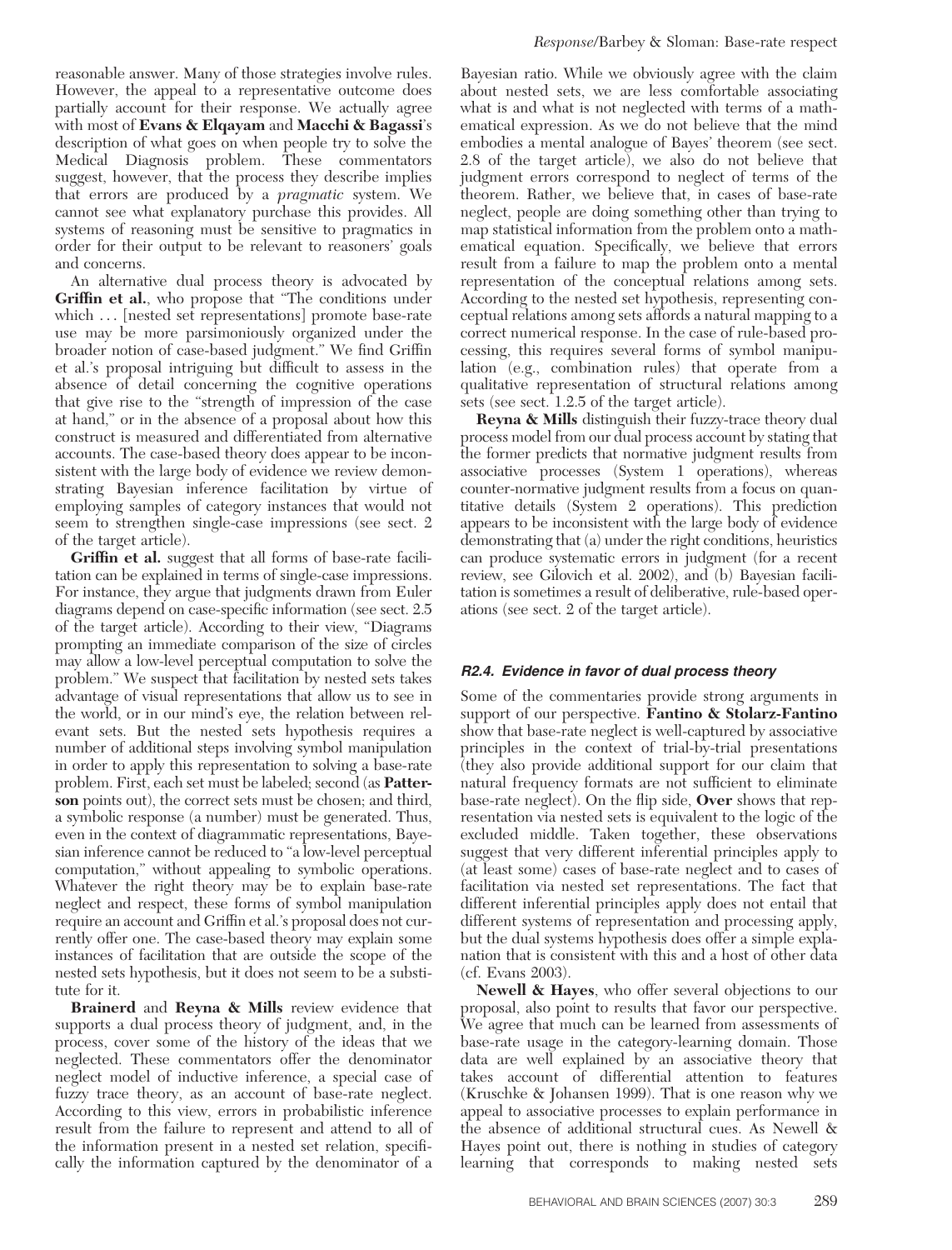reasonable answer. Many of those strategies involve rules. However, the appeal to a representative outcome does partially account for their response. We actually agree with most of **Evans & Elqayam** and **Macchi & Bagassi**'s description of what goes on when people try to solve the Medical Diagnosis problem. These commentators suggest, however, that the process they describe implies that errors are produced by a *pragmatic* system. We cannot see what explanatory purchase this provides. All systems of reasoning must be sensitive to pragmatics in order for their output to be relevant to reasoners' goals and concerns.

An alternative dual process theory is advocated by **Griffin et al.**, who propose that "The conditions under which . . . [nested set representations] promote base-rate use may be more parsimoniously organized under the broader notion of case-based judgment." We find Griffin et al.'s proposal intriguing but difficult to assess in the absence of detail concerning the cognitive operations that give rise to the "strength of impression of the case at hand," or in the absence of a proposal about how this construct is measured and differentiated from alternative accounts. The case-based theory does appear to be inconsistent with the large body of evidence we review demonstrating Bayesian inference facilitation by virtue of employing samples of category instances that would not seem to strengthen single-case impressions (see sect. 2 of the target article).

**Griffin et al.** suggest that all forms of base-rate facilitation can be explained in terms of single-case impressions. For instance, they argue that judgments drawn from Euler diagrams depend on case-specific information (see sect. 2.5 of the target article). According to their view, "Diagrams prompting an immediate comparison of the size of circles may allow a low-level perceptual computation to solve the problem." We suspect that facilitation by nested sets takes advantage of visual representations that allow us to see in the world, or in our mind's eye, the relation between relevant sets. But the nested sets hypothesis requires a number of additional steps involving symbol manipulation in order to apply this representation to solving a base-rate problem. First, each set must be labeled; second (as **Patterson** points out), the correct sets must be chosen; and third, a symbolic response (a number) must be generated. Thus, even in the context of diagrammatic representations, Bayesian inference cannot be reduced to "a low-level perceptual computation," without appealing to symbolic operations. Whatever the right theory may be to explain base-rate neglect and respect, these forms of symbol manipulation require an account and Griffin et al.'s proposal does not currently offer one. The case-based theory may explain some instances of facilitation that are outside the scope of the nested sets hypothesis, but it does not seem to be a substitute for it.

**Brainerd** and **Reyna & Mills** review evidence that supports a dual process theory of judgment, and, in the process, cover some of the history of the ideas that we neglected. These commentators offer the denominator neglect model of inductive inference, a special case of fuzzy trace theory, as an account of base-rate neglect. According to this view, errors in probabilistic inference result from the failure to represent and attend to all of the information present in a nested set relation, specifically the information captured by the denominator of a Bayesian ratio. While we obviously agree with the claim about nested sets, we are less comfortable associating what is and what is not neglected with terms of a mathematical expression. As we do not believe that the mind embodies a mental analogue of Bayes' theorem (see sect. 2.8 of the target article), we also do not believe that judgment errors correspond to neglect of terms of the theorem. Rather, we believe that, in cases of base-rate neglect, people are doing something other than trying to map statistical information from the problem onto a mathematical equation. Specifically, we believe that errors result from a failure to map the problem onto a mental representation of the conceptual relations among sets. According to the nested set hypothesis, representing conceptual relations among sets affords a natural mapping to a correct numerical response. In the case of rule-based processing, this requires several forms of symbol manipulation (e.g., combination rules) that operate from a qualitative representation of structural relations among sets (see sect. 1.2.5 of the target article).

**Reyna & Mills** distinguish their fuzzy-trace theory dual process model from our dual process account by stating that the former predicts that normative judgment results from associative processes (System 1 operations), whereas counter-normative judgment results from a focus on quantitative details (System 2 operations). This prediction appears to be inconsistent with the large body of evidence demonstrating that (a) under the right conditions, heuristics can produce systematic errors in judgment (for a recent review, see Gilovich et al. 2002), and (b) Bayesian facilitation is sometimes a result of deliberative, rule-based operations (see sect. 2 of the target article).

### *R2.4. Evidence in favor of dual process theory*

Some of the commentaries provide strong arguments in support of our perspective. **Fantino & Stolarz-Fantino** show that base-rate neglect is well-captured by associative principles in the context of trial-by-trial presentations (they also provide additional support for our claim that natural frequency formats are not sufficient to eliminate base-rate neglect). On the flip side, **Over** shows that representation via nested sets is equivalent to the logic of the excluded middle. Taken together, these observations suggest that very different inferential principles apply to (at least some) cases of base-rate neglect and to cases of facilitation via nested set representations. The fact that different inferential principles apply does not entail that different systems of representation and processing apply, but the dual systems hypothesis does offer a simple explanation that is consistent with this and a host of other data (cf. Evans 2003).

**Newell & Hayes**, who offer several objections to our proposal, also point to results that favor our perspective. We agree that much can be learned from assessments of base-rate usage in the category-learning domain. Those data are well explained by an associative theory that takes account of differential attention to features (Kruschke & Johansen 1999). That is one reason why we appeal to associative processes to explain performance in the absence of additional structural cues. As Newell & Hayes point out, there is nothing in studies of category learning that corresponds to making nested sets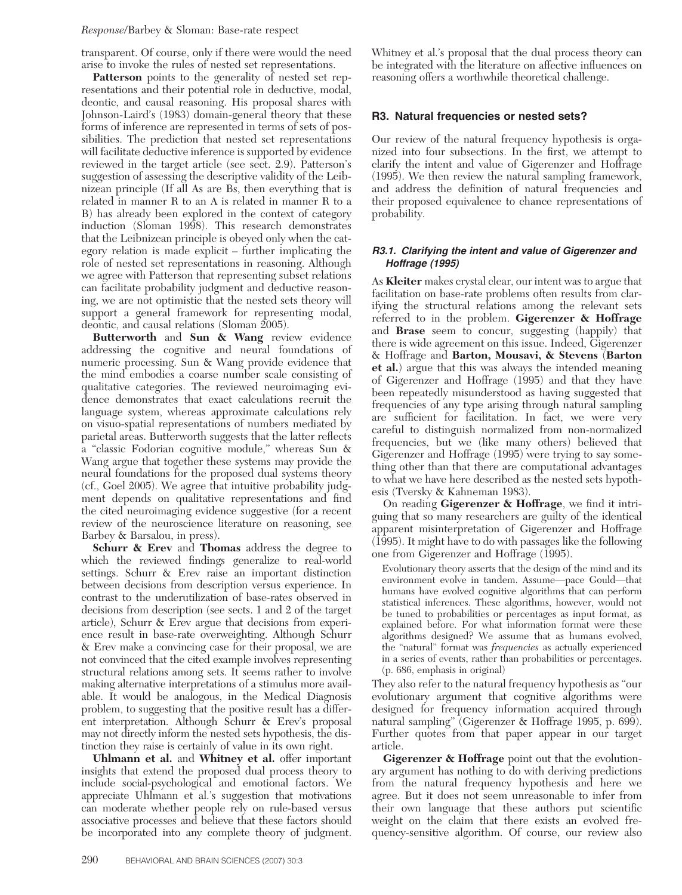transparent. Of course, only if there were would the need arise to invoke the rules of nested set representations.

**Patterson** points to the generality of nested set representations and their potential role in deductive, modal, deontic, and causal reasoning. His proposal shares with Johnson-Laird's (1983) domain-general theory that these forms of inference are represented in terms of sets of possibilities. The prediction that nested set representations will facilitate deductive inference is supported by evidence reviewed in the target article (see sect. 2.9). Patterson's suggestion of assessing the descriptive validity of the Leibnizean principle (If all As are Bs, then everything that is related in manner R to an A is related in manner R to a B) has already been explored in the context of category induction (Sloman 1998). This research demonstrates that the Leibnizean principle is obeyed only when the category relation is made explicit – further implicating the role of nested set representations in reasoning. Although we agree with Patterson that representing subset relations can facilitate probability judgment and deductive reasoning, we are not optimistic that the nested sets theory will support a general framework for representing modal, deontic, and causal relations (Sloman 2005).

**Butterworth** and **Sun & Wang** review evidence addressing the cognitive and neural foundations of numeric processing. Sun & Wang provide evidence that the mind embodies a coarse number scale consisting of qualitative categories. The reviewed neuroimaging evidence demonstrates that exact calculations recruit the language system, whereas approximate calculations rely on visuo-spatial representations of numbers mediated by parietal areas. Butterworth suggests that the latter reflects a "classic Fodorian cognitive module," whereas Sun & Wang argue that together these systems may provide the neural foundations for the proposed dual systems theory (cf., Goel 2005). We agree that intuitive probability judgment depends on qualitative representations and find the cited neuroimaging evidence suggestive (for a recent review of the neuroscience literature on reasoning, see Barbey & Barsalou, in press).

**Schurr & Erev** and **Thomas** address the degree to which the reviewed findings generalize to real-world settings. Schurr & Erev raise an important distinction between decisions from description versus experience. In contrast to the underutilization of base-rates observed in decisions from description (see sects. 1 and 2 of the target article), Schurr & Erev argue that decisions from experience result in base-rate overweighting. Although Schurr & Erev make a convincing case for their proposal, we are not convinced that the cited example involves representing structural relations among sets. It seems rather to involve making alternative interpretations of a stimulus more available. It would be analogous, in the Medical Diagnosis problem, to suggesting that the positive result has a different interpretation. Although Schurr & Erev's proposal may not directly inform the nested sets hypothesis, the distinction they raise is certainly of value in its own right.

**Uhlmann et al.** and **Whitney et al.** offer important insights that extend the proposed dual process theory to include social-psychological and emotional factors. We appreciate Uhlmann et al.'s suggestion that motivations can moderate whether people rely on rule-based versus associative processes and believe that these factors should be incorporated into any complete theory of judgment. Whitney et al.'s proposal that the dual process theory can be integrated with the literature on affective influences on reasoning offers a worthwhile theoretical challenge.

## R3. Natural frequencies or nested sets?

Our review of the natural frequency hypothesis is organized into four subsections. In the first, we attempt to clarify the intent and value of Gigerenzer and Hoffrage (1995). We then review the natural sampling framework, and address the definition of natural frequencies and their proposed equivalence to chance representations of probability.

### *R3.1. Clarifying the intent and value of Gigerenzer and Hoffrage (1995)*

As **Kleiter** makes crystal clear, our intent was to argue that facilitation on base-rate problems often results from clarifying the structural relations among the relevant sets referred to in the problem. **Gigerenzer & Hoffrage** and **Brase** seem to concur, suggesting (happily) that there is wide agreement on this issue. Indeed, Gigerenzer & Hoffrage and **Barton, Mousavi, & Stevens** (**Barton et al.**) argue that this was always the intended meaning of Gigerenzer and Hoffrage (1995) and that they have been repeatedly misunderstood as having suggested that frequencies of any type arising through natural sampling are sufficient for facilitation. In fact, we were very careful to distinguish normalized from non-normalized frequencies, but we (like many others) believed that Gigerenzer and Hoffrage (1995) were trying to say something other than that there are computational advantages to what we have here described as the nested sets hypothesis (Tversky & Kahneman 1983).

On reading **Gigerenzer & Hoffrage**, we find it intriguing that so many researchers are guilty of the identical apparent misinterpretation of Gigerenzer and Hoffrage (1995). It might have to do with passages like the following one from Gigerenzer and Hoffrage (1995).

> Evolutionary theory asserts that the design of the mind and its environment evolve in tandem. Assume—pace Gould—that humans have evolved cognitive algorithms that can perform statistical inferences. These algorithms, however, would not be tuned to probabilities or percentages as input format, as explained before. For what information format were these algorithms designed? We assume that as humans evolved, the "natural" format was *frequencies* as actually experienced in a series of events, rather than probabilities or percentages. (p. 686, emphasis in original)

They also refer to the natural frequency hypothesis as "our evolutionary argument that cognitive algorithms were designed for frequency information acquired through natural sampling" (Gigerenzer & Hoffrage 1995, p. 699). Further quotes from that paper appear in our target article.

**Gigerenzer & Hoffrage** point out that the evolutionary argument has nothing to do with deriving predictions from the natural frequency hypothesis and here we agree. But it does not seem unreasonable to infer from their own language that these authors put scientific weight on the claim that there exists an evolved frequency-sensitive algorithm. Of course, our review also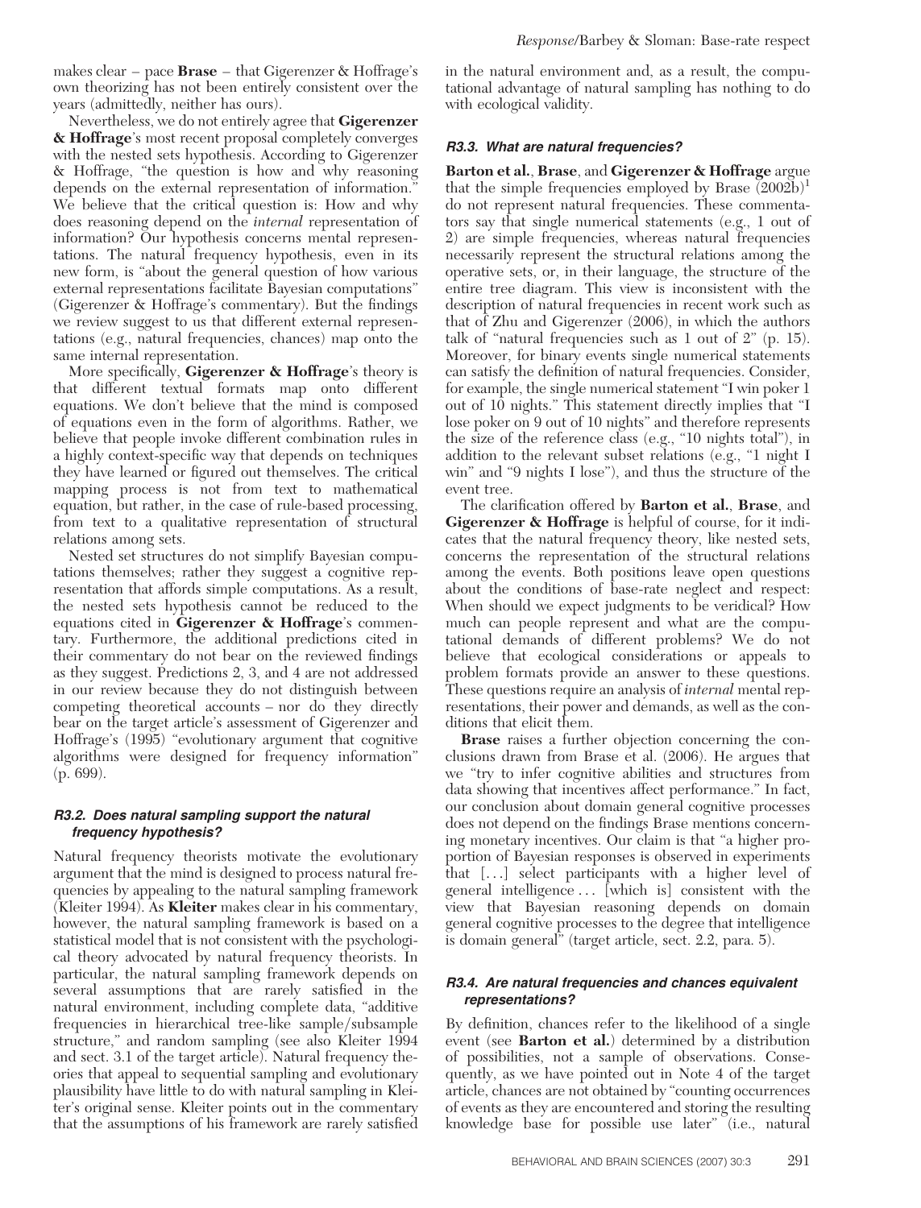makes clear – pace **Brase** – that Gigerenzer & Hoffrage's own theorizing has not been entirely consistent over the years (admittedly, neither has ours).

Nevertheless, we do not entirely agree that **Gigerenzer & Hoffrage**'s most recent proposal completely converges with the nested sets hypothesis. According to Gigerenzer & Hoffrage, "the question is how and why reasoning depends on the external representation of information." We believe that the critical question is: How and why does reasoning depend on the *internal* representation of information? Our hypothesis concerns mental representations. The natural frequency hypothesis, even in its new form, is "about the general question of how various external representations facilitate Bayesian computations" (Gigerenzer & Hoffrage's commentary). But the findings we review suggest to us that different external representations (e.g., natural frequencies, chances) map onto the same internal representation.

More specifically, **Gigerenzer & Hoffrage**'s theory is that different textual formats map onto different equations. We don't believe that the mind is composed of equations even in the form of algorithms. Rather, we believe that people invoke different combination rules in a highly context-specific way that depends on techniques they have learned or figured out themselves. The critical mapping process is not from text to mathematical equation, but rather, in the case of rule-based processing, from text to a qualitative representation of structural relations among sets.

Nested set structures do not simplify Bayesian computations themselves; rather they suggest a cognitive representation that affords simple computations. As a result, the nested sets hypothesis cannot be reduced to the equations cited in **Gigerenzer & Hoffrage**'s commentary. Furthermore, the additional predictions cited in their commentary do not bear on the reviewed findings as they suggest. Predictions 2, 3, and 4 are not addressed in our review because they do not distinguish between competing theoretical accounts – nor do they directly bear on the target article's assessment of Gigerenzer and Hoffrage's (1995) "evolutionary argument that cognitive algorithms were designed for frequency information" (p. 699).

### *R3.2. Does natural sampling support the natural frequency hypothesis?*

Natural frequency theorists motivate the evolutionary argument that the mind is designed to process natural frequencies by appealing to the natural sampling framework (Kleiter 1994). As **Kleiter** makes clear in his commentary, however, the natural sampling framework is based on a statistical model that is not consistent with the psychological theory advocated by natural frequency theorists. In particular, the natural sampling framework depends on several assumptions that are rarely satisfied in the natural environment, including complete data, "additive frequencies in hierarchical tree-like sample/subsample structure," and random sampling (see also Kleiter 1994 and sect. 3.1 of the target article). Natural frequency theories that appeal to sequential sampling and evolutionary plausibility have little to do with natural sampling in Kleiter's original sense. Kleiter points out in the commentary that the assumptions of his framework are rarely satisfied in the natural environment and, as a result, the computational advantage of natural sampling has nothing to do with ecological validity.

### *R3.3. What are natural frequencies?*

**Barton et al.**, **Brase**, and **Gigerenzer & Hoffrage** argue that the simple frequencies employed by Brase (2002b)[1] do not represent natural frequencies. These commentators say that single numerical statements (e.g., 1 out of 2) are simple frequencies, whereas natural frequencies necessarily represent the structural relations among the operative sets, or, in their language, the structure of the entire tree diagram. This view is inconsistent with the description of natural frequencies in recent work such as that of Zhu and Gigerenzer (2006), in which the authors talk of "natural frequencies such as 1 out of 2" (p. 15). Moreover, for binary events single numerical statements can satisfy the definition of natural frequencies. Consider, for example, the single numerical statement "I win poker 1 out of 10 nights." This statement directly implies that "I lose poker on 9 out of 10 nights" and therefore represents the size of the reference class (e.g., "10 nights total"), in addition to the relevant subset relations (e.g., "1 night I win" and "9 nights I lose"), and thus the structure of the event tree.

The clarification offered by **Barton et al.**, **Brase**, and **Gigerenzer & Hoffrage** is helpful of course, for it indicates that the natural frequency theory, like nested sets, concerns the representation of the structural relations among the events. Both positions leave open questions about the conditions of base-rate neglect and respect: When should we expect judgments to be veridical? How much can people represent and what are the computational demands of different problems? We do not believe that ecological considerations or appeals to problem formats provide an answer to these questions. These questions require an analysis of *internal* mental representations, their power and demands, as well as the conditions that elicit them.

**Brase** raises a further objection concerning the conclusions drawn from Brase et al. (2006). He argues that we "try to infer cognitive abilities and structures from data showing that incentives affect performance." In fact, our conclusion about domain general cognitive processes does not depend on the findings Brase mentions concerning monetary incentives. Our claim is that "a higher proportion of Bayesian responses is observed in experiments that [. . .] select participants with a higher level of general intelligence . . . [which is] consistent with the view that Bayesian reasoning depends on domain general cognitive processes to the degree that intelligence is domain general" (target article, sect. 2.2, para. 5).

### *R3.4. Are natural frequencies and chances equivalent representations?*

By definition, chances refer to the likelihood of a single event (see **Barton et al.**) determined by a distribution of possibilities, not a sample of observations. Consequently, as we have pointed out in Note 4 of the target article, chances are not obtained by "counting occurrences of events as they are encountered and storing the resulting knowledge base for possible use later" (i.e., natural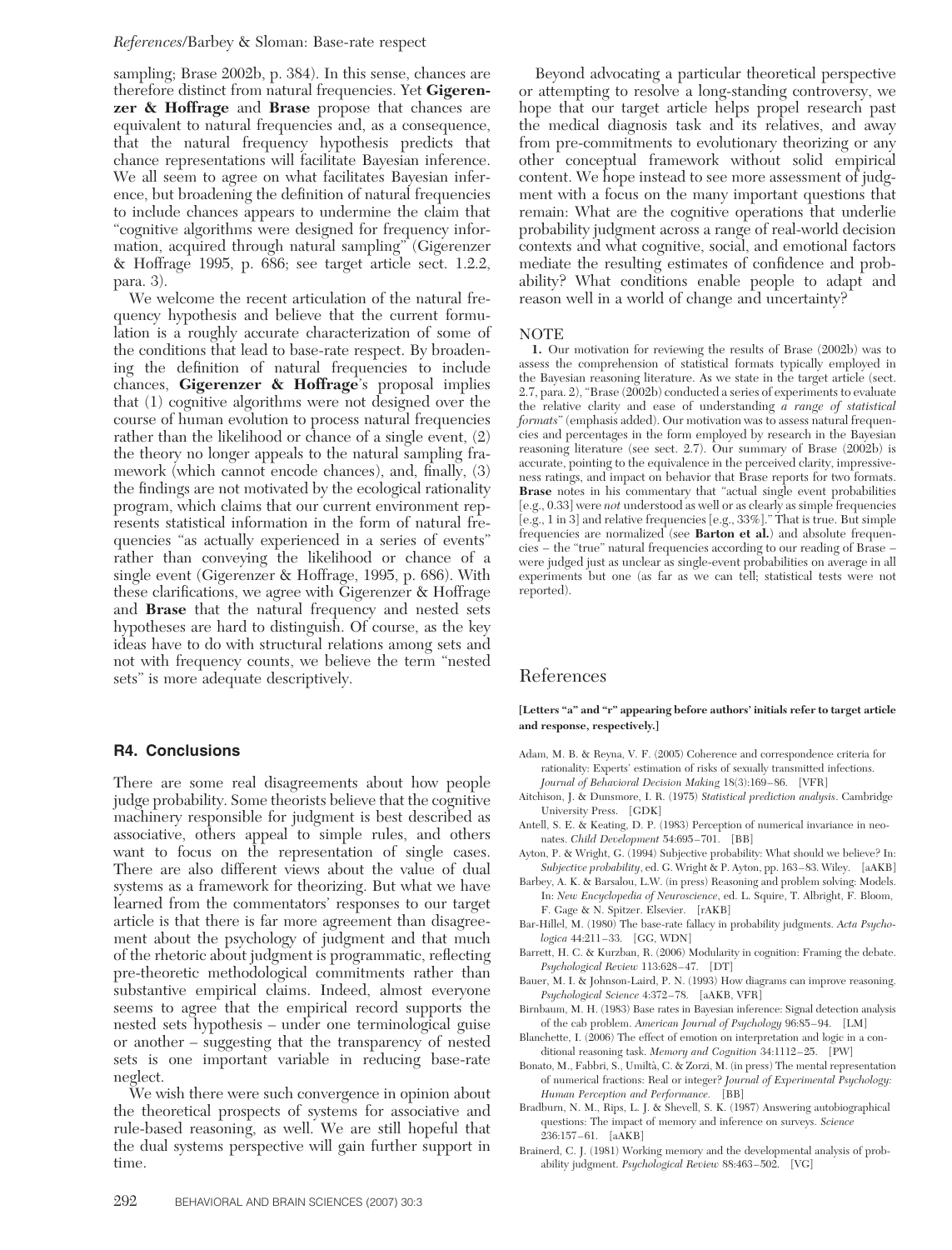sampling; Brase 2002b, p. 384). In this sense, chances are therefore distinct from natural frequencies. Yet **Gigerenzer & Hoffrage** and **Brase** propose that chances are equivalent to natural frequencies and, as a consequence, that the natural frequency hypothesis predicts that chance representations will facilitate Bayesian inference. We all seem to agree on what facilitates Bayesian inference, but broadening the definition of natural frequencies to include chances appears to undermine the claim that "cognitive algorithms were designed for frequency information, acquired through natural sampling" (Gigerenzer & Hoffrage 1995, p. 686; see target article sect. 1.2.2, para. 3).

We welcome the recent articulation of the natural frequency hypothesis and believe that the current formulation is a roughly accurate characterization of some of the conditions that lead to base-rate respect. By broadening the definition of natural frequencies to include chances, **Gigerenzer & Hoffrage**'s proposal implies that (1) cognitive algorithms were not designed over the course of human evolution to process natural frequencies rather than the likelihood or chance of a single event, (2) the theory no longer appeals to the natural sampling framework (which cannot encode chances), and, finally, (3) the findings are not motivated by the ecological rationality program, which claims that our current environment represents statistical information in the form of natural frequencies "as actually experienced in a series of events" rather than conveying the likelihood or chance of a single event (Gigerenzer & Hoffrage, 1995, p. 686). With these clarifications, we agree with Gigerenzer & Hoffrage and **Brase** that the natural frequency and nested sets hypotheses are hard to distinguish. Of course, as the key ideas have to do with structural relations among sets and not with frequency counts, we believe the term "nested sets" is more adequate descriptively.

## R4. Conclusions

There are some real disagreements about how people judge probability. Some theorists believe that the cognitive machinery responsible for judgment is best described as associative, others appeal to simple rules, and others want to focus on the representation of single cases. There are also different views about the value of dual systems as a framework for theorizing. But what we have learned from the commentators' responses to our target article is that there is far more agreement than disagreement about the psychology of judgment and that much of the rhetoric about judgment is programmatic, reflecting pre-theoretic methodological commitments rather than substantive empirical claims. Indeed, almost everyone seems to agree that the empirical record supports the nested sets hypothesis – under one terminological guise or another – suggesting that the transparency of nested sets is one important variable in reducing base-rate neglect.

We wish there were such convergence in opinion about the theoretical prospects of systems for associative and rule-based reasoning, as well. We are still hopeful that the dual systems perspective will gain further support in time.

Beyond advocating a particular theoretical perspective or attempting to resolve a long-standing controversy, we hope that our target article helps propel research past the medical diagnosis task and its relatives, and away from pre-commitments to evolutionary theorizing or any other conceptual framework without solid empirical content. We hope instead to see more assessment of judgment with a focus on the many important questions that remain: What are the cognitive operations that underlie probability judgment across a range of real-world decision contexts and what cognitive, social, and emotional factors mediate the resulting estimates of confidence and probability? What conditions enable people to adapt and reason well in a world of change and uncertainty?

### NOTE

1. Our motivation for reviewing the results of Brase (2002b) was to assess the comprehension of statistical formats typically employed in the Bayesian reasoning literature. As we state in the target article (sect. 2.7, para. 2), "Brase (2002b) conducted a series of experiments to evaluate the relative clarity and ease of understanding *a range of statistical formats*" (emphasis added). Our motivation was to assess natural frequencies and percentages in the form employed by research in the Bayesian reasoning literature (see sect. 2.7). Our summary of Brase (2002b) is accurate, pointing to the equivalence in the perceived clarity, impressiveness ratings, and impact on behavior that Brase reports for two formats. **Brase** notes in his commentary that "actual single event probabilities [e.g., 0.33] were *not* understood as well or as clearly as simple frequencies [e.g., 1 in 3] and relative frequencies [e.g., 33%]." That is true. But simple frequencies are normalized (see **Barton et al.**) and absolute frequencies – the "true" natural frequencies according to our reading of Brase – were judged just as unclear as single-event probabilities on average in all experiments but one (as far as we can tell; statistical tests were not reported).

## References

**[Letters "a" and "r" appearing before authors' initials refer to target article and response, respectively.]**

Adam, M. B. & Reyna, V. F. (2005) Coherence and correspondence criteria for rationality: Experts' estimation of risks of sexually transmitted infections. *Journal of Behavioral Decision Making* 18(3):169–86. [VFR]

Aitchison, J. & Dunsmore, I. R. (1975) *Statistical prediction analysis*. Cambridge University Press. [GDK]

Antell, S. E. & Keating, D. P. (1983) Perception of numerical invariance in neonates. *Child Development* 54:695–701. [BB]

Ayton, P. & Wright, G. (1994) Subjective probability: What should we believe? In: *Subjective probability*, ed. G. Wright & P. Ayton, pp. 163–83. Wiley. [aAKB]

Barbey, A. K. & Barsalou, L.W. (in press) Reasoning and problem solving: Models. In: *New Encyclopedia of Neuroscience*, ed. L. Squire, T. Albright, F. Bloom, F. Gage & N. Spitzer. Elsevier. [rAKB]

Bar-Hillel, M. (1980) The base-rate fallacy in probability judgments. *Acta Psychologica* 44:211–33. [GG, WDN]

Barrett, H. C. & Kurzban, R. (2006) Modularity in cognition: Framing the debate. *Psychological Review* 113:628–47. [DT]

Bauer, M. I. & Johnson-Laird, P. N. (1993) How diagrams can improve reasoning. *Psychological Science* 4:372–78. [aAKB, VFR]

Birnbaum, M. H. (1983) Base rates in Bayesian inference: Signal detection analysis of the cab problem. *American Journal of Psychology* 96:85–94. [LM]

Blanchette, I. (2006) The effect of emotion on interpretation and logic in a conditional reasoning task. *Memory and Cognition* 34:1112–25. [PW]

Bonato, M., Fabbri, S., Umiltà, C. & Zorzi, M. (in press) The mental representation of numerical fractions: Real or integer? *Journal of Experimental Psychology: Human Perception and Performance.* [BB]

Bradburn, N. M., Rips, L. J. & Shevell, S. K. (1987) Answering autobiographical questions: The impact of memory and inference on surveys. *Science* 236:157–61. [aAKB]

Brainerd, C. J. (1981) Working memory and the developmental analysis of probability judgment. *Psychological Review* 88:463–502. [VG]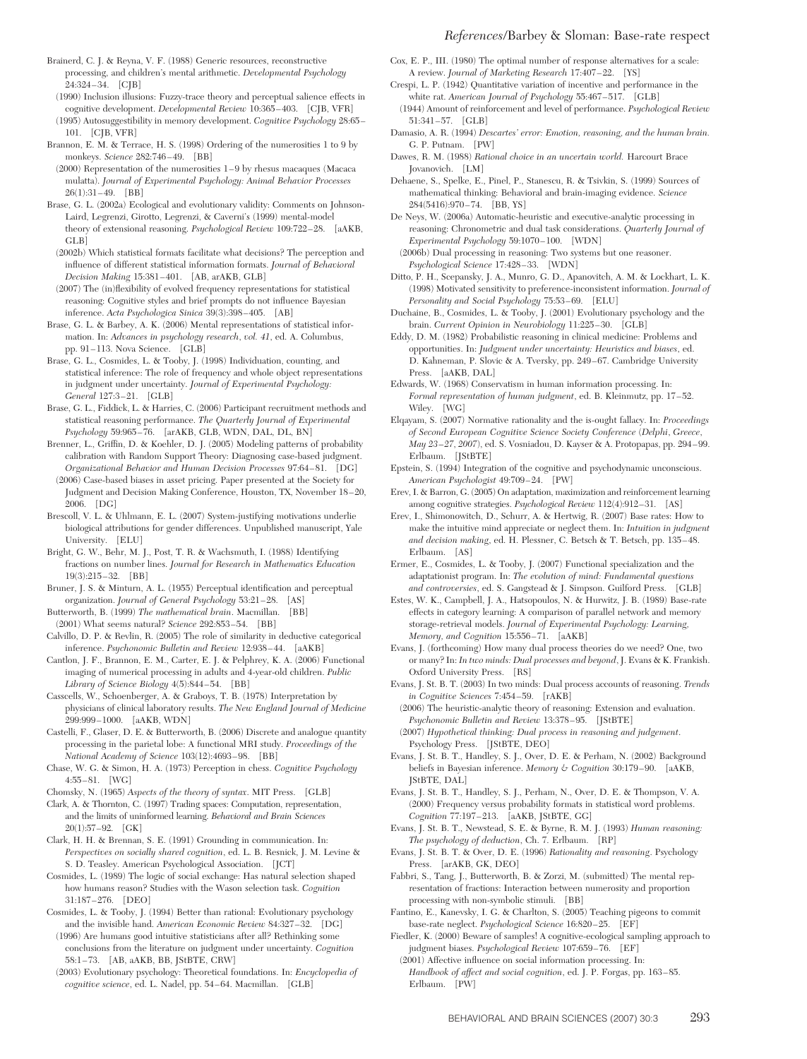Brainerd, C. J. & Reyna, V. F. (1988) Generic resources, reconstructive processing, and children's mental arithmetic. *Developmental Psychology* 24:324–34. [CJB]

(1990) Inclusion illusions: Fuzzy-trace theory and perceptual salience effects in cognitive development. *Developmental Review* 10:365–403. [CJB, VFR]

(1995) Autosuggestibility in memory development. *Cognitive Psychology* 28:65–101. [CJB, VFR]

Brannon, E. M. & Terrace, H. S. (1998) Ordering of the numerosities 1 to 9 by monkeys. *Science* 282:746–49. [BB]

(2000) Representation of the numerosities 1–9 by rhesus macaques (Macaca mulatta). *Journal of Experimental Psychology: Animal Behavior Processes* 26(1):31–49. [BB]

Brase, G. L. (2002a) Ecological and evolutionary validity: Comments on Johnson-Laird, Legrenzi, Girotto, Legrenzi, and Caverni's (1999) mental-model theory of extensional reasoning. *Psychological Review* 109:722–28. [aAKB, GLB]

(2002b) Which statistical formats facilitate what decisions? The perception and influence of different statistical information formats. *Journal of Behavioral Decision Making* 15:381–401. [AB, arAKB, GLB]

(2007) The (in)flexibility of evolved frequency representations for statistical reasoning: Cognitive styles and brief prompts do not influence Bayesian inference. *Acta Psychologica Sinica* 39(3):398–405. [AB]

Brase, G. L. & Barbey, A. K. (2006) Mental representations of statistical information. In: *Advances in psychology research, vol. 41*, ed. A. Columbus, pp. 91–113. Nova Science. [GLB]

Brase, G. L., Cosmides, L. & Tooby, J. (1998) Individuation, counting, and statistical inference: The role of frequency and whole object representations in judgment under uncertainty. *Journal of Experimental Psychology: General* 127:3–21. [GLB]

Brase, G. L., Fiddick, L. & Harries, C. (2006) Participant recruitment methods and statistical reasoning performance. *The Quarterly Journal of Experimental Psychology* 59:965–76. [arAKB, GLB, WDN, DAL, DL, BN]

Brenner, L., Griffin, D. & Koehler, D. J. (2005) Modeling patterns of probability calibration with Random Support Theory: Diagnosing case-based judgment. *Organizational Behavior and Human Decision Processes* 97:64–81. [DG]

(2006) Case-based biases in asset pricing. Paper presented at the Society for Judgment and Decision Making Conference, Houston, TX, November 18–20, 2006. [DG]

Brescoll, V. L. & Uhlmann, E. L. (2007) System-justifying motivations underlie biological attributions for gender differences. Unpublished manuscript, Yale University. [ELU]

Bright, G. W., Behr, M. J., Post, T. R. & Wachsmuth, I. (1988) Identifying fractions on number lines. *Journal for Research in Mathematics Education* 19(3):215–32. [BB]

Bruner, J. S. & Minturn, A. L. (1955) Perceptual identification and perceptual organization. *Journal of General Psychology* 53:21–28. [AS]

Butterworth, B. (1999) *The mathematical brain*. Macmillan. [BB]

(2001) What seems natural? *Science* 292:853–54. [BB]

Calvillo, D. P. & Revlin, R. (2005) The role of similarity in deductive categorical inference. *Psychonomic Bulletin and Review* 12:938–44. [aAKB]

Cantlon, J. F., Brannon, E. M., Carter, E. J. & Pelphrey, K. A. (2006) Functional imaging of numerical processing in adults and 4-year-old children. *Public Library of Science Biology* 4(5):844–54. [BB]

Casscells, W., Schoenberger, A. & Graboys, T. B. (1978) Interpretation by physicians of clinical laboratory results. *The New England Journal of Medicine* 299:999–1000. [aAKB, WDN]

Castelli, F., Glaser, D. E. & Butterworth, B. (2006) Discrete and analogue quantity processing in the parietal lobe: A functional MRI study. *Proceedings of the National Academy of Science* 103(12):4693–98. [BB]

Chase, W. G. & Simon, H. A. (1973) Perception in chess. *Cognitive Psychology* 4:55–81. [WG]

Chomsky, N. (1965) *Aspects of the theory of syntax*. MIT Press. [GLB]

Clark, A. & Thornton, C. (1997) Trading spaces: Computation, representation, and the limits of uninformed learning. *Behavioral and Brain Sciences* 20(1):57–92. [GK]

Clark, H. H. & Brennan, S. E. (1991) Grounding in communication. In: *Perspectives on socially shared cognition*, ed. L. B. Resnick, J. M. Levine & S. D. Teasley. American Psychological Association. [JCT]

Cosmides, L. (1989) The logic of social exchange: Has natural selection shaped how humans reason? Studies with the Wason selection task. *Cognition* 31:187–276. [DEO]

Cosmides, L. & Tooby, J. (1994) Better than rational: Evolutionary psychology and the invisible hand. *American Economic Review* 84:327–32. [DG]

(1996) Are humans good intuitive statisticians after all? Rethinking some conclusions from the literature on judgment under uncertainty. *Cognition* 58:1–73. [AB, aAKB, BB, JStBTE, CRW]

(2003) Evolutionary psychology: Theoretical foundations. In: *Encyclopedia of cognitive science*, ed. L. Nadel, pp. 54–64. Macmillan. [GLB]

Cox, E. P., III. (1980) The optimal number of response alternatives for a scale: A review. *Journal of Marketing Research* 17:407–22. [YS]

Crespi, L. P. (1942) Quantitative variation of incentive and performance in the white rat. *American Journal of Psychology* 55:467–517. [GLB]

(1944) Amount of reinforcement and level of performance. *Psychological Review* 51:341–57. [GLB]

Damasio, A. R. (1994) *Descartes' error: Emotion, reasoning, and the human brain*. G. P. Putnam. [PW]

Dawes, R. M. (1988) *Rational choice in an uncertain world*. Harcourt Brace Jovanovich. [LM]

Dehaene, S., Spelke, E., Pinel, P., Stanescu, R. & Tsivkin, S. (1999) Sources of mathematical thinking: Behavioral and brain-imaging evidence. *Science* 284(5416):970–74. [BB, YS]

De Neys, W. (2006a) Automatic-heuristic and executive-analytic processing in reasoning: Chronometric and dual task considerations. *Quarterly Journal of Experimental Psychology* 59:1070–100. [WDN]

(2006b) Dual processing in reasoning: Two systems but one reasoner. *Psychological Science* 17:428–33. [WDN]

Ditto, P. H., Scepansky, J. A., Munro, G. D., Apanovitch, A. M. & Lockhart, L. K. (1998) Motivated sensitivity to preference-inconsistent information. *Journal of Personality and Social Psychology* 75:53–69. [ELU]

Duchaine, B., Cosmides, L. & Tooby, J. (2001) Evolutionary psychology and the brain. *Current Opinion in Neurobiology* 11:225–30. [GLB]

Eddy, D. M. (1982) Probabilistic reasoning in clinical medicine: Problems and opportunities. In: *Judgment under uncertainty: Heuristics and biases*, ed. D. Kahneman, P. Slovic & A. Tversky, pp. 249–67. Cambridge University Press. [aAKB, DAL]

Edwards, W. (1968) Conservatism in human information processing. In: *Formal representation of human judgment*, ed. B. Kleinmutz, pp. 17–52. Wiley. [WG]

Elqayam, S. (2007) Normative rationality and the is-ought fallacy. In: *Proceedings of Second European Cognitive Science Society Conference (Delphi, Greece, May 23–27, 2007)*, ed. S. Vosniadou, D. Kayser & A. Protopapas, pp. 294–99. Erlbaum. [JStBTE]

Epstein, S. (1994) Integration of the cognitive and psychodynamic unconscious. *American Psychologist* 49:709–24. [PW]

Erev, I. & Barron, G. (2005) On adaptation, maximization and reinforcement learning among cognitive strategies. *Psychological Review* 112(4):912–31. [AS]

Erev, I., Shimonowitch, D., Schurr, A. & Hertwig, R. (2007) Base rates: How to make the intuitive mind appreciate or neglect them. In: *Intuition in judgment and decision making*, ed. H. Plessner, C. Betsch & T. Betsch, pp. 135–48. Erlbaum. [AS]

Ermer, E., Cosmides, L. & Tooby, J. (2007) Functional specialization and the adaptationist program. In: *The evolution of mind: Fundamental questions and controversies*, ed. S. Gangstead & J. Simpson. Guilford Press. [GLB]

Estes, W. K., Campbell, J. A., Hatsopoulos, N. & Hurwitz, J. B. (1989) Base-rate effects in category learning: A comparison of parallel network and memory storage-retrieval models. *Journal of Experimental Psychology: Learning, Memory, and Cognition* 15:556–71. [aAKB]

Evans, J. (forthcoming) How many dual process theories do we need? One, two or many? In: *In two minds: Dual processes and beyond*, J. Evans & K. Frankish. Oxford University Press. [RS]

Evans, J. St. B. T. (2003) In two minds: Dual process accounts of reasoning. *Trends in Cognitive Sciences* 7:454–59. [rAKB]

(2006) The heuristic-analytic theory of reasoning: Extension and evaluation. *Psychonomic Bulletin and Review* 13:378–95. [JStBTE]

(2007) *Hypothetical thinking: Dual process in reasoning and judgement*. Psychology Press. [JStBTE, DEO]

Evans, J. St. B. T., Handley, S. J., Over, D. E. & Perham, N. (2002) Background beliefs in Bayesian inference. *Memory & Cognition* 30:179–90. [aAKB, JStBTE, DAL]

Evans, J. St. B. T., Handley, S. J., Perham, N., Over, D. E. & Thompson, V. A. (2000) Frequency versus probability formats in statistical word problems. *Cognition* 77:197–213. [aAKB, JStBTE, GG]

Evans, J. St. B. T., Newstead, S. E. & Byrne, R. M. J. (1993) *Human reasoning: The psychology of deduction*, Ch. 7. Erlbaum. [RP]

Evans, J. St. B. T. & Over, D. E. (1996) *Rationality and reasoning*. Psychology Press. [arAKB, GK, DEO]

Fabbri, S., Tang, J., Butterworth, B. & Zorzi, M. (submitted) The mental representation of fractions: Interaction between numerosity and proportion processing with non-symbolic stimuli. [BB]

Fantino, E., Kanevsky, I. G. & Charlton, S. (2005) Teaching pigeons to commit base-rate neglect. *Psychological Science* 16:820–25. [EF]

Fiedler, K. (2000) Beware of samples! A cognitive-ecological sampling approach to judgment biases. *Psychological Review* 107:659–76. [EF]

(2001) Affective influence on social information processing. In: *Handbook of affect and social cognition*, ed. J. P. Forgas, pp. 163–85. Erlbaum. [PW]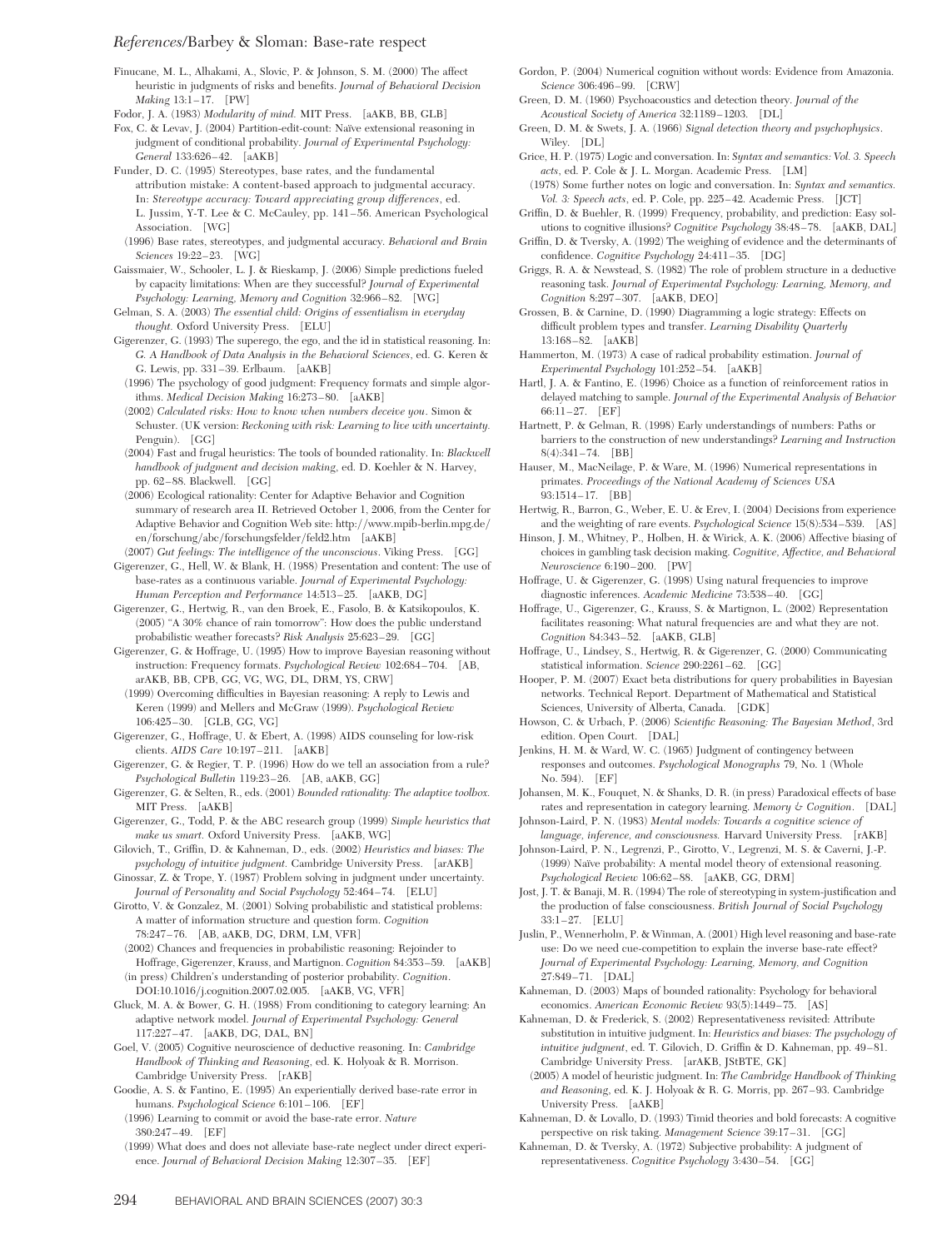Finucane, M. L., Alhakami, A., Slovic, P. & Johnson, S. M. (2000) The affect heuristic in judgments of risks and benefits. *Journal of Behavioral Decision Making* 13:1–17. [PW]

Fodor, J. A. (1983) *Modularity of mind.* MIT Press. [aAKB, BB, GLB]

Fox, C. & Levav, J. (2004) Partition-edit-count: Naïve extensional reasoning in judgment of conditional probability. *Journal of Experimental Psychology: General* 133:626–42. [aAKB]

Funder, D. C. (1995) Stereotypes, base rates, and the fundamental attribution mistake: A content-based approach to judgmental accuracy. In: *Stereotype accuracy: Toward appreciating group differences*, ed. L. Jussim, Y-T. Lee & C. McCauley, pp. 141–56. American Psychological Association. [WG]

(1996) Base rates, stereotypes, and judgmental accuracy. *Behavioral and Brain Sciences* 19:22–23. [WG]

Gaissmaier, W., Schooler, L. J. & Rieskamp, J. (2006) Simple predictions fueled by capacity limitations: When are they successful? *Journal of Experimental Psychology: Learning, Memory and Cognition* 32:966–82. [WG]

Gelman, S. A. (2003) *The essential child: Origins of essentialism in everyday thought.* Oxford University Press. [ELU]

Gigerenzer, G. (1993) The superego, the ego, and the id in statistical reasoning. In: *G. A Handbook of Data Analysis in the Behavioral Sciences*, ed. G. Keren & G. Lewis, pp. 331–39. Erlbaum. [aAKB]

(1996) The psychology of good judgment: Frequency formats and simple algorithms. *Medical Decision Making* 16:273–80. [aAKB]

(2002) *Calculated risks: How to know when numbers deceive you*. Simon & Schuster. (UK version: *Reckoning with risk: Learning to live with uncertainty.* Penguin). [GG]

(2004) Fast and frugal heuristics: The tools of bounded rationality. In: *Blackwell handbook of judgment and decision making*, ed. D. Koehler & N. Harvey, pp. 62–88. Blackwell. [GG]

(2006) Ecological rationality: Center for Adaptive Behavior and Cognition summary of research area II. Retrieved October 1, 2006, from the Center for Adaptive Behavior and Cognition Web site: http://www.mpib-berlin.mpg.de/en/forschung/abc/forschungsfelder/feld2.htm [aAKB]

(2007) *Gut feelings: The intelligence of the unconscious*. Viking Press. [GG]

Gigerenzer, G., Hell, W. & Blank, H. (1988) Presentation and content: The use of base-rates as a continuous variable. *Journal of Experimental Psychology: Human Perception and Performance* 14:513–25. [aAKB, DG]

Gigerenzer, G., Hertwig, R., van den Broek, E., Fasolo, B. & Katsikopoulos, K. (2005) "A 30% chance of rain tomorrow": How does the public understand probabilistic weather forecasts? *Risk Analysis* 25:623–29. [GG]

Gigerenzer, G. & Hoffrage, U. (1995) How to improve Bayesian reasoning without instruction: Frequency formats. *Psychological Review* 102:684–704. [AB, arAKB, BB, CPB, GG, VG, WG, DL, DRM, YS, CRW]

(1999) Overcoming difficulties in Bayesian reasoning: A reply to Lewis and Keren (1999) and Mellers and McGraw (1999). *Psychological Review* 106:425–30. [GLB, GG, VG]

Gigerenzer, G., Hoffrage, U. & Ebert, A. (1998) AIDS counseling for low-risk clients. *AIDS Care* 10:197–211. [aAKB]

Gigerenzer, G. & Regier, T. P. (1996) How do we tell an association from a rule? *Psychological Bulletin* 119:23–26. [AB, aAKB, GG]

Gigerenzer, G. & Selten, R., eds. (2001) *Bounded rationality: The adaptive toolbox.* MIT Press. [aAKB]

Gigerenzer, G., Todd, P. & the ABC research group (1999) *Simple heuristics that make us smart.* Oxford University Press. [aAKB, WG]

Gilovich, T., Griffin, D. & Kahneman, D., eds. (2002) *Heuristics and biases: The psychology of intuitive judgment.* Cambridge University Press. [arAKB]

Ginossar, Z. & Trope, Y. (1987) Problem solving in judgment under uncertainty. *Journal of Personality and Social Psychology* 52:464–74. [ELU]

Girotto, V. & Gonzalez, M. (2001) Solving probabilistic and statistical problems: A matter of information structure and question form. *Cognition* 78:247–76. [AB, aAKB, DG, DRM, LM, VFR]

(2002) Chances and frequencies in probabilistic reasoning: Rejoinder to Hoffrage, Gigerenzer, Krauss, and Martignon. *Cognition* 84:353–59. [aAKB]

(in press) Children's understanding of posterior probability. *Cognition*. DOI:10.1016/j.cognition.2007.02.005. [aAKB, VG, VFR]

Gluck, M. A. & Bower, G. H. (1988) From conditioning to category learning: An adaptive network model. *Journal of Experimental Psychology: General* 117:227–47. [aAKB, DG, DAL, BN]

Goel, V. (2005) Cognitive neuroscience of deductive reasoning. In: *Cambridge Handbook of Thinking and Reasoning*, ed. K. Holyoak & R. Morrison. Cambridge University Press. [rAKB]

Goodie, A. S. & Fantino, E. (1995) An experientially derived base-rate error in humans. *Psychological Science* 6:101–106. [EF]

(1996) Learning to commit or avoid the base-rate error. *Nature* 380:247–49. [EF]

(1999) What does and does not alleviate base-rate neglect under direct experience. *Journal of Behavioral Decision Making* 12:307–35. [EF]

Gordon, P. (2004) Numerical cognition without words: Evidence from Amazonia. *Science* 306:496–99. [CRW]

Green, D. M. (1960) Psychoacoustics and detection theory. *Journal of the Acoustical Society of America* 32:1189–1203. [DL]

Green, D. M. & Swets, J. A. (1966) *Signal detection theory and psychophysics*. Wiley. [DL]

Grice, H. P. (1975) Logic and conversation. In: *Syntax and semantics: Vol. 3. Speech acts*, ed. P. Cole & J. L. Morgan. Academic Press. [LM]

(1978) Some further notes on logic and conversation. In: *Syntax and semantics. Vol. 3: Speech acts*, ed. P. Cole, pp. 225–42. Academic Press. [JCT]

Griffin, D. & Buehler, R. (1999) Frequency, probability, and prediction: Easy solutions to cognitive illusions? *Cognitive Psychology* 38:48–78. [aAKB, DAL]

Griffin, D. & Tversky, A. (1992) The weighing of evidence and the determinants of confidence. *Cognitive Psychology* 24:411–35. [DG]

Griggs, R. A. & Newstead, S. (1982) The role of problem structure in a deductive reasoning task. *Journal of Experimental Psychology: Learning, Memory, and Cognition* 8:297–307. [aAKB, DEO]

Grossen, B. & Carnine, D. (1990) Diagramming a logic strategy: Effects on difficult problem types and transfer. *Learning Disability Quarterly* 13:168–82. [aAKB]

Hammerton, M. (1973) A case of radical probability estimation. *Journal of Experimental Psychology* 101:252–54. [aAKB]

Hartl, J. A. & Fantino, E. (1996) Choice as a function of reinforcement ratios in delayed matching to sample. *Journal of the Experimental Analysis of Behavior* 66:11–27. [EF]

Hartnett, P. & Gelman, R. (1998) Early understandings of numbers: Paths or barriers to the construction of new understandings? *Learning and Instruction* 8(4):341–74. [BB]

Hauser, M., MacNeilage, P. & Ware, M. (1996) Numerical representations in primates. *Proceedings of the National Academy of Sciences USA* 93:1514–17. [BB]

Hertwig, R., Barron, G., Weber, E. U. & Erev, I. (2004) Decisions from experience and the weighting of rare events. *Psychological Science* 15(8):534–539. [AS]

Hinson, J. M., Whitney, P., Holben, H. & Wirick, A. K. (2006) Affective biasing of choices in gambling task decision making. *Cognitive, Affective, and Behavioral Neuroscience* 6:190–200. [PW]

Hoffrage, U. & Gigerenzer, G. (1998) Using natural frequencies to improve diagnostic inferences. *Academic Medicine* 73:538–40. [GG]

Hoffrage, U., Gigerenzer, G., Krauss, S. & Martignon, L. (2002) Representation facilitates reasoning: What natural frequencies are and what they are not. *Cognition* 84:343–52. [aAKB, GLB]

Hoffrage, U., Lindsey, S., Hertwig, R. & Gigerenzer, G. (2000) Communicating statistical information. *Science* 290:2261–62. [GG]

Hooper, P. M. (2007) Exact beta distributions for query probabilities in Bayesian networks. Technical Report. Department of Mathematical and Statistical Sciences, University of Alberta, Canada. [GDK]

Howson, C. & Urbach, P. (2006) *Scientific Reasoning: The Bayesian Method*, 3rd edition. Open Court. [DAL]

Jenkins, H. M. & Ward, W. C. (1965) Judgment of contingency between responses and outcomes. *Psychological Monographs* 79, No. 1 (Whole No. 594). [EF]

Johansen, M. K., Fouquet, N. & Shanks, D. R. (in press) Paradoxical effects of base rates and representation in category learning. *Memory & Cognition*. [DAL]

Johnson-Laird, P. N. (1983) *Mental models: Towards a cognitive science of language, inference, and consciousness.* Harvard University Press. [rAKB]

Johnson-Laird, P. N., Legrenzi, P., Girotto, V., Legrenzi, M. S. & Caverni, J.-P. (1999) Naïve probability: A mental model theory of extensional reasoning. *Psychological Review* 106:62–88. [aAKB, GG, DRM]

Jost, J. T. & Banaji, M. R. (1994) The role of stereotyping in system-justification and the production of false consciousness. *British Journal of Social Psychology* 33:1–27. [ELU]

Juslin, P., Wennerholm, P. & Winman, A. (2001) High level reasoning and base-rate use: Do we need cue-competition to explain the inverse base-rate effect? *Journal of Experimental Psychology: Learning, Memory, and Cognition* 27:849–71. [DAL]

Kahneman, D. (2003) Maps of bounded rationality: Psychology for behavioral economics. *American Economic Review* 93(5):1449–75. [AS]

Kahneman, D. & Frederick, S. (2002) Representativeness revisited: Attribute substitution in intuitive judgment. In: *Heuristics and biases: The psychology of intuitive judgment*, ed. T. Gilovich, D. Griffin & D. Kahneman, pp. 49–81. Cambridge University Press. [arAKB, JStBTE, GK]

(2005) A model of heuristic judgment. In: *The Cambridge Handbook of Thinking and Reasoning*, ed. K. J. Holyoak & R. G. Morris, pp. 267–93. Cambridge University Press. [aAKB]

Kahneman, D. & Lovallo, D. (1993) Timid theories and bold forecasts: A cognitive perspective on risk taking. *Management Science* 39:17–31. [GG]

Kahneman, D. & Tversky, A. (1972) Subjective probability: A judgment of representativeness. *Cognitive Psychology* 3:430–54. [GG]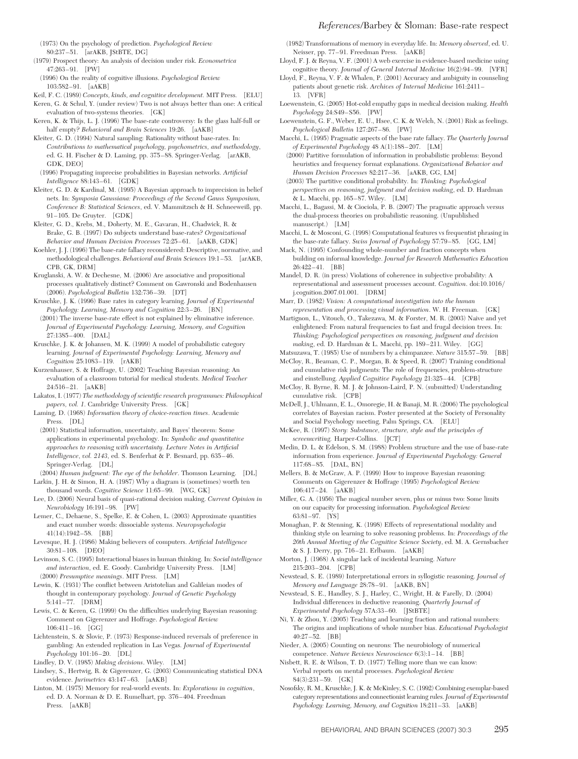(1973) On the psychology of prediction. *Psychological Review* 80:237–51. [arAKB, JStBTE, DG]

(1979) Prospect theory: An analysis of decision under risk. *Econometrica* 47:263–91. [PW]

(1996) On the reality of cognitive illusions. *Psychological Review* 103:582–91. [aAKB]

Keil, F. C. (1989) *Concepts, kinds, and cognitive development.* MIT Press. [ELU]

Keren, G. & Schul, Y. (under review) Two is not always better than one: A critical evaluation of two-systems theories. [GK]

Keren, K. & Thijs, L. J. (1996) The base-rate controversy: Is the glass half-full or half empty? *Behavioral and Brain Sciences* 19:26. [aAKB]

Kleiter, G. D. (1994) Natural sampling: Rationality without base-rates. In: *Contributions to mathematical psychology, psychometrics, and methodology*, ed. G. H. Fischer & D. Laming, pp. 375–88. Springer-Verlag. [arAKB, GDK, DEO]

(1996) Propagating imprecise probabilities in Bayesian networks. *Artificial Intelligence* 88:143–61. [GDK]

Kleiter, G. D. & Kardinal, M. (1995) A Bayesian approach to imprecision in belief nets. In: *Symposia Gaussiana: Proceedings of the Second Gauss Symposium, Conference B: Statistical Sciences*, ed. V. Mammitzsch & H. Schneeweiß, pp. 91–105. De Gruyter. [GDK]

Kleiter, G. D., Krebs, M., Doherty, M. E., Gavaran, H., Chadwick, R. & Brake, G. B. (1997) Do subjects understand base-rates? *Organizational Behavior and Human Decision Processes* 72:25–61. [aAKB, GDK]

Koehler, J. J. (1996) The base-rate fallacy reconsidered: Descriptive, normative, and methodological challenges. *Behavioral and Brain Sciences* 19:1–53. [arAKB, CPB, GK, DRM]

Kruglanski, A. W. & Dechesne, M. (2006) Are associative and propositional processes qualitatively distinct? Comment on Gawronski and Bodenhausen (2006). *Psychological Bulletin* 132:736–39. [DT]

Kruschke, J. K. (1996) Base rates in category learning. *Journal of Experimental Psychology: Learning, Memory and Cognition* 22:3–26. [BN]

(2001) The inverse base-rate effect is not explained by eliminative inference. *Journal of Experimental Psychology: Learning, Memory, and Cognition* 27:1385–400. [DAL]

Kruschke, J. K. & Johansen, M. K. (1999) A model of probabilistic category learning. *Journal of Experimental Psychology: Learning, Memory and Cognition* 25:1083–119. [rAKB]

Kurzenhauser, S. & Hoffrage, U. (2002) Teaching Bayesian reasoning: An evaluation of a classroom tutorial for medical students. *Medical Teacher* 24:516–21. [aAKB]

Lakatos, I. (1977) *The methodology of scientific research programmes: Philosophical papers, vol. 1.* Cambridge University Press. [GK]

Laming, D. (1968) *Information theory of choice-reaction times.* Academic Press. [DL]

(2001) Statistical information, uncertainty, and Bayes' theorem: Some applications in experimental psychology. In: *Symbolic and quantitative approaches to reasoning with uncertainty. Lecture Notes in Artificial Intelligence, vol. 2143*, ed. S. Benferhat & P. Besnard, pp. 635–46. Springer-Verlag. [DL]

(2004) *Human judgment: The eye of the beholder.* Thomson Learning. [DL]

Larkin, J. H. & Simon, H. A. (1987) Why a diagram is (sometimes) worth ten thousand words. *Cognitive Science* 11:65–99. [WG, GK]

Lee, D. (2006) Neural basis of quasi-rational decision making. *Current Opinion in Neurobiology* 16:191–98. [PW]

Lemer, C., Dehaene, S., Spelke, E. & Cohen, L. (2003) Approximate quantities and exact number words: dissociable systems. *Neuropsychologia* 41(14):1942–58. [BB]

Levesque, H. J. (1986) Making believers of computers. *Artificial Intelligence* 30:81–108. [DEO]

Levinson, S. C. (1995) Interactional biases in human thinking. In: *Social intelligence and interaction*, ed. E. Goody. Cambridge University Press. [LM]

(2000) *Presumptive meanings.* MIT Press. [LM]

Lewin, K. (1931) The conflict between Aristotelian and Galileian modes of thought in contemporary psychology. *Journal of Genetic Psychology* 5:141–77. [DRM]

Lewis, C. & Keren, G. (1999) On the difficulties underlying Bayesian reasoning: Comment on Gigerenzer and Hoffrage. *Psychological Review* 106:411–16. [GG]

Lichtenstein, S. & Slovic, P. (1973) Response-induced reversals of preference in gambling: An extended replication in Las Vegas. *Journal of Experimental Psychology* 101:16–20. [DL]

Lindley, D. V. (1985) *Making decisions.* Wiley. [LM]

Lindsey, S., Hertwig, R. & Gigerenzer, G. (2003) Communicating statistical DNA evidence. *Jurimetrics* 43:147–63. [aAKB]

Linton, M. (1975) Memory for real-world events. In: *Explorations in cognition*, ed. D. A. Norman & D. E. Rumelhart, pp. 376–404. Freedman Press. [aAKB]

(1982) Transformations of memory in everyday life. In: *Memory observed*, ed. U. Neisser, pp. 77–91. Freedman Press. [aAKB]

Lloyd, F. J. & Reyna, V. F. (2001) A web exercise in evidence-based medicine using cognitive theory. *Journal of General Internal Medicine* 16(2):94–99. [VFR]

Lloyd, F., Reyna, V. F. & Whalen, P. (2001) Accuracy and ambiguity in counseling patients about genetic risk. *Archives of Internal Medicine* 161:2411–13. [VFR]

Loewenstein, G. (2005) Hot-cold empathy gaps in medical decision making. *Health Psychology* 24:S49–S56. [PW]

Loewenstein, G. F., Weber, E. U., Hsee, C. K. & Welch, N. (2001) Risk as feelings. *Psychological Bulletin* 127:267–86. [PW]

Macchi, L. (1995) Pragmatic aspects of the base rate fallacy. *The Quarterly Journal of Experimental Psychology* 48 A(1):188–207. [LM]

(2000) Partitive formulation of information in probabilistic problems: Beyond heuristics and frequency format explanations. *Organizational Behavior and Human Decision Processes* 82:217–36. [aAKB, GG, LM]

(2003) The partitive conditional probability. In: *Thinking: Psychological perspectives on reasoning, judgment and decision making*, ed. D. Hardman & L. Macchi, pp. 165–87. Wiley. [LM]

Macchi, L., Bagassi, M. & Ciociola, P. B. (2007) The pragmatic approach versus the dual-process theories on probabilistic reasoning. (Unpublished manuscript.) [LM]

Macchi, L. & Mosconi, G. (1998) Computational features vs frequentist phrasing in the base-rate fallacy. *Swiss Journal of Psychology* 57:79–85. [GG, LM]

Mack, N. (1995) Confounding whole-number and fraction concepts when building on informal knowledge. *Journal for Research Mathematics Education* 26:422–41. [BB]

Mandel, D. R. (in press) Violations of coherence in subjective probability: A representational and assessment processes account. *Cognition*. doi:10.1016/j.cognition.2007.01.001. [DRM]

Marr, D. (1982) *Vision: A computational investigation into the human representation and processing visual information.* W. H. Freeman. [GK]

Martignon, L., Vitouch, O., Takezawa, M. & Forster, M. R. (2003) Naive and yet enlightened: From natural frequencies to fast and frugal decision trees. In: *Thinking: Psychological perspectives on reasoning, judgment and decision making*, ed. D. Hardman & L. Macchi, pp. 189–211. Wiley. [GG]

Matsuzawa, T. (1985) Use of numbers by a chimpanzee. *Nature* 315:57–59. [BB]

McCloy, R., Beaman, C. P., Morgan, B. & Speed, R. (2007) Training conditional and cumulative risk judgments: The role of frequencies, problem-structure and einstellung. *Applied Cognitive Psychology* 21:325–44. [CPB]

McCloy, R. Byrne, R. M. J. & Johnson-Laird, P. N. (submitted) Understanding cumulative risk. [CPB]

McDell, J., Uhlmann, E. L., Omoregie, H. & Banaji, M. R. (2006) The psychological correlates of Bayesian racism. Poster presented at the Society of Personality and Social Psychology meeting, Palm Springs, CA. [ELU]

McKee, R. (1997) *Story: Substance, structure, style and the principles of screenwriting.* Harper-Collins. [JCT]

Medin, D. L. & Edelson, S. M. (1988) Problem structure and the use of base-rate information from experience. *Journal of Experimental Psychology: General* 117:68–85. [DAL, BN]

Mellers, B. & McGraw, A. P. (1999) How to improve Bayesian reasoning: Comments on Gigerenzer & Hoffrage (1995) *Psychological Review* 106:417–24. [aAKB]

Miller, G. A. (1956) The magical number seven, plus or minus two: Some limits on our capacity for processing information. *Psychological Review* 63:81–97. [YS]

Monaghan, P. & Stenning, K. (1998) Effects of representational modality and thinking style on learning to solve reasoning problems. In: *Proceedings of the 20th Annual Meeting of the Cognitive Science Society*, ed. M. A. Gernsbacher & S. J. Derry, pp. 716–21. Erlbaum. [aAKB]

Morton, J. (1968) A singular lack of incidental learning. *Nature* 215:203–204. [CPB]

Newstead, S. E. (1989) Interpretational errors in syllogistic reasoning. *Journal of Memory and Language* 28:78–91. [aAKB, BN]

Newstead, S. E., Handley, S. J., Harley, C., Wright, H. & Farelly, D. (2004) Individual differences in deductive reasoning. *Quarterly Journal of Experimental Psychology* 57A:33–60. [JStBTE]

Ni, Y. & Zhou, Y. (2005) Teaching and learning fraction and rational numbers: The origins and implications of whole number bias. *Educational Psychologist* 40:27–52. [BB]

Nieder, A. (2005) Counting on neurons: The neurobiology of numerical competence. *Nature Reviews Neuroscience* 6(3):1–14. [BB]

Nisbett, R. E. & Wilson, T. D. (1977) Telling more than we can know: Verbal reports on mental processes. *Psychological Review* 84(3):231–59. [GK]

Nosofsky, R. M., Kruschke, J. K. & McKinley, S. C. (1992) Combining exemplar-based category representations and connectionist learning rules. *Journal of Experimental Psychology: Learning, Memory, and Cognition* 18:211–33. [aAKB]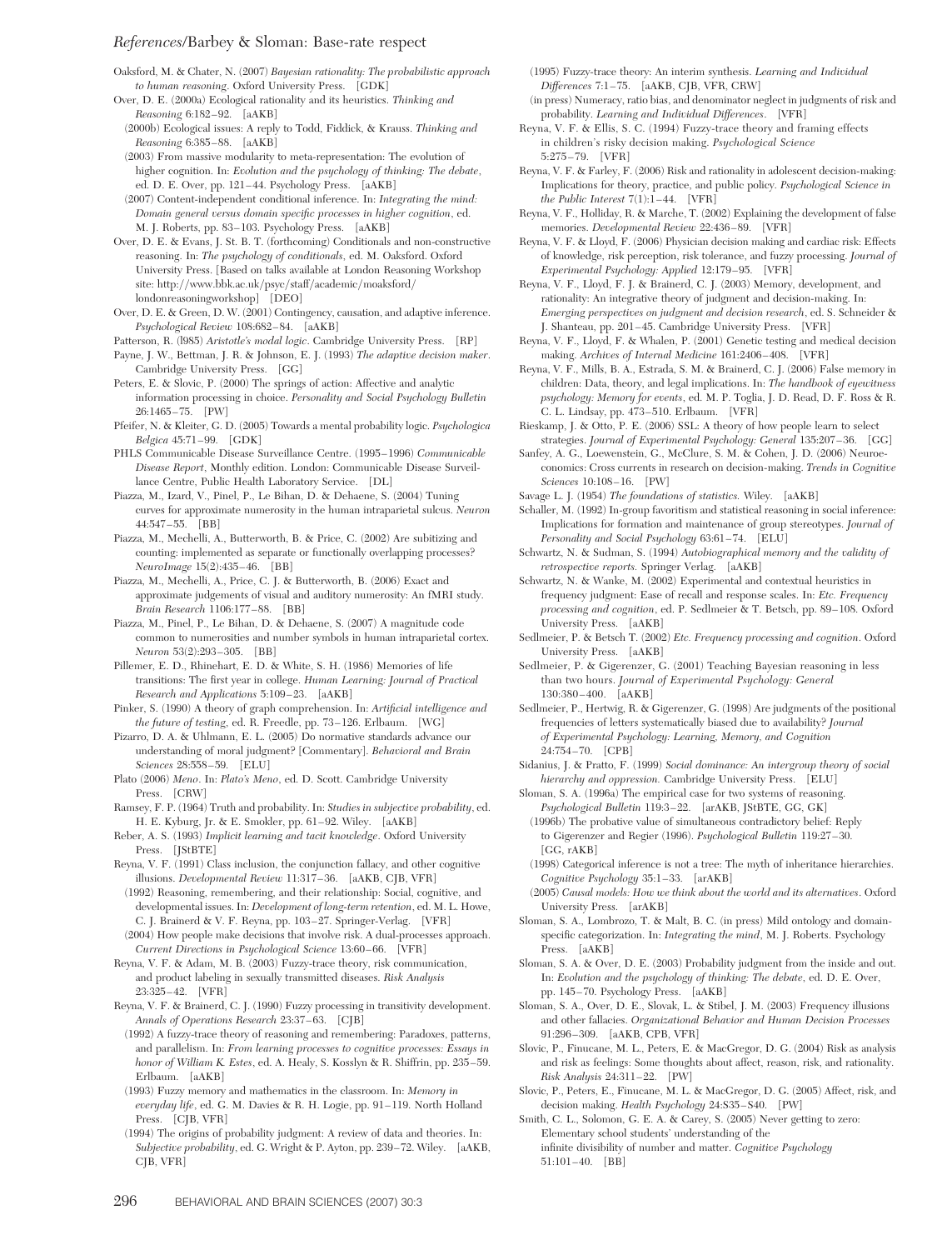Oaksford, M. & Chater, N. (2007) *Bayesian rationality: The probabilistic approach to human reasoning*. Oxford University Press. [GDK]

Over, D. E. (2000a) Ecological rationality and its heuristics. *Thinking and Reasoning* 6:182–92. [aAKB]

(2000b) Ecological issues: A reply to Todd, Fiddick, & Krauss. *Thinking and Reasoning* 6:385–88. [aAKB]

(2003) From massive modularity to meta-representation: The evolution of higher cognition. In: *Evolution and the psychology of thinking: The debate*, ed. D. E. Over, pp. 121–44. Psychology Press. [aAKB]

(2007) Content-independent conditional inference. In: *Integrating the mind: Domain general versus domain specific processes in higher cognition*, ed. M. J. Roberts, pp. 83–103. Psychology Press. [aAKB]

Over, D. E. & Evans, J. St. B. T. (forthcoming) Conditionals and non-constructive reasoning. In: *The psychology of conditionals*, ed. M. Oaksford. Oxford University Press. [Based on talks available at London Reasoning Workshop site: http://www.bbk.ac.uk/psyc/staff/academic/moaksford/londonreasoningworkshop] [DEO]

Over, D. E. & Green, D. W. (2001) Contingency, causation, and adaptive inference. *Psychological Review* 108:682–84. [aAKB]

Patterson, R. (l985) *Aristotle's modal logic*. Cambridge University Press. [RP]

Payne, J. W., Bettman, J. R. & Johnson, E. J. (1993) *The adaptive decision maker*. Cambridge University Press. [GG]

Peters, E. & Slovic, P. (2000) The springs of action: Affective and analytic information processing in choice. *Personality and Social Psychology Bulletin* 26:1465–75. [PW]

Pfeifer, N. & Kleiter, G. D. (2005) Towards a mental probability logic. *Psychologica Belgica* 45:71–99. [GDK]

PHLS Communicable Disease Surveillance Centre. (1995–1996) *Communicable Disease Report*, Monthly edition. London: Communicable Disease Surveillance Centre, Public Health Laboratory Service. [DL]

Piazza, M., Izard, V., Pinel, P., Le Bihan, D. & Dehaene, S. (2004) Tuning curves for approximate numerosity in the human intraparietal sulcus. *Neuron* 44:547–55. [BB]

Piazza, M., Mechelli, A., Butterworth, B. & Price, C. (2002) Are subitizing and counting: implemented as separate or functionally overlapping processes? *NeuroImage* 15(2):435–46. [BB]

Piazza, M., Mechelli, A., Price, C. J. & Butterworth, B. (2006) Exact and approximate judgements of visual and auditory numerosity: An fMRI study. *Brain Research* 1106:177–88. [BB]

Piazza, M., Pinel, P., Le Bihan, D. & Dehaene, S. (2007) A magnitude code common to numerosities and number symbols in human intraparietal cortex. *Neuron* 53(2):293–305. [BB]

Pillemer, E. D., Rhinehart, E. D. & White, S. H. (1986) Memories of life transitions: The first year in college. *Human Learning: Journal of Practical Research and Applications* 5:109–23. [aAKB]

Pinker, S. (1990) A theory of graph comprehension. In: *Artificial intelligence and the future of testing*, ed. R. Freedle, pp. 73–126. Erlbaum. [WG]

Pizarro, D. A. & Uhlmann, E. L. (2005) Do normative standards advance our understanding of moral judgment? [Commentary]. *Behavioral and Brain Sciences* 28:558–59. [ELU]

Plato (2006) *Meno*. In: *Plato's Meno*, ed. D. Scott. Cambridge University Press. [CRW]

Ramsey, F. P. (1964) Truth and probability. In: *Studies in subjective probability*, ed. H. E. Kyburg, Jr. & E. Smokler, pp. 61–92. Wiley. [aAKB]

Reber, A. S. (1993) *Implicit learning and tacit knowledge*. Oxford University Press. [JStBTE]

Reyna, V. F. (1991) Class inclusion, the conjunction fallacy, and other cognitive illusions. *Developmental Review* 11:317–36. [aAKB, CJB, VFR]

(1992) Reasoning, remembering, and their relationship: Social, cognitive, and developmental issues. In: *Development of long-term retention*, ed. M. L. Howe, C. J. Brainerd & V. F. Reyna, pp. 103–27. Springer-Verlag. [VFR]

(2004) How people make decisions that involve risk. A dual-processes approach. *Current Directions in Psychological Science* 13:60–66. [VFR]

Reyna, V. F. & Adam, M. B. (2003) Fuzzy-trace theory, risk communication, and product labeling in sexually transmitted diseases. *Risk Analysis* 23:325–42. [VFR]

Reyna, V. F. & Brainerd, C. J. (1990) Fuzzy processing in transitivity development. *Annals of Operations Research* 23:37–63. [CJB]

(1992) A fuzzy-trace theory of reasoning and remembering: Paradoxes, patterns, and parallelism. In: *From learning processes to cognitive processes: Essays in honor of William K. Estes*, ed. A. Healy, S. Kosslyn & R. Shiffrin, pp. 235–59. Erlbaum. [aAKB]

(1993) Fuzzy memory and mathematics in the classroom. In: *Memory in everyday life*, ed. G. M. Davies & R. H. Logie, pp. 91–119. North Holland Press. [CJB, VFR]

(1994) The origins of probability judgment: A review of data and theories. In: *Subjective probability*, ed. G. Wright & P. Ayton, pp. 239–72. Wiley. [aAKB, CJB, VFR]

(1995) Fuzzy-trace theory: An interim synthesis. *Learning and Individual Differences* 7:1–75. [aAKB, CJB, VFR, CRW]

(in press) Numeracy, ratio bias, and denominator neglect in judgments of risk and probability. *Learning and Individual Differences*. [VFR]

Reyna, V. F. & Ellis, S. C. (1994) Fuzzy-trace theory and framing effects in children's risky decision making. *Psychological Science* 5:275–79. [VFR]

Reyna, V. F. & Farley, F. (2006) Risk and rationality in adolescent decision-making: Implications for theory, practice, and public policy. *Psychological Science in the Public Interest* 7(1):1–44. [VFR]

Reyna, V. F., Holliday, R. & Marche, T. (2002) Explaining the development of false memories. *Developmental Review* 22:436–89. [VFR]

Reyna, V. F. & Lloyd, F. (2006) Physician decision making and cardiac risk: Effects of knowledge, risk perception, risk tolerance, and fuzzy processing. *Journal of Experimental Psychology: Applied* 12:179–95. [VFR]

Reyna, V. F., Lloyd, F. J. & Brainerd, C. J. (2003) Memory, development, and rationality: An integrative theory of judgment and decision-making. In: *Emerging perspectives on judgment and decision research*, ed. S. Schneider & J. Shanteau, pp. 201–45. Cambridge University Press. [VFR]

Reyna, V. F., Lloyd, F. & Whalen, P. (2001) Genetic testing and medical decision making. *Archives of Internal Medicine* 161:2406–408. [VFR]

Reyna, V. F., Mills, B. A., Estrada, S. M. & Brainerd, C. J. (2006) False memory in children: Data, theory, and legal implications. In: *The handbook of eyewitness psychology: Memory for events*, ed. M. P. Toglia, J. D. Read, D. F. Ross & R. C. L. Lindsay, pp. 473–510. Erlbaum. [VFR]

Rieskamp, J. & Otto, P. E. (2006) SSL: A theory of how people learn to select strategies. *Journal of Experimental Psychology: General* 135:207–36. [GG]

Sanfey, A. G., Loewenstein, G., McClure, S. M. & Cohen, J. D. (2006) Neuroeconomics: Cross currents in research on decision-making. *Trends in Cognitive Sciences* 10:108–16. [PW]

Savage L. J. (1954) *The foundations of statistics*. Wiley. [aAKB]

Schaller, M. (1992) In-group favoritism and statistical reasoning in social inference: Implications for formation and maintenance of group stereotypes. *Journal of Personality and Social Psychology* 63:61–74. [ELU]

Schwartz, N. & Sudman, S. (1994) *Autobiographical memory and the validity of retrospective reports*. Springer Verlag. [aAKB]

Schwartz, N. & Wanke, M. (2002) Experimental and contextual heuristics in frequency judgment: Ease of recall and response scales. In: *Etc. Frequency processing and cognition*, ed. P. Sedlmeier & T. Betsch, pp. 89–108. Oxford University Press. [aAKB]

Sedlmeier, P. & Betsch T. (2002) *Etc. Frequency processing and cognition*. Oxford University Press. [aAKB]

Sedlmeier, P. & Gigerenzer, G. (2001) Teaching Bayesian reasoning in less than two hours. *Journal of Experimental Psychology: General* 130:380–400. [aAKB]

Sedlmeier, P., Hertwig, R. & Gigerenzer, G. (1998) Are judgments of the positional frequencies of letters systematically biased due to availability? *Journal of Experimental Psychology: Learning, Memory, and Cognition* 24:754–70. [CPB]

Sidanius, J. & Pratto, F. (1999) *Social dominance: An intergroup theory of social hierarchy and oppression*. Cambridge University Press. [ELU]

Sloman, S. A. (1996a) The empirical case for two systems of reasoning. *Psychological Bulletin* 119:3–22. [arAKB, JStBTE, GG, GK]

(1996b) The probative value of simultaneous contradictory belief: Reply to Gigerenzer and Regier (1996). *Psychological Bulletin* 119:27–30. [GG, rAKB]

(1998) Categorical inference is not a tree: The myth of inheritance hierarchies. *Cognitive Psychology* 35:1–33. [arAKB]

(2005) *Causal models: How we think about the world and its alternatives*. Oxford University Press. [arAKB]

Sloman, S. A., Lombrozo, T. & Malt, B. C. (in press) Mild ontology and domain-specific categorization. In: *Integrating the mind*, M. J. Roberts. Psychology Press. [aAKB]

Sloman, S. A. & Over, D. E. (2003) Probability judgment from the inside and out. In: *Evolution and the psychology of thinking: The debate*, ed. D. E. Over, pp. 145–70. Psychology Press. [aAKB]

Sloman, S. A., Over, D. E., Slovak, L. & Stibel, J. M. (2003) Frequency illusions and other fallacies. *Organizational Behavior and Human Decision Processes* 91:296–309. [aAKB, CPB, VFR]

Slovic, P., Finucane, M. L., Peters, E. & MacGregor, D. G. (2004) Risk as analysis and risk as feelings: Some thoughts about affect, reason, risk, and rationality. *Risk Analysis* 24:311–22. [PW]

Slovic, P., Peters, E., Finucane, M. L. & MacGregor, D. G. (2005) Affect, risk, and decision making. *Health Psychology* 24:S35–S40. [PW]

Smith, C. L., Solomon, G. E. A. & Carey, S. (2005) Never getting to zero: Elementary school students' understanding of the infinite divisibility of number and matter. *Cognitive Psychology* 51:101–40. [BB]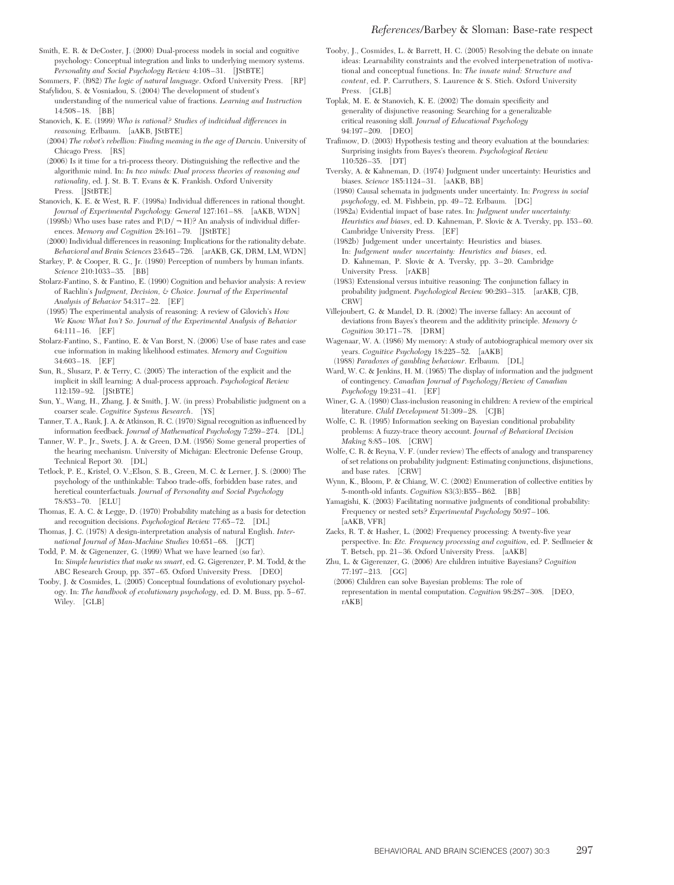Smith, E. R. & DeCoster, J. (2000) Dual-process models in social and cognitive psychology: Conceptual integration and links to underlying memory systems. *Personality and Social Psychology Review* 4:108–31. [JStBTE]

Sommers, F. (l982) *The logic of natural language*. Oxford University Press. [RP]

Stafylidou, S. & Vosniadou, S. (2004) The development of student's understanding of the numerical value of fractions. *Learning and Instruction* 14:508–18. [BB]

Stanovich, K. E. (1999) *Who is rational? Studies of individual differences in reasoning*. Erlbaum. [aAKB, JStBTE]

(2004) *The robot's rebellion: Finding meaning in the age of Darwin*. University of Chicago Press. [RS]

(2006) Is it time for a tri-process theory. Distinguishing the reflective and the algorithmic mind. In: *In two minds: Dual process theories of reasoning and rationality*, ed. J. St. B. T. Evans & K. Frankish. Oxford University Press. [JStBTE]

Stanovich, K. E. & West, R. F. (1998a) Individual differences in rational thought. *Journal of Experimental Psychology: General* 127:161–88. [aAKB, WDN]

(1998b) Who uses base rates and P(D/ ¬ H)? An analysis of individual differences. *Memory and Cognition* 28:161–79. [JStBTE]

(2000) Individual differences in reasoning: Implications for the rationality debate. *Behavioral and Brain Sciences* 23:645–726. [arAKB, GK, DRM, LM, WDN]

Starkey, P. & Cooper, R. G., Jr. (1980) Perception of numbers by human infants. *Science* 210:1033–35. [BB]

Stolarz-Fantino, S. & Fantino, E. (1990) Cognition and behavior analysis: A review of Rachlin's *Judgment, Decision, & Choice*. *Journal of the Experimental Analysis of Behavior* 54:317–22. [EF]

(1995) The experimental analysis of reasoning: A review of Gilovich's *How We Know What Isn't So*. *Journal of the Experimental Analysis of Behavior* 64:111–16. [EF]

Stolarz-Fantino, S., Fantino, E. & Van Borst, N. (2006) Use of base rates and case cue information in making likelihood estimates. *Memory and Cognition* 34:603–18. [EF]

Sun, R., Slusarz, P. & Terry, C. (2005) The interaction of the explicit and the implicit in skill learning: A dual-process approach. *Psychological Review* 112:159–92. [JStBTE]

Sun, Y., Wang, H., Zhang, J. & Smith, J. W. (in press) Probabilistic judgment on a coarser scale. *Cognitive Systems Research*. [YS]

Tanner, T. A., Rauk, J. A. & Atkinson, R. C. (1970) Signal recognition as influenced by information feedback. *Journal of Mathematical Psychology* 7:259–274. [DL]

Tanner, W. P., Jr., Swets, J. A. & Green, D.M. (1956) Some general properties of the hearing mechanism. University of Michigan: Electronic Defense Group, Technical Report 30. [DL]

Tetlock, P. E., Kristel, O. V.;Elson, S. B., Green, M. C. & Lerner, J. S. (2000) The psychology of the unthinkable: Taboo trade-offs, forbidden base rates, and heretical counterfactuals. *Journal of Personality and Social Psychology* 78:853–70. [ELU]

Thomas, E. A. C. & Legge, D. (1970) Probability matching as a basis for detection and recognition decisions. *Psychological Review* 77:65–72. [DL]

Thomas, J. C. (1978) A design-interpretation analysis of natural English. *International Journal of Man-Machine Studies* 10:651–68. [JCT]

Todd, P. M. & Gigenenzer, G. (1999) What we have learned (so far). In: *Simple heuristics that make us smart*, ed. G. Gigerenzer, P. M. Todd, & the ABC Research Group, pp. 357–65. Oxford University Press. [DEO]

Tooby, J. & Cosmides, L. (2005) Conceptual foundations of evolutionary psychology. In: *The handbook of evolutionary psychology*, ed. D. M. Buss, pp. 5–67. Wiley. [GLB]

Tooby, J., Cosmides, L. & Barrett, H. C. (2005) Resolving the debate on innate ideas: Learnability constraints and the evolved interpenetration of motivational and conceptual functions. In: *The innate mind: Structure and content*, ed. P. Carruthers, S. Laurence & S. Stich. Oxford University Press. [GLB]

Toplak, M. E. & Stanovich, K. E. (2002) The domain specificity and generality of disjunctive reasoning: Searching for a generalizable critical reasoning skill. *Journal of Educational Psychology* 94:197–209. [DEO]

Trafimow, D. (2003) Hypothesis testing and theory evaluation at the boundaries: Surprising insights from Bayes's theorem. *Psychological Review* 110:526–35. [DT]

Tversky, A. & Kahneman, D. (1974) Judgment under uncertainty: Heuristics and biases. *Science* 185:1124–31. [aAKB, BB]

(1980) Causal schemata in judgments under uncertainty. In: *Progress in social psychology*, ed. M. Fishbein, pp. 49–72. Erlbaum. [DG]

(1982a) Evidential impact of base rates. In: *Judgment under uncertainty: Heuristics and biases*, ed. D. Kahneman, P. Slovic & A. Tversky, pp. 153–60. Cambridge University Press. [EF]

(1982b) Judgement under uncertainty: Heuristics and biases. In: *Judgement under uncertainty: Heuristics and biases*, ed. D. Kahneman, P. Slovic & A. Tversky, pp. 3–20. Cambridge University Press. [rAKB]

(1983) Extensional versus intuitive reasoning: The conjunction fallacy in probability judgment. *Psychological Review* 90:293–315. [arAKB, CJB, CRW]

Villejoubert, G. & Mandel, D. R. (2002) The inverse fallacy: An account of deviations from Bayes's theorem and the additivity principle. *Memory & Cognition* 30:171–78. [DRM]

Wagenaar, W. A. (1986) My memory: A study of autobiographical memory over six years. *Cognitive Psychology* 18:225–52. [aAKB]

(1988) *Paradoxes of gambling behaviour*. Erlbaum. [DL]

Ward, W. C. & Jenkins, H. M. (1965) The display of information and the judgment of contingency. *Canadian Journal of Psychology/Review of Canadian Psychology* 19:231–41. [EF]

Winer, G. A. (1980) Class-inclusion reasoning in children: A review of the empirical literature. *Child Development* 51:309–28. [CJB]

Wolfe, C. R. (1995) Information seeking on Bayesian conditional probability problems: A fuzzy-trace theory account. *Journal of Behavioral Decision Making* 8:85–108. [CRW]

Wolfe, C. R. & Reyna, V. F. (under review) The effects of analogy and transparency of set relations on probability judgment: Estimating conjunctions, disjunctions, and base rates. [CRW]

Wynn, K., Bloom, P. & Chiang, W. C. (2002) Enumeration of collective entities by 5-month-old infants. *Cognition* 83(3):B55–B62. [BB]

Yamagishi, K. (2003) Facilitating normative judgments of conditional probability: Frequency or nested sets? *Experimental Psychology* 50:97–106. [aAKB, VFR]

Zacks, R. T. & Hasher, L. (2002) Frequency processing: A twenty-five year perspective. In: *Etc. Frequency processing and cognition*, ed. P. Sedlmeier & T. Betsch, pp. 21–36. Oxford University Press. [aAKB]

Zhu, L. & Gigerenzer, G. (2006) Are children intuitive Bayesians? *Cognition* 77:197–213. [GG]

(2006) Children can solve Bayesian problems: The role of representation in mental computation. *Cognition* 98:287–308. [DEO, rAKB]